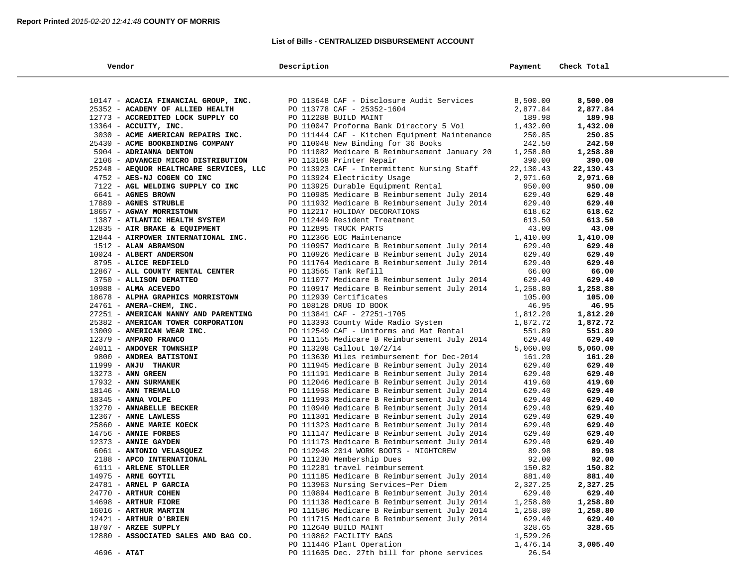**Report Printed** *2015-02-20 12:41:48* **COUNTY OF MORRIS**

## List of Bills - CENTRALIZED DISBURSEMENT ACCOUNT

| Vendor | Description | Payment | Check Total |
|---|---|---|---|
| 10147 - **ACACIA FINANCIAL GROUP, INC.** | PO 113648 CAF - Disclosure Audit Services | 8,500.00 | **8,500.00** |
| 25352 - **ACADEMY OF ALLIED HEALTH** | PO 113778 CAF - 25352-1604 | 2,877.84 | **2,877.84** |
| 12773 - **ACCREDITED LOCK SUPPLY CO** | PO 112288 BUILD MAINT | 189.98 | **189.98** |
| 13364 - **ACCUITY, INC.** | PO 110047 Proforma Bank Directory 5 Vol | 1,432.00 | **1,432.00** |
| 3030 - **ACME AMERICAN REPAIRS INC.** | PO 111444 CAF - Kitchen Equipment Maintenance | 250.85 | **250.85** |
| 25430 - **ACME BOOKBINDING COMPANY** | PO 110048 New Binding for 36 Books | 242.50 | **242.50** |
| 5904 - **ADRIANNA DENTON** | PO 111082 Medicare B Reimbursement January 20 | 1,258.80 | **1,258.80** |
| 2106 - **ADVANCED MICRO DISTRIBUTION** | PO 113168 Printer Repair | 390.00 | **390.00** |
| 25248 - **AEQUOR HEALTHCARE SERVICES, LLC** | PO 113923 CAF - Intermittent Nursing Staff | 22,130.43 | **22,130.43** |
| 4752 - **AES-NJ COGEN CO INC** | PO 113924 Electricity Usage | 2,971.60 | **2,971.60** |
| 7122 - **AGL WELDING SUPPLY CO INC** | PO 113925 Durable Equipment Rental | 950.00 | **950.00** |
| 6641 - **AGNES BROWN** | PO 110985 Medicare B Reimbursement July 2014 | 629.40 | **629.40** |
| 17889 - **AGNES STRUBLE** | PO 111932 Medicare B Reimbursement July 2014 | 629.40 | **629.40** |
| 18657 - **AGWAY MORRISTOWN** | PO 112217 HOLIDAY DECORATIONS | 618.62 | **618.62** |
| 1387 - **ATLANTIC HEALTH SYSTEM** | PO 112449 Resident Treatment | 613.50 | **613.50** |
| 12835 - **AIR BRAKE & EQUIPMENT** | PO 112895 TRUCK PARTS | 43.00 | **43.00** |
| 12844 - **AIRPOWER INTERNATIONAL INC.** | PO 112366 EOC Maintenance | 1,410.00 | **1,410.00** |
| 1512 - **ALAN ABRAMSON** | PO 110957 Medicare B Reimbursement July 2014 | 629.40 | **629.40** |
| 10024 - **ALBERT ANDERSON** | PO 110926 Medicare B Reimbursement July 2014 | 629.40 | **629.40** |
| 8795 - **ALICE REDFIELD** | PO 111764 Medicare B Reimbursement July 2014 | 629.40 | **629.40** |
| 12867 - **ALL COUNTY RENTAL CENTER** | PO 113565 Tank Refill | 66.00 | **66.00** |
| 3750 - **ALLISON DEMATTEO** | PO 111077 Medicare B Reimbursement July 2014 | 629.40 | **629.40** |
| 10988 - **ALMA ACEVEDO** | PO 110917 Medicare B Reimbursement July 2014 | 1,258.80 | **1,258.80** |
| 18678 - **ALPHA GRAPHICS MORRISTOWN** | PO 112939 Certificates | 105.00 | **105.00** |
| 24761 - **AMERA-CHEM, INC.** | PO 108128 DRUG ID BOOK | 46.95 | **46.95** |
| 27251 - **AMERICAN NANNY AND PARENTING** | PO 113841 CAF - 27251-1705 | 1,812.20 | **1,812.20** |
| 25382 - **AMERICAN TOWER CORPORATION** | PO 113393 County Wide Radio System | 1,872.72 | **1,872.72** |
| 13009 - **AMERICAN WEAR INC.** | PO 112549 CAF - Uniforms and Mat Rental | 551.89 | **551.89** |
| 12379 - **AMPARO FRANCO** | PO 111155 Medicare B Reimbursement July 2014 | 629.40 | **629.40** |
| 24011 - **ANDOVER TOWNSHIP** | PO 113208 Callout 10/2/14 | 5,060.00 | **5,060.00** |
| 9800 - **ANDREA BATISTONI** | PO 113630 Miles reimbursement for Dec-2014 | 161.20 | **161.20** |
| 11999 - **ANJU THAKUR** | PO 111945 Medicare B Reimbursement July 2014 | 629.40 | **629.40** |
| 13273 - **ANN GREEN** | PO 111191 Medicare B Reimbursement July 2014 | 629.40 | **629.40** |
| 17932 - **ANN SURMANEK** | PO 112046 Medicare B Reimbursement July 2014 | 419.60 | **419.60** |
| 18146 - **ANN TREMALLO** | PO 111958 Medicare B Reimbursement July 2014 | 629.40 | **629.40** |
| 18345 - **ANNA VOLPE** | PO 111993 Medicare B Reimbursement July 2014 | 629.40 | **629.40** |
| 13270 - **ANNABELLE BECKER** | PO 110940 Medicare B Reimbursement July 2014 | 629.40 | **629.40** |
| 12367 - **ANNE LAWLESS** | PO 111301 Medicare B Reimbursement July 2014 | 629.40 | **629.40** |
| 25860 - **ANNE MARIE KOECK** | PO 111323 Medicare B Reimbursement July 2014 | 629.40 | **629.40** |
| 14756 - **ANNIE FORBES** | PO 111147 Medicare B Reimbursement July 2014 | 629.40 | **629.40** |
| 12373 - **ANNIE GAYDEN** | PO 111173 Medicare B Reimbursement July 2014 | 629.40 | **629.40** |
| 6061 - **ANTONIO VELASQUEZ** | PO 112948 2014 WORK BOOTS - NIGHTCREW | 89.98 | **89.98** |
| 2188 - **APCO INTERNATIONAL** | PO 111230 Membership Dues | 92.00 | **92.00** |
| 6111 - **ARLENE STOLLER** | PO 112281 travel reimbursement | 150.82 | **150.82** |
| 14975 - **ARNE GOYTIL** | PO 111185 Medicare B Reimbursement July 2014 | 881.40 | **881.40** |
| 24781 - **ARNEL P GARCIA** | PO 113963 Nursing Services~Per Diem | 2,327.25 | **2,327.25** |
| 24770 - **ARTHUR COHEN** | PO 110894 Medicare B Reimbursement July 2014 | 629.40 | **629.40** |
| 14698 - **ARTHUR FIORE** | PO 111138 Medicare B Reimbursement July 2014 | 1,258.80 | **1,258.80** |
| 16016 - **ARTHUR MARTIN** | PO 111586 Medicare B Reimbursement July 2014 | 1,258.80 | **1,258.80** |
| 12421 - **ARTHUR O'BRIEN** | PO 111715 Medicare B Reimbursement July 2014 | 629.40 | **629.40** |
| 18707 - **ARZEE SUPPLY** | PO 112640 BUILD MAINT | 328.65 | **328.65** |
| 12880 - **ASSOCIATED SALES AND BAG CO.** | PO 110862 FACILITY BAGS | 1,529.26 | |
| | PO 111446 Plant Operation | 1,476.14 | **3,005.40** |
| 4696 - **AT&T** | PO 111605 Dec. 27th bill for phone services | 26.54 | |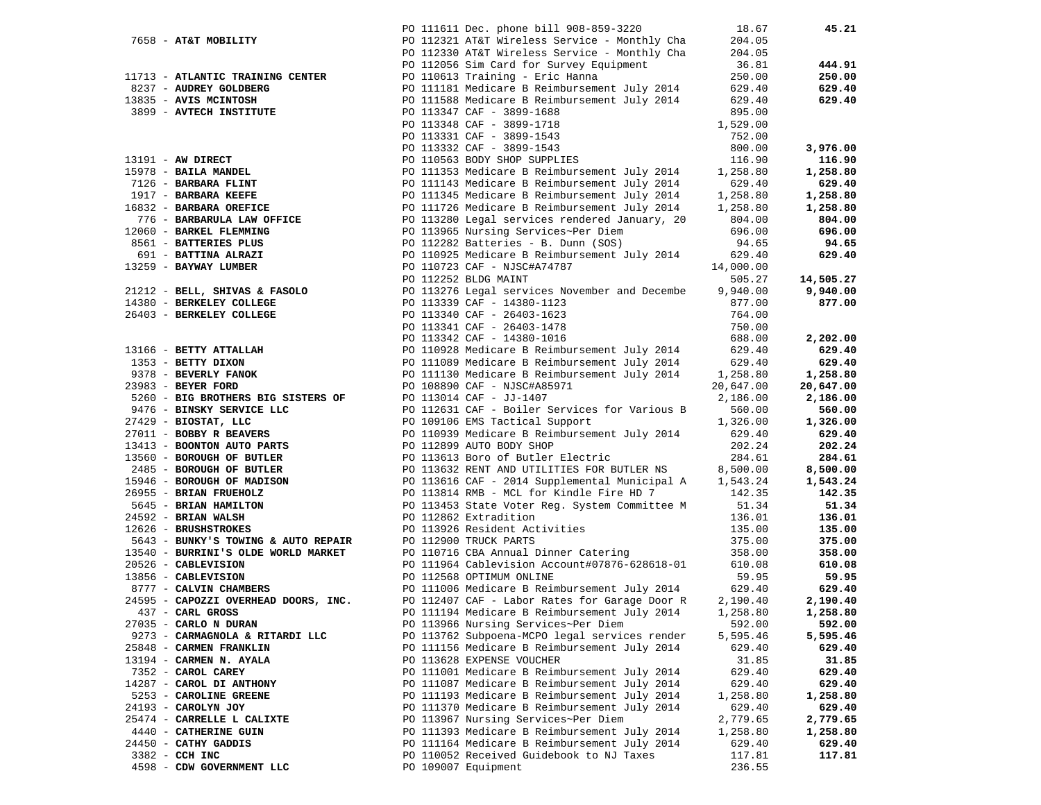| Vendor | Description | Amount | Total |
|---|---|---|---|
| | PO 111611 Dec. phone bill 908-859-3220 | 18.67 | **45.21** |
| 7658 - **AT&T MOBILITY** | PO 112321 AT&T Wireless Service - Monthly Cha | 204.05 | |
| | PO 112330 AT&T Wireless Service - Monthly Cha | 204.05 | |
| | PO 112056 Sim Card for Survey Equipment | 36.81 | **444.91** |
| 11713 - **ATLANTIC TRAINING CENTER** | PO 110613 Training - Eric Hanna | 250.00 | **250.00** |
| 8237 - **AUDREY GOLDBERG** | PO 111181 Medicare B Reimbursement July 2014 | 629.40 | **629.40** |
| 13835 - **AVIS MCINTOSH** | PO 111588 Medicare B Reimbursement July 2014 | 629.40 | **629.40** |
| 3899 - **AVTECH INSTITUTE** | PO 113347 CAF - 3899-1688 | 895.00 | |
| | PO 113348 CAF - 3899-1718 | 1,529.00 | |
| | PO 113331 CAF - 3899-1543 | 752.00 | |
| | PO 113332 CAF - 3899-1543 | 800.00 | **3,976.00** |
| 13191 - **AW DIRECT** | PO 110563 BODY SHOP SUPPLIES | 116.90 | **116.90** |
| 15978 - **BAILA MANDEL** | PO 111353 Medicare B Reimbursement July 2014 | 1,258.80 | **1,258.80** |
| 7126 - **BARBARA FLINT** | PO 111143 Medicare B Reimbursement July 2014 | 629.40 | **629.40** |
| 1917 - **BARBARA KEEFE** | PO 111345 Medicare B Reimbursement July 2014 | 1,258.80 | **1,258.80** |
| 16832 - **BARBARA OREFICE** | PO 111726 Medicare B Reimbursement July 2014 | 1,258.80 | **1,258.80** |
| 776 - **BARBARULA LAW OFFICE** | PO 113280 Legal services rendered January, 20 | 804.00 | **804.00** |
| 12060 - **BARKEL FLEMMING** | PO 113965 Nursing Services~Per Diem | 696.00 | **696.00** |
| 8561 - **BATTERIES PLUS** | PO 112282 Batteries - B. Dunn (SOS) | 94.65 | **94.65** |
| 691 - **BATTINA ALRAZI** | PO 110925 Medicare B Reimbursement July 2014 | 629.40 | **629.40** |
| 13259 - **BAYWAY LUMBER** | PO 110723 CAF - NJSC#A74787 | 14,000.00 | |
| | PO 112252 BLDG MAINT | 505.27 | **14,505.27** |
| 21212 - **BELL, SHIVAS & FASOLO** | PO 113276 Legal services November and Decembe | 9,940.00 | **9,940.00** |
| 14380 - **BERKELEY COLLEGE** | PO 113339 CAF - 14380-1123 | 877.00 | **877.00** |
| 26403 - **BERKELEY COLLEGE** | PO 113340 CAF - 26403-1623 | 764.00 | |
| | PO 113341 CAF - 26403-1478 | 750.00 | |
| | PO 113342 CAF - 14380-1016 | 688.00 | **2,202.00** |
| 13166 - **BETTY ATTALLAH** | PO 110928 Medicare B Reimbursement July 2014 | 629.40 | **629.40** |
| 1353 - **BETTY DIXON** | PO 111089 Medicare B Reimbursement July 2014 | 629.40 | **629.40** |
| 9378 - **BEVERLY FANOK** | PO 111130 Medicare B Reimbursement July 2014 | 1,258.80 | **1,258.80** |
| 23983 - **BEYER FORD** | PO 108890 CAF - NJSC#A85971 | 20,647.00 | **20,647.00** |
| 5260 - **BIG BROTHERS BIG SISTERS OF** | PO 113014 CAF - JJ-1407 | 2,186.00 | **2,186.00** |
| 9476 - **BINSKY SERVICE LLC** | PO 112631 CAF - Boiler Services for Various B | 560.00 | **560.00** |
| 27429 - **BIOSTAT, LLC** | PO 109106 EMS Tactical Support | 1,326.00 | **1,326.00** |
| 27011 - **BOBBY R BEAVERS** | PO 110939 Medicare B Reimbursement July 2014 | 629.40 | **629.40** |
| 13413 - **BOONTON AUTO PARTS** | PO 112899 AUTO BODY SHOP | 202.24 | **202.24** |
| 13560 - **BOROUGH OF BUTLER** | PO 113613 Boro of Butler Electric | 284.61 | **284.61** |
| 2485 - **BOROUGH OF BUTLER** | PO 113632 RENT AND UTILITIES FOR BUTLER NS | 8,500.00 | **8,500.00** |
| 15946 - **BOROUGH OF MADISON** | PO 113616 CAF - 2014 Supplemental Municipal A | 1,543.24 | **1,543.24** |
| 26955 - **BRIAN FRUEHOLZ** | PO 113814 RMB - MCL for Kindle Fire HD 7 | 142.35 | **142.35** |
| 5645 - **BRIAN HAMILTON** | PO 113453 State Voter Reg. System Committee M | 51.34 | **51.34** |
| 24592 - **BRIAN WALSH** | PO 112862 Extradition | 136.01 | **136.01** |
| 12626 - **BRUSHSTROKES** | PO 113926 Resident Activities | 135.00 | **135.00** |
| 5643 - **BUNKY'S TOWING & AUTO REPAIR** | PO 112900 TRUCK PARTS | 375.00 | **375.00** |
| 13540 - **BURRINI'S OLDE WORLD MARKET** | PO 110716 CBA Annual Dinner Catering | 358.00 | **358.00** |
| 20526 - **CABLEVISION** | PO 111964 Cablevision Account#07876-628618-01 | 610.08 | **610.08** |
| 13856 - **CABLEVISION** | PO 112568 OPTIMUM ONLINE | 59.95 | **59.95** |
| 8777 - **CALVIN CHAMBERS** | PO 111006 Medicare B Reimbursement July 2014 | 629.40 | **629.40** |
| 24595 - **CAPOZZI OVERHEAD DOORS, INC.** | PO 112407 CAF - Labor Rates for Garage Door R | 2,190.40 | **2,190.40** |
| 437 - **CARL GROSS** | PO 111194 Medicare B Reimbursement July 2014 | 1,258.80 | **1,258.80** |
| 27035 - **CARLO N DURAN** | PO 113966 Nursing Services~Per Diem | 592.00 | **592.00** |
| 9273 - **CARMAGNOLA & RITARDI LLC** | PO 113762 Subpoena-MCPO legal services render | 5,595.46 | **5,595.46** |
| 25848 - **CARMEN FRANKLIN** | PO 111156 Medicare B Reimbursement July 2014 | 629.40 | **629.40** |
| 13194 - **CARMEN N. AYALA** | PO 113628 EXPENSE VOUCHER | 31.85 | **31.85** |
| 7352 - **CAROL CAREY** | PO 111001 Medicare B Reimbursement July 2014 | 629.40 | **629.40** |
| 14287 - **CAROL DI ANTHONY** | PO 111087 Medicare B Reimbursement July 2014 | 629.40 | **629.40** |
| 5253 - **CAROLINE GREENE** | PO 111193 Medicare B Reimbursement July 2014 | 1,258.80 | **1,258.80** |
| 24193 - **CAROLYN JOY** | PO 111370 Medicare B Reimbursement July 2014 | 629.40 | **629.40** |
| 25474 - **CARRELLE L CALIXTE** | PO 113967 Nursing Services~Per Diem | 2,779.65 | **2,779.65** |
| 4440 - **CATHERINE GUIN** | PO 111393 Medicare B Reimbursement July 2014 | 1,258.80 | **1,258.80** |
| 24450 - **CATHY GADDIS** | PO 111164 Medicare B Reimbursement July 2014 | 629.40 | **629.40** |
| 3382 - **CCH INC** | PO 110052 Received Guidebook to NJ Taxes | 117.81 | **117.81** |
| 4598 - **CDW GOVERNMENT LLC** | PO 109007 Equipment | 236.55 | |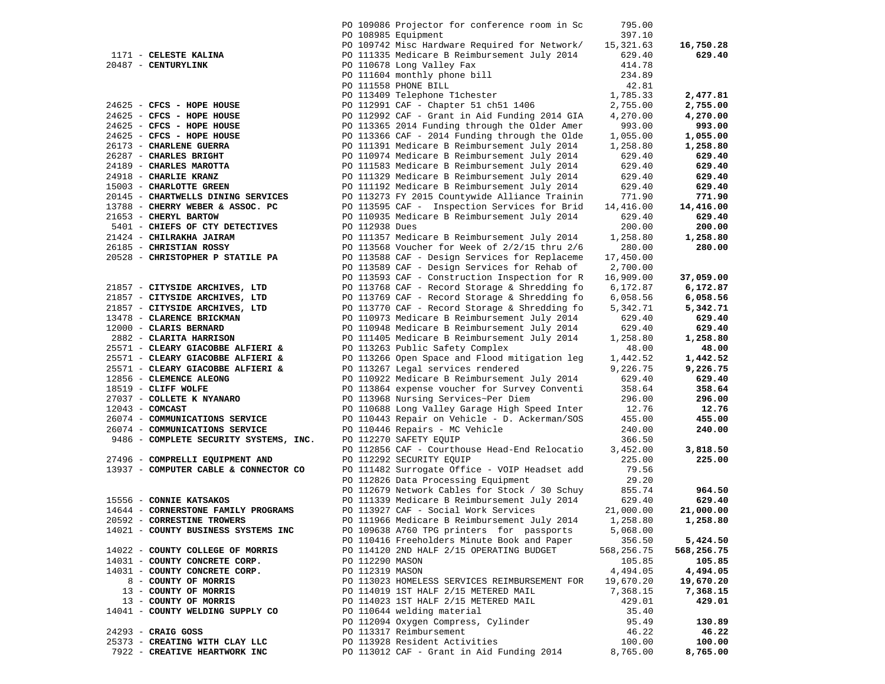| Vendor | PO | Description | Amount | Total |
|---|---|---|---|---|
| | PO 109086 | Projector for conference room in Sc | 795.00 | |
| | PO 108985 | Equipment | 397.10 | |
| | PO 109742 | Misc Hardware Required for Network/ | 15,321.63 | **16,750.28** |
| 1171 - **CELESTE KALINA** | PO 111335 | Medicare B Reimbursement July 2014 | 629.40 | **629.40** |
| 20487 - **CENTURYLINK** | PO 110678 | Long Valley Fax | 414.78 | |
| | PO 111604 | monthly phone bill | 234.89 | |
| | PO 111558 | PHONE BILL | 42.81 | |
| | PO 113409 | Telephone T1chester | 1,785.33 | **2,477.81** |
| 24625 - **CFCS - HOPE HOUSE** | PO 112991 | CAF - Chapter 51 ch51 1406 | 2,755.00 | **2,755.00** |
| 24625 - **CFCS - HOPE HOUSE** | PO 112992 | CAF - Grant in Aid Funding 2014 GIA | 4,270.00 | **4,270.00** |
| 24625 - **CFCS - HOPE HOUSE** | PO 113365 | 2014 Funding through the Older Amer | 993.00 | **993.00** |
| 24625 - **CFCS - HOPE HOUSE** | PO 113366 | CAF - 2014 Funding through the Olde | 1,055.00 | **1,055.00** |
| 26173 - **CHARLENE GUERRA** | PO 111391 | Medicare B Reimbursement July 2014 | 1,258.80 | **1,258.80** |
| 26287 - **CHARLES BRIGHT** | PO 110974 | Medicare B Reimbursement July 2014 | 629.40 | **629.40** |
| 24189 - **CHARLES MAROTTA** | PO 111583 | Medicare B Reimbursement July 2014 | 629.40 | **629.40** |
| 24918 - **CHARLIE KRANZ** | PO 111329 | Medicare B Reimbursement July 2014 | 629.40 | **629.40** |
| 15003 - **CHARLOTTE GREEN** | PO 111192 | Medicare B Reimbursement July 2014 | 629.40 | **629.40** |
| 20145 - **CHARTWELLS DINING SERVICES** | PO 113273 | FY 2015 Countywide Alliance Trainin | 771.90 | **771.90** |
| 13788 - **CHERRY WEBER & ASSOC. PC** | PO 113595 | CAF - Inspection Services for Brid | 14,416.00 | **14,416.00** |
| 21653 - **CHERYL BARTOW** | PO 110935 | Medicare B Reimbursement July 2014 | 629.40 | **629.40** |
| 5401 - **CHIEFS OF CTY DETECTIVES** | PO 112938 | Dues | 200.00 | **200.00** |
| 21424 - **CHILRAKHA JAIRAM** | PO 111357 | Medicare B Reimbursement July 2014 | 1,258.80 | **1,258.80** |
| 26185 - **CHRISTIAN ROSSY** | PO 113568 | Voucher for Week of 2/2/15 thru 2/6 | 280.00 | **280.00** |
| 20528 - **CHRISTOPHER P STATILE PA** | PO 113588 | CAF - Design Services for Replaceme | 17,450.00 | |
| | PO 113589 | CAF - Design Services for Rehab of | 2,700.00 | |
| | PO 113593 | CAF - Construction Inspection for R | 16,909.00 | **37,059.00** |
| 21857 - **CITYSIDE ARCHIVES, LTD** | PO 113768 | CAF - Record Storage & Shredding fo | 6,172.87 | **6,172.87** |
| 21857 - **CITYSIDE ARCHIVES, LTD** | PO 113769 | CAF - Record Storage & Shredding fo | 6,058.56 | **6,058.56** |
| 21857 - **CITYSIDE ARCHIVES, LTD** | PO 113770 | CAF - Record Storage & Shredding fo | 5,342.71 | **5,342.71** |
| 13478 - **CLARENCE BRICKMAN** | PO 110973 | Medicare B Reimbursement July 2014 | 629.40 | **629.40** |
| 12000 - **CLARIS BERNARD** | PO 110948 | Medicare B Reimbursement July 2014 | 629.40 | **629.40** |
| 2882 - **CLARITA HARRISON** | PO 111405 | Medicare B Reimbursement July 2014 | 1,258.80 | **1,258.80** |
| 25571 - **CLEARY GIACOBBE ALFIERI &** | PO 113263 | Public Safety Complex | 48.00 | **48.00** |
| 25571 - **CLEARY GIACOBBE ALFIERI &** | PO 113266 | Open Space and Flood mitigation leg | 1,442.52 | **1,442.52** |
| 25571 - **CLEARY GIACOBBE ALFIERI &** | PO 113267 | Legal services rendered | 9,226.75 | **9,226.75** |
| 12856 - **CLEMENCE ALEONG** | PO 110922 | Medicare B Reimbursement July 2014 | 629.40 | **629.40** |
| 18519 - **CLIFF WOLFE** | PO 113864 | expense voucher for Survey Conventi | 358.64 | **358.64** |
| 27037 - **COLLETE K NYANARO** | PO 113968 | Nursing Services~Per Diem | 296.00 | **296.00** |
| 12043 - **COMCAST** | PO 110688 | Long Valley Garage High Speed Inter | 12.76 | **12.76** |
| 26074 - **COMMUNICATIONS SERVICE** | PO 110443 | Repair on Vehicle - D. Ackerman/SOS | 455.00 | **455.00** |
| 26074 - **COMMUNICATIONS SERVICE** | PO 110446 | Repairs - MC Vehicle | 240.00 | **240.00** |
| 9486 - **COMPLETE SECURITY SYSTEMS, INC.** | PO 112270 | SAFETY EQUIP | 366.50 | |
| | PO 112856 | CAF - Courthouse Head-End Relocatio | 3,452.00 | **3,818.50** |
| 27496 - **COMPRELLI EQUIPMENT AND** | PO 112292 | SECURITY EQUIP | 225.00 | **225.00** |
| 13937 - **COMPUTER CABLE & CONNECTOR CO** | PO 111482 | Surrogate Office - VOIP Headset add | 79.56 | |
| | PO 112826 | Data Processing Equipment | 29.20 | |
| | PO 112679 | Network Cables for Stock / 30 Schuy | 855.74 | **964.50** |
| 15556 - **CONNIE KATSAKOS** | PO 111339 | Medicare B Reimbursement July 2014 | 629.40 | **629.40** |
| 14644 - **CORNERSTONE FAMILY PROGRAMS** | PO 113927 | CAF - Social Work Services | 21,000.00 | **21,000.00** |
| 20592 - **CORRESTINE TROWERS** | PO 111966 | Medicare B Reimbursement July 2014 | 1,258.80 | **1,258.80** |
| 14021 - **COUNTY BUSINESS SYSTEMS INC** | PO 109638 | A760 TPG printers for passports | 5,068.00 | |
| | PO 110416 | Freeholders Minute Book and Paper | 356.50 | **5,424.50** |
| 14022 - **COUNTY COLLEGE OF MORRIS** | PO 114120 | 2ND HALF 2/15 OPERATING BUDGET | 568,256.75 | **568,256.75** |
| 14031 - **COUNTY CONCRETE CORP.** | PO 112290 | MASON | 105.85 | **105.85** |
| 14031 - **COUNTY CONCRETE CORP.** | PO 112319 | MASON | 4,494.05 | **4,494.05** |
| 8 - **COUNTY OF MORRIS** | PO 113023 | HOMELESS SERVICES REIMBURSEMENT FOR | 19,670.20 | **19,670.20** |
| 13 - **COUNTY OF MORRIS** | PO 114019 | 1ST HALF 2/15 METERED MAIL | 7,368.15 | **7,368.15** |
| 13 - **COUNTY OF MORRIS** | PO 114023 | 1ST HALF 2/15 METERED MAIL | 429.01 | **429.01** |
| 14041 - **COUNTY WELDING SUPPLY CO** | PO 110644 | welding material | 35.40 | |
| | PO 112094 | Oxygen Compress, Cylinder | 95.49 | **130.89** |
| 24293 - **CRAIG GOSS** | PO 113317 | Reimbursement | 46.22 | **46.22** |
| 25373 - **CREATING WITH CLAY LLC** | PO 113928 | Resident Activities | 100.00 | **100.00** |
| 7922 - **CREATIVE HEARTWORK INC** | PO 113012 | CAF - Grant in Aid Funding 2014 | 8,765.00 | **8,765.00** |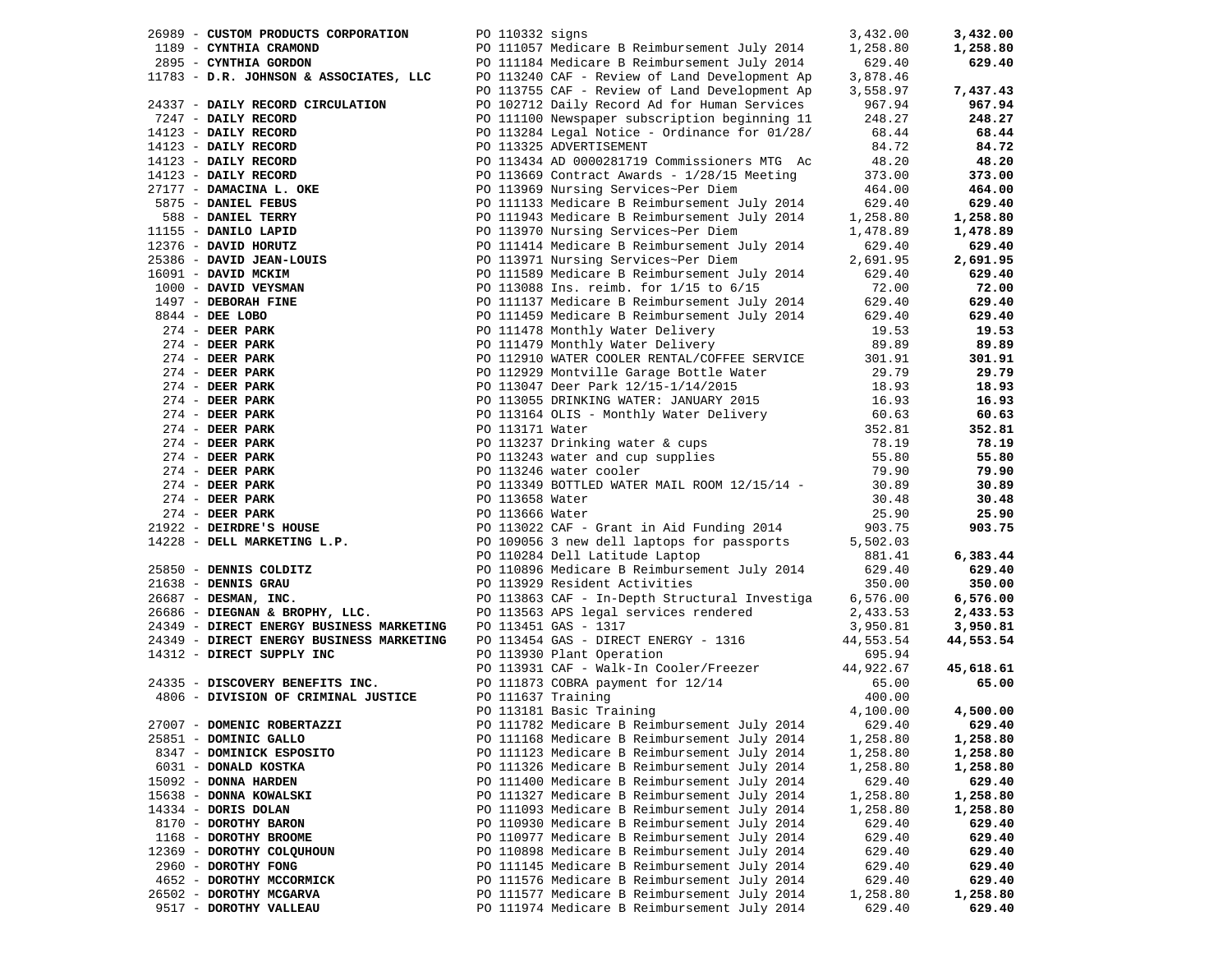| Vendor | PO / Description | Amount | Total |
|---|---|---|---|
| 26989 - **CUSTOM PRODUCTS CORPORATION** | PO 110332 signs | 3,432.00 | **3,432.00** |
| 1189 - **CYNTHIA CRAMOND** | PO 111057 Medicare B Reimbursement July 2014 | 1,258.80 | **1,258.80** |
| 2895 - **CYNTHIA GORDON** | PO 111184 Medicare B Reimbursement July 2014 | 629.40 | **629.40** |
| 11783 - **D.R. JOHNSON & ASSOCIATES, LLC** | PO 113240 CAF - Review of Land Development Ap | 3,878.46 | |
| | PO 113755 CAF - Review of Land Development Ap | 3,558.97 | **7,437.43** |
| 24337 - **DAILY RECORD CIRCULATION** | PO 102712 Daily Record Ad for Human Services | 967.94 | **967.94** |
| 7247 - **DAILY RECORD** | PO 111100 Newspaper subscription beginning 11 | 248.27 | **248.27** |
| 14123 - **DAILY RECORD** | PO 113284 Legal Notice - Ordinance for 01/28/ | 68.44 | **68.44** |
| 14123 - **DAILY RECORD** | PO 113325 ADVERTISEMENT | 84.72 | **84.72** |
| 14123 - **DAILY RECORD** | PO 113434 AD 0000281719 Commissioners MTG Ac | 48.20 | **48.20** |
| 14123 - **DAILY RECORD** | PO 113669 Contract Awards - 1/28/15 Meeting | 373.00 | **373.00** |
| 27177 - **DAMACINA L. OKE** | PO 113969 Nursing Services~Per Diem | 464.00 | **464.00** |
| 5875 - **DANIEL FEBUS** | PO 111133 Medicare B Reimbursement July 2014 | 629.40 | **629.40** |
| 588 - **DANIEL TERRY** | PO 111943 Medicare B Reimbursement July 2014 | 1,258.80 | **1,258.80** |
| 11155 - **DANILO LAPID** | PO 113970 Nursing Services~Per Diem | 1,478.89 | **1,478.89** |
| 12376 - **DAVID HORUTZ** | PO 111414 Medicare B Reimbursement July 2014 | 629.40 | **629.40** |
| 25386 - **DAVID JEAN-LOUIS** | PO 113971 Nursing Services~Per Diem | 2,691.95 | **2,691.95** |
| 16091 - **DAVID MCKIM** | PO 111589 Medicare B Reimbursement July 2014 | 629.40 | **629.40** |
| 1000 - **DAVID VEYSMAN** | PO 113088 Ins. reimb. for 1/15 to 6/15 | 72.00 | **72.00** |
| 1497 - **DEBORAH FINE** | PO 111137 Medicare B Reimbursement July 2014 | 629.40 | **629.40** |
| 8844 - **DEE LOBO** | PO 111459 Medicare B Reimbursement July 2014 | 629.40 | **629.40** |
| 274 - **DEER PARK** | PO 111478 Monthly Water Delivery | 19.53 | **19.53** |
| 274 - **DEER PARK** | PO 111479 Monthly Water Delivery | 89.89 | **89.89** |
| 274 - **DEER PARK** | PO 112910 WATER COOLER RENTAL/COFFEE SERVICE | 301.91 | **301.91** |
| 274 - **DEER PARK** | PO 112929 Montville Garage Bottle Water | 29.79 | **29.79** |
| 274 - **DEER PARK** | PO 113047 Deer Park 12/15-1/14/2015 | 18.93 | **18.93** |
| 274 - **DEER PARK** | PO 113055 DRINKING WATER: JANUARY 2015 | 16.93 | **16.93** |
| 274 - **DEER PARK** | PO 113164 OLIS - Monthly Water Delivery | 60.63 | **60.63** |
| 274 - **DEER PARK** | PO 113171 Water | 352.81 | **352.81** |
| 274 - **DEER PARK** | PO 113237 Drinking water & cups | 78.19 | **78.19** |
| 274 - **DEER PARK** | PO 113243 water and cup supplies | 55.80 | **55.80** |
| 274 - **DEER PARK** | PO 113246 water cooler | 79.90 | **79.90** |
| 274 - **DEER PARK** | PO 113349 BOTTLED WATER MAIL ROOM 12/15/14 - | 30.89 | **30.89** |
| 274 - **DEER PARK** | PO 113658 Water | 30.48 | **30.48** |
| 274 - **DEER PARK** | PO 113666 Water | 25.90 | **25.90** |
| 21922 - **DEIRDRE'S HOUSE** | PO 113022 CAF - Grant in Aid Funding 2014 | 903.75 | **903.75** |
| 14228 - **DELL MARKETING L.P.** | PO 109056 3 new dell laptops for passports | 5,502.03 | |
| | PO 110284 Dell Latitude Laptop | 881.41 | **6,383.44** |
| 25850 - **DENNIS COLDITZ** | PO 110896 Medicare B Reimbursement July 2014 | 629.40 | **629.40** |
| 21638 - **DENNIS GRAU** | PO 113929 Resident Activities | 350.00 | **350.00** |
| 26687 - **DESMAN, INC.** | PO 113863 CAF - In-Depth Structural Investiga | 6,576.00 | **6,576.00** |
| 26686 - **DIEGNAN & BROPHY, LLC.** | PO 113563 APS legal services rendered | 2,433.53 | **2,433.53** |
| 24349 - **DIRECT ENERGY BUSINESS MARKETING** | PO 113451 GAS - 1317 | 3,950.81 | **3,950.81** |
| 24349 - **DIRECT ENERGY BUSINESS MARKETING** | PO 113454 GAS - DIRECT ENERGY - 1316 | 44,553.54 | **44,553.54** |
| 14312 - **DIRECT SUPPLY INC** | PO 113930 Plant Operation | 695.94 | |
| | PO 113931 CAF - Walk-In Cooler/Freezer | 44,922.67 | **45,618.61** |
| 24335 - **DISCOVERY BENEFITS INC.** | PO 111873 COBRA payment for 12/14 | 65.00 | **65.00** |
| 4806 - **DIVISION OF CRIMINAL JUSTICE** | PO 111637 Training | 400.00 | |
| | PO 113181 Basic Training | 4,100.00 | **4,500.00** |
| 27007 - **DOMENIC ROBERTAZZI** | PO 111782 Medicare B Reimbursement July 2014 | 629.40 | **629.40** |
| 25851 - **DOMINIC GALLO** | PO 111168 Medicare B Reimbursement July 2014 | 1,258.80 | **1,258.80** |
| 8347 - **DOMINICK ESPOSITO** | PO 111123 Medicare B Reimbursement July 2014 | 1,258.80 | **1,258.80** |
| 6031 - **DONALD KOSTKA** | PO 111326 Medicare B Reimbursement July 2014 | 1,258.80 | **1,258.80** |
| 15092 - **DONNA HARDEN** | PO 111400 Medicare B Reimbursement July 2014 | 629.40 | **629.40** |
| 15638 - **DONNA KOWALSKI** | PO 111327 Medicare B Reimbursement July 2014 | 1,258.80 | **1,258.80** |
| 14334 - **DORIS DOLAN** | PO 111093 Medicare B Reimbursement July 2014 | 1,258.80 | **1,258.80** |
| 8170 - **DOROTHY BARON** | PO 110930 Medicare B Reimbursement July 2014 | 629.40 | **629.40** |
| 1168 - **DOROTHY BROOME** | PO 110977 Medicare B Reimbursement July 2014 | 629.40 | **629.40** |
| 12369 - **DOROTHY COLQUHOUN** | PO 110898 Medicare B Reimbursement July 2014 | 629.40 | **629.40** |
| 2960 - **DOROTHY FONG** | PO 111145 Medicare B Reimbursement July 2014 | 629.40 | **629.40** |
| 4652 - **DOROTHY MCCORMICK** | PO 111576 Medicare B Reimbursement July 2014 | 629.40 | **629.40** |
| 26502 - **DOROTHY MCGARVA** | PO 111577 Medicare B Reimbursement July 2014 | 1,258.80 | **1,258.80** |
| 9517 - **DOROTHY VALLEAU** | PO 111974 Medicare B Reimbursement July 2014 | 629.40 | **629.40** |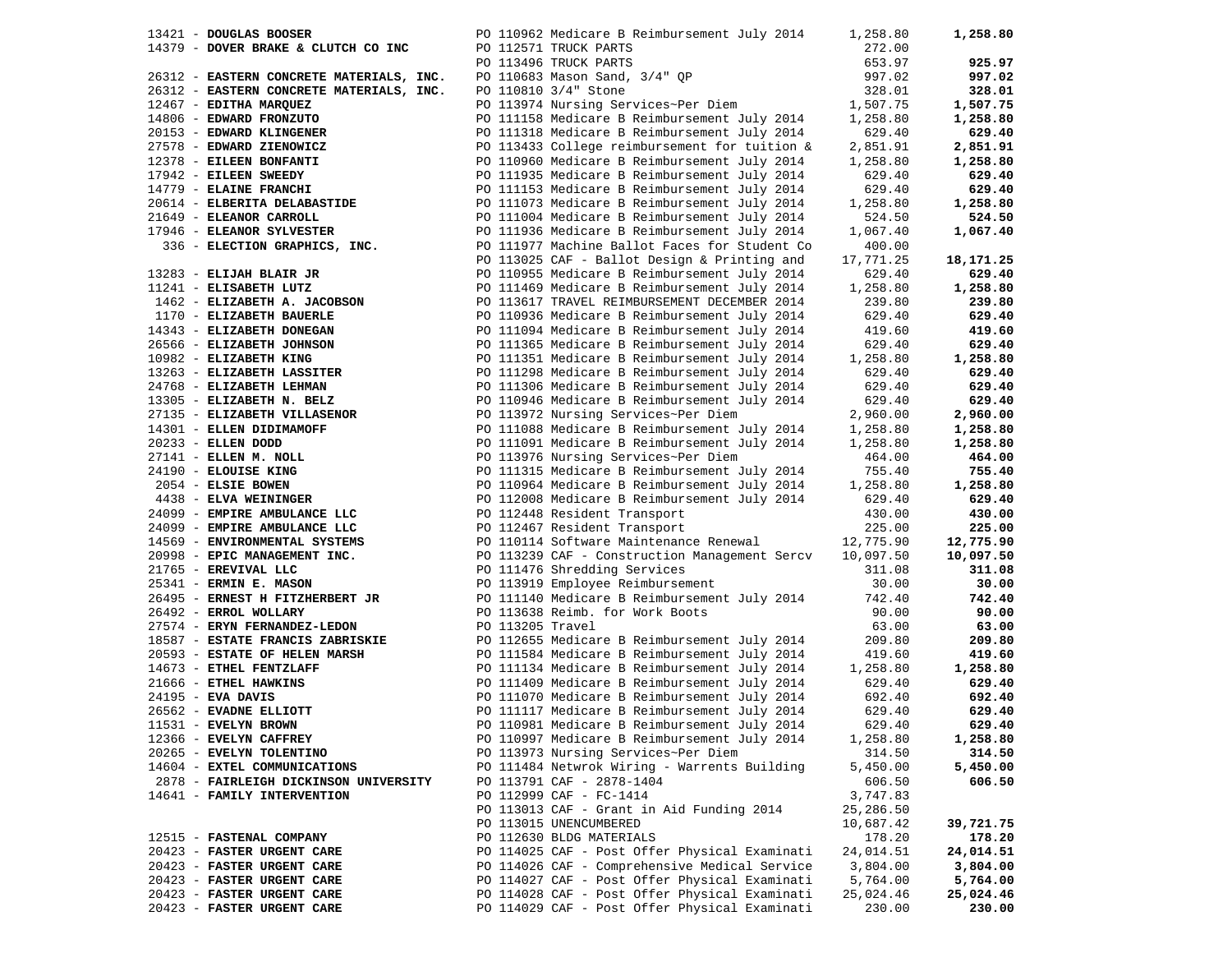| Vendor | PO / Description | Amount | Total |
|---|---|---|---|
| 13421 - **DOUGLAS BOOSER** | PO 110962 Medicare B Reimbursement July 2014 | 1,258.80 | **1,258.80** |
| 14379 - **DOVER BRAKE & CLUTCH CO INC** | PO 112571 TRUCK PARTS | 272.00 | |
| | PO 113496 TRUCK PARTS | 653.97 | **925.97** |
| 26312 - **EASTERN CONCRETE MATERIALS, INC.** | PO 110683 Mason Sand, 3/4" QP | 997.02 | **997.02** |
| 26312 - **EASTERN CONCRETE MATERIALS, INC.** | PO 110810 3/4" Stone | 328.01 | **328.01** |
| 12467 - **EDITHA MARQUEZ** | PO 113974 Nursing Services~Per Diem | 1,507.75 | **1,507.75** |
| 14806 - **EDWARD FRONZUTO** | PO 111158 Medicare B Reimbursement July 2014 | 1,258.80 | **1,258.80** |
| 20153 - **EDWARD KLINGENER** | PO 111318 Medicare B Reimbursement July 2014 | 629.40 | **629.40** |
| 27578 - **EDWARD ZIENOWICZ** | PO 113433 College reimbursement for tuition & | 2,851.91 | **2,851.91** |
| 12378 - **EILEEN BONFANTI** | PO 110960 Medicare B Reimbursement July 2014 | 1,258.80 | **1,258.80** |
| 17942 - **EILEEN SWEEDY** | PO 111935 Medicare B Reimbursement July 2014 | 629.40 | **629.40** |
| 14779 - **ELAINE FRANCHI** | PO 111153 Medicare B Reimbursement July 2014 | 629.40 | **629.40** |
| 20614 - **ELBERITA DELABASTIDE** | PO 111073 Medicare B Reimbursement July 2014 | 1,258.80 | **1,258.80** |
| 21649 - **ELEANOR CARROLL** | PO 111004 Medicare B Reimbursement July 2014 | 524.50 | **524.50** |
| 17946 - **ELEANOR SYLVESTER** | PO 111936 Medicare B Reimbursement July 2014 | 1,067.40 | **1,067.40** |
| 336 - **ELECTION GRAPHICS, INC.** | PO 111977 Machine Ballot Faces for Student Co | 400.00 | |
| | PO 113025 CAF - Ballot Design & Printing and | 17,771.25 | **18,171.25** |
| 13283 - **ELIJAH BLAIR JR** | PO 110955 Medicare B Reimbursement July 2014 | 629.40 | **629.40** |
| 11241 - **ELISABETH LUTZ** | PO 111469 Medicare B Reimbursement July 2014 | 1,258.80 | **1,258.80** |
| 1462 - **ELIZABETH A. JACOBSON** | PO 113617 TRAVEL REIMBURSEMENT DECEMBER 2014 | 239.80 | **239.80** |
| 1170 - **ELIZABETH BAUERLE** | PO 110936 Medicare B Reimbursement July 2014 | 629.40 | **629.40** |
| 14343 - **ELIZABETH DONEGAN** | PO 111094 Medicare B Reimbursement July 2014 | 419.60 | **419.60** |
| 26566 - **ELIZABETH JOHNSON** | PO 111365 Medicare B Reimbursement July 2014 | 629.40 | **629.40** |
| 10982 - **ELIZABETH KING** | PO 111351 Medicare B Reimbursement July 2014 | 1,258.80 | **1,258.80** |
| 13263 - **ELIZABETH LASSITER** | PO 111298 Medicare B Reimbursement July 2014 | 629.40 | **629.40** |
| 24768 - **ELIZABETH LEHMAN** | PO 111306 Medicare B Reimbursement July 2014 | 629.40 | **629.40** |
| 13305 - **ELIZABETH N. BELZ** | PO 110946 Medicare B Reimbursement July 2014 | 629.40 | **629.40** |
| 27135 - **ELIZABETH VILLASENOR** | PO 113972 Nursing Services~Per Diem | 2,960.00 | **2,960.00** |
| 14301 - **ELLEN DIDIMAMOFF** | PO 111088 Medicare B Reimbursement July 2014 | 1,258.80 | **1,258.80** |
| 20233 - **ELLEN DODD** | PO 111091 Medicare B Reimbursement July 2014 | 1,258.80 | **1,258.80** |
| 27141 - **ELLEN M. NOLL** | PO 113976 Nursing Services~Per Diem | 464.00 | **464.00** |
| 24190 - **ELOUISE KING** | PO 111315 Medicare B Reimbursement July 2014 | 755.40 | **755.40** |
| 2054 - **ELSIE BOWEN** | PO 110964 Medicare B Reimbursement July 2014 | 1,258.80 | **1,258.80** |
| 4438 - **ELVA WEININGER** | PO 112008 Medicare B Reimbursement July 2014 | 629.40 | **629.40** |
| 24099 - **EMPIRE AMBULANCE LLC** | PO 112448 Resident Transport | 430.00 | **430.00** |
| 24099 - **EMPIRE AMBULANCE LLC** | PO 112467 Resident Transport | 225.00 | **225.00** |
| 14569 - **ENVIRONMENTAL SYSTEMS** | PO 110114 Software Maintenance Renewal | 12,775.90 | **12,775.90** |
| 20998 - **EPIC MANAGEMENT INC.** | PO 113239 CAF - Construction Management Sercv | 10,097.50 | **10,097.50** |
| 21765 - **EREVIVAL LLC** | PO 111476 Shredding Services | 311.08 | **311.08** |
| 25341 - **ERMIN E. MASON** | PO 113919 Employee Reimbursement | 30.00 | **30.00** |
| 26495 - **ERNEST H FITZHERBERT JR** | PO 111140 Medicare B Reimbursement July 2014 | 742.40 | **742.40** |
| 26492 - **ERROL WOLLARY** | PO 113638 Reimb. for Work Boots | 90.00 | **90.00** |
| 27574 - **ERYN FERNANDEZ-LEDON** | PO 113205 Travel | 63.00 | **63.00** |
| 18587 - **ESTATE FRANCIS ZABRISKIE** | PO 112655 Medicare B Reimbursement July 2014 | 209.80 | **209.80** |
| 20593 - **ESTATE OF HELEN MARSH** | PO 111584 Medicare B Reimbursement July 2014 | 419.60 | **419.60** |
| 14673 - **ETHEL FENTZLAFF** | PO 111134 Medicare B Reimbursement July 2014 | 1,258.80 | **1,258.80** |
| 21666 - **ETHEL HAWKINS** | PO 111409 Medicare B Reimbursement July 2014 | 629.40 | **629.40** |
| 24195 - **EVA DAVIS** | PO 111070 Medicare B Reimbursement July 2014 | 692.40 | **692.40** |
| 26562 - **EVADNE ELLIOTT** | PO 111117 Medicare B Reimbursement July 2014 | 629.40 | **629.40** |
| 11531 - **EVELYN BROWN** | PO 110981 Medicare B Reimbursement July 2014 | 629.40 | **629.40** |
| 12366 - **EVELYN CAFFREY** | PO 110997 Medicare B Reimbursement July 2014 | 1,258.80 | **1,258.80** |
| 20265 - **EVELYN TOLENTINO** | PO 113973 Nursing Services~Per Diem | 314.50 | **314.50** |
| 14604 - **EXTEL COMMUNICATIONS** | PO 111484 Netwrok Wiring - Warrents Building | 5,450.00 | **5,450.00** |
| 2878 - **FAIRLEIGH DICKINSON UNIVERSITY** | PO 113791 CAF - 2878-1404 | 606.50 | **606.50** |
| 14641 - **FAMILY INTERVENTION** | PO 112999 CAF - FC-1414 | 3,747.83 | |
| | PO 113013 CAF - Grant in Aid Funding 2014 | 25,286.50 | |
| | PO 113015 UNENCUMBERED | 10,687.42 | **39,721.75** |
| 12515 - **FASTENAL COMPANY** | PO 112630 BLDG MATERIALS | 178.20 | **178.20** |
| 20423 - **FASTER URGENT CARE** | PO 114025 CAF - Post Offer Physical Examinati | 24,014.51 | **24,014.51** |
| 20423 - **FASTER URGENT CARE** | PO 114026 CAF - Comprehensive Medical Service | 3,804.00 | **3,804.00** |
| 20423 - **FASTER URGENT CARE** | PO 114027 CAF - Post Offer Physical Examinati | 5,764.00 | **5,764.00** |
| 20423 - **FASTER URGENT CARE** | PO 114028 CAF - Post Offer Physical Examinati | 25,024.46 | **25,024.46** |
| 20423 - **FASTER URGENT CARE** | PO 114029 CAF - Post Offer Physical Examinati | 230.00 | **230.00** |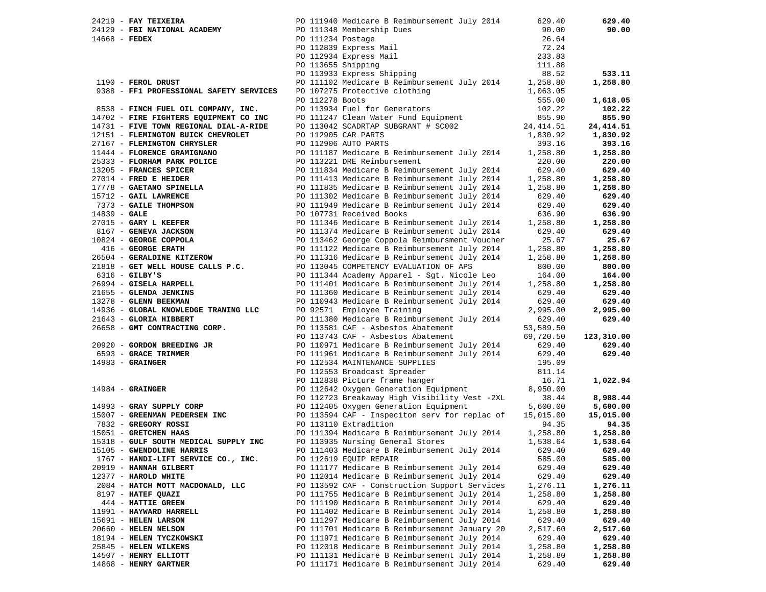| Vendor | PO / Description | Amount | Total |
|---|---|---|---|
| 24219 - **FAY TEIXEIRA** | PO 111940 Medicare B Reimbursement July 2014 | 629.40 | **629.40** |
| 24129 - **FBI NATIONAL ACADEMY** | PO 111348 Membership Dues | 90.00 | **90.00** |
| 14668 - **FEDEX** | PO 111234 Postage | 26.64 | |
| | PO 112839 Express Mail | 72.24 | |
| | PO 112934 Express Mail | 233.83 | |
| | PO 113655 Shipping | 111.88 | |
| | PO 113933 Express Shipping | 88.52 | **533.11** |
| 1190 - **FEROL DRUST** | PO 111102 Medicare B Reimbursement July 2014 | 1,258.80 | **1,258.80** |
| 9388 - **FF1 PROFESSIONAL SAFETY SERVICES** | PO 107275 Protective clothing | 1,063.05 | |
| | PO 112278 Boots | 555.00 | **1,618.05** |
| 8538 - **FINCH FUEL OIL COMPANY, INC.** | PO 113934 Fuel for Generators | 102.22 | **102.22** |
| 14702 - **FIRE FIGHTERS EQUIPMENT CO INC** | PO 111247 Clean Water Fund Equipment | 855.90 | **855.90** |
| 14731 - **FIVE TOWN REGIONAL DIAL-A-RIDE** | PO 113042 SCADRTAP SUBGRANT # SC002 | 24,414.51 | **24,414.51** |
| 12151 - **FLEMINGTON BUICK CHEVROLET** | PO 112905 CAR PARTS | 1,830.92 | **1,830.92** |
| 27167 - **FLEMINGTON CHRYSLER** | PO 112906 AUTO PARTS | 393.16 | **393.16** |
| 11444 - **FLORENCE GRAMIGNANO** | PO 111187 Medicare B Reimbursement July 2014 | 1,258.80 | **1,258.80** |
| 25333 - **FLORHAM PARK POLICE** | PO 113221 DRE Reimbursement | 220.00 | **220.00** |
| 13205 - **FRANCES SPICER** | PO 111834 Medicare B Reimbursement July 2014 | 629.40 | **629.40** |
| 27014 - **FRED E HEIDER** | PO 111413 Medicare B Reimbursement July 2014 | 1,258.80 | **1,258.80** |
| 17778 - **GAETANO SPINELLA** | PO 111835 Medicare B Reimbursement July 2014 | 1,258.80 | **1,258.80** |
| 15712 - **GAIL LAWRENCE** | PO 111302 Medicare B Reimbursement July 2014 | 629.40 | **629.40** |
| 7373 - **GAILE THOMPSON** | PO 111949 Medicare B Reimbursement July 2014 | 629.40 | **629.40** |
| 14839 - **GALE** | PO 107731 Received Books | 636.90 | **636.90** |
| 27015 - **GARY L KEEFER** | PO 111346 Medicare B Reimbursement July 2014 | 1,258.80 | **1,258.80** |
| 8167 - **GENEVA JACKSON** | PO 111374 Medicare B Reimbursement July 2014 | 629.40 | **629.40** |
| 10824 - **GEORGE COPPOLA** | PO 113462 George Coppola Reimbursment Voucher | 25.67 | **25.67** |
| 416 - **GEORGE ERATH** | PO 111122 Medicare B Reimbursement July 2014 | 1,258.80 | **1,258.80** |
| 26504 - **GERALDINE KITZEROW** | PO 111316 Medicare B Reimbursement July 2014 | 1,258.80 | **1,258.80** |
| 21818 - **GET WELL HOUSE CALLS P.C.** | PO 113045 COMPETENCY EVALUATION OF APS | 800.00 | **800.00** |
| 6316 - **GILBY'S** | PO 111344 Academy Apparel - Sgt. Nicole Leo | 164.00 | **164.00** |
| 26994 - **GISELA HARPELL** | PO 111401 Medicare B Reimbursement July 2014 | 1,258.80 | **1,258.80** |
| 21655 - **GLENDA JENKINS** | PO 111360 Medicare B Reimbursement July 2014 | 629.40 | **629.40** |
| 13278 - **GLENN BEEKMAN** | PO 110943 Medicare B Reimbursement July 2014 | 629.40 | **629.40** |
| 14936 - **GLOBAL KNOWLEDGE TRANING LLC** | PO 92571 Employee Training | 2,995.00 | **2,995.00** |
| 21643 - **GLORIA HIBBERT** | PO 111380 Medicare B Reimbursement July 2014 | 629.40 | **629.40** |
| 26658 - **GMT CONTRACTING CORP.** | PO 113581 CAF - Asbestos Abatement | 53,589.50 | |
| | PO 113743 CAF - Asbestos Abatement | 69,720.50 | **123,310.00** |
| 20920 - **GORDON BREEDING JR** | PO 110971 Medicare B Reimbursement July 2014 | 629.40 | **629.40** |
| 6593 - **GRACE TRIMMER** | PO 111961 Medicare B Reimbursement July 2014 | 629.40 | **629.40** |
| 14983 - **GRAINGER** | PO 112534 MAINTENANCE SUPPLIES | 195.09 | |
| | PO 112553 Broadcast Spreader | 811.14 | |
| | PO 112838 Picture frame hanger | 16.71 | **1,022.94** |
| 14984 - **GRAINGER** | PO 112642 Oxygen Generation Equipment | 8,950.00 | |
| | PO 112723 Breakaway High Visibility Vest -2XL | 38.44 | **8,988.44** |
| 14993 - **GRAY SUPPLY CORP** | PO 112405 Oxygen Generation Equipment | 5,600.00 | **5,600.00** |
| 15007 - **GREENMAN PEDERSEN INC** | PO 113594 CAF - Inspeciton serv for replac of | 15,015.00 | **15,015.00** |
| 7832 - **GREGORY ROSSI** | PO 113110 Extradition | 94.35 | **94.35** |
| 15051 - **GRETCHEN HAAS** | PO 111394 Medicare B Reimbursement July 2014 | 1,258.80 | **1,258.80** |
| 15318 - **GULF SOUTH MEDICAL SUPPLY INC** | PO 113935 Nursing General Stores | 1,538.64 | **1,538.64** |
| 15105 - **GWENDOLINE HARRIS** | PO 111403 Medicare B Reimbursement July 2014 | 629.40 | **629.40** |
| 1767 - **HANDI-LIFT SERVICE CO., INC.** | PO 112619 EQUIP REPAIR | 585.00 | **585.00** |
| 20919 - **HANNAH GILBERT** | PO 111177 Medicare B Reimbursement July 2014 | 629.40 | **629.40** |
| 12377 - **HAROLD WHITE** | PO 112014 Medicare B Reimbursement July 2014 | 629.40 | **629.40** |
| 2084 - **HATCH MOTT MACDONALD, LLC** | PO 113592 CAF - Construction Support Services | 1,276.11 | **1,276.11** |
| 8197 - **HATEF QUAZI** | PO 111755 Medicare B Reimbursement July 2014 | 1,258.80 | **1,258.80** |
| 444 - **HATTIE GREEN** | PO 111190 Medicare B Reimbursement July 2014 | 629.40 | **629.40** |
| 11991 - **HAYWARD HARRELL** | PO 111402 Medicare B Reimbursement July 2014 | 1,258.80 | **1,258.80** |
| 15691 - **HELEN LARSON** | PO 111297 Medicare B Reimbursement July 2014 | 629.40 | **629.40** |
| 20660 - **HELEN NELSON** | PO 111701 Medicare B Reimbursement January 20 | 2,517.60 | **2,517.60** |
| 18194 - **HELEN TYCZKOWSKI** | PO 111971 Medicare B Reimbursement July 2014 | 629.40 | **629.40** |
| 25845 - **HELEN WILKENS** | PO 112018 Medicare B Reimbursement July 2014 | 1,258.80 | **1,258.80** |
| 14507 - **HENRY ELLIOTT** | PO 111131 Medicare B Reimbursement July 2014 | 1,258.80 | **1,258.80** |
| 14868 - **HENRY GARTNER** | PO 111171 Medicare B Reimbursement July 2014 | 629.40 | **629.40** |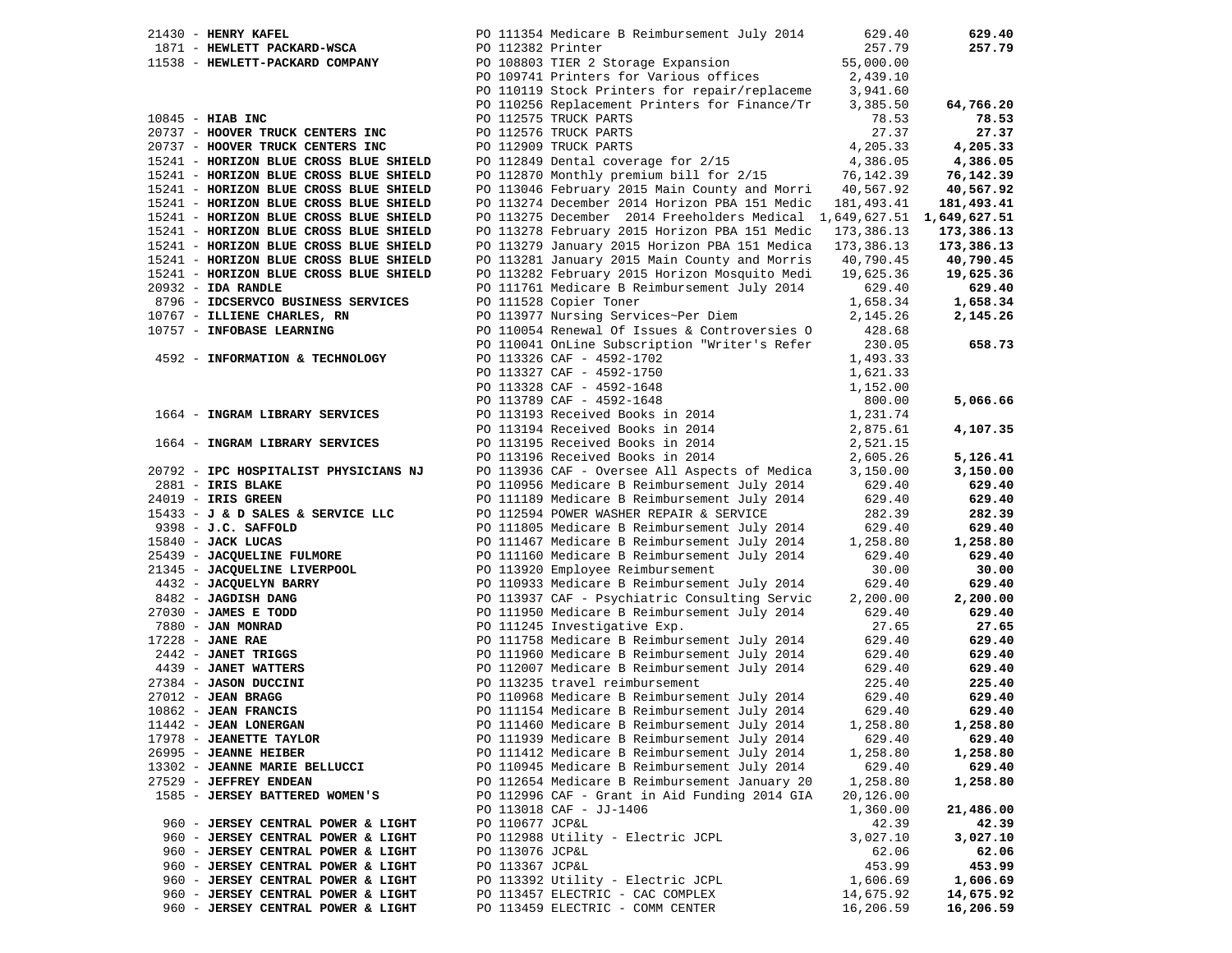| Vendor | Purchase Order / Description | Amount | Total |
|---|---|---|---|
| 21430 - **HENRY KAFEL** | PO 111354 Medicare B Reimbursement July 2014 | 629.40 | **629.40** |
| 1871 - **HEWLETT PACKARD-WSCA** | PO 112382 Printer | 257.79 | **257.79** |
| 11538 - **HEWLETT-PACKARD COMPANY** | PO 108803 TIER 2 Storage Expansion | 55,000.00 | |
| | PO 109741 Printers for Various offices | 2,439.10 | |
| | PO 110119 Stock Printers for repair/replaceme | 3,941.60 | |
| | PO 110256 Replacement Printers for Finance/Tr | 3,385.50 | **64,766.20** |
| 10845 - **HIAB INC** | PO 112575 TRUCK PARTS | 78.53 | **78.53** |
| 20737 - **HOOVER TRUCK CENTERS INC** | PO 112576 TRUCK PARTS | 27.37 | **27.37** |
| 20737 - **HOOVER TRUCK CENTERS INC** | PO 112909 TRUCK PARTS | 4,205.33 | **4,205.33** |
| 15241 - **HORIZON BLUE CROSS BLUE SHIELD** | PO 112849 Dental coverage for 2/15 | 4,386.05 | **4,386.05** |
| 15241 - **HORIZON BLUE CROSS BLUE SHIELD** | PO 112870 Monthly premium bill for 2/15 | 76,142.39 | **76,142.39** |
| 15241 - **HORIZON BLUE CROSS BLUE SHIELD** | PO 113046 February 2015 Main County and Morri | 40,567.92 | **40,567.92** |
| 15241 - **HORIZON BLUE CROSS BLUE SHIELD** | PO 113274 December 2014 Horizon PBA 151 Medic | 181,493.41 | **181,493.41** |
| 15241 - **HORIZON BLUE CROSS BLUE SHIELD** | PO 113275 December 2014 Freeholders Medical | 1,649,627.51 | **1,649,627.51** |
| 15241 - **HORIZON BLUE CROSS BLUE SHIELD** | PO 113278 February 2015 Horizon PBA 151 Medic | 173,386.13 | **173,386.13** |
| 15241 - **HORIZON BLUE CROSS BLUE SHIELD** | PO 113279 January 2015 Horizon PBA 151 Medica | 173,386.13 | **173,386.13** |
| 15241 - **HORIZON BLUE CROSS BLUE SHIELD** | PO 113281 January 2015 Main County and Morris | 40,790.45 | **40,790.45** |
| 15241 - **HORIZON BLUE CROSS BLUE SHIELD** | PO 113282 February 2015 Horizon Mosquito Medi | 19,625.36 | **19,625.36** |
| 20932 - **IDA RANDLE** | PO 111761 Medicare B Reimbursement July 2014 | 629.40 | **629.40** |
| 8796 - **IDCSERVCO BUSINESS SERVICES** | PO 111528 Copier Toner | 1,658.34 | **1,658.34** |
| 10767 - **ILLIENE CHARLES, RN** | PO 113977 Nursing Services~Per Diem | 2,145.26 | **2,145.26** |
| 10757 - **INFOBASE LEARNING** | PO 110054 Renewal Of Issues & Controversies O | 428.68 | |
| | PO 110041 OnLine Subscription "Writer's Refer | 230.05 | **658.73** |
| 4592 - **INFORMATION & TECHNOLOGY** | PO 113326 CAF - 4592-1702 | 1,493.33 | |
| | PO 113327 CAF - 4592-1750 | 1,621.33 | |
| | PO 113328 CAF - 4592-1648 | 1,152.00 | |
| | PO 113789 CAF - 4592-1648 | 800.00 | **5,066.66** |
| 1664 - **INGRAM LIBRARY SERVICES** | PO 113193 Received Books in 2014 | 1,231.74 | |
| | PO 113194 Received Books in 2014 | 2,875.61 | **4,107.35** |
| 1664 - **INGRAM LIBRARY SERVICES** | PO 113195 Received Books in 2014 | 2,521.15 | |
| | PO 113196 Received Books in 2014 | 2,605.26 | **5,126.41** |
| 20792 - **IPC HOSPITALIST PHYSICIANS NJ** | PO 113936 CAF - Oversee All Aspects of Medica | 3,150.00 | **3,150.00** |
| 2881 - **IRIS BLAKE** | PO 110956 Medicare B Reimbursement July 2014 | 629.40 | **629.40** |
| 24019 - **IRIS GREEN** | PO 111189 Medicare B Reimbursement July 2014 | 629.40 | **629.40** |
| 15433 - **J & D SALES & SERVICE LLC** | PO 112594 POWER WASHER REPAIR & SERVICE | 282.39 | **282.39** |
| 9398 - **J.C. SAFFOLD** | PO 111805 Medicare B Reimbursement July 2014 | 629.40 | **629.40** |
| 15840 - **JACK LUCAS** | PO 111467 Medicare B Reimbursement July 2014 | 1,258.80 | **1,258.80** |
| 25439 - **JACQUELINE FULMORE** | PO 111160 Medicare B Reimbursement July 2014 | 629.40 | **629.40** |
| 21345 - **JACQUELINE LIVERPOOL** | PO 113920 Employee Reimbursement | 30.00 | **30.00** |
| 4432 - **JACQUELYN BARRY** | PO 110933 Medicare B Reimbursement July 2014 | 629.40 | **629.40** |
| 8482 - **JAGDISH DANG** | PO 113937 CAF - Psychiatric Consulting Servic | 2,200.00 | **2,200.00** |
| 27030 - **JAMES E TODD** | PO 111950 Medicare B Reimbursement July 2014 | 629.40 | **629.40** |
| 7880 - **JAN MONRAD** | PO 111245 Investigative Exp. | 27.65 | **27.65** |
| 17228 - **JANE RAE** | PO 111758 Medicare B Reimbursement July 2014 | 629.40 | **629.40** |
| 2442 - **JANET TRIGGS** | PO 111960 Medicare B Reimbursement July 2014 | 629.40 | **629.40** |
| 4439 - **JANET WATTERS** | PO 112007 Medicare B Reimbursement July 2014 | 629.40 | **629.40** |
| 27384 - **JASON DUCCINI** | PO 113235 travel reimbursement | 225.40 | **225.40** |
| 27012 - **JEAN BRAGG** | PO 110968 Medicare B Reimbursement July 2014 | 629.40 | **629.40** |
| 10862 - **JEAN FRANCIS** | PO 111154 Medicare B Reimbursement July 2014 | 629.40 | **629.40** |
| 11442 - **JEAN LONERGAN** | PO 111460 Medicare B Reimbursement July 2014 | 1,258.80 | **1,258.80** |
| 17978 - **JEANETTE TAYLOR** | PO 111939 Medicare B Reimbursement July 2014 | 629.40 | **629.40** |
| 26995 - **JEANNE HEIBER** | PO 111412 Medicare B Reimbursement July 2014 | 1,258.80 | **1,258.80** |
| 13302 - **JEANNE MARIE BELLUCCI** | PO 110945 Medicare B Reimbursement July 2014 | 629.40 | **629.40** |
| 27529 - **JEFFREY ENDEAN** | PO 112654 Medicare B Reimbursement January 20 | 1,258.80 | **1,258.80** |
| 1585 - **JERSEY BATTERED WOMEN'S** | PO 112996 CAF - Grant in Aid Funding 2014 GIA | 20,126.00 | |
| | PO 113018 CAF - JJ-1406 | 1,360.00 | **21,486.00** |
| 960 - **JERSEY CENTRAL POWER & LIGHT** | PO 110677 JCP&L | 42.39 | **42.39** |
| 960 - **JERSEY CENTRAL POWER & LIGHT** | PO 112988 Utility - Electric JCPL | 3,027.10 | **3,027.10** |
| 960 - **JERSEY CENTRAL POWER & LIGHT** | PO 113076 JCP&L | 62.06 | **62.06** |
| 960 - **JERSEY CENTRAL POWER & LIGHT** | PO 113367 JCP&L | 453.99 | **453.99** |
| 960 - **JERSEY CENTRAL POWER & LIGHT** | PO 113392 Utility - Electric JCPL | 1,606.69 | **1,606.69** |
| 960 - **JERSEY CENTRAL POWER & LIGHT** | PO 113457 ELECTRIC - CAC COMPLEX | 14,675.92 | **14,675.92** |
| 960 - **JERSEY CENTRAL POWER & LIGHT** | PO 113459 ELECTRIC - COMM CENTER | 16,206.59 | **16,206.59** |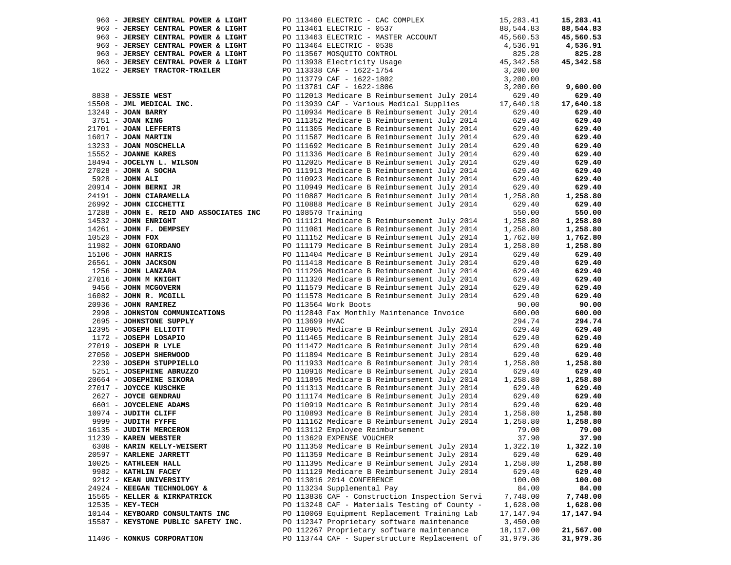| Vendor | Description | Amount | Total |
|---|---|---|---|
| 960 - **JERSEY CENTRAL POWER & LIGHT** | PO 113460 ELECTRIC - CAC COMPLEX | 15,283.41 | **15,283.41** |
| 960 - **JERSEY CENTRAL POWER & LIGHT** | PO 113461 ELECTRIC - 0537 | 88,544.83 | **88,544.83** |
| 960 - **JERSEY CENTRAL POWER & LIGHT** | PO 113463 ELECTRIC - MASTER ACCOUNT | 45,560.53 | **45,560.53** |
| 960 - **JERSEY CENTRAL POWER & LIGHT** | PO 113464 ELECTRIC - 0538 | 4,536.91 | **4,536.91** |
| 960 - **JERSEY CENTRAL POWER & LIGHT** | PO 113567 MOSQUITO CONTROL | 825.28 | **825.28** |
| 960 - **JERSEY CENTRAL POWER & LIGHT** | PO 113938 Electricity Usage | 45,342.58 | **45,342.58** |
| 1622 - **JERSEY TRACTOR-TRAILER** | PO 113338 CAF - 1622-1754 | 3,200.00 | |
| | PO 113779 CAF - 1622-1802 | 3,200.00 | |
| | PO 113781 CAF - 1622-1806 | 3,200.00 | **9,600.00** |
| 8838 - **JESSIE WEST** | PO 112013 Medicare B Reimbursement July 2014 | 629.40 | **629.40** |
| 15508 - **JML MEDICAL INC.** | PO 113939 CAF - Various Medical Supplies | 17,640.18 | **17,640.18** |
| 13249 - **JOAN BARRY** | PO 110934 Medicare B Reimbursement July 2014 | 629.40 | **629.40** |
| 3751 - **JOAN KING** | PO 111352 Medicare B Reimbursement July 2014 | 629.40 | **629.40** |
| 21701 - **JOAN LEFFERTS** | PO 111305 Medicare B Reimbursement July 2014 | 629.40 | **629.40** |
| 16017 - **JOAN MARTIN** | PO 111587 Medicare B Reimbursement July 2014 | 629.40 | **629.40** |
| 13233 - **JOAN MOSCHELLA** | PO 111692 Medicare B Reimbursement July 2014 | 629.40 | **629.40** |
| 15552 - **JOANNE KARES** | PO 111336 Medicare B Reimbursement July 2014 | 629.40 | **629.40** |
| 18494 - **JOCELYN L. WILSON** | PO 112025 Medicare B Reimbursement July 2014 | 629.40 | **629.40** |
| 27028 - **JOHN A SOCHA** | PO 111913 Medicare B Reimbursement July 2014 | 629.40 | **629.40** |
| 5928 - **JOHN ALI** | PO 110923 Medicare B Reimbursement July 2014 | 629.40 | **629.40** |
| 20914 - **JOHN BERNI JR** | PO 110949 Medicare B Reimbursement July 2014 | 629.40 | **629.40** |
| 24191 - **JOHN CIARAMELLA** | PO 110887 Medicare B Reimbursement July 2014 | 1,258.80 | **1,258.80** |
| 26992 - **JOHN CICCHETTI** | PO 110888 Medicare B Reimbursement July 2014 | 629.40 | **629.40** |
| 17288 - **JOHN E. REID AND ASSOCIATES INC** | PO 108570 Training | 550.00 | **550.00** |
| 14532 - **JOHN ENRIGHT** | PO 111121 Medicare B Reimbursement July 2014 | 1,258.80 | **1,258.80** |
| 14261 - **JOHN F. DEMPSEY** | PO 111081 Medicare B Reimbursement July 2014 | 1,258.80 | **1,258.80** |
| 10520 - **JOHN FOX** | PO 111152 Medicare B Reimbursement July 2014 | 1,762.80 | **1,762.80** |
| 11982 - **JOHN GIORDANO** | PO 111179 Medicare B Reimbursement July 2014 | 1,258.80 | **1,258.80** |
| 15106 - **JOHN HARRIS** | PO 111404 Medicare B Reimbursement July 2014 | 629.40 | **629.40** |
| 26561 - **JOHN JACKSON** | PO 111418 Medicare B Reimbursement July 2014 | 629.40 | **629.40** |
| 1256 - **JOHN LANZARA** | PO 111296 Medicare B Reimbursement July 2014 | 629.40 | **629.40** |
| 27016 - **JOHN M KNIGHT** | PO 111320 Medicare B Reimbursement July 2014 | 629.40 | **629.40** |
| 9456 - **JOHN MCGOVERN** | PO 111579 Medicare B Reimbursement July 2014 | 629.40 | **629.40** |
| 16082 - **JOHN R. MCGILL** | PO 111578 Medicare B Reimbursement July 2014 | 629.40 | **629.40** |
| 20936 - **JOHN RAMIREZ** | PO 113564 Work Boots | 90.00 | **90.00** |
| 2998 - **JOHNSTON COMMUNICATIONS** | PO 112840 Fax Monthly Maintenance Invoice | 600.00 | **600.00** |
| 2695 - **JOHNSTONE SUPPLY** | PO 113699 HVAC | 294.74 | **294.74** |
| 12395 - **JOSEPH ELLIOTT** | PO 110905 Medicare B Reimbursement July 2014 | 629.40 | **629.40** |
| 1172 - **JOSEPH LOSAPIO** | PO 111465 Medicare B Reimbursement July 2014 | 629.40 | **629.40** |
| 27019 - **JOSEPH R LYLE** | PO 111472 Medicare B Reimbursement July 2014 | 629.40 | **629.40** |
| 27050 - **JOSEPH SHERWOOD** | PO 111894 Medicare B Reimbursement July 2014 | 629.40 | **629.40** |
| 2239 - **JOSEPH STUPPIELLO** | PO 111933 Medicare B Reimbursement July 2014 | 1,258.80 | **1,258.80** |
| 5251 - **JOSEPHINE ABRUZZO** | PO 110916 Medicare B Reimbursement July 2014 | 629.40 | **629.40** |
| 20664 - **JOSEPHINE SIKORA** | PO 111895 Medicare B Reimbursement July 2014 | 1,258.80 | **1,258.80** |
| 27017 - **JOYCCE KUSCHKE** | PO 111313 Medicare B Reimbursement July 2014 | 629.40 | **629.40** |
| 2627 - **JOYCE GENDRAU** | PO 111174 Medicare B Reimbursement July 2014 | 629.40 | **629.40** |
| 6601 - **JOYCELENE ADAMS** | PO 110919 Medicare B Reimbursement July 2014 | 629.40 | **629.40** |
| 10974 - **JUDITH CLIFF** | PO 110893 Medicare B Reimbursement July 2014 | 1,258.80 | **1,258.80** |
| 9999 - **JUDITH FYFFE** | PO 111162 Medicare B Reimbursement July 2014 | 1,258.80 | **1,258.80** |
| 16135 - **JUDITH MERCERON** | PO 113112 Employee Reimbursement | 79.00 | **79.00** |
| 11239 - **KAREN WEBSTER** | PO 113629 EXPENSE VOUCHER | 37.90 | **37.90** |
| 6308 - **KARIN KELLY-WEISERT** | PO 111350 Medicare B Reimbursement July 2014 | 1,322.10 | **1,322.10** |
| 20597 - **KARLENE JARRETT** | PO 111359 Medicare B Reimbursement July 2014 | 629.40 | **629.40** |
| 10025 - **KATHLEEN HALL** | PO 111395 Medicare B Reimbursement July 2014 | 1,258.80 | **1,258.80** |
| 9982 - **KATHLIN FACEY** | PO 111129 Medicare B Reimbursement July 2014 | 629.40 | **629.40** |
| 9212 - **KEAN UNIVERSITY** | PO 113016 2014 CONFERENCE | 100.00 | **100.00** |
| 24924 - **KEEGAN TECHNOLOGY &** | PO 113234 Supplemental Pay | 84.00 | **84.00** |
| 15565 - **KELLER & KIRKPATRICK** | PO 113836 CAF - Construction Inspection Servi | 7,748.00 | **7,748.00** |
| 12535 - **KEY-TECH** | PO 113248 CAF - Materials Testing of County - | 1,628.00 | **1,628.00** |
| 10144 - **KEYBOARD CONSULTANTS INC** | PO 110069 Equipment Replacement Training Lab | 17,147.94 | **17,147.94** |
| 15587 - **KEYSTONE PUBLIC SAFETY INC.** | PO 112347 Proprietary software maintenance | 3,450.00 | |
| | PO 112267 Proprietary software maintenance | 18,117.00 | **21,567.00** |
| 11406 - **KONKUS CORPORATION** | PO 113744 CAF - Superstructure Replacement of | 31,979.36 | **31,979.36** |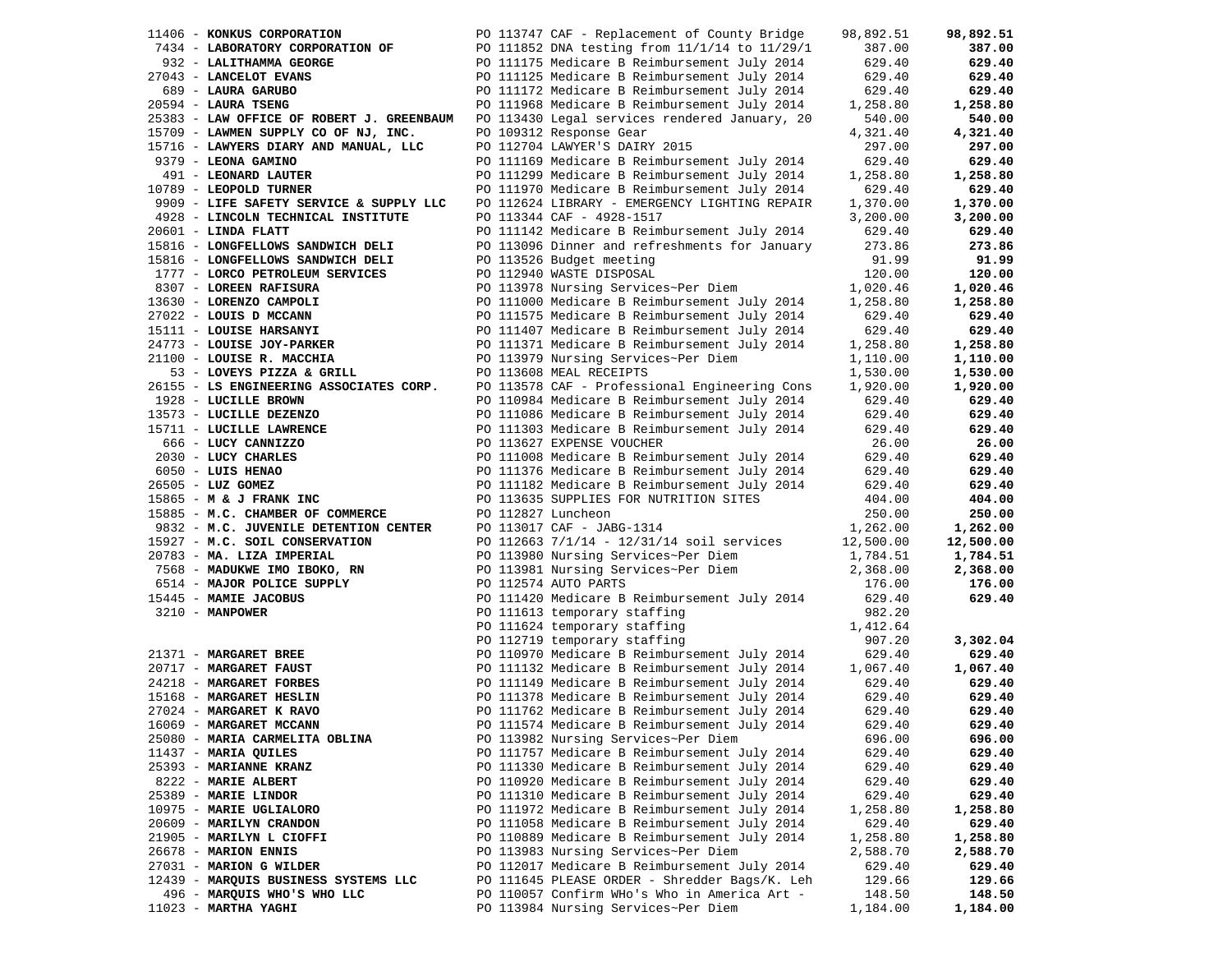| Vendor | Description | Amount | Total |
|---|---|---|---|
| 11406 - **KONKUS CORPORATION** | PO 113747 CAF - Replacement of County Bridge | 98,892.51 | **98,892.51** |
| 7434 - **LABORATORY CORPORATION OF** | PO 111852 DNA testing from 11/1/14 to 11/29/1 | 387.00 | **387.00** |
| 932 - **LALITHAMMA GEORGE** | PO 111175 Medicare B Reimbursement July 2014 | 629.40 | **629.40** |
| 27043 - **LANCELOT EVANS** | PO 111125 Medicare B Reimbursement July 2014 | 629.40 | **629.40** |
| 689 - **LAURA GARUBO** | PO 111172 Medicare B Reimbursement July 2014 | 629.40 | **629.40** |
| 20594 - **LAURA TSENG** | PO 111968 Medicare B Reimbursement July 2014 | 1,258.80 | **1,258.80** |
| 25383 - **LAW OFFICE OF ROBERT J. GREENBAUM** | PO 113430 Legal services rendered January, 20 | 540.00 | **540.00** |
| 15709 - **LAWMEN SUPPLY CO OF NJ, INC.** | PO 109312 Response Gear | 4,321.40 | **4,321.40** |
| 15716 - **LAWYERS DIARY AND MANUAL, LLC** | PO 112704 LAWYER'S DAIRY 2015 | 297.00 | **297.00** |
| 9379 - **LEONA GAMINO** | PO 111169 Medicare B Reimbursement July 2014 | 629.40 | **629.40** |
| 491 - **LEONARD LAUTER** | PO 111299 Medicare B Reimbursement July 2014 | 1,258.80 | **1,258.80** |
| 10789 - **LEOPOLD TURNER** | PO 111970 Medicare B Reimbursement July 2014 | 629.40 | **629.40** |
| 9909 - **LIFE SAFETY SERVICE & SUPPLY LLC** | PO 112624 LIBRARY - EMERGENCY LIGHTING REPAIR | 1,370.00 | **1,370.00** |
| 4928 - **LINCOLN TECHNICAL INSTITUTE** | PO 113344 CAF - 4928-1517 | 3,200.00 | **3,200.00** |
| 20601 - **LINDA FLATT** | PO 111142 Medicare B Reimbursement July 2014 | 629.40 | **629.40** |
| 15816 - **LONGFELLOWS SANDWICH DELI** | PO 113096 Dinner and refreshments for January | 273.86 | **273.86** |
| 15816 - **LONGFELLOWS SANDWICH DELI** | PO 113526 Budget meeting | 91.99 | **91.99** |
| 1777 - **LORCO PETROLEUM SERVICES** | PO 112940 WASTE DISPOSAL | 120.00 | **120.00** |
| 8307 - **LOREEN RAFISURA** | PO 113978 Nursing Services~Per Diem | 1,020.46 | **1,020.46** |
| 13630 - **LORENZO CAMPOLI** | PO 111000 Medicare B Reimbursement July 2014 | 1,258.80 | **1,258.80** |
| 27022 - **LOUIS D MCCANN** | PO 111575 Medicare B Reimbursement July 2014 | 629.40 | **629.40** |
| 15111 - **LOUISE HARSANYI** | PO 111407 Medicare B Reimbursement July 2014 | 629.40 | **629.40** |
| 24773 - **LOUISE JOY-PARKER** | PO 111371 Medicare B Reimbursement July 2014 | 1,258.80 | **1,258.80** |
| 21100 - **LOUISE R. MACCHIA** | PO 113979 Nursing Services~Per Diem | 1,110.00 | **1,110.00** |
| 53 - **LOVEYS PIZZA & GRILL** | PO 113608 MEAL RECEIPTS | 1,530.00 | **1,530.00** |
| 26155 - **LS ENGINEERING ASSOCIATES CORP.** | PO 113578 CAF - Professional Engineering Cons | 1,920.00 | **1,920.00** |
| 1928 - **LUCILLE BROWN** | PO 110984 Medicare B Reimbursement July 2014 | 629.40 | **629.40** |
| 13573 - **LUCILLE DEZENZO** | PO 111086 Medicare B Reimbursement July 2014 | 629.40 | **629.40** |
| 15711 - **LUCILLE LAWRENCE** | PO 111303 Medicare B Reimbursement July 2014 | 629.40 | **629.40** |
| 666 - **LUCY CANNIZZO** | PO 113627 EXPENSE VOUCHER | 26.00 | **26.00** |
| 2030 - **LUCY CHARLES** | PO 111008 Medicare B Reimbursement July 2014 | 629.40 | **629.40** |
| 6050 - **LUIS HENAO** | PO 111376 Medicare B Reimbursement July 2014 | 629.40 | **629.40** |
| 26505 - **LUZ GOMEZ** | PO 111182 Medicare B Reimbursement July 2014 | 629.40 | **629.40** |
| 15865 - **M & J FRANK INC** | PO 113635 SUPPLIES FOR NUTRITION SITES | 404.00 | **404.00** |
| 15885 - **M.C. CHAMBER OF COMMERCE** | PO 112827 Luncheon | 250.00 | **250.00** |
| 9832 - **M.C. JUVENILE DETENTION CENTER** | PO 113017 CAF - JABG-1314 | 1,262.00 | **1,262.00** |
| 15927 - **M.C. SOIL CONSERVATION** | PO 112663 7/1/14 - 12/31/14 soil services | 12,500.00 | **12,500.00** |
| 20783 - **MA. LIZA IMPERIAL** | PO 113980 Nursing Services~Per Diem | 1,784.51 | **1,784.51** |
| 7568 - **MADUKWE IMO IBOKO, RN** | PO 113981 Nursing Services~Per Diem | 2,368.00 | **2,368.00** |
| 6514 - **MAJOR POLICE SUPPLY** | PO 112574 AUTO PARTS | 176.00 | **176.00** |
| 15445 - **MAMIE JACOBUS** | PO 111420 Medicare B Reimbursement July 2014 | 629.40 | **629.40** |
| 3210 - **MANPOWER** | PO 111613 temporary staffing | 982.20 | |
| | PO 111624 temporary staffing | 1,412.64 | |
| | PO 112719 temporary staffing | 907.20 | **3,302.04** |
| 21371 - **MARGARET BREE** | PO 110970 Medicare B Reimbursement July 2014 | 629.40 | **629.40** |
| 20717 - **MARGARET FAUST** | PO 111132 Medicare B Reimbursement July 2014 | 1,067.40 | **1,067.40** |
| 24218 - **MARGARET FORBES** | PO 111149 Medicare B Reimbursement July 2014 | 629.40 | **629.40** |
| 15168 - **MARGARET HESLIN** | PO 111378 Medicare B Reimbursement July 2014 | 629.40 | **629.40** |
| 27024 - **MARGARET K RAVO** | PO 111762 Medicare B Reimbursement July 2014 | 629.40 | **629.40** |
| 16069 - **MARGARET MCCANN** | PO 111574 Medicare B Reimbursement July 2014 | 629.40 | **629.40** |
| 25080 - **MARIA CARMELITA OBLINA** | PO 113982 Nursing Services~Per Diem | 696.00 | **696.00** |
| 11437 - **MARIA QUILES** | PO 111757 Medicare B Reimbursement July 2014 | 629.40 | **629.40** |
| 25393 - **MARIANNE KRANZ** | PO 111330 Medicare B Reimbursement July 2014 | 629.40 | **629.40** |
| 8222 - **MARIE ALBERT** | PO 110920 Medicare B Reimbursement July 2014 | 629.40 | **629.40** |
| 25389 - **MARIE LINDOR** | PO 111310 Medicare B Reimbursement July 2014 | 629.40 | **629.40** |
| 10975 - **MARIE UGLIALORO** | PO 111972 Medicare B Reimbursement July 2014 | 1,258.80 | **1,258.80** |
| 20609 - **MARILYN CRANDON** | PO 111058 Medicare B Reimbursement July 2014 | 629.40 | **629.40** |
| 21905 - **MARILYN L CIOFFI** | PO 110889 Medicare B Reimbursement July 2014 | 1,258.80 | **1,258.80** |
| 26678 - **MARION ENNIS** | PO 113983 Nursing Services~Per Diem | 2,588.70 | **2,588.70** |
| 27031 - **MARION G WILDER** | PO 112017 Medicare B Reimbursement July 2014 | 629.40 | **629.40** |
| 12439 - **MARQUIS BUSINESS SYSTEMS LLC** | PO 111645 PLEASE ORDER - Shredder Bags/K. Leh | 129.66 | **129.66** |
| 496 - **MARQUIS WHO'S WHO LLC** | PO 110057 Confirm WHo's Who in America Art - | 148.50 | **148.50** |
| 11023 - **MARTHA YAGHI** | PO 113984 Nursing Services~Per Diem | 1,184.00 | **1,184.00** |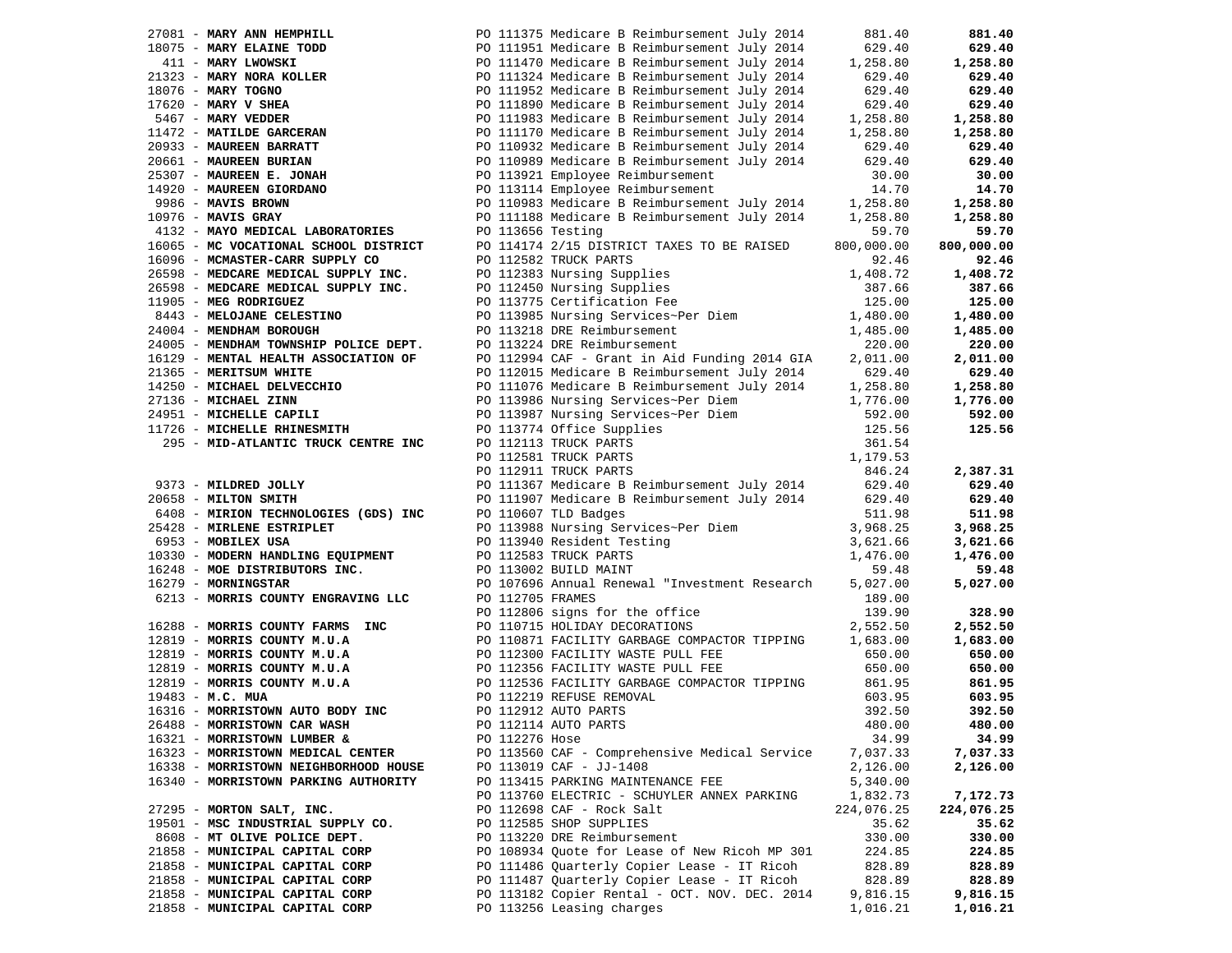| Vendor | PO / Description | Amount | Total |
|---|---|---|---|
| 27081 - **MARY ANN HEMPHILL** | PO 111375 Medicare B Reimbursement July 2014 | 881.40 | **881.40** |
| 18075 - **MARY ELAINE TODD** | PO 111951 Medicare B Reimbursement July 2014 | 629.40 | **629.40** |
| 411 - **MARY LWOWSKI** | PO 111470 Medicare B Reimbursement July 2014 | 1,258.80 | **1,258.80** |
| 21323 - **MARY NORA KOLLER** | PO 111324 Medicare B Reimbursement July 2014 | 629.40 | **629.40** |
| 18076 - **MARY TOGNO** | PO 111952 Medicare B Reimbursement July 2014 | 629.40 | **629.40** |
| 17620 - **MARY V SHEA** | PO 111890 Medicare B Reimbursement July 2014 | 629.40 | **629.40** |
| 5467 - **MARY VEDDER** | PO 111983 Medicare B Reimbursement July 2014 | 1,258.80 | **1,258.80** |
| 11472 - **MATILDE GARCERAN** | PO 111170 Medicare B Reimbursement July 2014 | 1,258.80 | **1,258.80** |
| 20933 - **MAUREEN BARRATT** | PO 110932 Medicare B Reimbursement July 2014 | 629.40 | **629.40** |
| 20661 - **MAUREEN BURIAN** | PO 110989 Medicare B Reimbursement July 2014 | 629.40 | **629.40** |
| 25307 - **MAUREEN E. JONAH** | PO 113921 Employee Reimbursement | 30.00 | **30.00** |
| 14920 - **MAUREEN GIORDANO** | PO 113114 Employee Reimbursement | 14.70 | **14.70** |
| 9986 - **MAVIS BROWN** | PO 110983 Medicare B Reimbursement July 2014 | 1,258.80 | **1,258.80** |
| 10976 - **MAVIS GRAY** | PO 111188 Medicare B Reimbursement July 2014 | 1,258.80 | **1,258.80** |
| 4132 - **MAYO MEDICAL LABORATORIES** | PO 113656 Testing | 59.70 | **59.70** |
| 16065 - **MC VOCATIONAL SCHOOL DISTRICT** | PO 114174 2/15 DISTRICT TAXES TO BE RAISED | 800,000.00 | **800,000.00** |
| 16096 - **MCMASTER-CARR SUPPLY CO** | PO 112582 TRUCK PARTS | 92.46 | **92.46** |
| 26598 - **MEDCARE MEDICAL SUPPLY INC.** | PO 112383 Nursing Supplies | 1,408.72 | **1,408.72** |
| 26598 - **MEDCARE MEDICAL SUPPLY INC.** | PO 112450 Nursing Supplies | 387.66 | **387.66** |
| 11905 - **MEG RODRIGUEZ** | PO 113775 Certification Fee | 125.00 | **125.00** |
| 8443 - **MELOJANE CELESTINO** | PO 113985 Nursing Services~Per Diem | 1,480.00 | **1,480.00** |
| 24004 - **MENDHAM BOROUGH** | PO 113218 DRE Reimbursement | 1,485.00 | **1,485.00** |
| 24005 - **MENDHAM TOWNSHIP POLICE DEPT.** | PO 113224 DRE Reimbursement | 220.00 | **220.00** |
| 16129 - **MENTAL HEALTH ASSOCIATION OF** | PO 112994 CAF - Grant in Aid Funding 2014 GIA | 2,011.00 | **2,011.00** |
| 21365 - **MERITSUM WHITE** | PO 112015 Medicare B Reimbursement July 2014 | 629.40 | **629.40** |
| 14250 - **MICHAEL DELVECCHIO** | PO 111076 Medicare B Reimbursement July 2014 | 1,258.80 | **1,258.80** |
| 27136 - **MICHAEL ZINN** | PO 113986 Nursing Services~Per Diem | 1,776.00 | **1,776.00** |
| 24951 - **MICHELLE CAPILI** | PO 113987 Nursing Services~Per Diem | 592.00 | **592.00** |
| 11726 - **MICHELLE RHINESMITH** | PO 113774 Office Supplies | 125.56 | **125.56** |
| 295 - **MID-ATLANTIC TRUCK CENTRE INC** | PO 112113 TRUCK PARTS | 361.54 | |
| | PO 112581 TRUCK PARTS | 1,179.53 | |
| | PO 112911 TRUCK PARTS | 846.24 | **2,387.31** |
| 9373 - **MILDRED JOLLY** | PO 111367 Medicare B Reimbursement July 2014 | 629.40 | **629.40** |
| 20658 - **MILTON SMITH** | PO 111907 Medicare B Reimbursement July 2014 | 629.40 | **629.40** |
| 6408 - **MIRION TECHNOLOGIES (GDS) INC** | PO 110607 TLD Badges | 511.98 | **511.98** |
| 25428 - **MIRLENE ESTRIPLET** | PO 113988 Nursing Services~Per Diem | 3,968.25 | **3,968.25** |
| 6953 - **MOBILEX USA** | PO 113940 Resident Testing | 3,621.66 | **3,621.66** |
| 10330 - **MODERN HANDLING EQUIPMENT** | PO 112583 TRUCK PARTS | 1,476.00 | **1,476.00** |
| 16248 - **MOE DISTRIBUTORS INC.** | PO 113002 BUILD MAINT | 59.48 | **59.48** |
| 16279 - **MORNINGSTAR** | PO 107696 Annual Renewal "Investment Research | 5,027.00 | **5,027.00** |
| 6213 - **MORRIS COUNTY ENGRAVING LLC** | PO 112705 FRAMES | 189.00 | |
| | PO 112806 signs for the office | 139.90 | **328.90** |
| 16288 - **MORRIS COUNTY FARMS INC** | PO 110715 HOLIDAY DECORATIONS | 2,552.50 | **2,552.50** |
| 12819 - **MORRIS COUNTY M.U.A** | PO 110871 FACILITY GARBAGE COMPACTOR TIPPING | 1,683.00 | **1,683.00** |
| 12819 - **MORRIS COUNTY M.U.A** | PO 112300 FACILITY WASTE PULL FEE | 650.00 | **650.00** |
| 12819 - **MORRIS COUNTY M.U.A** | PO 112356 FACILITY WASTE PULL FEE | 650.00 | **650.00** |
| 12819 - **MORRIS COUNTY M.U.A** | PO 112536 FACILITY GARBAGE COMPACTOR TIPPING | 861.95 | **861.95** |
| 19483 - **M.C. MUA** | PO 112219 REFUSE REMOVAL | 603.95 | **603.95** |
| 16316 - **MORRISTOWN AUTO BODY INC** | PO 112912 AUTO PARTS | 392.50 | **392.50** |
| 26488 - **MORRISTOWN CAR WASH** | PO 112114 AUTO PARTS | 480.00 | **480.00** |
| 16321 - **MORRISTOWN LUMBER &** | PO 112276 Hose | 34.99 | **34.99** |
| 16323 - **MORRISTOWN MEDICAL CENTER** | PO 113560 CAF - Comprehensive Medical Service | 7,037.33 | **7,037.33** |
| 16338 - **MORRISTOWN NEIGHBORHOOD HOUSE** | PO 113019 CAF - JJ-1408 | 2,126.00 | **2,126.00** |
| 16340 - **MORRISTOWN PARKING AUTHORITY** | PO 113415 PARKING MAINTENANCE FEE | 5,340.00 | |
| | PO 113760 ELECTRIC - SCHUYLER ANNEX PARKING | 1,832.73 | **7,172.73** |
| 27295 - **MORTON SALT, INC.** | PO 112698 CAF - Rock Salt | 224,076.25 | **224,076.25** |
| 19501 - **MSC INDUSTRIAL SUPPLY CO.** | PO 112585 SHOP SUPPLIES | 35.62 | **35.62** |
| 8608 - **MT OLIVE POLICE DEPT.** | PO 113220 DRE Reimbursement | 330.00 | **330.00** |
| 21858 - **MUNICIPAL CAPITAL CORP** | PO 108934 Quote for Lease of New Ricoh MP 301 | 224.85 | **224.85** |
| 21858 - **MUNICIPAL CAPITAL CORP** | PO 111486 Quarterly Copier Lease - IT Ricoh | 828.89 | **828.89** |
| 21858 - **MUNICIPAL CAPITAL CORP** | PO 111487 Quarterly Copier Lease - IT Ricoh | 828.89 | **828.89** |
| 21858 - **MUNICIPAL CAPITAL CORP** | PO 113182 Copier Rental - OCT. NOV. DEC. 2014 | 9,816.15 | **9,816.15** |
| 21858 - **MUNICIPAL CAPITAL CORP** | PO 113256 Leasing charges | 1,016.21 | **1,016.21** |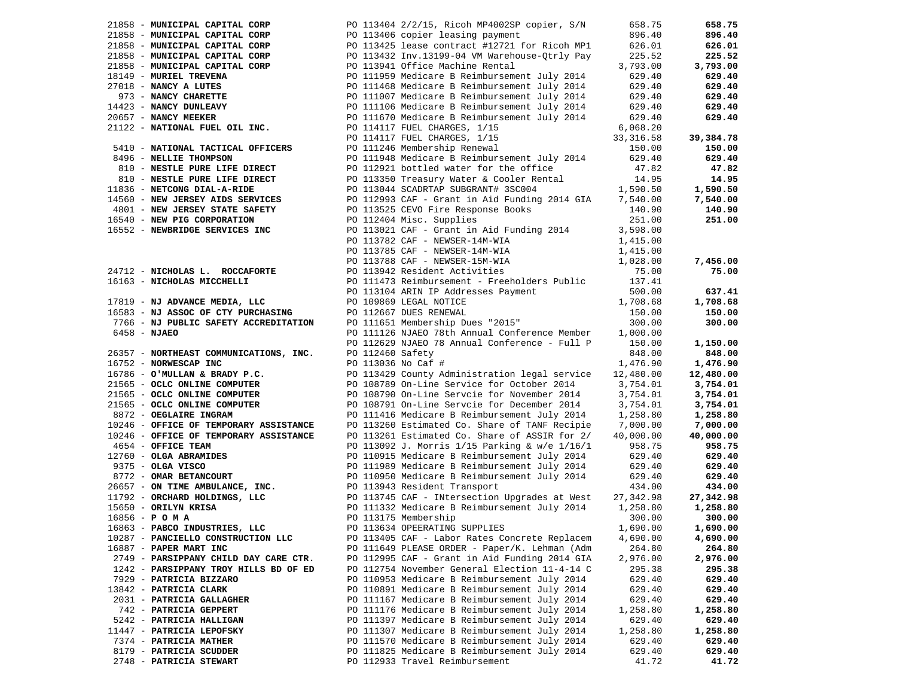| Vendor | Description | Amount | Total |
|---|---|---|---|
| 21858 - **MUNICIPAL CAPITAL CORP** | PO 113404 2/2/15, Ricoh MP4002SP copier, S/N | 658.75 | **658.75** |
| 21858 - **MUNICIPAL CAPITAL CORP** | PO 113406 copier leasing payment | 896.40 | **896.40** |
| 21858 - **MUNICIPAL CAPITAL CORP** | PO 113425 lease contract #12721 for Ricoh MP1 | 626.01 | **626.01** |
| 21858 - **MUNICIPAL CAPITAL CORP** | PO 113432 Inv.13199-04 VM Warehouse-Qtrly Pay | 225.52 | **225.52** |
| 21858 - **MUNICIPAL CAPITAL CORP** | PO 113941 Office Machine Rental | 3,793.00 | **3,793.00** |
| 18149 - **MURIEL TREVENA** | PO 111959 Medicare B Reimbursement July 2014 | 629.40 | **629.40** |
| 27018 - **NANCY A LUTES** | PO 111468 Medicare B Reimbursement July 2014 | 629.40 | **629.40** |
| 973 - **NANCY CHARETTE** | PO 111007 Medicare B Reimbursement July 2014 | 629.40 | **629.40** |
| 14423 - **NANCY DUNLEAVY** | PO 111106 Medicare B Reimbursement July 2014 | 629.40 | **629.40** |
| 20657 - **NANCY MEEKER** | PO 111670 Medicare B Reimbursement July 2014 | 629.40 | **629.40** |
| 21122 - **NATIONAL FUEL OIL INC.** | PO 114117 FUEL CHARGES, 1/15 | 6,068.20 | |
| | PO 114117 FUEL CHARGES, 1/15 | 33,316.58 | **39,384.78** |
| 5410 - **NATIONAL TACTICAL OFFICERS** | PO 111246 Membership Renewal | 150.00 | **150.00** |
| 8496 - **NELLIE THOMPSON** | PO 111948 Medicare B Reimbursement July 2014 | 629.40 | **629.40** |
| 810 - **NESTLE PURE LIFE DIRECT** | PO 112921 bottled water for the office | 47.82 | **47.82** |
| 810 - **NESTLE PURE LIFE DIRECT** | PO 113350 Treasury Water & Cooler Rental | 14.95 | **14.95** |
| 11836 - **NETCONG DIAL-A-RIDE** | PO 113044 SCADRTAP SUBGRANT# 3SC004 | 1,590.50 | **1,590.50** |
| 14560 - **NEW JERSEY AIDS SERVICES** | PO 112993 CAF - Grant in Aid Funding 2014 GIA | 7,540.00 | **7,540.00** |
| 4801 - **NEW JERSEY STATE SAFETY** | PO 113525 CEVO Fire Response Books | 140.90 | **140.90** |
| 16540 - **NEW PIG CORPORATION** | PO 112404 Misc. Supplies | 251.00 | **251.00** |
| 16552 - **NEWBRIDGE SERVICES INC** | PO 113021 CAF - Grant in Aid Funding 2014 | 3,598.00 | |
| | PO 113782 CAF - NEWSER-14M-WIA | 1,415.00 | |
| | PO 113785 CAF - NEWSER-14M-WIA | 1,415.00 | |
| | PO 113788 CAF - NEWSER-15M-WIA | 1,028.00 | **7,456.00** |
| 24712 - **NICHOLAS L. ROCCAFORTE** | PO 113942 Resident Activities | 75.00 | **75.00** |
| 16163 - **NICHOLAS MICCHELLI** | PO 111473 Reimbursement - Freeholders Public | 137.41 | |
| | PO 113104 ARIN IP Addresses Payment | 500.00 | **637.41** |
| 17819 - **NJ ADVANCE MEDIA, LLC** | PO 109869 LEGAL NOTICE | 1,708.68 | **1,708.68** |
| 16583 - **NJ ASSOC OF CTY PURCHASING** | PO 112667 DUES RENEWAL | 150.00 | **150.00** |
| 7766 - **NJ PUBLIC SAFETY ACCREDITATION** | PO 111651 Membership Dues "2015" | 300.00 | **300.00** |
| 6458 - **NJAEO** | PO 111126 NJAEO 78th Annual Conference Member | 1,000.00 | |
| | PO 112629 NJAEO 78 Annual Conference - Full P | 150.00 | **1,150.00** |
| 26357 - **NORTHEAST COMMUNICATIONS, INC.** | PO 112460 Safety | 848.00 | **848.00** |
| 16752 - **NORWESCAP INC** | PO 113036 No Caf # | 1,476.90 | **1,476.90** |
| 16786 - **O'MULLAN & BRADY P.C.** | PO 113429 County Administration legal service | 12,480.00 | **12,480.00** |
| 21565 - **OCLC ONLINE COMPUTER** | PO 108789 On-Line Service for October 2014 | 3,754.01 | **3,754.01** |
| 21565 - **OCLC ONLINE COMPUTER** | PO 108790 On-Line Servcie for November 2014 | 3,754.01 | **3,754.01** |
| 21565 - **OCLC ONLINE COMPUTER** | PO 108791 On-Line Servcie for December 2014 | 3,754.01 | **3,754.01** |
| 8872 - **OEGLAIRE INGRAM** | PO 111416 Medicare B Reimbursement July 2014 | 1,258.80 | **1,258.80** |
| 10246 - **OFFICE OF TEMPORARY ASSISTANCE** | PO 113260 Estimated Co. Share of TANF Recipie | 7,000.00 | **7,000.00** |
| 10246 - **OFFICE OF TEMPORARY ASSISTANCE** | PO 113261 Estimated Co. Share of ASSIR for 2/ | 40,000.00 | **40,000.00** |
| 4654 - **OFFICE TEAM** | PO 113092 J. Morris 1/15 Parking & w/e 1/16/1 | 958.75 | **958.75** |
| 12760 - **OLGA ABRAMIDES** | PO 110915 Medicare B Reimbursement July 2014 | 629.40 | **629.40** |
| 9375 - **OLGA VISCO** | PO 111989 Medicare B Reimbursement July 2014 | 629.40 | **629.40** |
| 8772 - **OMAR BETANCOURT** | PO 110950 Medicare B Reimbursement July 2014 | 629.40 | **629.40** |
| 26657 - **ON TIME AMBULANCE, INC.** | PO 113943 Resident Transport | 434.00 | **434.00** |
| 11792 - **ORCHARD HOLDINGS, LLC** | PO 113745 CAF - INtersection Upgrades at West | 27,342.98 | **27,342.98** |
| 15650 - **ORILYN KRISA** | PO 111332 Medicare B Reimbursement July 2014 | 1,258.80 | **1,258.80** |
| 16856 - **P O M A** | PO 113175 Membership | 300.00 | **300.00** |
| 16863 - **PABCO INDUSTRIES, LLC** | PO 113634 OPEERATING SUPPLIES | 1,690.00 | **1,690.00** |
| 10287 - **PANCIELLO CONSTRUCTION LLC** | PO 113405 CAF - Labor Rates Concrete Replacem | 4,690.00 | **4,690.00** |
| 16887 - **PAPER MART INC** | PO 111649 PLEASE ORDER - Paper/K. Lehman (Adm | 264.80 | **264.80** |
| 2749 - **PARSIPPANY CHILD DAY CARE CTR.** | PO 112995 CAF - Grant in Aid Funding 2014 GIA | 2,976.00 | **2,976.00** |
| 1242 - **PARSIPPANY TROY HILLS BD OF ED** | PO 112754 November General Election 11-4-14 C | 295.38 | **295.38** |
| 7929 - **PATRICIA BIZZARO** | PO 110953 Medicare B Reimbursement July 2014 | 629.40 | **629.40** |
| 13842 - **PATRICIA CLARK** | PO 110891 Medicare B Reimbursement July 2014 | 629.40 | **629.40** |
| 2031 - **PATRICIA GALLAGHER** | PO 111167 Medicare B Reimbursement July 2014 | 629.40 | **629.40** |
| 742 - **PATRICIA GEPPERT** | PO 111176 Medicare B Reimbursement July 2014 | 1,258.80 | **1,258.80** |
| 5242 - **PATRICIA HALLIGAN** | PO 111397 Medicare B Reimbursement July 2014 | 629.40 | **629.40** |
| 11447 - **PATRICIA LEPOFSKY** | PO 111307 Medicare B Reimbursement July 2014 | 1,258.80 | **1,258.80** |
| 7374 - **PATRICIA MATHER** | PO 111570 Medicare B Reimbursement July 2014 | 629.40 | **629.40** |
| 8179 - **PATRICIA SCUDDER** | PO 111825 Medicare B Reimbursement July 2014 | 629.40 | **629.40** |
| 2748 - **PATRICIA STEWART** | PO 112933 Travel Reimbursement | 41.72 | **41.72** |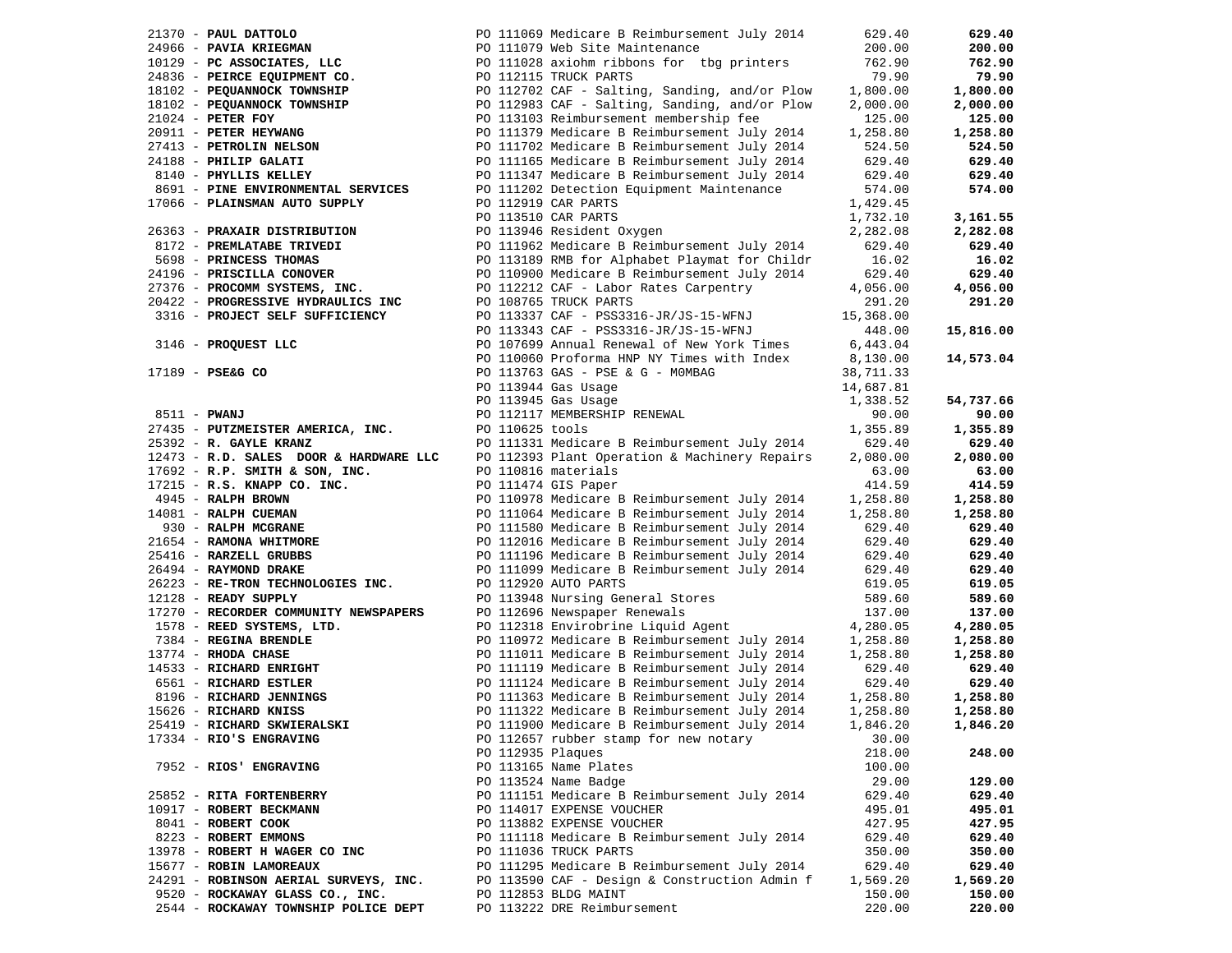| Vendor | PO / Description | Amount | Total |
|---|---|---|---|
| 21370 - **PAUL DATTOLO** | PO 111069 Medicare B Reimbursement July 2014 | 629.40 | **629.40** |
| 24966 - **PAVIA KRIEGMAN** | PO 111079 Web Site Maintenance | 200.00 | **200.00** |
| 10129 - **PC ASSOCIATES, LLC** | PO 111028 axiohm ribbons for tbg printers | 762.90 | **762.90** |
| 24836 - **PEIRCE EQUIPMENT CO.** | PO 112115 TRUCK PARTS | 79.90 | **79.90** |
| 18102 - **PEQUANNOCK TOWNSHIP** | PO 112702 CAF - Salting, Sanding, and/or Plow | 1,800.00 | **1,800.00** |
| 18102 - **PEQUANNOCK TOWNSHIP** | PO 112983 CAF - Salting, Sanding, and/or Plow | 2,000.00 | **2,000.00** |
| 21024 - **PETER FOY** | PO 113103 Reimbursement membership fee | 125.00 | **125.00** |
| 20911 - **PETER HEYWANG** | PO 111379 Medicare B Reimbursement July 2014 | 1,258.80 | **1,258.80** |
| 27413 - **PETROLIN NELSON** | PO 111702 Medicare B Reimbursement July 2014 | 524.50 | **524.50** |
| 24188 - **PHILIP GALATI** | PO 111165 Medicare B Reimbursement July 2014 | 629.40 | **629.40** |
| 8140 - **PHYLLIS KELLEY** | PO 111347 Medicare B Reimbursement July 2014 | 629.40 | **629.40** |
| 8691 - **PINE ENVIRONMENTAL SERVICES** | PO 111202 Detection Equipment Maintenance | 574.00 | **574.00** |
| 17066 - **PLAINSMAN AUTO SUPPLY** | PO 112919 CAR PARTS | 1,429.45 | |
| | PO 113510 CAR PARTS | 1,732.10 | **3,161.55** |
| 26363 - **PRAXAIR DISTRIBUTION** | PO 113946 Resident Oxygen | 2,282.08 | **2,282.08** |
| 8172 - **PREMLATABE TRIVEDI** | PO 111962 Medicare B Reimbursement July 2014 | 629.40 | **629.40** |
| 5698 - **PRINCESS THOMAS** | PO 113189 RMB for Alphabet Playmat for Childr | 16.02 | **16.02** |
| 24196 - **PRISCILLA CONOVER** | PO 110900 Medicare B Reimbursement July 2014 | 629.40 | **629.40** |
| 27376 - **PROCOMM SYSTEMS, INC.** | PO 112212 CAF - Labor Rates Carpentry | 4,056.00 | **4,056.00** |
| 20422 - **PROGRESSIVE HYDRAULICS INC** | PO 108765 TRUCK PARTS | 291.20 | **291.20** |
| 3316 - **PROJECT SELF SUFFICIENCY** | PO 113337 CAF - PSS3316-JR/JS-15-WFNJ | 15,368.00 | |
| | PO 113343 CAF - PSS3316-JR/JS-15-WFNJ | 448.00 | **15,816.00** |
| 3146 - **PROQUEST LLC** | PO 107699 Annual Renewal of New York Times | 6,443.04 | |
| | PO 110060 Proforma HNP NY Times with Index | 8,130.00 | **14,573.04** |
| 17189 - **PSE&G CO** | PO 113763 GAS - PSE & G - M0MBAG | 38,711.33 | |
| | PO 113944 Gas Usage | 14,687.81 | |
| | PO 113945 Gas Usage | 1,338.52 | **54,737.66** |
| 8511 - **PWANJ** | PO 112117 MEMBERSHIP RENEWAL | 90.00 | **90.00** |
| 27435 - **PUTZMEISTER AMERICA, INC.** | PO 110625 tools | 1,355.89 | **1,355.89** |
| 25392 - **R. GAYLE KRANZ** | PO 111331 Medicare B Reimbursement July 2014 | 629.40 | **629.40** |
| 12473 - **R.D. SALES DOOR & HARDWARE LLC** | PO 112393 Plant Operation & Machinery Repairs | 2,080.00 | **2,080.00** |
| 17692 - **R.P. SMITH & SON, INC.** | PO 110816 materials | 63.00 | **63.00** |
| 17215 - **R.S. KNAPP CO. INC.** | PO 111474 GIS Paper | 414.59 | **414.59** |
| 4945 - **RALPH BROWN** | PO 110978 Medicare B Reimbursement July 2014 | 1,258.80 | **1,258.80** |
| 14081 - **RALPH CUEMAN** | PO 111064 Medicare B Reimbursement July 2014 | 1,258.80 | **1,258.80** |
| 930 - **RALPH MCGRANE** | PO 111580 Medicare B Reimbursement July 2014 | 629.40 | **629.40** |
| 21654 - **RAMONA WHITMORE** | PO 112016 Medicare B Reimbursement July 2014 | 629.40 | **629.40** |
| 25416 - **RARZELL GRUBBS** | PO 111196 Medicare B Reimbursement July 2014 | 629.40 | **629.40** |
| 26494 - **RAYMOND DRAKE** | PO 111099 Medicare B Reimbursement July 2014 | 629.40 | **629.40** |
| 26223 - **RE-TRON TECHNOLOGIES INC.** | PO 112920 AUTO PARTS | 619.05 | **619.05** |
| 12128 - **READY SUPPLY** | PO 113948 Nursing General Stores | 589.60 | **589.60** |
| 17270 - **RECORDER COMMUNITY NEWSPAPERS** | PO 112696 Newspaper Renewals | 137.00 | **137.00** |
| 1578 - **REED SYSTEMS, LTD.** | PO 112318 Envirobrine Liquid Agent | 4,280.05 | **4,280.05** |
| 7384 - **REGINA BRENDLE** | PO 110972 Medicare B Reimbursement July 2014 | 1,258.80 | **1,258.80** |
| 13774 - **RHODA CHASE** | PO 111011 Medicare B Reimbursement July 2014 | 1,258.80 | **1,258.80** |
| 14533 - **RICHARD ENRIGHT** | PO 111119 Medicare B Reimbursement July 2014 | 629.40 | **629.40** |
| 6561 - **RICHARD ESTLER** | PO 111124 Medicare B Reimbursement July 2014 | 629.40 | **629.40** |
| 8196 - **RICHARD JENNINGS** | PO 111363 Medicare B Reimbursement July 2014 | 1,258.80 | **1,258.80** |
| 15626 - **RICHARD KNISS** | PO 111322 Medicare B Reimbursement July 2014 | 1,258.80 | **1,258.80** |
| 25419 - **RICHARD SKWIERALSKI** | PO 111900 Medicare B Reimbursement July 2014 | 1,846.20 | **1,846.20** |
| 17334 - **RIO'S ENGRAVING** | PO 112657 rubber stamp for new notary | 30.00 | |
| | PO 112935 Plaques | 218.00 | **248.00** |
| 7952 - **RIOS' ENGRAVING** | PO 113165 Name Plates | 100.00 | |
| | PO 113524 Name Badge | 29.00 | **129.00** |
| 25852 - **RITA FORTENBERRY** | PO 111151 Medicare B Reimbursement July 2014 | 629.40 | **629.40** |
| 10917 - **ROBERT BECKMANN** | PO 114017 EXPENSE VOUCHER | 495.01 | **495.01** |
| 8041 - **ROBERT COOK** | PO 113882 EXPENSE VOUCHER | 427.95 | **427.95** |
| 8223 - **ROBERT EMMONS** | PO 111118 Medicare B Reimbursement July 2014 | 629.40 | **629.40** |
| 13978 - **ROBERT H WAGER CO INC** | PO 111036 TRUCK PARTS | 350.00 | **350.00** |
| 15677 - **ROBIN LAMOREAUX** | PO 111295 Medicare B Reimbursement July 2014 | 629.40 | **629.40** |
| 24291 - **ROBINSON AERIAL SURVEYS, INC.** | PO 113590 CAF - Design & Construction Admin f | 1,569.20 | **1,569.20** |
| 9520 - **ROCKAWAY GLASS CO., INC.** | PO 112853 BLDG MAINT | 150.00 | **150.00** |
| 2544 - **ROCKAWAY TOWNSHIP POLICE DEPT** | PO 113222 DRE Reimbursement | 220.00 | **220.00** |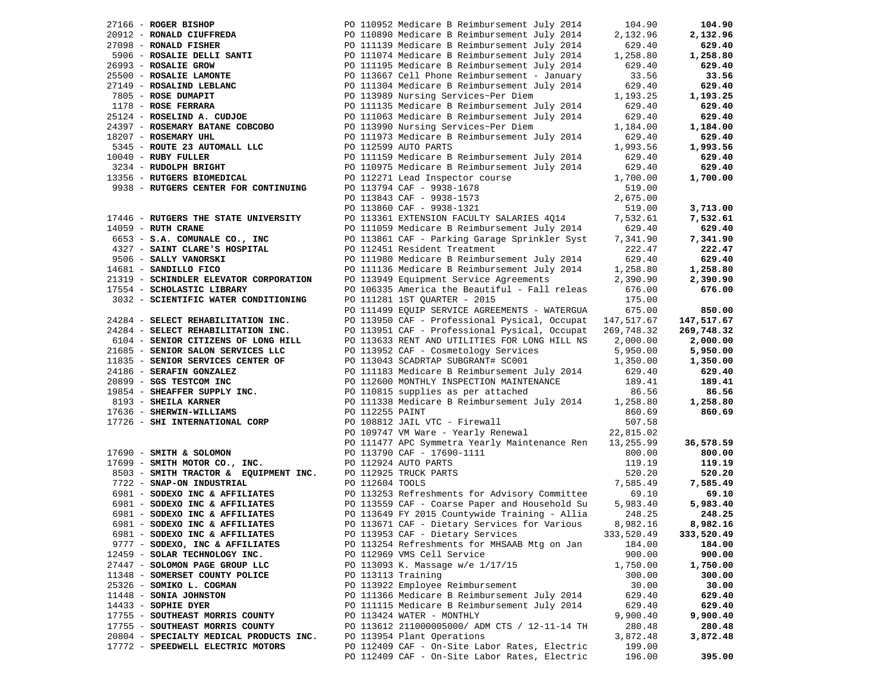| Vendor | PO / Description | Amount | Total |
|---|---|---|---|
| 27166 - **ROGER BISHOP** | PO 110952 Medicare B Reimbursement July 2014 | 104.90 | **104.90** |
| 20912 - **RONALD CIUFFREDA** | PO 110890 Medicare B Reimbursement July 2014 | 2,132.96 | **2,132.96** |
| 27098 - **RONALD FISHER** | PO 111139 Medicare B Reimbursement July 2014 | 629.40 | **629.40** |
| 5906 - **ROSALIE DELLI SANTI** | PO 111074 Medicare B Reimbursement July 2014 | 1,258.80 | **1,258.80** |
| 26993 - **ROSALIE GROW** | PO 111195 Medicare B Reimbursement July 2014 | 629.40 | **629.40** |
| 25500 - **ROSALIE LAMONTE** | PO 113667 Cell Phone Reimbursement - January | 33.56 | **33.56** |
| 27149 - **ROSALIND LEBLANC** | PO 111304 Medicare B Reimbursement July 2014 | 629.40 | **629.40** |
| 7805 - **ROSE DUMAPIT** | PO 113989 Nursing Services~Per Diem | 1,193.25 | **1,193.25** |
| 1178 - **ROSE FERRARA** | PO 111135 Medicare B Reimbursement July 2014 | 629.40 | **629.40** |
| 25124 - **ROSELIND A. CUDJOE** | PO 111063 Medicare B Reimbursement July 2014 | 629.40 | **629.40** |
| 24397 - **ROSEMARY BATANE COBCOBO** | PO 113990 Nursing Services~Per Diem | 1,184.00 | **1,184.00** |
| 18207 - **ROSEMARY UHL** | PO 111973 Medicare B Reimbursement July 2014 | 629.40 | **629.40** |
| 5345 - **ROUTE 23 AUTOMALL LLC** | PO 112599 AUTO PARTS | 1,993.56 | **1,993.56** |
| 10040 - **RUBY FULLER** | PO 111159 Medicare B Reimbursement July 2014 | 629.40 | **629.40** |
| 3234 - **RUDOLPH BRIGHT** | PO 110975 Medicare B Reimbursement July 2014 | 629.40 | **629.40** |
| 13356 - **RUTGERS BIOMEDICAL** | PO 112271 Lead Inspector course | 1,700.00 | **1,700.00** |
| 9938 - **RUTGERS CENTER FOR CONTINUING** | PO 113794 CAF - 9938-1678 | 519.00 | |
| | PO 113843 CAF - 9938-1573 | 2,675.00 | |
| | PO 113860 CAF - 9938-1321 | 519.00 | **3,713.00** |
| 17446 - **RUTGERS THE STATE UNIVERSITY** | PO 113361 EXTENSION FACULTY SALARIES 4Q14 | 7,532.61 | **7,532.61** |
| 14059 - **RUTH CRANE** | PO 111059 Medicare B Reimbursement July 2014 | 629.40 | **629.40** |
| 6653 - **S.A. COMUNALE CO., INC** | PO 113861 CAF - Parking Garage Sprinkler Syst | 7,341.90 | **7,341.90** |
| 4327 - **SAINT CLARE'S HOSPITAL** | PO 112451 Resident Treatment | 222.47 | **222.47** |
| 9506 - **SALLY VANORSKI** | PO 111980 Medicare B Reimbursement July 2014 | 629.40 | **629.40** |
| 14681 - **SANDILLO FICO** | PO 111136 Medicare B Reimbursement July 2014 | 1,258.80 | **1,258.80** |
| 21319 - **SCHINDLER ELEVATOR CORPORATION** | PO 113949 Equipment Service Agreements | 2,390.90 | **2,390.90** |
| 17554 - **SCHOLASTIC LIBRARY** | PO 106335 America the Beautiful - Fall releas | 676.00 | **676.00** |
| 3032 - **SCIENTIFIC WATER CONDITIONING** | PO 111281 1ST QUARTER - 2015 | 175.00 | |
| | PO 111499 EQUIP SERVICE AGREEMENTS - WATERGUA | 675.00 | **850.00** |
| 24284 - **SELECT REHABILITATION INC.** | PO 113950 CAF - Professional Pysical, Occupat | 147,517.67 | **147,517.67** |
| 24284 - **SELECT REHABILITATION INC.** | PO 113951 CAF - Professional Pysical, Occupat | 269,748.32 | **269,748.32** |
| 6104 - **SENIOR CITIZENS OF LONG HILL** | PO 113633 RENT AND UTILITIES FOR LONG HILL NS | 2,000.00 | **2,000.00** |
| 21685 - **SENIOR SALON SERVICES LLC** | PO 113952 CAF - Cosmetology Services | 5,950.00 | **5,950.00** |
| 11835 - **SENIOR SERVICES CENTER OF** | PO 113043 SCADRTAP SUBGRANT# SC001 | 1,350.00 | **1,350.00** |
| 24186 - **SERAFIN GONZALEZ** | PO 111183 Medicare B Reimbursement July 2014 | 629.40 | **629.40** |
| 20899 - **SGS TESTCOM INC** | PO 112600 MONTHLY INSPECTION MAINTENANCE | 189.41 | **189.41** |
| 19854 - **SHEAFFER SUPPLY INC.** | PO 110815 supplies as per attached | 86.56 | **86.56** |
| 8193 - **SHEILA KARNER** | PO 111338 Medicare B Reimbursement July 2014 | 1,258.80 | **1,258.80** |
| 17636 - **SHERWIN-WILLIAMS** | PO 112255 PAINT | 860.69 | **860.69** |
| 17726 - **SHI INTERNATIONAL CORP** | PO 108812 JAIL VTC - Firewall | 507.58 | |
| | PO 109747 VM Ware - Yearly Renewal | 22,815.02 | |
| | PO 111477 APC Symmetra Yearly Maintenance Ren | 13,255.99 | **36,578.59** |
| 17690 - **SMITH & SOLOMON** | PO 113790 CAF - 17690-1111 | 800.00 | **800.00** |
| 17699 - **SMITH MOTOR CO., INC.** | PO 112924 AUTO PARTS | 119.19 | **119.19** |
| 8503 - **SMITH TRACTOR & EQUIPMENT INC.** | PO 112925 TRUCK PARTS | 520.20 | **520.20** |
| 7722 - **SNAP-ON INDUSTRIAL** | PO 112604 TOOLS | 7,585.49 | **7,585.49** |
| 6981 - **SODEXO INC & AFFILIATES** | PO 113253 Refreshments for Advisory Committee | 69.10 | **69.10** |
| 6981 - **SODEXO INC & AFFILIATES** | PO 113559 CAF - Coarse Paper and Household Su | 5,983.40 | **5,983.40** |
| 6981 - **SODEXO INC & AFFILIATES** | PO 113649 FY 2015 Countywide Training - Allia | 248.25 | **248.25** |
| 6981 - **SODEXO INC & AFFILIATES** | PO 113671 CAF - Dietary Services for Various | 8,982.16 | **8,982.16** |
| 6981 - **SODEXO INC & AFFILIATES** | PO 113953 CAF - Dietary Services | 333,520.49 | **333,520.49** |
| 9777 - **SODEXO, INC & AFFILIATES** | PO 113254 Refreshments for MHSAAB Mtg on Jan | 184.00 | **184.00** |
| 12459 - **SOLAR TECHNOLOGY INC.** | PO 112969 VMS Cell Service | 900.00 | **900.00** |
| 27447 - **SOLOMON PAGE GROUP LLC** | PO 113093 K. Massage w/e 1/17/15 | 1,750.00 | **1,750.00** |
| 11348 - **SOMERSET COUNTY POLICE** | PO 113113 Training | 300.00 | **300.00** |
| 25326 - **SOMIKO L. COGMAN** | PO 113922 Employee Reimbursement | 30.00 | **30.00** |
| 11448 - **SONIA JOHNSTON** | PO 111366 Medicare B Reimbursement July 2014 | 629.40 | **629.40** |
| 14433 - **SOPHIE DYER** | PO 111115 Medicare B Reimbursement July 2014 | 629.40 | **629.40** |
| 17755 - **SOUTHEAST MORRIS COUNTY** | PO 113424 WATER - MONTHLY | 9,900.40 | **9,900.40** |
| 17755 - **SOUTHEAST MORRIS COUNTY** | PO 113612 211000005000/ ADM CTS / 12-11-14 TH | 280.48 | **280.48** |
| 20804 - **SPECIALTY MEDICAL PRODUCTS INC.** | PO 113954 Plant Operations | 3,872.48 | **3,872.48** |
| 17772 - **SPEEDWELL ELECTRIC MOTORS** | PO 112409 CAF - On-Site Labor Rates, Electric | 199.00 | |
| | PO 112409 CAF - On-Site Labor Rates, Electric | 196.00 | **395.00** |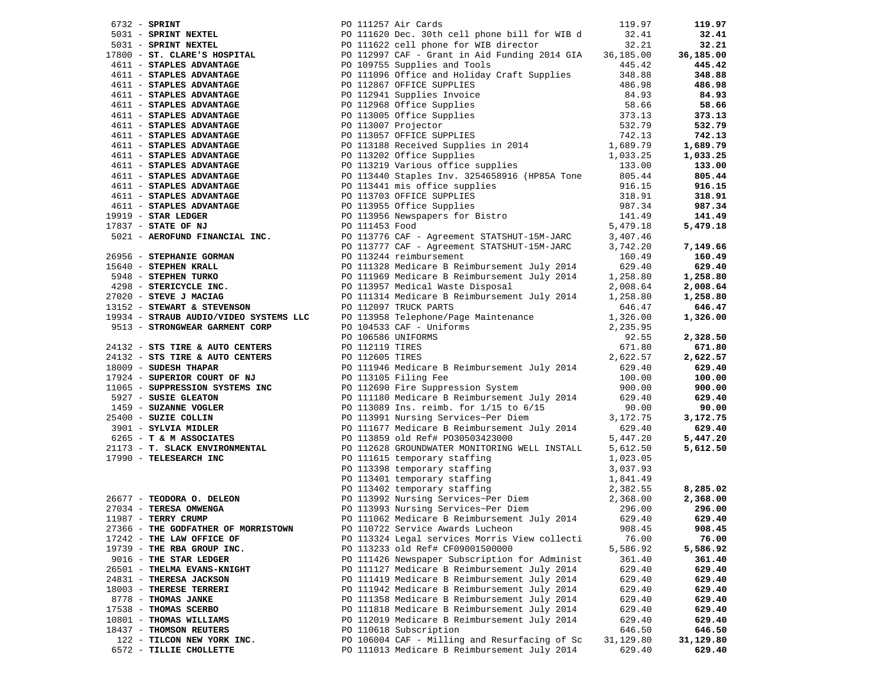| Vendor | PO / Description | Amount | Total |
|---|---|---|---|
| 6732 - **SPRINT** | PO 111257 Air Cards | 119.97 | **119.97** |
| 5031 - **SPRINT NEXTEL** | PO 111620 Dec. 30th cell phone bill for WIB d | 32.41 | **32.41** |
| 5031 - **SPRINT NEXTEL** | PO 111622 cell phone for WIB director | 32.21 | **32.21** |
| 17800 - **ST. CLARE'S HOSPITAL** | PO 112997 CAF - Grant in Aid Funding 2014 GIA | 36,185.00 | **36,185.00** |
| 4611 - **STAPLES ADVANTAGE** | PO 109755 Supplies and Tools | 445.42 | **445.42** |
| 4611 - **STAPLES ADVANTAGE** | PO 111096 Office and Holiday Craft Supplies | 348.88 | **348.88** |
| 4611 - **STAPLES ADVANTAGE** | PO 112867 OFFICE SUPPLIES | 486.98 | **486.98** |
| 4611 - **STAPLES ADVANTAGE** | PO 112941 Supplies Invoice | 84.93 | **84.93** |
| 4611 - **STAPLES ADVANTAGE** | PO 112968 Office Supplies | 58.66 | **58.66** |
| 4611 - **STAPLES ADVANTAGE** | PO 113005 Office Supplies | 373.13 | **373.13** |
| 4611 - **STAPLES ADVANTAGE** | PO 113007 Projector | 532.79 | **532.79** |
| 4611 - **STAPLES ADVANTAGE** | PO 113057 OFFICE SUPPLIES | 742.13 | **742.13** |
| 4611 - **STAPLES ADVANTAGE** | PO 113188 Received Supplies in 2014 | 1,689.79 | **1,689.79** |
| 4611 - **STAPLES ADVANTAGE** | PO 113202 Office Supplies | 1,033.25 | **1,033.25** |
| 4611 - **STAPLES ADVANTAGE** | PO 113219 Various office supplies | 133.00 | **133.00** |
| 4611 - **STAPLES ADVANTAGE** | PO 113440 Staples Inv. 3254658916 (HP85A Tone | 805.44 | **805.44** |
| 4611 - **STAPLES ADVANTAGE** | PO 113441 mis office supplies | 916.15 | **916.15** |
| 4611 - **STAPLES ADVANTAGE** | PO 113703 OFFICE SUPPLIES | 318.91 | **318.91** |
| 4611 - **STAPLES ADVANTAGE** | PO 113955 Office Supplies | 987.34 | **987.34** |
| 19919 - **STAR LEDGER** | PO 113956 Newspapers for Bistro | 141.49 | **141.49** |
| 17837 - **STATE OF NJ** | PO 111453 Food | 5,479.18 | **5,479.18** |
| 5021 - **AEROFUND FINANCIAL INC.** | PO 113776 CAF - Agreement STATSHUT-15M-JARC | 3,407.46 | |
| | PO 113777 CAF - Agreement STATSHUT-15M-JARC | 3,742.20 | **7,149.66** |
| 26956 - **STEPHANIE GORMAN** | PO 113244 reimbursement | 160.49 | **160.49** |
| 15640 - **STEPHEN KRALL** | PO 111328 Medicare B Reimbursement July 2014 | 629.40 | **629.40** |
| 5948 - **STEPHEN TURKO** | PO 111969 Medicare B Reimbursement July 2014 | 1,258.80 | **1,258.80** |
| 4298 - **STERICYCLE INC.** | PO 113957 Medical Waste Disposal | 2,008.64 | **2,008.64** |
| 27020 - **STEVE J MACIAG** | PO 111314 Medicare B Reimbursement July 2014 | 1,258.80 | **1,258.80** |
| 13152 - **STEWART & STEVENSON** | PO 112097 TRUCK PARTS | 646.47 | **646.47** |
| 19934 - **STRAUB AUDIO/VIDEO SYSTEMS LLC** | PO 113958 Telephone/Page Maintenance | 1,326.00 | **1,326.00** |
| 9513 - **STRONGWEAR GARMENT CORP** | PO 104533 CAF - Uniforms | 2,235.95 | |
| | PO 106586 UNIFORMS | 92.55 | **2,328.50** |
| 24132 - **STS TIRE & AUTO CENTERS** | PO 112119 TIRES | 671.80 | **671.80** |
| 24132 - **STS TIRE & AUTO CENTERS** | PO 112605 TIRES | 2,622.57 | **2,622.57** |
| 18009 - **SUDESH THAPAR** | PO 111946 Medicare B Reimbursement July 2014 | 629.40 | **629.40** |
| 17924 - **SUPERIOR COURT OF NJ** | PO 113105 Filing Fee | 100.00 | **100.00** |
| 11065 - **SUPPRESSION SYSTEMS INC** | PO 112690 Fire Suppression System | 900.00 | **900.00** |
| 5927 - **SUSIE GLEATON** | PO 111180 Medicare B Reimbursement July 2014 | 629.40 | **629.40** |
| 1459 - **SUZANNE VOGLER** | PO 113089 Ins. reimb. for 1/15 to 6/15 | 90.00 | **90.00** |
| 25400 - **SUZIE COLLIN** | PO 113991 Nursing Services~Per Diem | 3,172.75 | **3,172.75** |
| 3901 - **SYLVIA MIDLER** | PO 111677 Medicare B Reimbursement July 2014 | 629.40 | **629.40** |
| 6265 - **T & M ASSOCIATES** | PO 113859 old Ref# PO30503423000 | 5,447.20 | **5,447.20** |
| 21173 - **T. SLACK ENVIRONMENTAL** | PO 112628 GROUNDWATER MONITORING WELL INSTALL | 5,612.50 | **5,612.50** |
| 17990 - **TELESEARCH INC** | PO 111615 temporary staffing | 1,023.05 | |
| | PO 113398 temporary staffing | 3,037.93 | |
| | PO 113401 temporary staffing | 1,841.49 | |
| | PO 113402 temporary staffing | 2,382.55 | **8,285.02** |
| 26677 - **TEODORA O. DELEON** | PO 113992 Nursing Services~Per Diem | 2,368.00 | **2,368.00** |
| 27034 - **TERESA OMWENGA** | PO 113993 Nursing Services~Per Diem | 296.00 | **296.00** |
| 11987 - **TERRY CRUMP** | PO 111062 Medicare B Reimbursement July 2014 | 629.40 | **629.40** |
| 27366 - **THE GODFATHER OF MORRISTOWN** | PO 110722 Service Awards Lucheon | 908.45 | **908.45** |
| 17242 - **THE LAW OFFICE OF** | PO 113324 Legal services Morris View collecti | 76.00 | **76.00** |
| 19739 - **THE RBA GROUP INC.** | PO 113233 old Ref# CF09001500000 | 5,586.92 | **5,586.92** |
| 9016 - **THE STAR LEDGER** | PO 111426 Newspaper Subscription for Administ | 361.40 | **361.40** |
| 26501 - **THELMA EVANS-KNIGHT** | PO 111127 Medicare B Reimbursement July 2014 | 629.40 | **629.40** |
| 24831 - **THERESA JACKSON** | PO 111419 Medicare B Reimbursement July 2014 | 629.40 | **629.40** |
| 18003 - **THERESE TERRERI** | PO 111942 Medicare B Reimbursement July 2014 | 629.40 | **629.40** |
| 8778 - **THOMAS JANKE** | PO 111358 Medicare B Reimbursement July 2014 | 629.40 | **629.40** |
| 17538 - **THOMAS SCERBO** | PO 111818 Medicare B Reimbursement July 2014 | 629.40 | **629.40** |
| 10801 - **THOMAS WILLIAMS** | PO 112019 Medicare B Reimbursement July 2014 | 629.40 | **629.40** |
| 18437 - **THOMSON REUTERS** | PO 110618 Subscription | 646.50 | **646.50** |
| 122 - **TILCON NEW YORK INC.** | PO 106004 CAF - Milling and Resurfacing of Sc | 31,129.80 | **31,129.80** |
| 6572 - **TILLIE CHOLLETTE** | PO 111013 Medicare B Reimbursement July 2014 | 629.40 | **629.40** |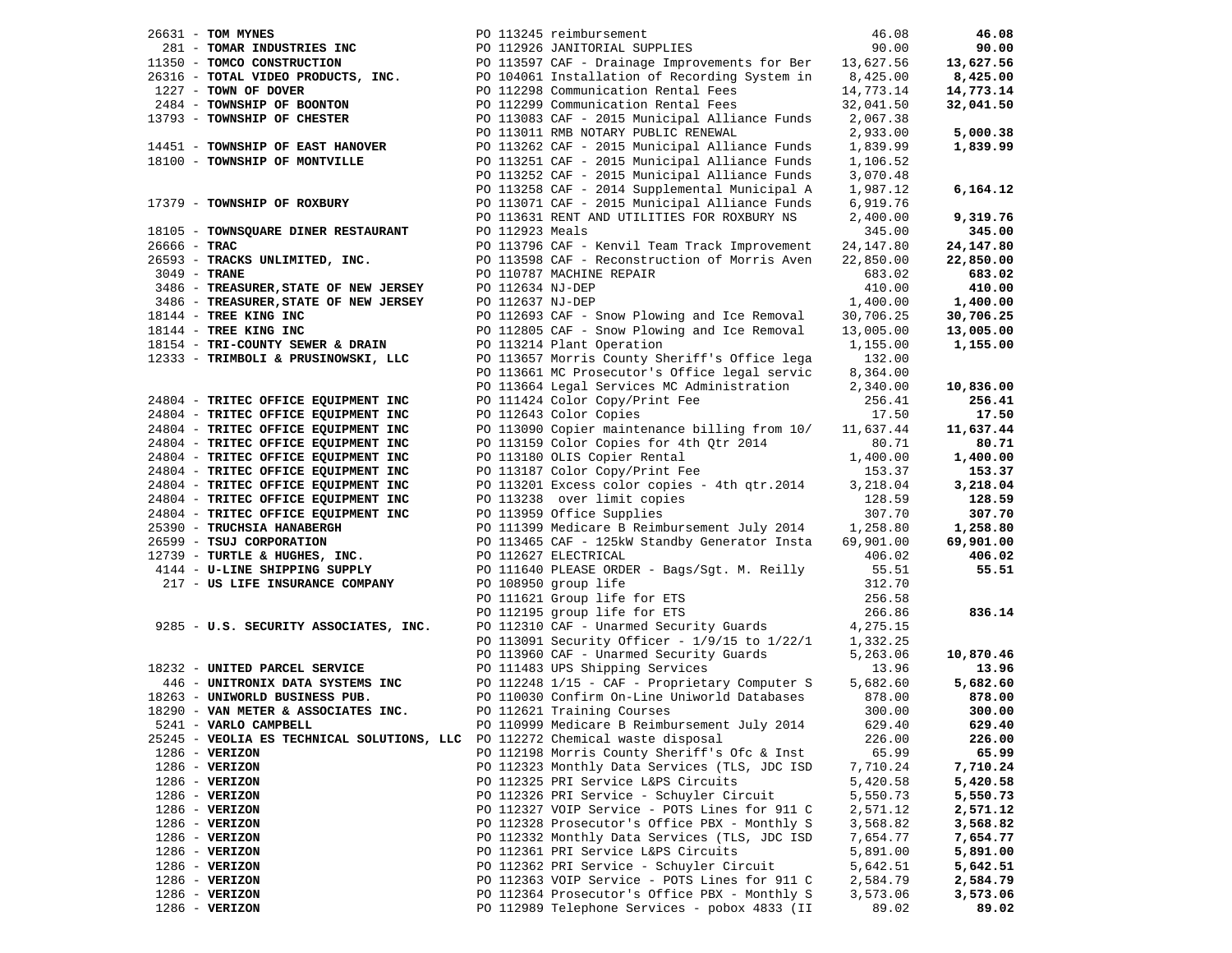| Vendor | PO / Description | Amount | Total |
|---|---|---|---|
| 26631 - **TOM MYNES** | PO 113245 reimbursement | 46.08 | **46.08** |
| 281 - **TOMAR INDUSTRIES INC** | PO 112926 JANITORIAL SUPPLIES | 90.00 | **90.00** |
| 11350 - **TOMCO CONSTRUCTION** | PO 113597 CAF - Drainage Improvements for Ber | 13,627.56 | **13,627.56** |
| 26316 - **TOTAL VIDEO PRODUCTS, INC.** | PO 104061 Installation of Recording System in | 8,425.00 | **8,425.00** |
| 1227 - **TOWN OF DOVER** | PO 112298 Communication Rental Fees | 14,773.14 | **14,773.14** |
| 2484 - **TOWNSHIP OF BOONTON** | PO 112299 Communication Rental Fees | 32,041.50 | **32,041.50** |
| 13793 - **TOWNSHIP OF CHESTER** | PO 113083 CAF - 2015 Municipal Alliance Funds | 2,067.38 | |
| | PO 113011 RMB NOTARY PUBLIC RENEWAL | 2,933.00 | **5,000.38** |
| 14451 - **TOWNSHIP OF EAST HANOVER** | PO 113262 CAF - 2015 Municipal Alliance Funds | 1,839.99 | **1,839.99** |
| 18100 - **TOWNSHIP OF MONTVILLE** | PO 113251 CAF - 2015 Municipal Alliance Funds | 1,106.52 | |
| | PO 113252 CAF - 2015 Municipal Alliance Funds | 3,070.48 | |
| | PO 113258 CAF - 2014 Supplemental Municipal A | 1,987.12 | **6,164.12** |
| 17379 - **TOWNSHIP OF ROXBURY** | PO 113071 CAF - 2015 Municipal Alliance Funds | 6,919.76 | |
| | PO 113631 RENT AND UTILITIES FOR ROXBURY NS | 2,400.00 | **9,319.76** |
| 18105 - **TOWNSQUARE DINER RESTAURANT** | PO 112923 Meals | 345.00 | **345.00** |
| 26666 - **TRAC** | PO 113796 CAF - Kenvil Team Track Improvement | 24,147.80 | **24,147.80** |
| 26593 - **TRACKS UNLIMITED, INC.** | PO 113598 CAF - Reconstruction of Morris Aven | 22,850.00 | **22,850.00** |
| 3049 - **TRANE** | PO 110787 MACHINE REPAIR | 683.02 | **683.02** |
| 3486 - **TREASURER,STATE OF NEW JERSEY** | PO 112634 NJ-DEP | 410.00 | **410.00** |
| 3486 - **TREASURER,STATE OF NEW JERSEY** | PO 112637 NJ-DEP | 1,400.00 | **1,400.00** |
| 18144 - **TREE KING INC** | PO 112693 CAF - Snow Plowing and Ice Removal | 30,706.25 | **30,706.25** |
| 18144 - **TREE KING INC** | PO 112805 CAF - Snow Plowing and Ice Removal | 13,005.00 | **13,005.00** |
| 18154 - **TRI-COUNTY SEWER & DRAIN** | PO 113214 Plant Operation | 1,155.00 | **1,155.00** |
| 12333 - **TRIMBOLI & PRUSINOWSKI, LLC** | PO 113657 Morris County Sheriff's Office lega | 132.00 | |
| | PO 113661 MC Prosecutor's Office legal servic | 8,364.00 | |
| | PO 113664 Legal Services MC Administration | 2,340.00 | **10,836.00** |
| 24804 - **TRITEC OFFICE EQUIPMENT INC** | PO 111424 Color Copy/Print Fee | 256.41 | **256.41** |
| 24804 - **TRITEC OFFICE EQUIPMENT INC** | PO 112643 Color Copies | 17.50 | **17.50** |
| 24804 - **TRITEC OFFICE EQUIPMENT INC** | PO 113090 Copier maintenance billing from 10/ | 11,637.44 | **11,637.44** |
| 24804 - **TRITEC OFFICE EQUIPMENT INC** | PO 113159 Color Copies for 4th Qtr 2014 | 80.71 | **80.71** |
| 24804 - **TRITEC OFFICE EQUIPMENT INC** | PO 113180 OLIS Copier Rental | 1,400.00 | **1,400.00** |
| 24804 - **TRITEC OFFICE EQUIPMENT INC** | PO 113187 Color Copy/Print Fee | 153.37 | **153.37** |
| 24804 - **TRITEC OFFICE EQUIPMENT INC** | PO 113201 Excess color copies - 4th qtr.2014 | 3,218.04 | **3,218.04** |
| 24804 - **TRITEC OFFICE EQUIPMENT INC** | PO 113238 over limit copies | 128.59 | **128.59** |
| 24804 - **TRITEC OFFICE EQUIPMENT INC** | PO 113959 Office Supplies | 307.70 | **307.70** |
| 25390 - **TRUCHSIA HANABERGH** | PO 111399 Medicare B Reimbursement July 2014 | 1,258.80 | **1,258.80** |
| 26599 - **TSUJ CORPORATION** | PO 113465 CAF - 125kW Standby Generator Insta | 69,901.00 | **69,901.00** |
| 12739 - **TURTLE & HUGHES, INC.** | PO 112627 ELECTRICAL | 406.02 | **406.02** |
| 4144 - **U-LINE SHIPPING SUPPLY** | PO 111640 PLEASE ORDER - Bags/Sgt. M. Reilly | 55.51 | **55.51** |
| 217 - **US LIFE INSURANCE COMPANY** | PO 108950 group life | 312.70 | |
| | PO 111621 Group life for ETS | 256.58 | |
| | PO 112195 group life for ETS | 266.86 | **836.14** |
| 9285 - **U.S. SECURITY ASSOCIATES, INC.** | PO 112310 CAF - Unarmed Security Guards | 4,275.15 | |
| | PO 113091 Security Officer - 1/9/15 to 1/22/1 | 1,332.25 | |
| | PO 113960 CAF - Unarmed Security Guards | 5,263.06 | **10,870.46** |
| 18232 - **UNITED PARCEL SERVICE** | PO 111483 UPS Shipping Services | 13.96 | **13.96** |
| 446 - **UNITRONIX DATA SYSTEMS INC** | PO 112248 1/15 - CAF - Proprietary Computer S | 5,682.60 | **5,682.60** |
| 18263 - **UNIWORLD BUSINESS PUB.** | PO 110030 Confirm On-Line Uniworld Databases | 878.00 | **878.00** |
| 18290 - **VAN METER & ASSOCIATES INC.** | PO 112621 Training Courses | 300.00 | **300.00** |
| 5241 - **VARLO CAMPBELL** | PO 110999 Medicare B Reimbursement July 2014 | 629.40 | **629.40** |
| 25245 - **VEOLIA ES TECHNICAL SOLUTIONS, LLC** | PO 112272 Chemical waste disposal | 226.00 | **226.00** |
| 1286 - **VERIZON** | PO 112198 Morris County Sheriff's Ofc & Inst | 65.99 | **65.99** |
| 1286 - **VERIZON** | PO 112323 Monthly Data Services (TLS, JDC ISD | 7,710.24 | **7,710.24** |
| 1286 - **VERIZON** | PO 112325 PRI Service L&PS Circuits | 5,420.58 | **5,420.58** |
| 1286 - **VERIZON** | PO 112326 PRI Service - Schuyler Circuit | 5,550.73 | **5,550.73** |
| 1286 - **VERIZON** | PO 112327 VOIP Service - POTS Lines for 911 C | 2,571.12 | **2,571.12** |
| 1286 - **VERIZON** | PO 112328 Prosecutor's Office PBX - Monthly S | 3,568.82 | **3,568.82** |
| 1286 - **VERIZON** | PO 112332 Monthly Data Services (TLS, JDC ISD | 7,654.77 | **7,654.77** |
| 1286 - **VERIZON** | PO 112361 PRI Service L&PS Circuits | 5,891.00 | **5,891.00** |
| 1286 - **VERIZON** | PO 112362 PRI Service - Schuyler Circuit | 5,642.51 | **5,642.51** |
| 1286 - **VERIZON** | PO 112363 VOIP Service - POTS Lines for 911 C | 2,584.79 | **2,584.79** |
| 1286 - **VERIZON** | PO 112364 Prosecutor's Office PBX - Monthly S | 3,573.06 | **3,573.06** |
| 1286 - **VERIZON** | PO 112989 Telephone Services - pobox 4833 (II | 89.02 | **89.02** |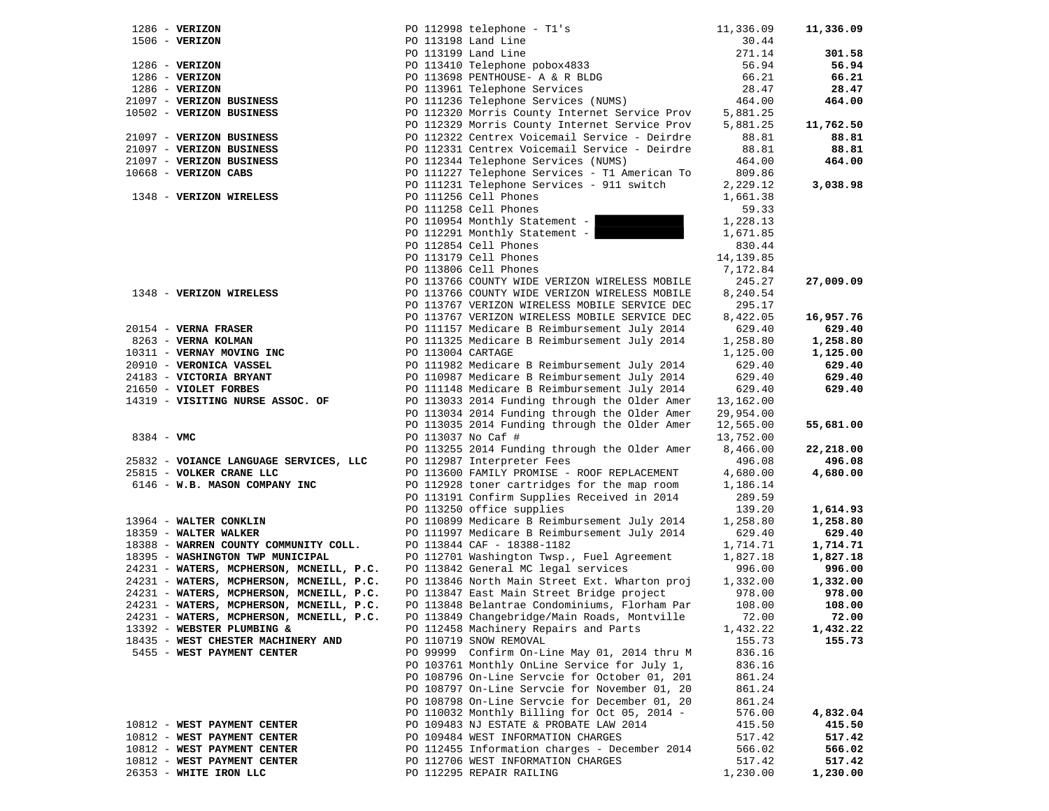| Vendor | PO / Description | Amount | Total |
|---|---|---|---|
| 1286 - **VERIZON** | PO 112998 telephone - T1's | 11,336.09 | **11,336.09** |
| 1506 - **VERIZON** | PO 113198 Land Line | 30.44 | |
| | PO 113199 Land Line | 271.14 | **301.58** |
| 1286 - **VERIZON** | PO 113410 Telephone pobox4833 | 56.94 | **56.94** |
| 1286 - **VERIZON** | PO 113698 PENTHOUSE- A & R BLDG | 66.21 | **66.21** |
| 1286 - **VERIZON** | PO 113961 Telephone Services | 28.47 | **28.47** |
| 21097 - **VERIZON BUSINESS** | PO 111236 Telephone Services (NUMS) | 464.00 | **464.00** |
| 10502 - **VERIZON BUSINESS** | PO 112320 Morris County Internet Service Prov | 5,881.25 | |
| | PO 112329 Morris County Internet Service Prov | 5,881.25 | **11,762.50** |
| 21097 - **VERIZON BUSINESS** | PO 112322 Centrex Voicemail Service - Deirdre | 88.81 | **88.81** |
| 21097 - **VERIZON BUSINESS** | PO 112331 Centrex Voicemail Service - Deirdre | 88.81 | **88.81** |
| 21097 - **VERIZON BUSINESS** | PO 112344 Telephone Services (NUMS) | 464.00 | **464.00** |
| 10668 - **VERIZON CABS** | PO 111227 Telephone Services - T1 American To | 809.86 | |
| | PO 111231 Telephone Services - 911 switch | 2,229.12 | **3,038.98** |
| 1348 - **VERIZON WIRELESS** | PO 111256 Cell Phones | 1,661.38 | |
| | PO 111258 Cell Phones | 59.33 | |
| | PO 110954 Monthly Statement - | 1,228.13 | |
| | PO 112291 Monthly Statement - | 1,671.85 | |
| | PO 112854 Cell Phones | 830.44 | |
| | PO 113179 Cell Phones | 14,139.85 | |
| | PO 113806 Cell Phones | 7,172.84 | |
| | PO 113766 COUNTY WIDE VERIZON WIRELESS MOBILE | 245.27 | **27,009.09** |
| 1348 - **VERIZON WIRELESS** | PO 113766 COUNTY WIDE VERIZON WIRELESS MOBILE | 8,240.54 | |
| | PO 113767 VERIZON WIRELESS MOBILE SERVICE DEC | 295.17 | |
| | PO 113767 VERIZON WIRELESS MOBILE SERVICE DEC | 8,422.05 | **16,957.76** |
| 20154 - **VERNA FRASER** | PO 111157 Medicare B Reimbursement July 2014 | 629.40 | **629.40** |
| 8263 - **VERNA KOLMAN** | PO 111325 Medicare B Reimbursement July 2014 | 1,258.80 | **1,258.80** |
| 10311 - **VERNAY MOVING INC** | PO 113004 CARTAGE | 1,125.00 | **1,125.00** |
| 20910 - **VERONICA VASSEL** | PO 111982 Medicare B Reimbursement July 2014 | 629.40 | **629.40** |
| 24183 - **VICTORIA BRYANT** | PO 110987 Medicare B Reimbursement July 2014 | 629.40 | **629.40** |
| 21650 - **VIOLET FORBES** | PO 111148 Medicare B Reimbursement July 2014 | 629.40 | **629.40** |
| 14319 - **VISITING NURSE ASSOC. OF** | PO 113033 2014 Funding through the Older Amer | 13,162.00 | |
| | PO 113034 2014 Funding through the Older Amer | 29,954.00 | |
| | PO 113035 2014 Funding through the Older Amer | 12,565.00 | **55,681.00** |
| 8384 - **VMC** | PO 113037 No Caf # | 13,752.00 | |
| | PO 113255 2014 Funding through the Older Amer | 8,466.00 | **22,218.00** |
| 25832 - **VOIANCE LANGUAGE SERVICES, LLC** | PO 112987 Interpreter Fees | 496.08 | **496.08** |
| 25815 - **VOLKER CRANE LLC** | PO 113600 FAMILY PROMISE - ROOF REPLACEMENT | 4,680.00 | **4,680.00** |
| 6146 - **W.B. MASON COMPANY INC** | PO 112928 toner cartridges for the map room | 1,186.14 | |
| | PO 113191 Confirm Supplies Received in 2014 | 289.59 | |
| | PO 113250 office supplies | 139.20 | **1,614.93** |
| 13964 - **WALTER CONKLIN** | PO 110899 Medicare B Reimbursement July 2014 | 1,258.80 | **1,258.80** |
| 18359 - **WALTER WALKER** | PO 111997 Medicare B Reimbursement July 2014 | 629.40 | **629.40** |
| 18388 - **WARREN COUNTY COMMUNITY COLL.** | PO 113844 CAF - 18388-1182 | 1,714.71 | **1,714.71** |
| 18395 - **WASHINGTON TWP MUNICIPAL** | PO 112701 Washington Twsp., Fuel Agreement | 1,827.18 | **1,827.18** |
| 24231 - **WATERS, MCPHERSON, MCNEILL, P.C.** | PO 113842 General MC legal services | 996.00 | **996.00** |
| 24231 - **WATERS, MCPHERSON, MCNEILL, P.C.** | PO 113846 North Main Street Ext. Wharton proj | 1,332.00 | **1,332.00** |
| 24231 - **WATERS, MCPHERSON, MCNEILL, P.C.** | PO 113847 East Main Street Bridge project | 978.00 | **978.00** |
| 24231 - **WATERS, MCPHERSON, MCNEILL, P.C.** | PO 113848 Belantrae Condominiums, Florham Par | 108.00 | **108.00** |
| 24231 - **WATERS, MCPHERSON, MCNEILL, P.C.** | PO 113849 Changebridge/Main Roads, Montville | 72.00 | **72.00** |
| 13392 - **WEBSTER PLUMBING &** | PO 112458 Machinery Repairs and Parts | 1,432.22 | **1,432.22** |
| 18435 - **WEST CHESTER MACHINERY AND** | PO 110719 SNOW REMOVAL | 155.73 | **155.73** |
| 5455 - **WEST PAYMENT CENTER** | PO 99999 Confirm On-Line May 01, 2014 thru M | 836.16 | |
| | PO 103761 Monthly OnLine Service for July 1, | 836.16 | |
| | PO 108796 On-Line Servcie for October 01, 201 | 861.24 | |
| | PO 108797 On-Line Servcie for November 01, 20 | 861.24 | |
| | PO 108798 On-Line Servcie for December 01, 20 | 861.24 | |
| | PO 110032 Monthly Billing for Oct 05, 2014 - | 576.00 | **4,832.04** |
| 10812 - **WEST PAYMENT CENTER** | PO 109483 NJ ESTATE & PROBATE LAW 2014 | 415.50 | **415.50** |
| 10812 - **WEST PAYMENT CENTER** | PO 109484 WEST INFORMATION CHARGES | 517.42 | **517.42** |
| 10812 - **WEST PAYMENT CENTER** | PO 112455 Information charges - December 2014 | 566.02 | **566.02** |
| 10812 - **WEST PAYMENT CENTER** | PO 112706 WEST INFORMATION CHARGES | 517.42 | **517.42** |
| 26353 - **WHITE IRON LLC** | PO 112295 REPAIR RAILING | 1,230.00 | **1,230.00** |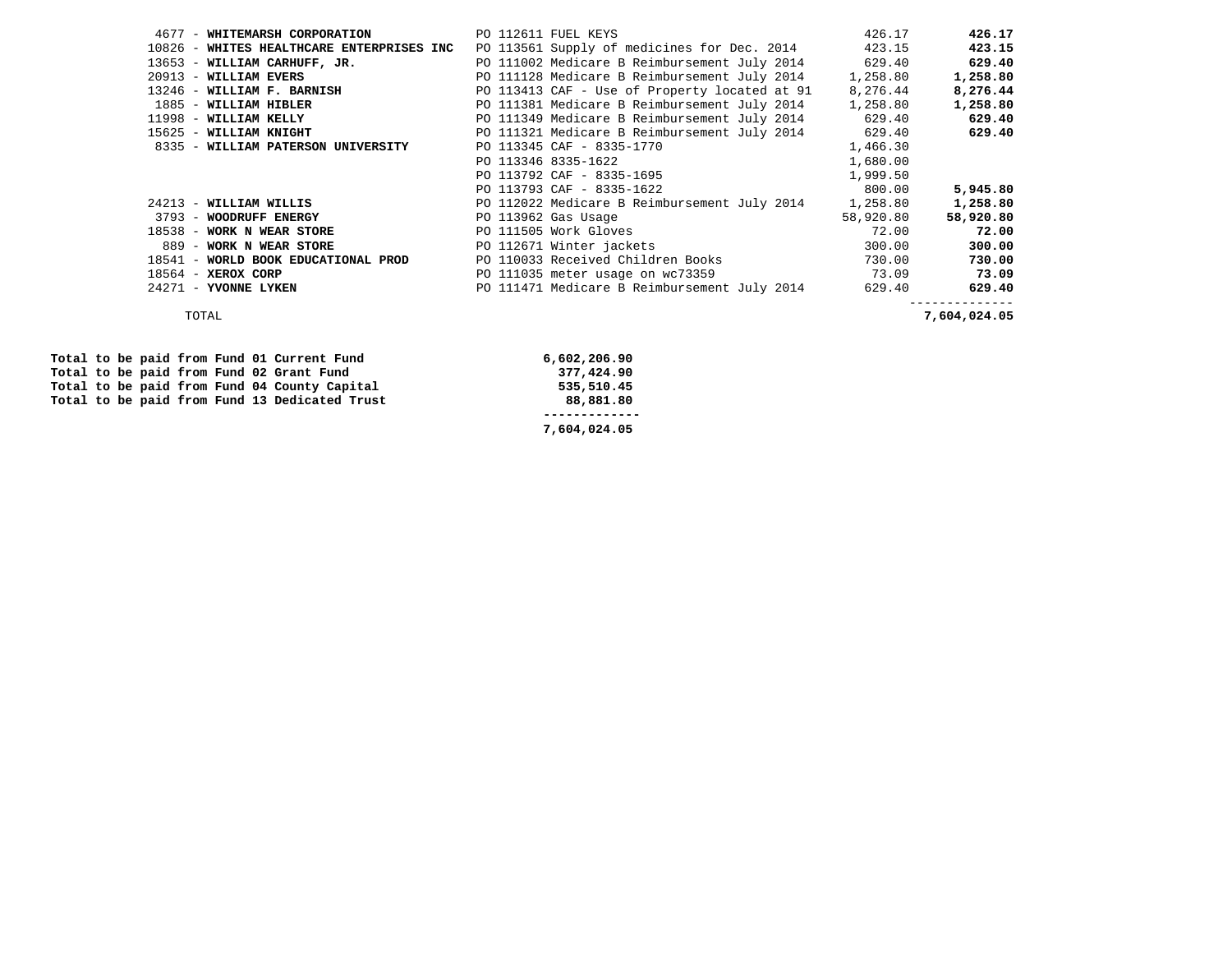| Vendor | PO / Description | Amount | Total |
|---|---|---|---|
| 4677 - **WHITEMARSH CORPORATION** | PO 112611 FUEL KEYS | 426.17 | **426.17** |
| 10826 - **WHITES HEALTHCARE ENTERPRISES INC** | PO 113561 Supply of medicines for Dec. 2014 | 423.15 | **423.15** |
| 13653 - **WILLIAM CARHUFF, JR.** | PO 111002 Medicare B Reimbursement July 2014 | 629.40 | **629.40** |
| 20913 - **WILLIAM EVERS** | PO 111128 Medicare B Reimbursement July 2014 | 1,258.80 | **1,258.80** |
| 13246 - **WILLIAM F. BARNISH** | PO 113413 CAF - Use of Property located at 91 | 8,276.44 | **8,276.44** |
| 1885 - **WILLIAM HIBLER** | PO 111381 Medicare B Reimbursement July 2014 | 1,258.80 | **1,258.80** |
| 11998 - **WILLIAM KELLY** | PO 111349 Medicare B Reimbursement July 2014 | 629.40 | **629.40** |
| 15625 - **WILLIAM KNIGHT** | PO 111321 Medicare B Reimbursement July 2014 | 629.40 | **629.40** |
| 8335 - **WILLIAM PATERSON UNIVERSITY** | PO 113345 CAF - 8335-1770 | 1,466.30 | |
| | PO 113346 8335-1622 | 1,680.00 | |
| | PO 113792 CAF - 8335-1695 | 1,999.50 | |
| | PO 113793 CAF - 8335-1622 | 800.00 | **5,945.80** |
| 24213 - **WILLIAM WILLIS** | PO 112022 Medicare B Reimbursement July 2014 | 1,258.80 | **1,258.80** |
| 3793 - **WOODRUFF ENERGY** | PO 113962 Gas Usage | 58,920.80 | **58,920.80** |
| 18538 - **WORK N WEAR STORE** | PO 111505 Work Gloves | 72.00 | **72.00** |
| 889 - **WORK N WEAR STORE** | PO 112671 Winter jackets | 300.00 | **300.00** |
| 18541 - **WORLD BOOK EDUCATIONAL PROD** | PO 110033 Received Children Books | 730.00 | **730.00** |
| 18564 - **XEROX CORP** | PO 111035 meter usage on wc73359 | 73.09 | **73.09** |
| 24271 - **YVONNE LYKEN** | PO 111471 Medicare B Reimbursement July 2014 | 629.40 | **629.40** |
| TOTAL | | | **7,604,024.05** |

| | |
|---|---|
| **Total to be paid from Fund 01 Current Fund** | **6,602,206.90** |
| **Total to be paid from Fund 02 Grant Fund** | **377,424.90** |
| **Total to be paid from Fund 04 County Capital** | **535,510.45** |
| **Total to be paid from Fund 13 Dedicated Trust** | **88,881.80** |
| | **7,604,024.05** |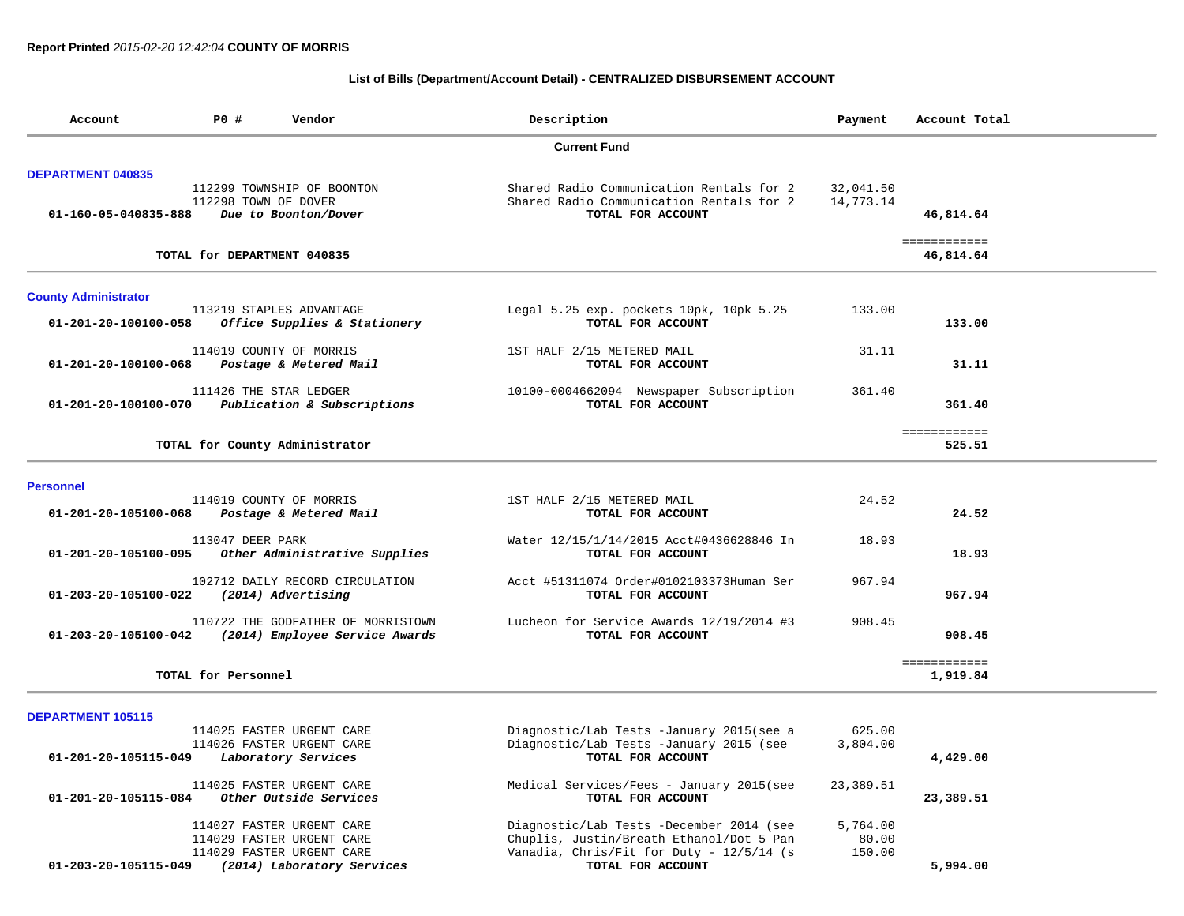Report Printed *2015-02-20 12:42:04* **COUNTY OF MORRIS**

**List of Bills (Department/Account Detail) - CENTRALIZED DISBURSEMENT ACCOUNT**

| Account | PO # | Vendor | Description | Payment | Account Total |
|---|---|---|---|---|---|
| | | **Current Fund** | | | |
| **DEPARTMENT 040835** | | | | | |
| | 112299 | TOWNSHIP OF BOONTON | Shared Radio Communication Rentals for 2 | 32,041.50 | |
| | 112298 | TOWN OF DOVER | Shared Radio Communication Rentals for 2 | 14,773.14 | |
| 01-160-05-040835-888 | | *Due to Boonton/Dover* | TOTAL FOR ACCOUNT | | 46,814.64 |
| | | TOTAL for DEPARTMENT 040835 | | | 46,814.64 |
| **County Administrator** | | | | | |
| | 113219 | STAPLES ADVANTAGE | Legal 5.25 exp. pockets 10pk, 10pk 5.25 | 133.00 | |
| 01-201-20-100100-058 | | *Office Supplies & Stationery* | TOTAL FOR ACCOUNT | | 133.00 |
| | 114019 | COUNTY OF MORRIS | 1ST HALF 2/15 METERED MAIL | 31.11 | |
| 01-201-20-100100-068 | | *Postage & Metered Mail* | TOTAL FOR ACCOUNT | | 31.11 |
| | 111426 | THE STAR LEDGER | 10100-0004662094 Newspaper Subscription | 361.40 | |
| 01-201-20-100100-070 | | *Publication & Subscriptions* | TOTAL FOR ACCOUNT | | 361.40 |
| | | TOTAL for County Administrator | | | 525.51 |
| **Personnel** | | | | | |
| | 114019 | COUNTY OF MORRIS | 1ST HALF 2/15 METERED MAIL | 24.52 | |
| 01-201-20-105100-068 | | *Postage & Metered Mail* | TOTAL FOR ACCOUNT | | 24.52 |
| | 113047 | DEER PARK | Water 12/15/1/14/2015 Acct#0436628846 In | 18.93 | |
| 01-201-20-105100-095 | | *Other Administrative Supplies* | TOTAL FOR ACCOUNT | | 18.93 |
| | 102712 | DAILY RECORD CIRCULATION | Acct #51311074 Order#0102103373Human Ser | 967.94 | |
| 01-203-20-105100-022 | | *(2014) Advertising* | TOTAL FOR ACCOUNT | | 967.94 |
| | 110722 | THE GODFATHER OF MORRISTOWN | Lucheon for Service Awards 12/19/2014 #3 | 908.45 | |
| 01-203-20-105100-042 | | *(2014) Employee Service Awards* | TOTAL FOR ACCOUNT | | 908.45 |
| | | TOTAL for Personnel | | | 1,919.84 |
| **DEPARTMENT 105115** | | | | | |
| | 114025 | FASTER URGENT CARE | Diagnostic/Lab Tests -January 2015(see a | 625.00 | |
| | 114026 | FASTER URGENT CARE | Diagnostic/Lab Tests -January 2015 (see | 3,804.00 | |
| 01-201-20-105115-049 | | *Laboratory Services* | TOTAL FOR ACCOUNT | | 4,429.00 |
| | 114025 | FASTER URGENT CARE | Medical Services/Fees - January 2015(see | 23,389.51 | |
| 01-201-20-105115-084 | | *Other Outside Services* | TOTAL FOR ACCOUNT | | 23,389.51 |
| | 114027 | FASTER URGENT CARE | Diagnostic/Lab Tests -December 2014 (see | 5,764.00 | |
| | 114029 | FASTER URGENT CARE | Chuplis, Justin/Breath Ethanol/Dot 5 Pan | 80.00 | |
| | 114029 | FASTER URGENT CARE | Vanadia, Chris/Fit for Duty - 12/5/14 (s | 150.00 | |
| 01-203-20-105115-049 | | *(2014) Laboratory Services* | TOTAL FOR ACCOUNT | | 5,994.00 |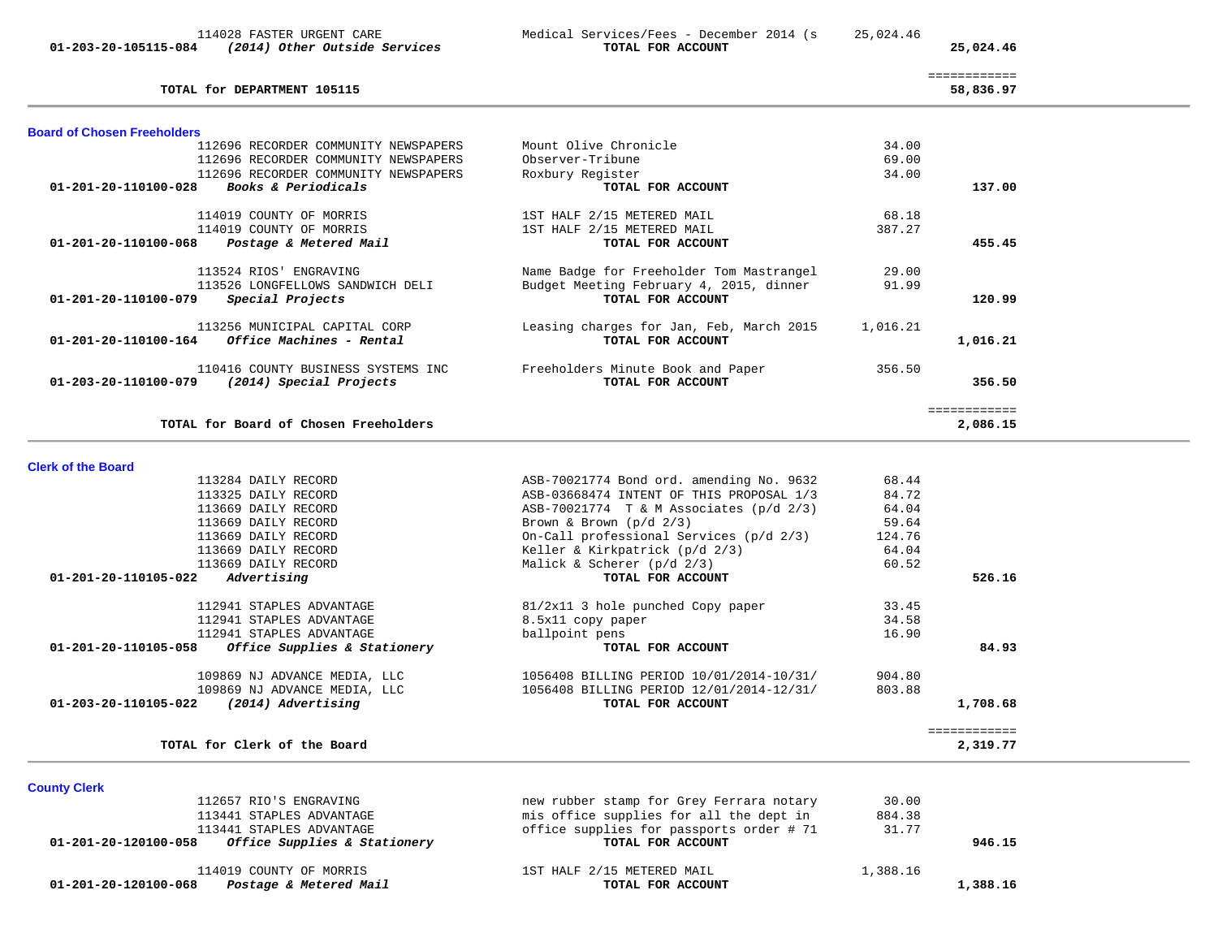| Account | Vendor / Description | Item Description | Amount | Total |
|---|---|---|---|---|
| | 114028 FASTER URGENT CARE | Medical Services/Fees - December 2014 (s | 25,024.46 | |
| **01-203-20-105115-084** | ***(2014) Other Outside Services*** | **TOTAL FOR ACCOUNT** | | **25,024.46** |
| | **TOTAL for DEPARTMENT 105115** | | | **58,836.97** |

## Board of Chosen Freeholders

| Account | Vendor / Description | Item Description | Amount | Total |
|---|---|---|---|---|
| | 112696 RECORDER COMMUNITY NEWSPAPERS | Mount Olive Chronicle | 34.00 | |
| | 112696 RECORDER COMMUNITY NEWSPAPERS | Observer-Tribune | 69.00 | |
| | 112696 RECORDER COMMUNITY NEWSPAPERS | Roxbury Register | 34.00 | |
| **01-201-20-110100-028** | ***Books & Periodicals*** | **TOTAL FOR ACCOUNT** | | **137.00** |
| | 114019 COUNTY OF MORRIS | 1ST HALF 2/15 METERED MAIL | 68.18 | |
| | 114019 COUNTY OF MORRIS | 1ST HALF 2/15 METERED MAIL | 387.27 | |
| **01-201-20-110100-068** | ***Postage & Metered Mail*** | **TOTAL FOR ACCOUNT** | | **455.45** |
| | 113524 RIOS' ENGRAVING | Name Badge for Freeholder Tom Mastrangel | 29.00 | |
| | 113526 LONGFELLOWS SANDWICH DELI | Budget Meeting February 4, 2015, dinner | 91.99 | |
| **01-201-20-110100-079** | ***Special Projects*** | **TOTAL FOR ACCOUNT** | | **120.99** |
| | 113256 MUNICIPAL CAPITAL CORP | Leasing charges for Jan, Feb, March 2015 | 1,016.21 | |
| **01-201-20-110100-164** | ***Office Machines - Rental*** | **TOTAL FOR ACCOUNT** | | **1,016.21** |
| | 110416 COUNTY BUSINESS SYSTEMS INC | Freeholders Minute Book and Paper | 356.50 | |
| **01-203-20-110100-079** | ***(2014) Special Projects*** | **TOTAL FOR ACCOUNT** | | **356.50** |
| | **TOTAL for Board of Chosen Freeholders** | | | **2,086.15** |

## Clerk of the Board

| Account | Vendor / Description | Item Description | Amount | Total |
|---|---|---|---|---|
| | 113284 DAILY RECORD | ASB-70021774 Bond ord. amending No. 9632 | 68.44 | |
| | 113325 DAILY RECORD | ASB-03668474 INTENT OF THIS PROPOSAL 1/3 | 84.72 | |
| | 113669 DAILY RECORD | ASB-70021774 T & M Associates (p/d 2/3) | 64.04 | |
| | 113669 DAILY RECORD | Brown & Brown (p/d 2/3) | 59.64 | |
| | 113669 DAILY RECORD | On-Call professional Services (p/d 2/3) | 124.76 | |
| | 113669 DAILY RECORD | Keller & Kirkpatrick (p/d 2/3) | 64.04 | |
| | 113669 DAILY RECORD | Malick & Scherer (p/d 2/3) | 60.52 | |
| **01-201-20-110105-022** | ***Advertising*** | **TOTAL FOR ACCOUNT** | | **526.16** |
| | 112941 STAPLES ADVANTAGE | 81/2x11 3 hole punched Copy paper | 33.45 | |
| | 112941 STAPLES ADVANTAGE | 8.5x11 copy paper | 34.58 | |
| | 112941 STAPLES ADVANTAGE | ballpoint pens | 16.90 | |
| **01-201-20-110105-058** | ***Office Supplies & Stationery*** | **TOTAL FOR ACCOUNT** | | **84.93** |
| | 109869 NJ ADVANCE MEDIA, LLC | 1056408 BILLING PERIOD 10/01/2014-10/31/ | 904.80 | |
| | 109869 NJ ADVANCE MEDIA, LLC | 1056408 BILLING PERIOD 12/01/2014-12/31/ | 803.88 | |
| **01-203-20-110105-022** | ***(2014) Advertising*** | **TOTAL FOR ACCOUNT** | | **1,708.68** |
| | **TOTAL for Clerk of the Board** | | | **2,319.77** |

## County Clerk

| Account | Vendor / Description | Item Description | Amount | Total |
|---|---|---|---|---|
| | 112657 RIO'S ENGRAVING | new rubber stamp for Grey Ferrara notary | 30.00 | |
| | 113441 STAPLES ADVANTAGE | mis office supplies for all the dept in | 884.38 | |
| | 113441 STAPLES ADVANTAGE | office supplies for passports order # 71 | 31.77 | |
| **01-201-20-120100-058** | ***Office Supplies & Stationery*** | **TOTAL FOR ACCOUNT** | | **946.15** |
| | 114019 COUNTY OF MORRIS | 1ST HALF 2/15 METERED MAIL | 1,388.16 | |
| **01-201-20-120100-068** | ***Postage & Metered Mail*** | **TOTAL FOR ACCOUNT** | | **1,388.16** |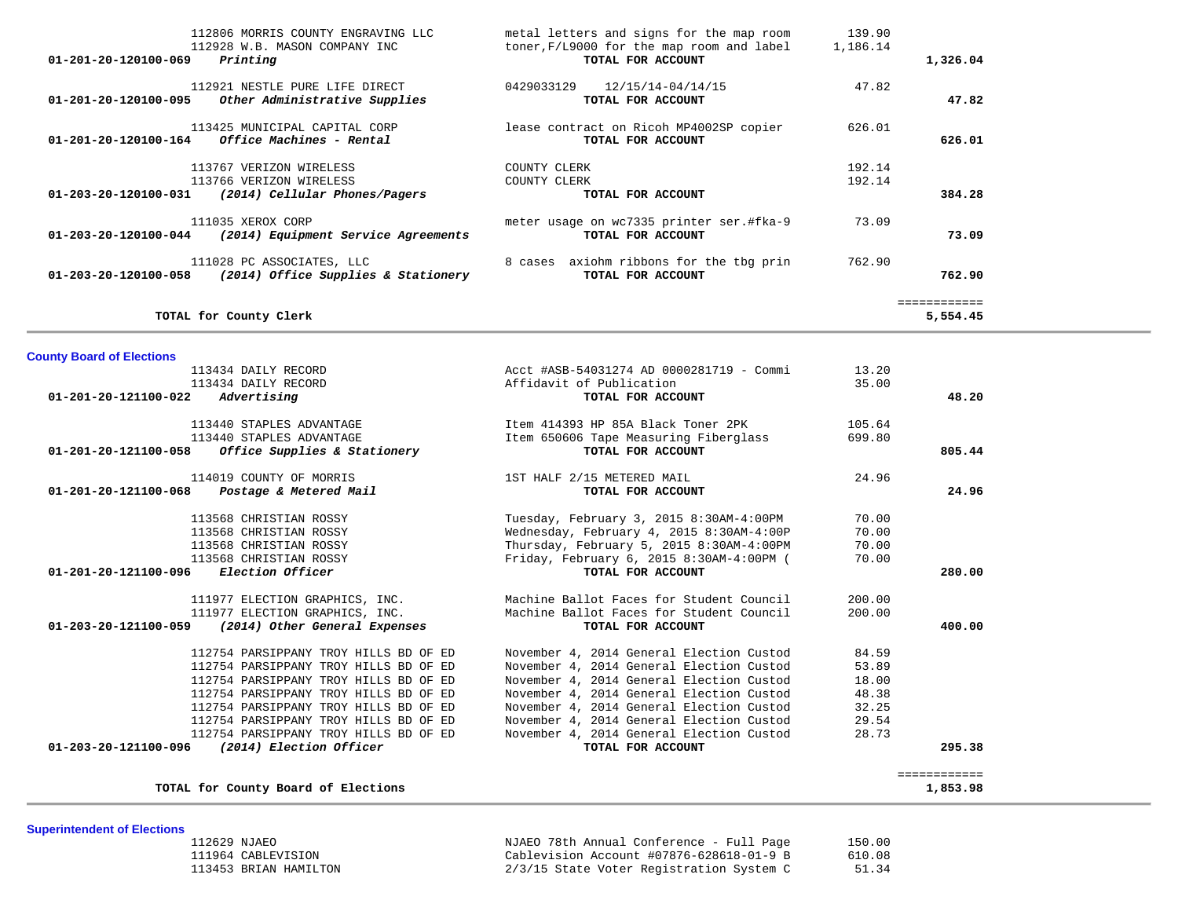| Account / Vendor | Description | Amount | Total |
|---|---|---|---|
| 112806 MORRIS COUNTY ENGRAVING LLC | metal letters and signs for the map room | 139.90 | |
| 112928 W.B. MASON COMPANY INC | toner,F/L9000 for the map room and label | 1,186.14 | |
| **01-201-20-120100-069** ***Printing*** | **TOTAL FOR ACCOUNT** | | **1,326.04** |
| 112921 NESTLE PURE LIFE DIRECT | 0429033129 12/15/14-04/14/15 | 47.82 | |
| **01-201-20-120100-095** ***Other Administrative Supplies*** | **TOTAL FOR ACCOUNT** | | **47.82** |
| 113425 MUNICIPAL CAPITAL CORP | lease contract on Ricoh MP4002SP copier | 626.01 | |
| **01-201-20-120100-164** ***Office Machines - Rental*** | **TOTAL FOR ACCOUNT** | | **626.01** |
| 113767 VERIZON WIRELESS | COUNTY CLERK | 192.14 | |
| 113766 VERIZON WIRELESS | COUNTY CLERK | 192.14 | |
| **01-203-20-120100-031** ***(2014) Cellular Phones/Pagers*** | **TOTAL FOR ACCOUNT** | | **384.28** |
| 111035 XEROX CORP | meter usage on wc7335 printer ser.#fka-9 | 73.09 | |
| **01-203-20-120100-044** ***(2014) Equipment Service Agreements*** | **TOTAL FOR ACCOUNT** | | **73.09** |
| 111028 PC ASSOCIATES, LLC | 8 cases axiohm ribbons for the tbg prin | 762.90 | |
| **01-203-20-120100-058** ***(2014) Office Supplies & Stationery*** | **TOTAL FOR ACCOUNT** | | **762.90** |
| **TOTAL for County Clerk** | | | **5,554.45** |

## County Board of Elections

| Account / Vendor | Description | Amount | Total |
|---|---|---|---|
| 113434 DAILY RECORD | Acct #ASB-54031274 AD 0000281719 - Commi | 13.20 | |
| 113434 DAILY RECORD | Affidavit of Publication | 35.00 | |
| **01-201-20-121100-022** ***Advertising*** | **TOTAL FOR ACCOUNT** | | **48.20** |
| 113440 STAPLES ADVANTAGE | Item 414393 HP 85A Black Toner 2PK | 105.64 | |
| 113440 STAPLES ADVANTAGE | Item 650606 Tape Measuring Fiberglass | 699.80 | |
| **01-201-20-121100-058** ***Office Supplies & Stationery*** | **TOTAL FOR ACCOUNT** | | **805.44** |
| 114019 COUNTY OF MORRIS | 1ST HALF 2/15 METERED MAIL | 24.96 | |
| **01-201-20-121100-068** ***Postage & Metered Mail*** | **TOTAL FOR ACCOUNT** | | **24.96** |
| 113568 CHRISTIAN ROSSY | Tuesday, February 3, 2015 8:30AM-4:00PM | 70.00 | |
| 113568 CHRISTIAN ROSSY | Wednesday, February 4, 2015 8:30AM-4:00P | 70.00 | |
| 113568 CHRISTIAN ROSSY | Thursday, February 5, 2015 8:30AM-4:00PM | 70.00 | |
| 113568 CHRISTIAN ROSSY | Friday, February 6, 2015 8:30AM-4:00PM ( | 70.00 | |
| **01-201-20-121100-096** ***Election Officer*** | **TOTAL FOR ACCOUNT** | | **280.00** |
| 111977 ELECTION GRAPHICS, INC. | Machine Ballot Faces for Student Council | 200.00 | |
| 111977 ELECTION GRAPHICS, INC. | Machine Ballot Faces for Student Council | 200.00 | |
| **01-203-20-121100-059** ***(2014) Other General Expenses*** | **TOTAL FOR ACCOUNT** | | **400.00** |
| 112754 PARSIPPANY TROY HILLS BD OF ED | November 4, 2014 General Election Custod | 84.59 | |
| 112754 PARSIPPANY TROY HILLS BD OF ED | November 4, 2014 General Election Custod | 53.89 | |
| 112754 PARSIPPANY TROY HILLS BD OF ED | November 4, 2014 General Election Custod | 18.00 | |
| 112754 PARSIPPANY TROY HILLS BD OF ED | November 4, 2014 General Election Custod | 48.38 | |
| 112754 PARSIPPANY TROY HILLS BD OF ED | November 4, 2014 General Election Custod | 32.25 | |
| 112754 PARSIPPANY TROY HILLS BD OF ED | November 4, 2014 General Election Custod | 29.54 | |
| 112754 PARSIPPANY TROY HILLS BD OF ED | November 4, 2014 General Election Custod | 28.73 | |
| **01-203-20-121100-096** ***(2014) Election Officer*** | **TOTAL FOR ACCOUNT** | | **295.38** |
| **TOTAL for County Board of Elections** | | | **1,853.98** |

## Superintendent of Elections

| Account / Vendor | Description | Amount | Total |
|---|---|---|---|
| 112629 NJAEO | NJAEO 78th Annual Conference - Full Page | 150.00 | |
| 111964 CABLEVISION | Cablevision Account #07876-628618-01-9 B | 610.08 | |
| 113453 BRIAN HAMILTON | 2/3/15 State Voter Registration System C | 51.34 | |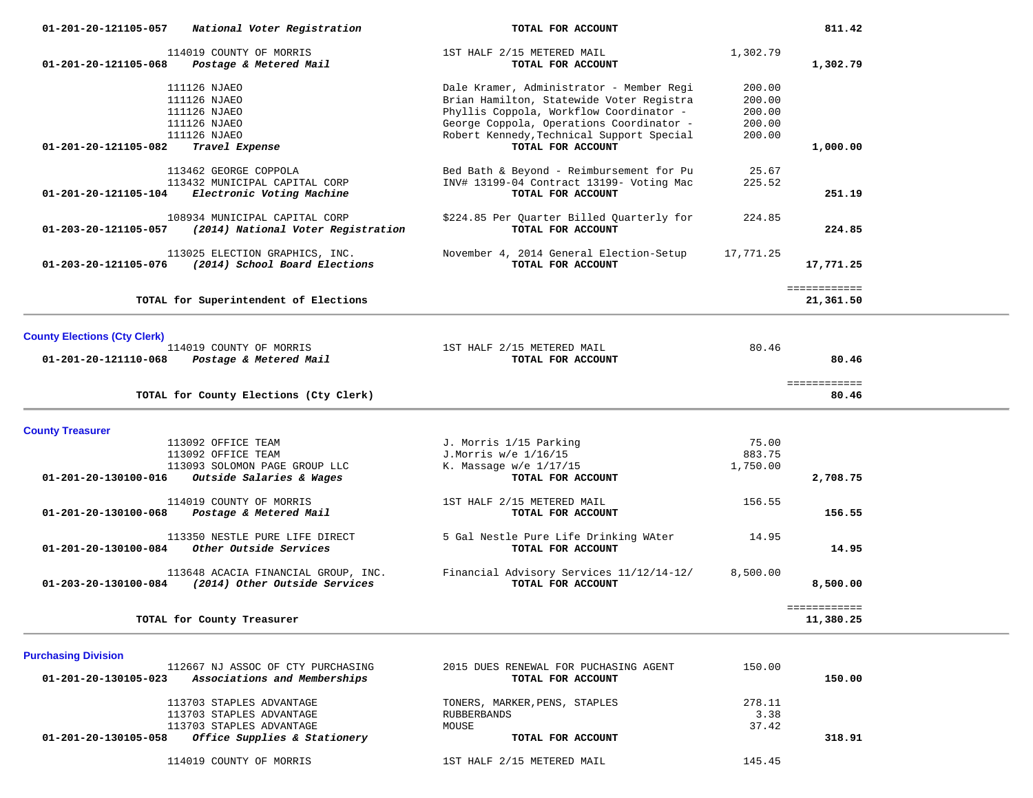| Account / Vendor | Description | Amount | Total |
|---|---|---|---|
| **01-201-20-121105-057** ***National Voter Registration*** | **TOTAL FOR ACCOUNT** | | **811.42** |
| 114019 COUNTY OF MORRIS | 1ST HALF 2/15 METERED MAIL | 1,302.79 | |
| **01-201-20-121105-068** ***Postage & Metered Mail*** | **TOTAL FOR ACCOUNT** | | **1,302.79** |
| 111126 NJAEO | Dale Kramer, Administrator - Member Regi | 200.00 | |
| 111126 NJAEO | Brian Hamilton, Statewide Voter Registra | 200.00 | |
| 111126 NJAEO | Phyllis Coppola, Workflow Coordinator - | 200.00 | |
| 111126 NJAEO | George Coppola, Operations Coordinator - | 200.00 | |
| 111126 NJAEO | Robert Kennedy,Technical Support Special | 200.00 | |
| **01-201-20-121105-082** ***Travel Expense*** | **TOTAL FOR ACCOUNT** | | **1,000.00** |
| 113462 GEORGE COPPOLA | Bed Bath & Beyond - Reimbursement for Pu | 25.67 | |
| 113432 MUNICIPAL CAPITAL CORP | INV# 13199-04 Contract 13199- Voting Mac | 225.52 | |
| **01-201-20-121105-104** ***Electronic Voting Machine*** | **TOTAL FOR ACCOUNT** | | **251.19** |
| 108934 MUNICIPAL CAPITAL CORP | $224.85 Per Quarter Billed Quarterly for | 224.85 | |
| **01-203-20-121105-057** ***(2014) National Voter Registration*** | **TOTAL FOR ACCOUNT** | | **224.85** |
| 113025 ELECTION GRAPHICS, INC. | November 4, 2014 General Election-Setup | 17,771.25 | |
| **01-203-20-121105-076** ***(2014) School Board Elections*** | **TOTAL FOR ACCOUNT** | | **17,771.25** |
| | | | ============ |
| **TOTAL for Superintendent of Elections** | | | **21,361.50** |

**County Elections (Cty Clerk)**

| Account / Vendor | Description | Amount | Total |
|---|---|---|---|
| 114019 COUNTY OF MORRIS | 1ST HALF 2/15 METERED MAIL | 80.46 | |
| **01-201-20-121110-068** ***Postage & Metered Mail*** | **TOTAL FOR ACCOUNT** | | **80.46** |
| | | | ============ |
| **TOTAL for County Elections (Cty Clerk)** | | | **80.46** |

**County Treasurer**

| Account / Vendor | Description | Amount | Total |
|---|---|---|---|
| 113092 OFFICE TEAM | J. Morris 1/15 Parking | 75.00 | |
| 113092 OFFICE TEAM | J.Morris w/e 1/16/15 | 883.75 | |
| 113093 SOLOMON PAGE GROUP LLC | K. Massage w/e 1/17/15 | 1,750.00 | |
| **01-201-20-130100-016** ***Outside Salaries & Wages*** | **TOTAL FOR ACCOUNT** | | **2,708.75** |
| 114019 COUNTY OF MORRIS | 1ST HALF 2/15 METERED MAIL | 156.55 | |
| **01-201-20-130100-068** ***Postage & Metered Mail*** | **TOTAL FOR ACCOUNT** | | **156.55** |
| 113350 NESTLE PURE LIFE DIRECT | 5 Gal Nestle Pure Life Drinking WAter | 14.95 | |
| **01-201-20-130100-084** ***Other Outside Services*** | **TOTAL FOR ACCOUNT** | | **14.95** |
| 113648 ACACIA FINANCIAL GROUP, INC. | Financial Advisory Services 11/12/14-12/ | 8,500.00 | |
| **01-203-20-130100-084** ***(2014) Other Outside Services*** | **TOTAL FOR ACCOUNT** | | **8,500.00** |
| | | | ============ |
| **TOTAL for County Treasurer** | | | **11,380.25** |

**Purchasing Division**

| Account / Vendor | Description | Amount | Total |
|---|---|---|---|
| 112667 NJ ASSOC OF CTY PURCHASING | 2015 DUES RENEWAL FOR PUCHASING AGENT | 150.00 | |
| **01-201-20-130105-023** ***Associations and Memberships*** | **TOTAL FOR ACCOUNT** | | **150.00** |
| 113703 STAPLES ADVANTAGE | TONERS, MARKER,PENS, STAPLES | 278.11 | |
| 113703 STAPLES ADVANTAGE | RUBBERBANDS | 3.38 | |
| 113703 STAPLES ADVANTAGE | MOUSE | 37.42 | |
| **01-201-20-130105-058** ***Office Supplies & Stationery*** | **TOTAL FOR ACCOUNT** | | **318.91** |
| 114019 COUNTY OF MORRIS | 1ST HALF 2/15 METERED MAIL | 145.45 | |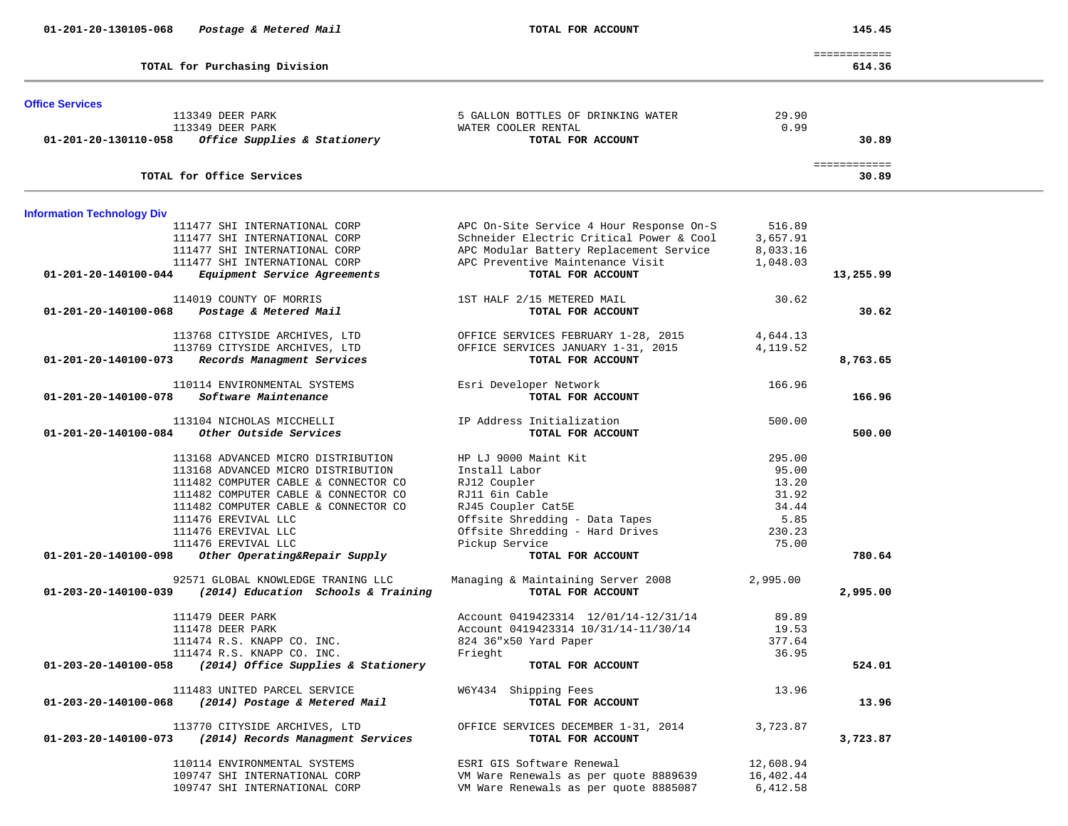| Account | Vendor | Description | Amount | Total |
|---|---|---|---|---|
| 01-201-20-130105-068 | *Postage & Metered Mail* | **TOTAL FOR ACCOUNT** | | **145.45** |
| | | | | ============ |
| | **TOTAL for Purchasing Division** | | | **614.36** |

## Office Services

| Account | Vendor | Description | Amount | Total |
|---|---|---|---|---|
| | 113349 DEER PARK | 5 GALLON BOTTLES OF DRINKING WATER | 29.90 | |
| | 113349 DEER PARK | WATER COOLER RENTAL | 0.99 | |
| 01-201-20-130110-058 | *Office Supplies & Stationery* | **TOTAL FOR ACCOUNT** | | **30.89** |
| | | | | ============ |
| | **TOTAL for Office Services** | | | **30.89** |

## Information Technology Div

| Account | Vendor | Description | Amount | Total |
|---|---|---|---|---|
| | 111477 SHI INTERNATIONAL CORP | APC On-Site Service 4 Hour Response On-S | 516.89 | |
| | 111477 SHI INTERNATIONAL CORP | Schneider Electric Critical Power & Cool | 3,657.91 | |
| | 111477 SHI INTERNATIONAL CORP | APC Modular Battery Replacement Service | 8,033.16 | |
| | 111477 SHI INTERNATIONAL CORP | APC Preventive Maintenance Visit | 1,048.03 | |
| 01-201-20-140100-044 | *Equipment Service Agreements* | **TOTAL FOR ACCOUNT** | | **13,255.99** |
| | 114019 COUNTY OF MORRIS | 1ST HALF 2/15 METERED MAIL | 30.62 | |
| 01-201-20-140100-068 | *Postage & Metered Mail* | **TOTAL FOR ACCOUNT** | | **30.62** |
| | 113768 CITYSIDE ARCHIVES, LTD | OFFICE SERVICES FEBRUARY 1-28, 2015 | 4,644.13 | |
| | 113769 CITYSIDE ARCHIVES, LTD | OFFICE SERVICES JANUARY 1-31, 2015 | 4,119.52 | |
| 01-201-20-140100-073 | *Records Managment Services* | **TOTAL FOR ACCOUNT** | | **8,763.65** |
| | 110114 ENVIRONMENTAL SYSTEMS | Esri Developer Network | 166.96 | |
| 01-201-20-140100-078 | *Software Maintenance* | **TOTAL FOR ACCOUNT** | | **166.96** |
| | 113104 NICHOLAS MICCHELLI | IP Address Initialization | 500.00 | |
| 01-201-20-140100-084 | *Other Outside Services* | **TOTAL FOR ACCOUNT** | | **500.00** |
| | 113168 ADVANCED MICRO DISTRIBUTION | HP LJ 9000 Maint Kit | 295.00 | |
| | 113168 ADVANCED MICRO DISTRIBUTION | Install Labor | 95.00 | |
| | 111482 COMPUTER CABLE & CONNECTOR CO | RJ12 Coupler | 13.20 | |
| | 111482 COMPUTER CABLE & CONNECTOR CO | RJ11 6in Cable | 31.92 | |
| | 111482 COMPUTER CABLE & CONNECTOR CO | RJ45 Coupler Cat5E | 34.44 | |
| | 111476 EREVIVAL LLC | Offsite Shredding - Data Tapes | 5.85 | |
| | 111476 EREVIVAL LLC | Offsite Shredding - Hard Drives | 230.23 | |
| | 111476 EREVIVAL LLC | Pickup Service | 75.00 | |
| 01-201-20-140100-098 | *Other Operating&Repair Supply* | **TOTAL FOR ACCOUNT** | | **780.64** |
| | 92571 GLOBAL KNOWLEDGE TRANING LLC | Managing & Maintaining Server 2008 | 2,995.00 | |
| 01-203-20-140100-039 | *(2014) Education Schools & Training* | **TOTAL FOR ACCOUNT** | | **2,995.00** |
| | 111479 DEER PARK | Account 0419423314 12/01/14-12/31/14 | 89.89 | |
| | 111478 DEER PARK | Account 0419423314 10/31/14-11/30/14 | 19.53 | |
| | 111474 R.S. KNAPP CO. INC. | 824 36"x50 Yard Paper | 377.64 | |
| | 111474 R.S. KNAPP CO. INC. | Frieght | 36.95 | |
| 01-203-20-140100-058 | *(2014) Office Supplies & Stationery* | **TOTAL FOR ACCOUNT** | | **524.01** |
| | 111483 UNITED PARCEL SERVICE | W6Y434 Shipping Fees | 13.96 | |
| 01-203-20-140100-068 | *(2014) Postage & Metered Mail* | **TOTAL FOR ACCOUNT** | | **13.96** |
| | 113770 CITYSIDE ARCHIVES, LTD | OFFICE SERVICES DECEMBER 1-31, 2014 | 3,723.87 | |
| 01-203-20-140100-073 | *(2014) Records Managment Services* | **TOTAL FOR ACCOUNT** | | **3,723.87** |
| | 110114 ENVIRONMENTAL SYSTEMS | ESRI GIS Software Renewal | 12,608.94 | |
| | 109747 SHI INTERNATIONAL CORP | VM Ware Renewals as per quote 8889639 | 16,402.44 | |
| | 109747 SHI INTERNATIONAL CORP | VM Ware Renewals as per quote 8885087 | 6,412.58 | |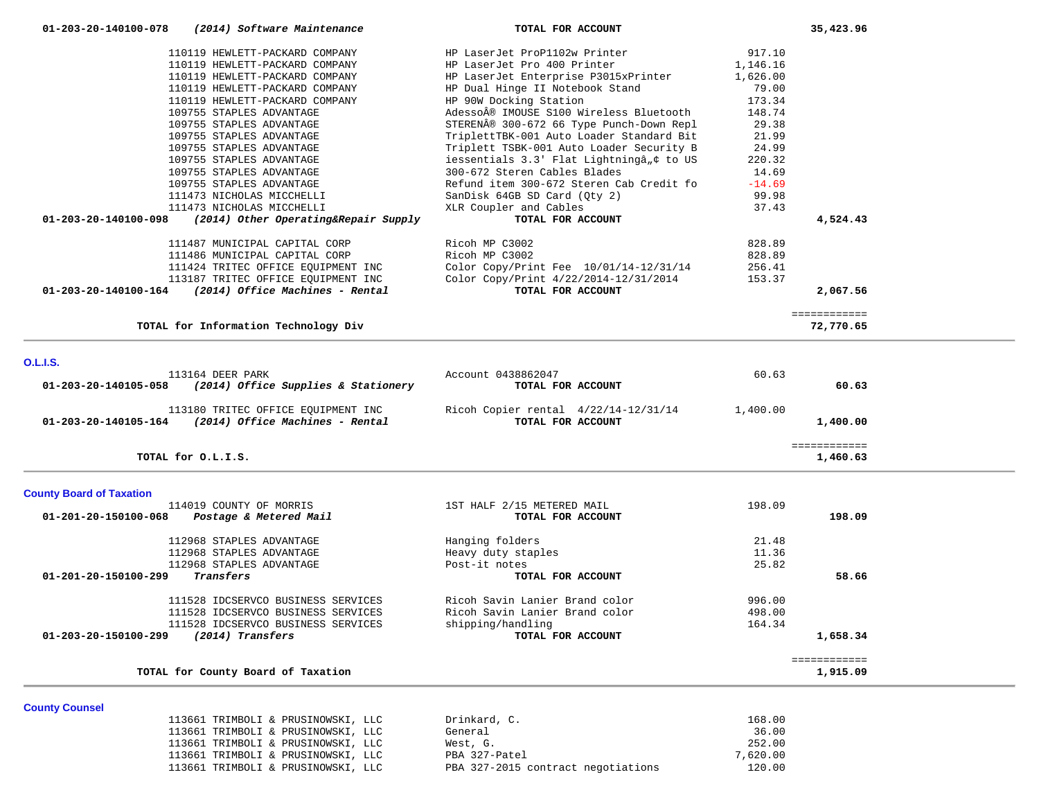| Account / Vendor | Description | Amount | Total |
|---|---|---|---|
| **01-203-20-140100-078** ***(2014) Software Maintenance*** | **TOTAL FOR ACCOUNT** | | **35,423.96** |
| 110119 HEWLETT-PACKARD COMPANY | HP LaserJet ProP1102w Printer | 917.10 | |
| 110119 HEWLETT-PACKARD COMPANY | HP LaserJet Pro 400 Printer | 1,146.16 | |
| 110119 HEWLETT-PACKARD COMPANY | HP LaserJet Enterprise P3015xPrinter | 1,626.00 | |
| 110119 HEWLETT-PACKARD COMPANY | HP Dual Hinge II Notebook Stand | 79.00 | |
| 110119 HEWLETT-PACKARD COMPANY | HP 90W Docking Station | 173.34 | |
| 109755 STAPLES ADVANTAGE | AdessoÂ® IMOUSE S100 Wireless Bluetooth | 148.74 | |
| 109755 STAPLES ADVANTAGE | STERENÂ® 300-672 66 Type Punch-Down Repl | 29.38 | |
| 109755 STAPLES ADVANTAGE | TriplettTBK-001 Auto Loader Standard Bit | 21.99 | |
| 109755 STAPLES ADVANTAGE | Triplett TSBK-001 Auto Loader Security B | 24.99 | |
| 109755 STAPLES ADVANTAGE | iessentials 3.3' Flat Lightningâ„¢ to US | 220.32 | |
| 109755 STAPLES ADVANTAGE | 300-672 Steren Cables Blades | 14.69 | |
| 109755 STAPLES ADVANTAGE | Refund item 300-672 Steren Cab Credit fo | -14.69 | |
| 111473 NICHOLAS MICCHELLI | SanDisk 64GB SD Card (Qty 2) | 99.98 | |
| 111473 NICHOLAS MICCHELLI | XLR Coupler and Cables | 37.43 | |
| **01-203-20-140100-098** ***(2014) Other Operating&Repair Supply*** | **TOTAL FOR ACCOUNT** | | **4,524.43** |
| 111487 MUNICIPAL CAPITAL CORP | Ricoh MP C3002 | 828.89 | |
| 111486 MUNICIPAL CAPITAL CORP | Ricoh MP C3002 | 828.89 | |
| 111424 TRITEC OFFICE EQUIPMENT INC | Color Copy/Print Fee 10/01/14-12/31/14 | 256.41 | |
| 113187 TRITEC OFFICE EQUIPMENT INC | Color Copy/Print 4/22/2014-12/31/2014 | 153.37 | |
| **01-203-20-140100-164** ***(2014) Office Machines - Rental*** | **TOTAL FOR ACCOUNT** | | **2,067.56** |
| **TOTAL for Information Technology Div** | | | **72,770.65** |

## O.L.I.S.

| Account / Vendor | Description | Amount | Total |
|---|---|---|---|
| 113164 DEER PARK | Account 0438862047 | 60.63 | |
| **01-203-20-140105-058** ***(2014) Office Supplies & Stationery*** | **TOTAL FOR ACCOUNT** | | **60.63** |
| 113180 TRITEC OFFICE EQUIPMENT INC | Ricoh Copier rental 4/22/14-12/31/14 | 1,400.00 | |
| **01-203-20-140105-164** ***(2014) Office Machines - Rental*** | **TOTAL FOR ACCOUNT** | | **1,400.00** |
| **TOTAL for O.L.I.S.** | | | **1,460.63** |

## County Board of Taxation

| Account / Vendor | Description | Amount | Total |
|---|---|---|---|
| 114019 COUNTY OF MORRIS | 1ST HALF 2/15 METERED MAIL | 198.09 | |
| **01-201-20-150100-068** ***Postage & Metered Mail*** | **TOTAL FOR ACCOUNT** | | **198.09** |
| 112968 STAPLES ADVANTAGE | Hanging folders | 21.48 | |
| 112968 STAPLES ADVANTAGE | Heavy duty staples | 11.36 | |
| 112968 STAPLES ADVANTAGE | Post-it notes | 25.82 | |
| **01-201-20-150100-299** ***Transfers*** | **TOTAL FOR ACCOUNT** | | **58.66** |
| 111528 IDCSERVCO BUSINESS SERVICES | Ricoh Savin Lanier Brand color | 996.00 | |
| 111528 IDCSERVCO BUSINESS SERVICES | Ricoh Savin Lanier Brand color | 498.00 | |
| 111528 IDCSERVCO BUSINESS SERVICES | shipping/handling | 164.34 | |
| **01-203-20-150100-299** ***(2014) Transfers*** | **TOTAL FOR ACCOUNT** | | **1,658.34** |
| **TOTAL for County Board of Taxation** | | | **1,915.09** |

## County Counsel

| Account / Vendor | Description | Amount | Total |
|---|---|---|---|
| 113661 TRIMBOLI & PRUSINOWSKI, LLC | Drinkard, C. | 168.00 | |
| 113661 TRIMBOLI & PRUSINOWSKI, LLC | General | 36.00 | |
| 113661 TRIMBOLI & PRUSINOWSKI, LLC | West, G. | 252.00 | |
| 113661 TRIMBOLI & PRUSINOWSKI, LLC | PBA 327-Patel | 7,620.00 | |
| 113661 TRIMBOLI & PRUSINOWSKI, LLC | PBA 327-2015 contract negotiations | 120.00 | |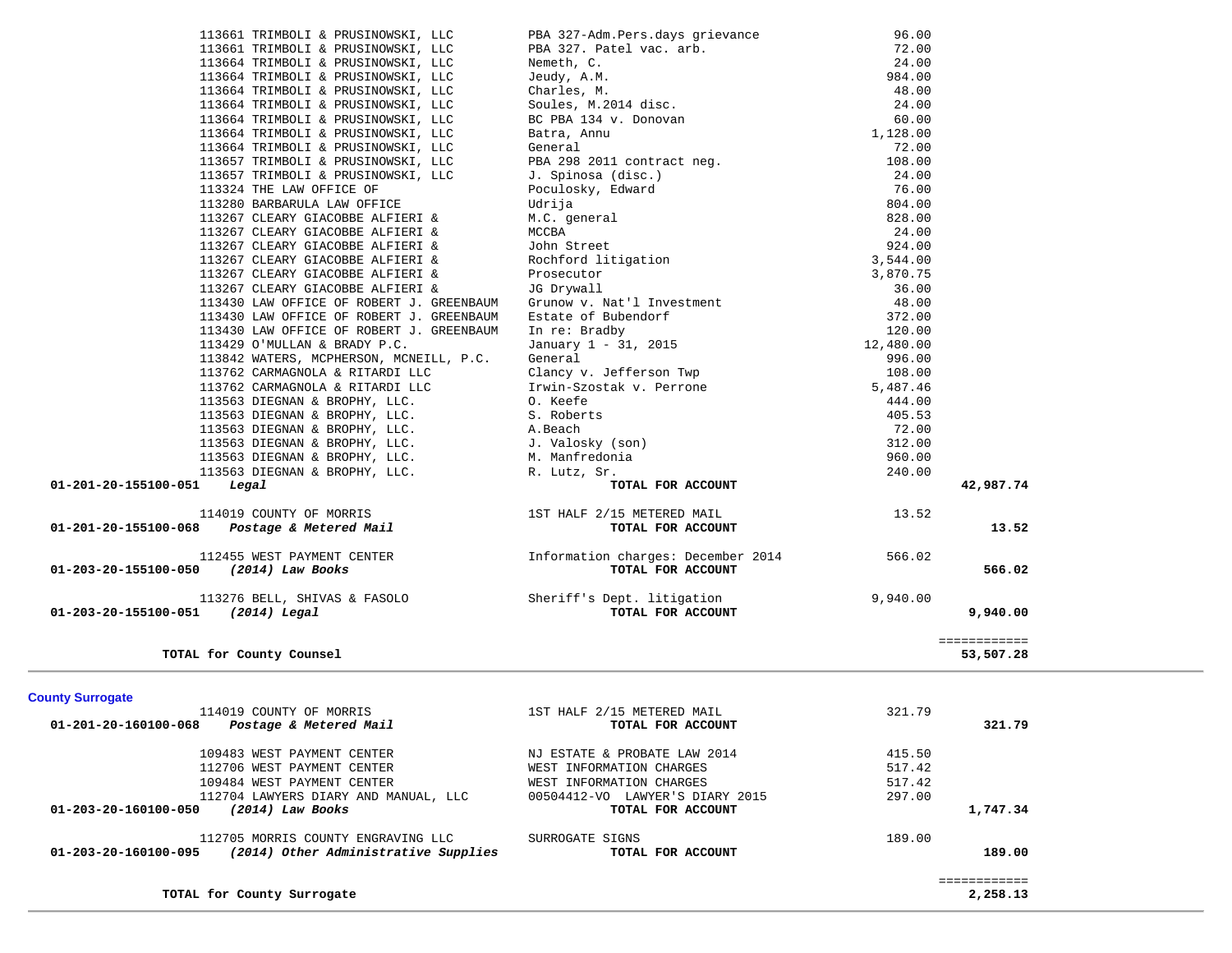| Account | Vendor | Description | Amount | Total |
|---|---|---|---|---|
| | 113661 TRIMBOLI & PRUSINOWSKI, LLC | PBA 327-Adm.Pers.days grievance | 96.00 | |
| | 113661 TRIMBOLI & PRUSINOWSKI, LLC | PBA 327. Patel vac. arb. | 72.00 | |
| | 113664 TRIMBOLI & PRUSINOWSKI, LLC | Nemeth, C. | 24.00 | |
| | 113664 TRIMBOLI & PRUSINOWSKI, LLC | Jeudy, A.M. | 984.00 | |
| | 113664 TRIMBOLI & PRUSINOWSKI, LLC | Charles, M. | 48.00 | |
| | 113664 TRIMBOLI & PRUSINOWSKI, LLC | Soules, M.2014 disc. | 24.00 | |
| | 113664 TRIMBOLI & PRUSINOWSKI, LLC | BC PBA 134 v. Donovan | 60.00 | |
| | 113664 TRIMBOLI & PRUSINOWSKI, LLC | Batra, Annu | 1,128.00 | |
| | 113664 TRIMBOLI & PRUSINOWSKI, LLC | General | 72.00 | |
| | 113657 TRIMBOLI & PRUSINOWSKI, LLC | PBA 298 2011 contract neg. | 108.00 | |
| | 113657 TRIMBOLI & PRUSINOWSKI, LLC | J. Spinosa (disc.) | 24.00 | |
| | 113324 THE LAW OFFICE OF | Poculosky, Edward | 76.00 | |
| | 113280 BARBARULA LAW OFFICE | Udrija | 804.00 | |
| | 113267 CLEARY GIACOBBE ALFIERI & | M.C. general | 828.00 | |
| | 113267 CLEARY GIACOBBE ALFIERI & | MCCBA | 24.00 | |
| | 113267 CLEARY GIACOBBE ALFIERI & | John Street | 924.00 | |
| | 113267 CLEARY GIACOBBE ALFIERI & | Rochford litigation | 3,544.00 | |
| | 113267 CLEARY GIACOBBE ALFIERI & | Prosecutor | 3,870.75 | |
| | 113267 CLEARY GIACOBBE ALFIERI & | JG Drywall | 36.00 | |
| | 113430 LAW OFFICE OF ROBERT J. GREENBAUM | Grunow v. Nat'l Investment | 48.00 | |
| | 113430 LAW OFFICE OF ROBERT J. GREENBAUM | Estate of Bubendorf | 372.00 | |
| | 113430 LAW OFFICE OF ROBERT J. GREENBAUM | In re: Bradby | 120.00 | |
| | 113429 O'MULLAN & BRADY P.C. | January 1 - 31, 2015 | 12,480.00 | |
| | 113842 WATERS, MCPHERSON, MCNEILL, P.C. | General | 996.00 | |
| | 113762 CARMAGNOLA & RITARDI LLC | Clancy v. Jefferson Twp | 108.00 | |
| | 113762 CARMAGNOLA & RITARDI LLC | Irwin-Szostak v. Perrone | 5,487.46 | |
| | 113563 DIEGNAN & BROPHY, LLC. | O. Keefe | 444.00 | |
| | 113563 DIEGNAN & BROPHY, LLC. | S. Roberts | 405.53 | |
| | 113563 DIEGNAN & BROPHY, LLC. | A.Beach | 72.00 | |
| | 113563 DIEGNAN & BROPHY, LLC. | J. Valosky (son) | 312.00 | |
| | 113563 DIEGNAN & BROPHY, LLC. | M. Manfredonia | 960.00 | |
| | 113563 DIEGNAN & BROPHY, LLC. | R. Lutz, Sr. | 240.00 | |
| **01-201-20-155100-051** *Legal* | | **TOTAL FOR ACCOUNT** | | **42,987.74** |
| | 114019 COUNTY OF MORRIS | 1ST HALF 2/15 METERED MAIL | 13.52 | |
| **01-201-20-155100-068** *Postage & Metered Mail* | | **TOTAL FOR ACCOUNT** | | **13.52** |
| | 112455 WEST PAYMENT CENTER | Information charges: December 2014 | 566.02 | |
| **01-203-20-155100-050** *(2014) Law Books* | | **TOTAL FOR ACCOUNT** | | **566.02** |
| | 113276 BELL, SHIVAS & FASOLO | Sheriff's Dept. litigation | 9,940.00 | |
| **01-203-20-155100-051** *(2014) Legal* | | **TOTAL FOR ACCOUNT** | | **9,940.00** |
| **TOTAL for County Counsel** | | | | **53,507.28** |

**County Surrogate**

| Account | Vendor | Description | Amount | Total |
|---|---|---|---|---|
| | 114019 COUNTY OF MORRIS | 1ST HALF 2/15 METERED MAIL | 321.79 | |
| **01-201-20-160100-068** *Postage & Metered Mail* | | **TOTAL FOR ACCOUNT** | | **321.79** |
| | 109483 WEST PAYMENT CENTER | NJ ESTATE & PROBATE LAW 2014 | 415.50 | |
| | 112706 WEST PAYMENT CENTER | WEST INFORMATION CHARGES | 517.42 | |
| | 109484 WEST PAYMENT CENTER | WEST INFORMATION CHARGES | 517.42 | |
| | 112704 LAWYERS DIARY AND MANUAL, LLC | 00504412-VO LAWYER'S DIARY 2015 | 297.00 | |
| **01-203-20-160100-050** *(2014) Law Books* | | **TOTAL FOR ACCOUNT** | | **1,747.34** |
| | 112705 MORRIS COUNTY ENGRAVING LLC | SURROGATE SIGNS | 189.00 | |
| **01-203-20-160100-095** *(2014) Other Administrative Supplies* | | **TOTAL FOR ACCOUNT** | | **189.00** |
| **TOTAL for County Surrogate** | | | | **2,258.13** |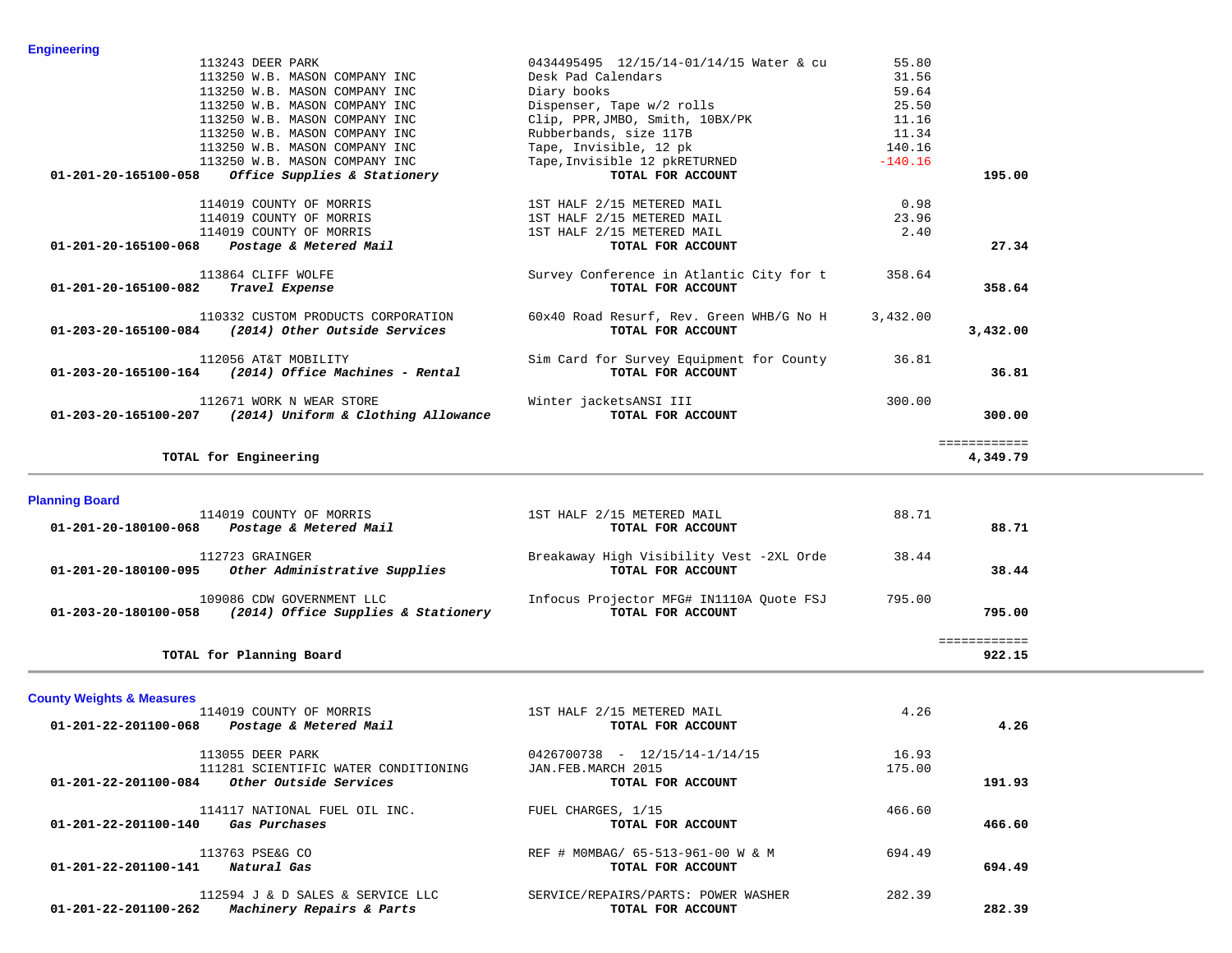## Engineering

| Account | Vendor | Description | Amount | Total |
|---|---|---|---|---|
| | 113243 DEER PARK | 0434495495 12/15/14-01/14/15 Water & cu | 55.80 | |
| | 113250 W.B. MASON COMPANY INC | Desk Pad Calendars | 31.56 | |
| | 113250 W.B. MASON COMPANY INC | Diary books | 59.64 | |
| | 113250 W.B. MASON COMPANY INC | Dispenser, Tape w/2 rolls | 25.50 | |
| | 113250 W.B. MASON COMPANY INC | Clip, PPR,JMBO, Smith, 10BX/PK | 11.16 | |
| | 113250 W.B. MASON COMPANY INC | Rubberbands, size 117B | 11.34 | |
| | 113250 W.B. MASON COMPANY INC | Tape, Invisible, 12 pk | 140.16 | |
| | 113250 W.B. MASON COMPANY INC | Tape,Invisible 12 pkRETURNED | -140.16 | |
| **01-201-20-165100-058** | ***Office Supplies & Stationery*** | **TOTAL FOR ACCOUNT** | | **195.00** |
| | 114019 COUNTY OF MORRIS | 1ST HALF 2/15 METERED MAIL | 0.98 | |
| | 114019 COUNTY OF MORRIS | 1ST HALF 2/15 METERED MAIL | 23.96 | |
| | 114019 COUNTY OF MORRIS | 1ST HALF 2/15 METERED MAIL | 2.40 | |
| **01-201-20-165100-068** | ***Postage & Metered Mail*** | **TOTAL FOR ACCOUNT** | | **27.34** |
| | 113864 CLIFF WOLFE | Survey Conference in Atlantic City for t | 358.64 | |
| **01-201-20-165100-082** | ***Travel Expense*** | **TOTAL FOR ACCOUNT** | | **358.64** |
| | 110332 CUSTOM PRODUCTS CORPORATION | 60x40 Road Resurf, Rev. Green WHB/G No H | 3,432.00 | |
| **01-203-20-165100-084** | ***(2014) Other Outside Services*** | **TOTAL FOR ACCOUNT** | | **3,432.00** |
| | 112056 AT&T MOBILITY | Sim Card for Survey Equipment for County | 36.81 | |
| **01-203-20-165100-164** | ***(2014) Office Machines - Rental*** | **TOTAL FOR ACCOUNT** | | **36.81** |
| | 112671 WORK N WEAR STORE | Winter jacketsANSI III | 300.00 | |
| **01-203-20-165100-207** | ***(2014) Uniform & Clothing Allowance*** | **TOTAL FOR ACCOUNT** | | **300.00** |
| | | | | ============ |
| | **TOTAL for Engineering** | | | **4,349.79** |

## Planning Board

| Account | Vendor | Description | Amount | Total |
|---|---|---|---|---|
| | 114019 COUNTY OF MORRIS | 1ST HALF 2/15 METERED MAIL | 88.71 | |
| **01-201-20-180100-068** | ***Postage & Metered Mail*** | **TOTAL FOR ACCOUNT** | | **88.71** |
| | 112723 GRAINGER | Breakaway High Visibility Vest -2XL Orde | 38.44 | |
| **01-201-20-180100-095** | ***Other Administrative Supplies*** | **TOTAL FOR ACCOUNT** | | **38.44** |
| | 109086 CDW GOVERNMENT LLC | Infocus Projector MFG# IN1110A Quote FSJ | 795.00 | |
| **01-203-20-180100-058** | ***(2014) Office Supplies & Stationery*** | **TOTAL FOR ACCOUNT** | | **795.00** |
| | | | | ============ |
| | **TOTAL for Planning Board** | | | **922.15** |

## County Weights & Measures

| Account | Vendor | Description | Amount | Total |
|---|---|---|---|---|
| | 114019 COUNTY OF MORRIS | 1ST HALF 2/15 METERED MAIL | 4.26 | |
| **01-201-22-201100-068** | ***Postage & Metered Mail*** | **TOTAL FOR ACCOUNT** | | **4.26** |
| | 113055 DEER PARK | 0426700738 - 12/15/14-1/14/15 | 16.93 | |
| | 111281 SCIENTIFIC WATER CONDITIONING | JAN.FEB.MARCH 2015 | 175.00 | |
| **01-201-22-201100-084** | ***Other Outside Services*** | **TOTAL FOR ACCOUNT** | | **191.93** |
| | 114117 NATIONAL FUEL OIL INC. | FUEL CHARGES, 1/15 | 466.60 | |
| **01-201-22-201100-140** | ***Gas Purchases*** | **TOTAL FOR ACCOUNT** | | **466.60** |
| | 113763 PSE&G CO | REF # M0MBAG/ 65-513-961-00 W & M | 694.49 | |
| **01-201-22-201100-141** | ***Natural Gas*** | **TOTAL FOR ACCOUNT** | | **694.49** |
| | 112594 J & D SALES & SERVICE LLC | SERVICE/REPAIRS/PARTS: POWER WASHER | 282.39 | |
| **01-201-22-201100-262** | ***Machinery Repairs & Parts*** | **TOTAL FOR ACCOUNT** | | **282.39** |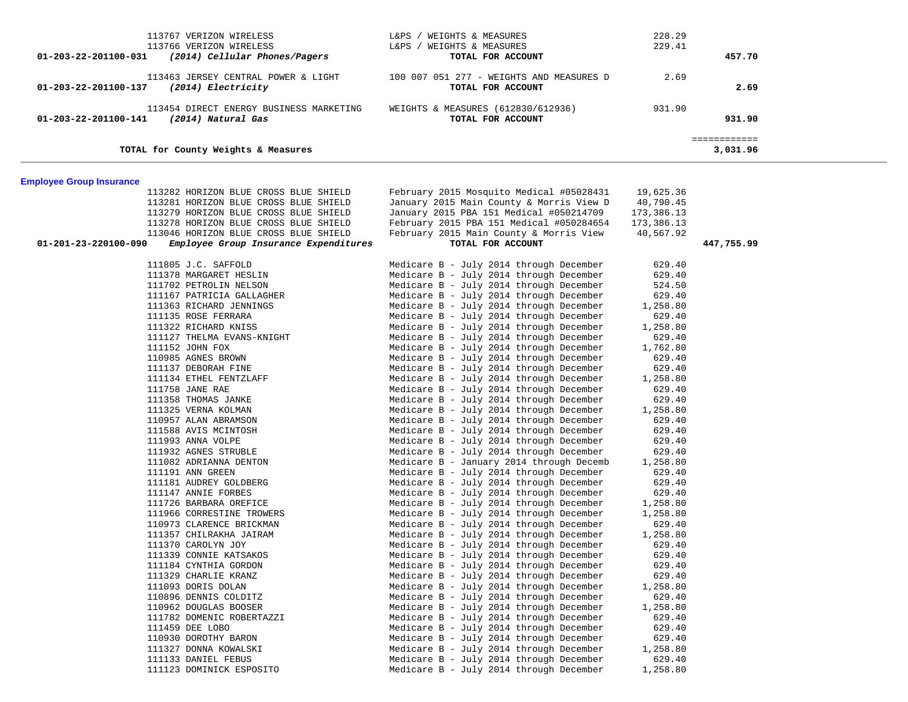| Account | Vendor / Description | Reference | Amount | Total |
|---|---|---|---|---|
| | 113767 VERIZON WIRELESS | L&PS / WEIGHTS & MEASURES | 228.29 | |
| | 113766 VERIZON WIRELESS | L&PS / WEIGHTS & MEASURES | 229.41 | |
| **01-203-22-201100-031** | ***(2014) Cellular Phones/Pagers*** | **TOTAL FOR ACCOUNT** | | **457.70** |
| | 113463 JERSEY CENTRAL POWER & LIGHT | 100 007 051 277 - WEIGHTS AND MEASURES D | 2.69 | |
| **01-203-22-201100-137** | ***(2014) Electricity*** | **TOTAL FOR ACCOUNT** | | **2.69** |
| | 113454 DIRECT ENERGY BUSINESS MARKETING | WEIGHTS & MEASURES (612830/612936) | 931.90 | |
| **01-203-22-201100-141** | ***(2014) Natural Gas*** | **TOTAL FOR ACCOUNT** | | **931.90** |
| | | | | ============ |
| | **TOTAL for County Weights & Measures** | | | **3,031.96** |

**Employee Group Insurance**

| Account | Vendor / Description | Reference | Amount | Total |
|---|---|---|---|---|
| | 113282 HORIZON BLUE CROSS BLUE SHIELD | February 2015 Mosquito Medical #05028431 | 19,625.36 | |
| | 113281 HORIZON BLUE CROSS BLUE SHIELD | January 2015 Main County & Morris View D | 40,790.45 | |
| | 113279 HORIZON BLUE CROSS BLUE SHIELD | January 2015 PBA 151 Medical #050214709 | 173,386.13 | |
| | 113278 HORIZON BLUE CROSS BLUE SHIELD | February 2015 PBA 151 Medical #050284654 | 173,386.13 | |
| | 113046 HORIZON BLUE CROSS BLUE SHIELD | February 2015 Main County & Morris View | 40,567.92 | |
| **01-201-23-220100-090** | ***Employee Group Insurance Expenditures*** | **TOTAL FOR ACCOUNT** | | **447,755.99** |
| | 111805 J.C. SAFFOLD | Medicare B - July 2014 through December | 629.40 | |
| | 111378 MARGARET HESLIN | Medicare B - July 2014 through December | 629.40 | |
| | 111702 PETROLIN NELSON | Medicare B - July 2014 through December | 524.50 | |
| | 111167 PATRICIA GALLAGHER | Medicare B - July 2014 through December | 629.40 | |
| | 111363 RICHARD JENNINGS | Medicare B - July 2014 through December | 1,258.80 | |
| | 111135 ROSE FERRARA | Medicare B - July 2014 through December | 629.40 | |
| | 111322 RICHARD KNISS | Medicare B - July 2014 through December | 1,258.80 | |
| | 111127 THELMA EVANS-KNIGHT | Medicare B - July 2014 through December | 629.40 | |
| | 111152 JOHN FOX | Medicare B - July 2014 through December | 1,762.80 | |
| | 110985 AGNES BROWN | Medicare B - July 2014 through December | 629.40 | |
| | 111137 DEBORAH FINE | Medicare B - July 2014 through December | 629.40 | |
| | 111134 ETHEL FENTZLAFF | Medicare B - July 2014 through December | 1,258.80 | |
| | 111758 JANE RAE | Medicare B - July 2014 through December | 629.40 | |
| | 111358 THOMAS JANKE | Medicare B - July 2014 through December | 629.40 | |
| | 111325 VERNA KOLMAN | Medicare B - July 2014 through December | 1,258.80 | |
| | 110957 ALAN ABRAMSON | Medicare B - July 2014 through December | 629.40 | |
| | 111588 AVIS MCINTOSH | Medicare B - July 2014 through December | 629.40 | |
| | 111993 ANNA VOLPE | Medicare B - July 2014 through December | 629.40 | |
| | 111932 AGNES STRUBLE | Medicare B - July 2014 through December | 629.40 | |
| | 111082 ADRIANNA DENTON | Medicare B - January 2014 through Decemb | 1,258.80 | |
| | 111191 ANN GREEN | Medicare B - July 2014 through December | 629.40 | |
| | 111181 AUDREY GOLDBERG | Medicare B - July 2014 through December | 629.40 | |
| | 111147 ANNIE FORBES | Medicare B - July 2014 through December | 629.40 | |
| | 111726 BARBARA OREFICE | Medicare B - July 2014 through December | 1,258.80 | |
| | 111966 CORRESTINE TROWERS | Medicare B - July 2014 through December | 1,258.80 | |
| | 110973 CLARENCE BRICKMAN | Medicare B - July 2014 through December | 629.40 | |
| | 111357 CHILRAKHA JAIRAM | Medicare B - July 2014 through December | 1,258.80 | |
| | 111370 CAROLYN JOY | Medicare B - July 2014 through December | 629.40 | |
| | 111339 CONNIE KATSAKOS | Medicare B - July 2014 through December | 629.40 | |
| | 111184 CYNTHIA GORDON | Medicare B - July 2014 through December | 629.40 | |
| | 111329 CHARLIE KRANZ | Medicare B - July 2014 through December | 629.40 | |
| | 111093 DORIS DOLAN | Medicare B - July 2014 through December | 1,258.80 | |
| | 110896 DENNIS COLDITZ | Medicare B - July 2014 through December | 629.40 | |
| | 110962 DOUGLAS BOOSER | Medicare B - July 2014 through December | 1,258.80 | |
| | 111782 DOMENIC ROBERTAZZI | Medicare B - July 2014 through December | 629.40 | |
| | 111459 DEE LOBO | Medicare B - July 2014 through December | 629.40 | |
| | 110930 DOROTHY BARON | Medicare B - July 2014 through December | 629.40 | |
| | 111327 DONNA KOWALSKI | Medicare B - July 2014 through December | 1,258.80 | |
| | 111133 DANIEL FEBUS | Medicare B - July 2014 through December | 629.40 | |
| | 111123 DOMINICK ESPOSITO | Medicare B - July 2014 through December | 1,258.80 | |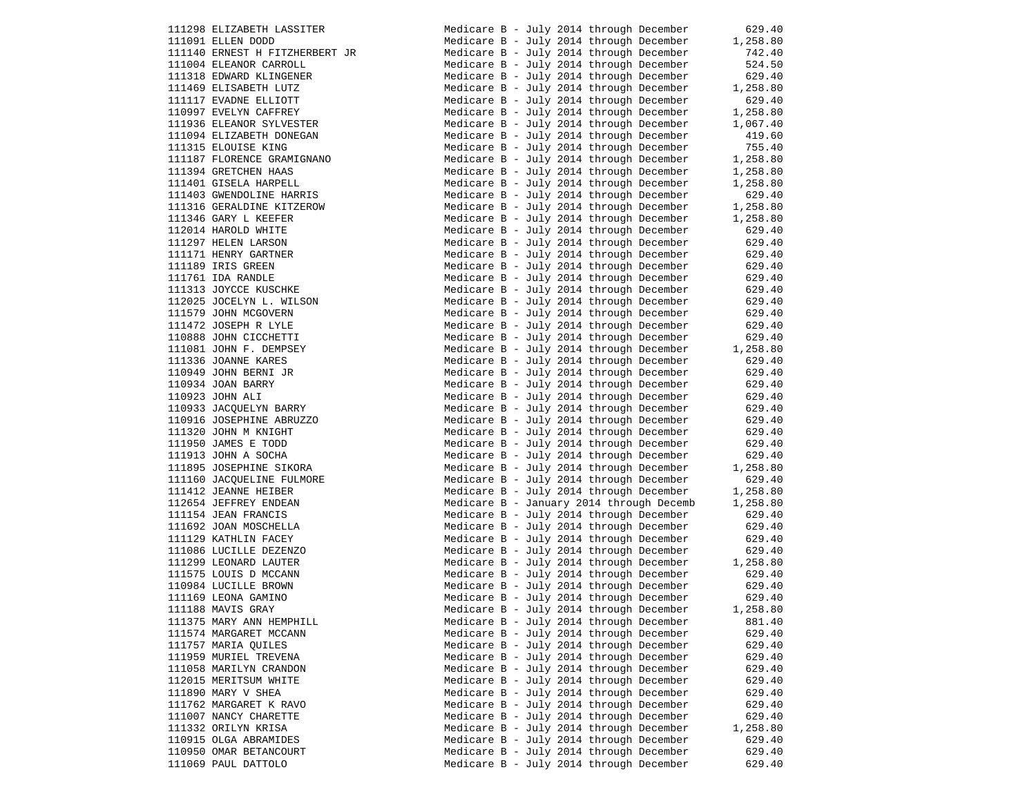| | | |
|---|---|---|
| 111298 ELIZABETH LASSITER | Medicare B - July 2014 through December | 629.40 |
| 111091 ELLEN DODD | Medicare B - July 2014 through December | 1,258.80 |
| 111140 ERNEST H FITZHERBERT JR | Medicare B - July 2014 through December | 742.40 |
| 111004 ELEANOR CARROLL | Medicare B - July 2014 through December | 524.50 |
| 111318 EDWARD KLINGENER | Medicare B - July 2014 through December | 629.40 |
| 111469 ELISABETH LUTZ | Medicare B - July 2014 through December | 1,258.80 |
| 111117 EVADNE ELLIOTT | Medicare B - July 2014 through December | 629.40 |
| 110997 EVELYN CAFFREY | Medicare B - July 2014 through December | 1,258.80 |
| 111936 ELEANOR SYLVESTER | Medicare B - July 2014 through December | 1,067.40 |
| 111094 ELIZABETH DONEGAN | Medicare B - July 2014 through December | 419.60 |
| 111315 ELOUISE KING | Medicare B - July 2014 through December | 755.40 |
| 111187 FLORENCE GRAMIGNANO | Medicare B - July 2014 through December | 1,258.80 |
| 111394 GRETCHEN HAAS | Medicare B - July 2014 through December | 1,258.80 |
| 111401 GISELA HARPELL | Medicare B - July 2014 through December | 1,258.80 |
| 111403 GWENDOLINE HARRIS | Medicare B - July 2014 through December | 629.40 |
| 111316 GERALDINE KITZEROW | Medicare B - July 2014 through December | 1,258.80 |
| 111346 GARY L KEEFER | Medicare B - July 2014 through December | 1,258.80 |
| 112014 HAROLD WHITE | Medicare B - July 2014 through December | 629.40 |
| 111297 HELEN LARSON | Medicare B - July 2014 through December | 629.40 |
| 111171 HENRY GARTNER | Medicare B - July 2014 through December | 629.40 |
| 111189 IRIS GREEN | Medicare B - July 2014 through December | 629.40 |
| 111761 IDA RANDLE | Medicare B - July 2014 through December | 629.40 |
| 111313 JOYCCE KUSCHKE | Medicare B - July 2014 through December | 629.40 |
| 112025 JOCELYN L. WILSON | Medicare B - July 2014 through December | 629.40 |
| 111579 JOHN MCGOVERN | Medicare B - July 2014 through December | 629.40 |
| 111472 JOSEPH R LYLE | Medicare B - July 2014 through December | 629.40 |
| 110888 JOHN CICCHETTI | Medicare B - July 2014 through December | 629.40 |
| 111081 JOHN F. DEMPSEY | Medicare B - July 2014 through December | 1,258.80 |
| 111336 JOANNE KARES | Medicare B - July 2014 through December | 629.40 |
| 110949 JOHN BERNI JR | Medicare B - July 2014 through December | 629.40 |
| 110934 JOAN BARRY | Medicare B - July 2014 through December | 629.40 |
| 110923 JOHN ALI | Medicare B - July 2014 through December | 629.40 |
| 110933 JACQUELYN BARRY | Medicare B - July 2014 through December | 629.40 |
| 110916 JOSEPHINE ABRUZZO | Medicare B - July 2014 through December | 629.40 |
| 111320 JOHN M KNIGHT | Medicare B - July 2014 through December | 629.40 |
| 111950 JAMES E TODD | Medicare B - July 2014 through December | 629.40 |
| 111913 JOHN A SOCHA | Medicare B - July 2014 through December | 629.40 |
| 111895 JOSEPHINE SIKORA | Medicare B - July 2014 through December | 1,258.80 |
| 111160 JACQUELINE FULMORE | Medicare B - July 2014 through December | 629.40 |
| 111412 JEANNE HEIBER | Medicare B - July 2014 through December | 1,258.80 |
| 112654 JEFFREY ENDEAN | Medicare B - January 2014 through Decemb | 1,258.80 |
| 111154 JEAN FRANCIS | Medicare B - July 2014 through December | 629.40 |
| 111692 JOAN MOSCHELLA | Medicare B - July 2014 through December | 629.40 |
| 111129 KATHLIN FACEY | Medicare B - July 2014 through December | 629.40 |
| 111086 LUCILLE DEZENZO | Medicare B - July 2014 through December | 629.40 |
| 111299 LEONARD LAUTER | Medicare B - July 2014 through December | 1,258.80 |
| 111575 LOUIS D MCCANN | Medicare B - July 2014 through December | 629.40 |
| 110984 LUCILLE BROWN | Medicare B - July 2014 through December | 629.40 |
| 111169 LEONA GAMINO | Medicare B - July 2014 through December | 629.40 |
| 111188 MAVIS GRAY | Medicare B - July 2014 through December | 1,258.80 |
| 111375 MARY ANN HEMPHILL | Medicare B - July 2014 through December | 881.40 |
| 111574 MARGARET MCCANN | Medicare B - July 2014 through December | 629.40 |
| 111757 MARIA QUILES | Medicare B - July 2014 through December | 629.40 |
| 111959 MURIEL TREVENA | Medicare B - July 2014 through December | 629.40 |
| 111058 MARILYN CRANDON | Medicare B - July 2014 through December | 629.40 |
| 112015 MERITSUM WHITE | Medicare B - July 2014 through December | 629.40 |
| 111890 MARY V SHEA | Medicare B - July 2014 through December | 629.40 |
| 111762 MARGARET K RAVO | Medicare B - July 2014 through December | 629.40 |
| 111007 NANCY CHARETTE | Medicare B - July 2014 through December | 629.40 |
| 111332 ORILYN KRISA | Medicare B - July 2014 through December | 1,258.80 |
| 110915 OLGA ABRAMIDES | Medicare B - July 2014 through December | 629.40 |
| 110950 OMAR BETANCOURT | Medicare B - July 2014 through December | 629.40 |
| 111069 PAUL DATTOLO | Medicare B - July 2014 through December | 629.40 |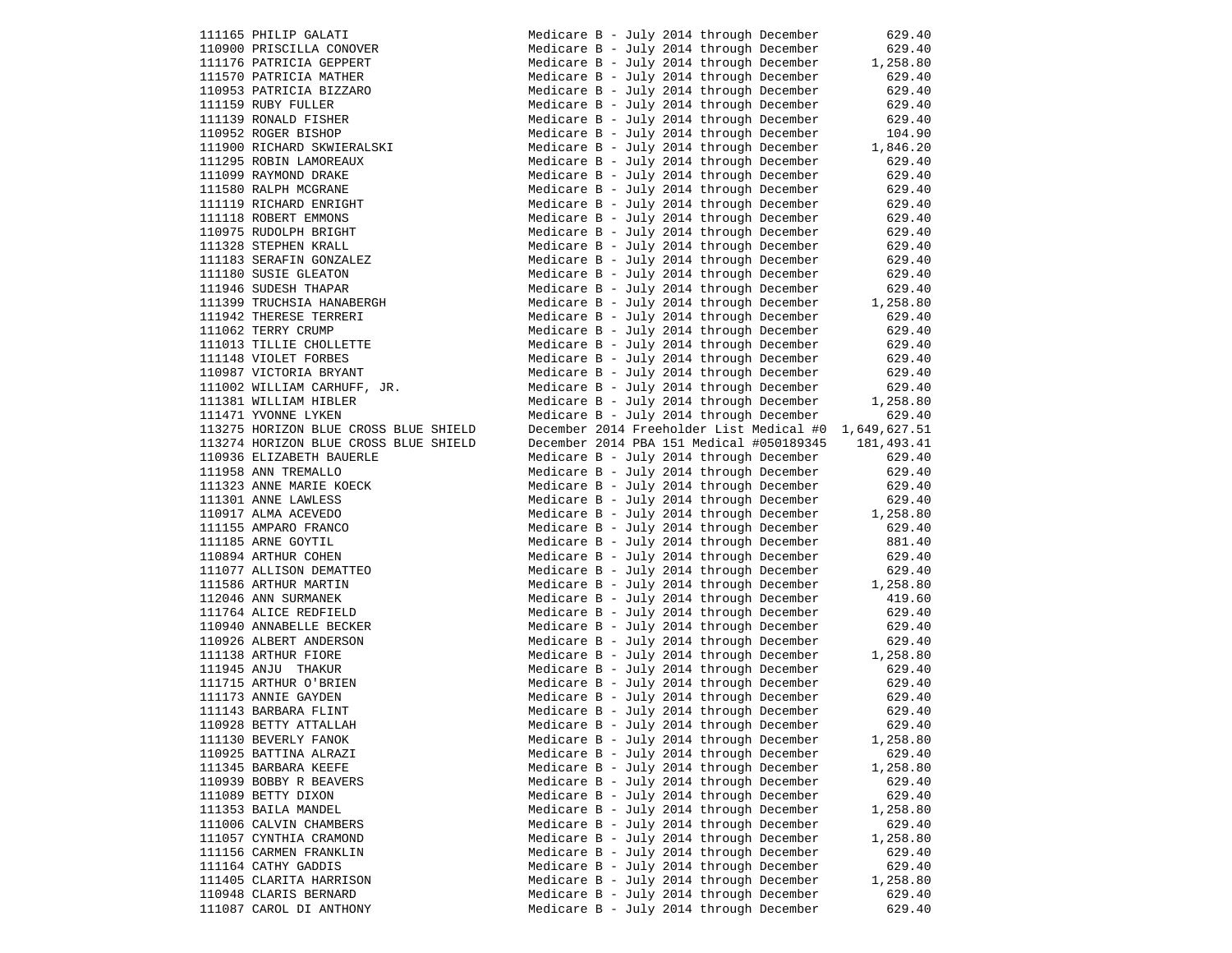| | | |
|---|---|---|
| 111165 PHILIP GALATI | Medicare B - July 2014 through December | 629.40 |
| 110900 PRISCILLA CONOVER | Medicare B - July 2014 through December | 629.40 |
| 111176 PATRICIA GEPPERT | Medicare B - July 2014 through December | 1,258.80 |
| 111570 PATRICIA MATHER | Medicare B - July 2014 through December | 629.40 |
| 110953 PATRICIA BIZZARO | Medicare B - July 2014 through December | 629.40 |
| 111159 RUBY FULLER | Medicare B - July 2014 through December | 629.40 |
| 111139 RONALD FISHER | Medicare B - July 2014 through December | 629.40 |
| 110952 ROGER BISHOP | Medicare B - July 2014 through December | 104.90 |
| 111900 RICHARD SKWIERALSKI | Medicare B - July 2014 through December | 1,846.20 |
| 111295 ROBIN LAMOREAUX | Medicare B - July 2014 through December | 629.40 |
| 111099 RAYMOND DRAKE | Medicare B - July 2014 through December | 629.40 |
| 111580 RALPH MCGRANE | Medicare B - July 2014 through December | 629.40 |
| 111119 RICHARD ENRIGHT | Medicare B - July 2014 through December | 629.40 |
| 111118 ROBERT EMMONS | Medicare B - July 2014 through December | 629.40 |
| 110975 RUDOLPH BRIGHT | Medicare B - July 2014 through December | 629.40 |
| 111328 STEPHEN KRALL | Medicare B - July 2014 through December | 629.40 |
| 111183 SERAFIN GONZALEZ | Medicare B - July 2014 through December | 629.40 |
| 111180 SUSIE GLEATON | Medicare B - July 2014 through December | 629.40 |
| 111946 SUDESH THAPAR | Medicare B - July 2014 through December | 629.40 |
| 111399 TRUCHSIA HANABERGH | Medicare B - July 2014 through December | 1,258.80 |
| 111942 THERESE TERRERI | Medicare B - July 2014 through December | 629.40 |
| 111062 TERRY CRUMP | Medicare B - July 2014 through December | 629.40 |
| 111013 TILLIE CHOLLETTE | Medicare B - July 2014 through December | 629.40 |
| 111148 VIOLET FORBES | Medicare B - July 2014 through December | 629.40 |
| 110987 VICTORIA BRYANT | Medicare B - July 2014 through December | 629.40 |
| 111002 WILLIAM CARHUFF, JR. | Medicare B - July 2014 through December | 629.40 |
| 111381 WILLIAM HIBLER | Medicare B - July 2014 through December | 1,258.80 |
| 111471 YVONNE LYKEN | Medicare B - July 2014 through December | 629.40 |
| 113275 HORIZON BLUE CROSS BLUE SHIELD | December 2014 Freeholder List Medical #0 | 1,649,627.51 |
| 113274 HORIZON BLUE CROSS BLUE SHIELD | December 2014 PBA 151 Medical #050189345 | 181,493.41 |
| 110936 ELIZABETH BAUERLE | Medicare B - July 2014 through December | 629.40 |
| 111958 ANN TREMALLO | Medicare B - July 2014 through December | 629.40 |
| 111323 ANNE MARIE KOECK | Medicare B - July 2014 through December | 629.40 |
| 111301 ANNE LAWLESS | Medicare B - July 2014 through December | 629.40 |
| 110917 ALMA ACEVEDO | Medicare B - July 2014 through December | 1,258.80 |
| 111155 AMPARO FRANCO | Medicare B - July 2014 through December | 629.40 |
| 111185 ARNE GOYTIL | Medicare B - July 2014 through December | 881.40 |
| 110894 ARTHUR COHEN | Medicare B - July 2014 through December | 629.40 |
| 111077 ALLISON DEMATTEO | Medicare B - July 2014 through December | 629.40 |
| 111586 ARTHUR MARTIN | Medicare B - July 2014 through December | 1,258.80 |
| 112046 ANN SURMANEK | Medicare B - July 2014 through December | 419.60 |
| 111764 ALICE REDFIELD | Medicare B - July 2014 through December | 629.40 |
| 110940 ANNABELLE BECKER | Medicare B - July 2014 through December | 629.40 |
| 110926 ALBERT ANDERSON | Medicare B - July 2014 through December | 629.40 |
| 111138 ARTHUR FIORE | Medicare B - July 2014 through December | 1,258.80 |
| 111945 ANJU THAKUR | Medicare B - July 2014 through December | 629.40 |
| 111715 ARTHUR O'BRIEN | Medicare B - July 2014 through December | 629.40 |
| 111173 ANNIE GAYDEN | Medicare B - July 2014 through December | 629.40 |
| 111143 BARBARA FLINT | Medicare B - July 2014 through December | 629.40 |
| 110928 BETTY ATTALLAH | Medicare B - July 2014 through December | 629.40 |
| 111130 BEVERLY FANOK | Medicare B - July 2014 through December | 1,258.80 |
| 110925 BATTINA ALRAZI | Medicare B - July 2014 through December | 629.40 |
| 111345 BARBARA KEEFE | Medicare B - July 2014 through December | 1,258.80 |
| 110939 BOBBY R BEAVERS | Medicare B - July 2014 through December | 629.40 |
| 111089 BETTY DIXON | Medicare B - July 2014 through December | 629.40 |
| 111353 BAILA MANDEL | Medicare B - July 2014 through December | 1,258.80 |
| 111006 CALVIN CHAMBERS | Medicare B - July 2014 through December | 629.40 |
| 111057 CYNTHIA CRAMOND | Medicare B - July 2014 through December | 1,258.80 |
| 111156 CARMEN FRANKLIN | Medicare B - July 2014 through December | 629.40 |
| 111164 CATHY GADDIS | Medicare B - July 2014 through December | 629.40 |
| 111405 CLARITA HARRISON | Medicare B - July 2014 through December | 1,258.80 |
| 110948 CLARIS BERNARD | Medicare B - July 2014 through December | 629.40 |
| 111087 CAROL DI ANTHONY | Medicare B - July 2014 through December | 629.40 |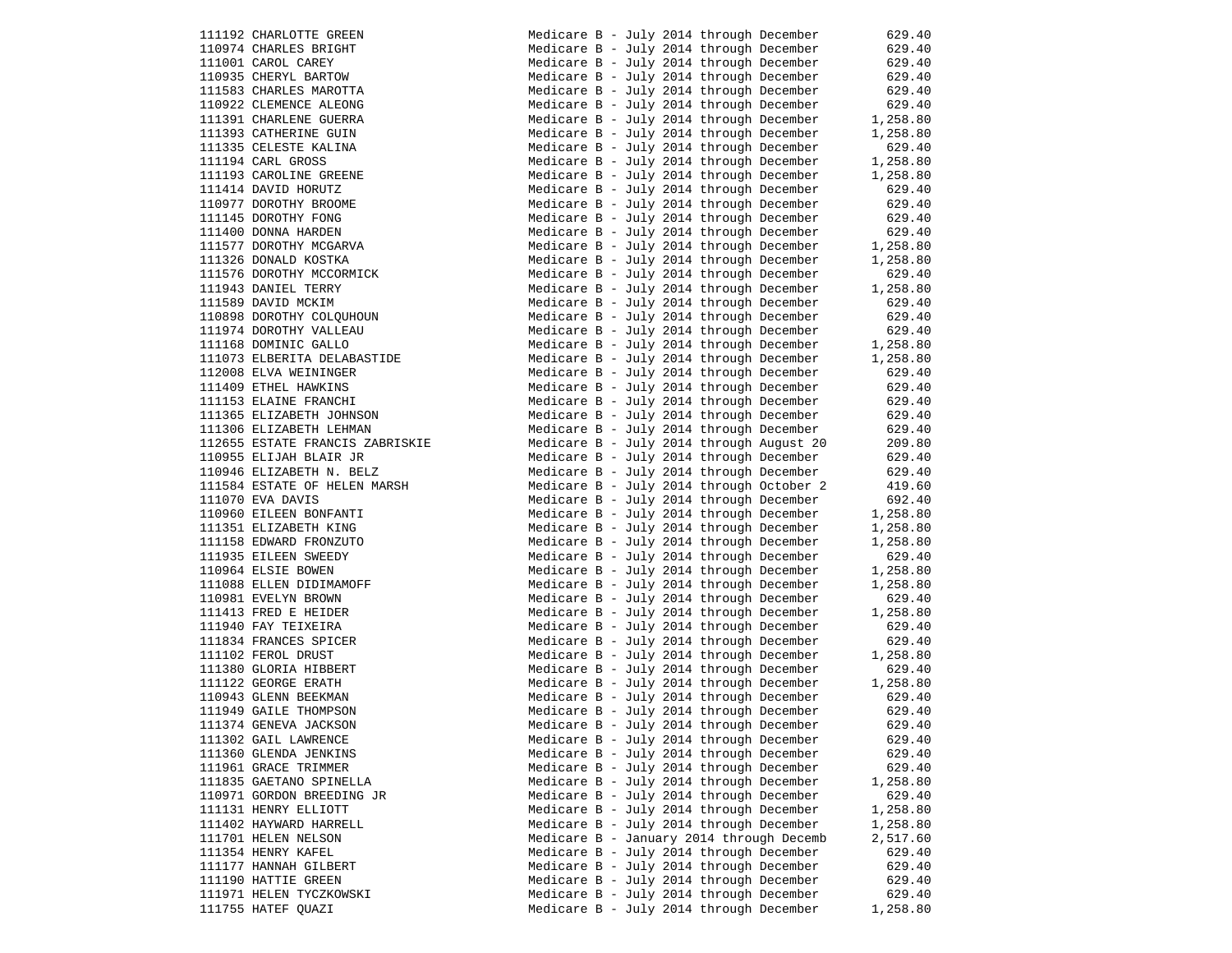| | | |
|---|---|---|
| 111192 CHARLOTTE GREEN | Medicare B - July 2014 through December | 629.40 |
| 110974 CHARLES BRIGHT | Medicare B - July 2014 through December | 629.40 |
| 111001 CAROL CAREY | Medicare B - July 2014 through December | 629.40 |
| 110935 CHERYL BARTOW | Medicare B - July 2014 through December | 629.40 |
| 111583 CHARLES MAROTTA | Medicare B - July 2014 through December | 629.40 |
| 110922 CLEMENCE ALEONG | Medicare B - July 2014 through December | 629.40 |
| 111391 CHARLENE GUERRA | Medicare B - July 2014 through December | 1,258.80 |
| 111393 CATHERINE GUIN | Medicare B - July 2014 through December | 1,258.80 |
| 111335 CELESTE KALINA | Medicare B - July 2014 through December | 629.40 |
| 111194 CARL GROSS | Medicare B - July 2014 through December | 1,258.80 |
| 111193 CAROLINE GREENE | Medicare B - July 2014 through December | 1,258.80 |
| 111414 DAVID HORUTZ | Medicare B - July 2014 through December | 629.40 |
| 110977 DOROTHY BROOME | Medicare B - July 2014 through December | 629.40 |
| 111145 DOROTHY FONG | Medicare B - July 2014 through December | 629.40 |
| 111400 DONNA HARDEN | Medicare B - July 2014 through December | 629.40 |
| 111577 DOROTHY MCGARVA | Medicare B - July 2014 through December | 1,258.80 |
| 111326 DONALD KOSTKA | Medicare B - July 2014 through December | 1,258.80 |
| 111576 DOROTHY MCCORMICK | Medicare B - July 2014 through December | 629.40 |
| 111943 DANIEL TERRY | Medicare B - July 2014 through December | 1,258.80 |
| 111589 DAVID MCKIM | Medicare B - July 2014 through December | 629.40 |
| 110898 DOROTHY COLQUHOUN | Medicare B - July 2014 through December | 629.40 |
| 111974 DOROTHY VALLEAU | Medicare B - July 2014 through December | 629.40 |
| 111168 DOMINIC GALLO | Medicare B - July 2014 through December | 1,258.80 |
| 111073 ELBERITA DELABASTIDE | Medicare B - July 2014 through December | 1,258.80 |
| 112008 ELVA WEININGER | Medicare B - July 2014 through December | 629.40 |
| 111409 ETHEL HAWKINS | Medicare B - July 2014 through December | 629.40 |
| 111153 ELAINE FRANCHI | Medicare B - July 2014 through December | 629.40 |
| 111365 ELIZABETH JOHNSON | Medicare B - July 2014 through December | 629.40 |
| 111306 ELIZABETH LEHMAN | Medicare B - July 2014 through December | 629.40 |
| 112655 ESTATE FRANCIS ZABRISKIE | Medicare B - July 2014 through August 20 | 209.80 |
| 110955 ELIJAH BLAIR JR | Medicare B - July 2014 through December | 629.40 |
| 110946 ELIZABETH N. BELZ | Medicare B - July 2014 through December | 629.40 |
| 111584 ESTATE OF HELEN MARSH | Medicare B - July 2014 through October 2 | 419.60 |
| 111070 EVA DAVIS | Medicare B - July 2014 through December | 692.40 |
| 110960 EILEEN BONFANTI | Medicare B - July 2014 through December | 1,258.80 |
| 111351 ELIZABETH KING | Medicare B - July 2014 through December | 1,258.80 |
| 111158 EDWARD FRONZUTO | Medicare B - July 2014 through December | 1,258.80 |
| 111935 EILEEN SWEEDY | Medicare B - July 2014 through December | 629.40 |
| 110964 ELSIE BOWEN | Medicare B - July 2014 through December | 1,258.80 |
| 111088 ELLEN DIDIMAMOFF | Medicare B - July 2014 through December | 1,258.80 |
| 110981 EVELYN BROWN | Medicare B - July 2014 through December | 629.40 |
| 111413 FRED E HEIDER | Medicare B - July 2014 through December | 1,258.80 |
| 111940 FAY TEIXEIRA | Medicare B - July 2014 through December | 629.40 |
| 111834 FRANCES SPICER | Medicare B - July 2014 through December | 629.40 |
| 111102 FEROL DRUST | Medicare B - July 2014 through December | 1,258.80 |
| 111380 GLORIA HIBBERT | Medicare B - July 2014 through December | 629.40 |
| 111122 GEORGE ERATH | Medicare B - July 2014 through December | 1,258.80 |
| 110943 GLENN BEEKMAN | Medicare B - July 2014 through December | 629.40 |
| 111949 GAILE THOMPSON | Medicare B - July 2014 through December | 629.40 |
| 111374 GENEVA JACKSON | Medicare B - July 2014 through December | 629.40 |
| 111302 GAIL LAWRENCE | Medicare B - July 2014 through December | 629.40 |
| 111360 GLENDA JENKINS | Medicare B - July 2014 through December | 629.40 |
| 111961 GRACE TRIMMER | Medicare B - July 2014 through December | 629.40 |
| 111835 GAETANO SPINELLA | Medicare B - July 2014 through December | 1,258.80 |
| 110971 GORDON BREEDING JR | Medicare B - July 2014 through December | 629.40 |
| 111131 HENRY ELLIOTT | Medicare B - July 2014 through December | 1,258.80 |
| 111402 HAYWARD HARRELL | Medicare B - July 2014 through December | 1,258.80 |
| 111701 HELEN NELSON | Medicare B - January 2014 through Decemb | 2,517.60 |
| 111354 HENRY KAFEL | Medicare B - July 2014 through December | 629.40 |
| 111177 HANNAH GILBERT | Medicare B - July 2014 through December | 629.40 |
| 111190 HATTIE GREEN | Medicare B - July 2014 through December | 629.40 |
| 111971 HELEN TYCZKOWSKI | Medicare B - July 2014 through December | 629.40 |
| 111755 HATEF QUAZI | Medicare B - July 2014 through December | 1,258.80 |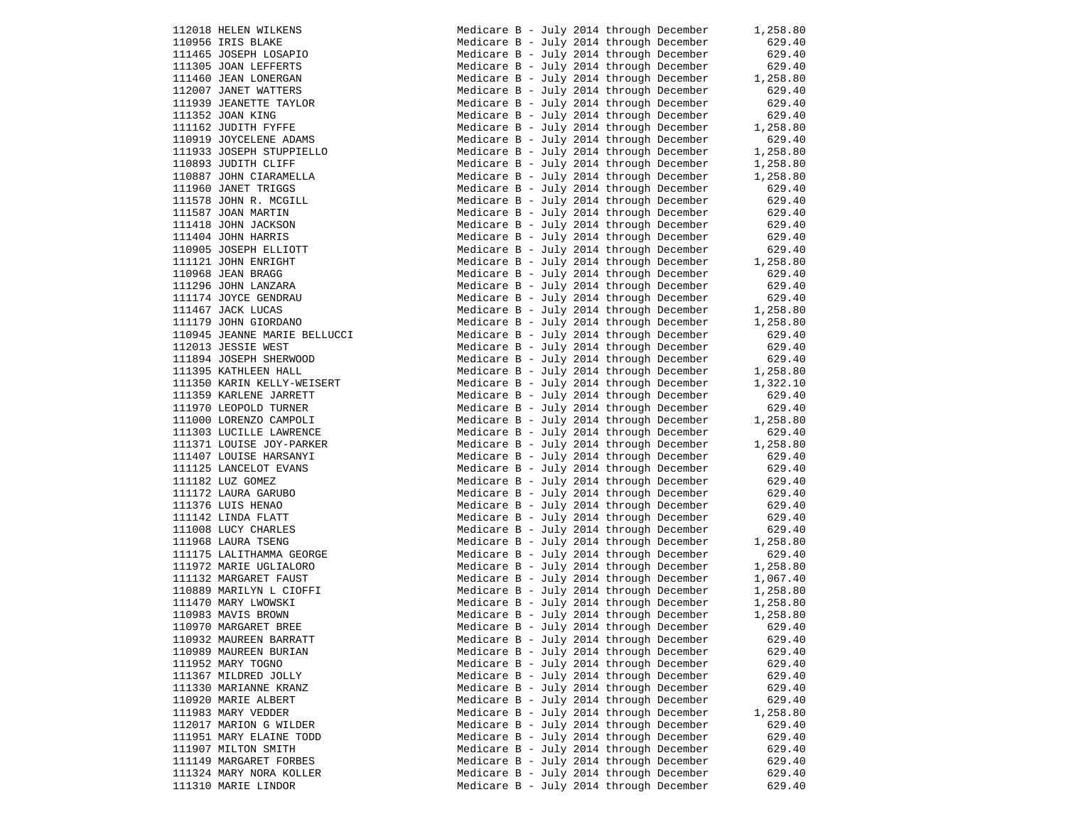| ID | Name | Description | Amount |
|---|---|---|---|
| 112018 | HELEN WILKENS | Medicare B - July 2014 through December | 1,258.80 |
| 110956 | IRIS BLAKE | Medicare B - July 2014 through December | 629.40 |
| 111465 | JOSEPH LOSAPIO | Medicare B - July 2014 through December | 629.40 |
| 111305 | JOAN LEFFERTS | Medicare B - July 2014 through December | 629.40 |
| 111460 | JEAN LONERGAN | Medicare B - July 2014 through December | 1,258.80 |
| 112007 | JANET WATTERS | Medicare B - July 2014 through December | 629.40 |
| 111939 | JEANETTE TAYLOR | Medicare B - July 2014 through December | 629.40 |
| 111352 | JOAN KING | Medicare B - July 2014 through December | 629.40 |
| 111162 | JUDITH FYFFE | Medicare B - July 2014 through December | 1,258.80 |
| 110919 | JOYCELENE ADAMS | Medicare B - July 2014 through December | 629.40 |
| 111933 | JOSEPH STUPPIELLO | Medicare B - July 2014 through December | 1,258.80 |
| 110893 | JUDITH CLIFF | Medicare B - July 2014 through December | 1,258.80 |
| 110887 | JOHN CIARAMELLA | Medicare B - July 2014 through December | 1,258.80 |
| 111960 | JANET TRIGGS | Medicare B - July 2014 through December | 629.40 |
| 111578 | JOHN R. MCGILL | Medicare B - July 2014 through December | 629.40 |
| 111587 | JOAN MARTIN | Medicare B - July 2014 through December | 629.40 |
| 111418 | JOHN JACKSON | Medicare B - July 2014 through December | 629.40 |
| 111404 | JOHN HARRIS | Medicare B - July 2014 through December | 629.40 |
| 110905 | JOSEPH ELLIOTT | Medicare B - July 2014 through December | 629.40 |
| 111121 | JOHN ENRIGHT | Medicare B - July 2014 through December | 1,258.80 |
| 110968 | JEAN BRAGG | Medicare B - July 2014 through December | 629.40 |
| 111296 | JOHN LANZARA | Medicare B - July 2014 through December | 629.40 |
| 111174 | JOYCE GENDRAU | Medicare B - July 2014 through December | 629.40 |
| 111467 | JACK LUCAS | Medicare B - July 2014 through December | 1,258.80 |
| 111179 | JOHN GIORDANO | Medicare B - July 2014 through December | 1,258.80 |
| 110945 | JEANNE MARIE BELLUCCI | Medicare B - July 2014 through December | 629.40 |
| 112013 | JESSIE WEST | Medicare B - July 2014 through December | 629.40 |
| 111894 | JOSEPH SHERWOOD | Medicare B - July 2014 through December | 629.40 |
| 111395 | KATHLEEN HALL | Medicare B - July 2014 through December | 1,258.80 |
| 111350 | KARIN KELLY-WEISERT | Medicare B - July 2014 through December | 1,322.10 |
| 111359 | KARLENE JARRETT | Medicare B - July 2014 through December | 629.40 |
| 111970 | LEOPOLD TURNER | Medicare B - July 2014 through December | 629.40 |
| 111000 | LORENZO CAMPOLI | Medicare B - July 2014 through December | 1,258.80 |
| 111303 | LUCILLE LAWRENCE | Medicare B - July 2014 through December | 629.40 |
| 111371 | LOUISE JOY-PARKER | Medicare B - July 2014 through December | 1,258.80 |
| 111407 | LOUISE HARSANYI | Medicare B - July 2014 through December | 629.40 |
| 111125 | LANCELOT EVANS | Medicare B - July 2014 through December | 629.40 |
| 111182 | LUZ GOMEZ | Medicare B - July 2014 through December | 629.40 |
| 111172 | LAURA GARUBO | Medicare B - July 2014 through December | 629.40 |
| 111376 | LUIS HENAO | Medicare B - July 2014 through December | 629.40 |
| 111142 | LINDA FLATT | Medicare B - July 2014 through December | 629.40 |
| 111008 | LUCY CHARLES | Medicare B - July 2014 through December | 629.40 |
| 111968 | LAURA TSENG | Medicare B - July 2014 through December | 1,258.80 |
| 111175 | LALITHAMMA GEORGE | Medicare B - July 2014 through December | 629.40 |
| 111972 | MARIE UGLIALORO | Medicare B - July 2014 through December | 1,258.80 |
| 111132 | MARGARET FAUST | Medicare B - July 2014 through December | 1,067.40 |
| 110889 | MARILYN L CIOFFI | Medicare B - July 2014 through December | 1,258.80 |
| 111470 | MARY LWOWSKI | Medicare B - July 2014 through December | 1,258.80 |
| 110983 | MAVIS BROWN | Medicare B - July 2014 through December | 1,258.80 |
| 110970 | MARGARET BREE | Medicare B - July 2014 through December | 629.40 |
| 110932 | MAUREEN BARRATT | Medicare B - July 2014 through December | 629.40 |
| 110989 | MAUREEN BURIAN | Medicare B - July 2014 through December | 629.40 |
| 111952 | MARY TOGNO | Medicare B - July 2014 through December | 629.40 |
| 111367 | MILDRED JOLLY | Medicare B - July 2014 through December | 629.40 |
| 111330 | MARIANNE KRANZ | Medicare B - July 2014 through December | 629.40 |
| 110920 | MARIE ALBERT | Medicare B - July 2014 through December | 629.40 |
| 111983 | MARY VEDDER | Medicare B - July 2014 through December | 1,258.80 |
| 112017 | MARION G WILDER | Medicare B - July 2014 through December | 629.40 |
| 111951 | MARY ELAINE TODD | Medicare B - July 2014 through December | 629.40 |
| 111907 | MILTON SMITH | Medicare B - July 2014 through December | 629.40 |
| 111149 | MARGARET FORBES | Medicare B - July 2014 through December | 629.40 |
| 111324 | MARY NORA KOLLER | Medicare B - July 2014 through December | 629.40 |
| 111310 | MARIE LINDOR | Medicare B - July 2014 through December | 629.40 |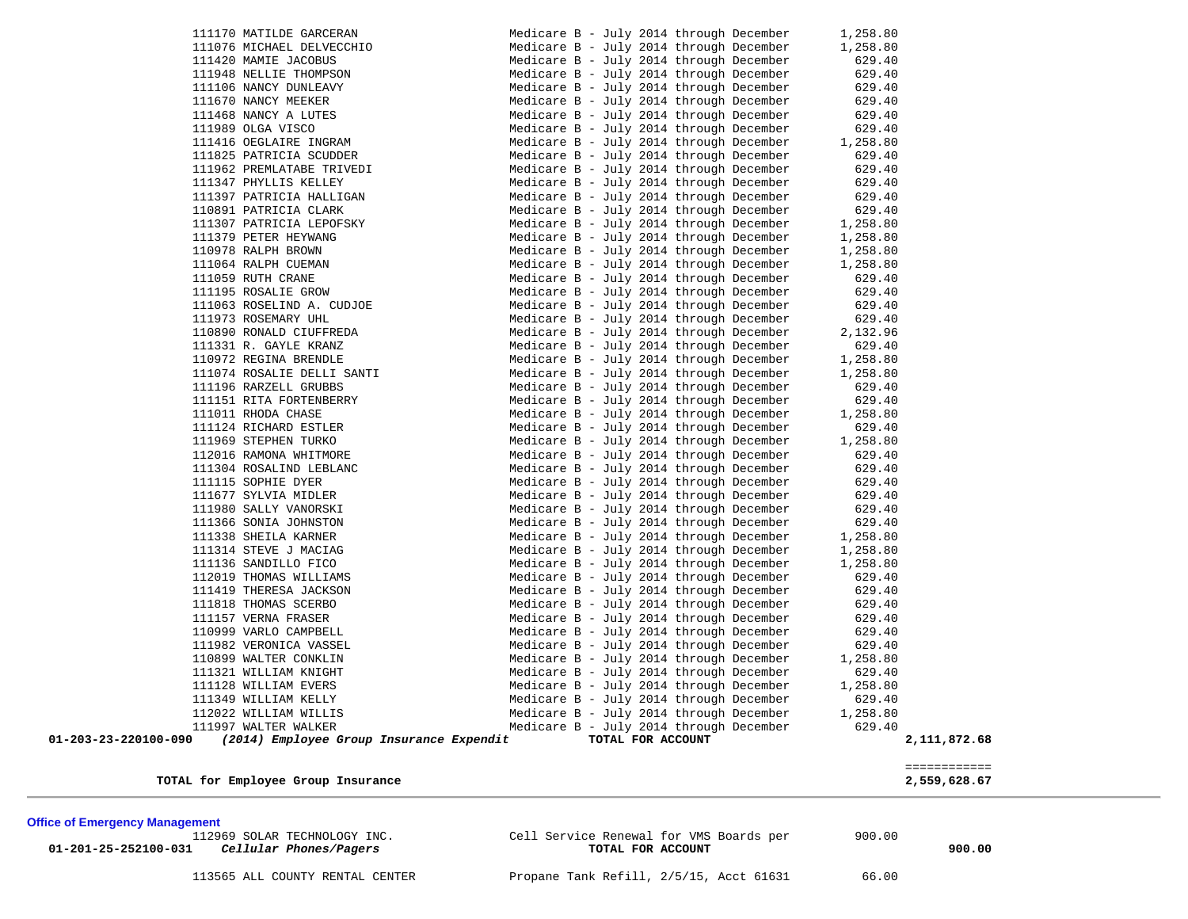| Account | Vendor | Description | Amount | Total |
|---|---|---|---|---|
| | 111170 MATILDE GARCERAN | Medicare B - July 2014 through December | 1,258.80 | |
| | 111076 MICHAEL DELVECCHIO | Medicare B - July 2014 through December | 1,258.80 | |
| | 111420 MAMIE JACOBUS | Medicare B - July 2014 through December | 629.40 | |
| | 111948 NELLIE THOMPSON | Medicare B - July 2014 through December | 629.40 | |
| | 111106 NANCY DUNLEAVY | Medicare B - July 2014 through December | 629.40 | |
| | 111670 NANCY MEEKER | Medicare B - July 2014 through December | 629.40 | |
| | 111468 NANCY A LUTES | Medicare B - July 2014 through December | 629.40 | |
| | 111989 OLGA VISCO | Medicare B - July 2014 through December | 629.40 | |
| | 111416 OEGLAIRE INGRAM | Medicare B - July 2014 through December | 1,258.80 | |
| | 111825 PATRICIA SCUDDER | Medicare B - July 2014 through December | 629.40 | |
| | 111962 PREMLATABE TRIVEDI | Medicare B - July 2014 through December | 629.40 | |
| | 111347 PHYLLIS KELLEY | Medicare B - July 2014 through December | 629.40 | |
| | 111397 PATRICIA HALLIGAN | Medicare B - July 2014 through December | 629.40 | |
| | 110891 PATRICIA CLARK | Medicare B - July 2014 through December | 629.40 | |
| | 111307 PATRICIA LEPOFSKY | Medicare B - July 2014 through December | 1,258.80 | |
| | 111379 PETER HEYWANG | Medicare B - July 2014 through December | 1,258.80 | |
| | 110978 RALPH BROWN | Medicare B - July 2014 through December | 1,258.80 | |
| | 111064 RALPH CUEMAN | Medicare B - July 2014 through December | 1,258.80 | |
| | 111059 RUTH CRANE | Medicare B - July 2014 through December | 629.40 | |
| | 111195 ROSALIE GROW | Medicare B - July 2014 through December | 629.40 | |
| | 111063 ROSELIND A. CUDJOE | Medicare B - July 2014 through December | 629.40 | |
| | 111973 ROSEMARY UHL | Medicare B - July 2014 through December | 629.40 | |
| | 110890 RONALD CIUFFREDA | Medicare B - July 2014 through December | 2,132.96 | |
| | 111331 R. GAYLE KRANZ | Medicare B - July 2014 through December | 629.40 | |
| | 110972 REGINA BRENDLE | Medicare B - July 2014 through December | 1,258.80 | |
| | 111074 ROSALIE DELLI SANTI | Medicare B - July 2014 through December | 1,258.80 | |
| | 111196 RARZELL GRUBBS | Medicare B - July 2014 through December | 629.40 | |
| | 111151 RITA FORTENBERRY | Medicare B - July 2014 through December | 629.40 | |
| | 111011 RHODA CHASE | Medicare B - July 2014 through December | 1,258.80 | |
| | 111124 RICHARD ESTLER | Medicare B - July 2014 through December | 629.40 | |
| | 111969 STEPHEN TURKO | Medicare B - July 2014 through December | 1,258.80 | |
| | 112016 RAMONA WHITMORE | Medicare B - July 2014 through December | 629.40 | |
| | 111304 ROSALIND LEBLANC | Medicare B - July 2014 through December | 629.40 | |
| | 111115 SOPHIE DYER | Medicare B - July 2014 through December | 629.40 | |
| | 111677 SYLVIA MIDLER | Medicare B - July 2014 through December | 629.40 | |
| | 111980 SALLY VANORSKI | Medicare B - July 2014 through December | 629.40 | |
| | 111366 SONIA JOHNSTON | Medicare B - July 2014 through December | 629.40 | |
| | 111338 SHEILA KARNER | Medicare B - July 2014 through December | 1,258.80 | |
| | 111314 STEVE J MACIAG | Medicare B - July 2014 through December | 1,258.80 | |
| | 111136 SANDILLO FICO | Medicare B - July 2014 through December | 1,258.80 | |
| | 112019 THOMAS WILLIAMS | Medicare B - July 2014 through December | 629.40 | |
| | 111419 THERESA JACKSON | Medicare B - July 2014 through December | 629.40 | |
| | 111818 THOMAS SCERBO | Medicare B - July 2014 through December | 629.40 | |
| | 111157 VERNA FRASER | Medicare B - July 2014 through December | 629.40 | |
| | 110999 VARLO CAMPBELL | Medicare B - July 2014 through December | 629.40 | |
| | 111982 VERONICA VASSEL | Medicare B - July 2014 through December | 629.40 | |
| | 110899 WALTER CONKLIN | Medicare B - July 2014 through December | 1,258.80 | |
| | 111321 WILLIAM KNIGHT | Medicare B - July 2014 through December | 629.40 | |
| | 111128 WILLIAM EVERS | Medicare B - July 2014 through December | 1,258.80 | |
| | 111349 WILLIAM KELLY | Medicare B - July 2014 through December | 629.40 | |
| | 112022 WILLIAM WILLIS | Medicare B - July 2014 through December | 1,258.80 | |
| | 111997 WALTER WALKER | Medicare B - July 2014 through December | 629.40 | |
| **01-203-23-220100-090** | ***(2014) Employee Group Insurance Expendit*** | **TOTAL FOR ACCOUNT** | | **2,111,872.68** |
| | | | | ============ |
| | **TOTAL for Employee Group Insurance** | | | **2,559,628.67** |

**Office of Emergency Management**

| Account | Vendor | Description | Amount | Total |
|---|---|---|---|---|
| | 112969 SOLAR TECHNOLOGY INC. | Cell Service Renewal for VMS Boards per | 900.00 | |
| **01-201-25-252100-031** | ***Cellular Phones/Pagers*** | **TOTAL FOR ACCOUNT** | | **900.00** |
| | 113565 ALL COUNTY RENTAL CENTER | Propane Tank Refill, 2/5/15, Acct 61631 | 66.00 | |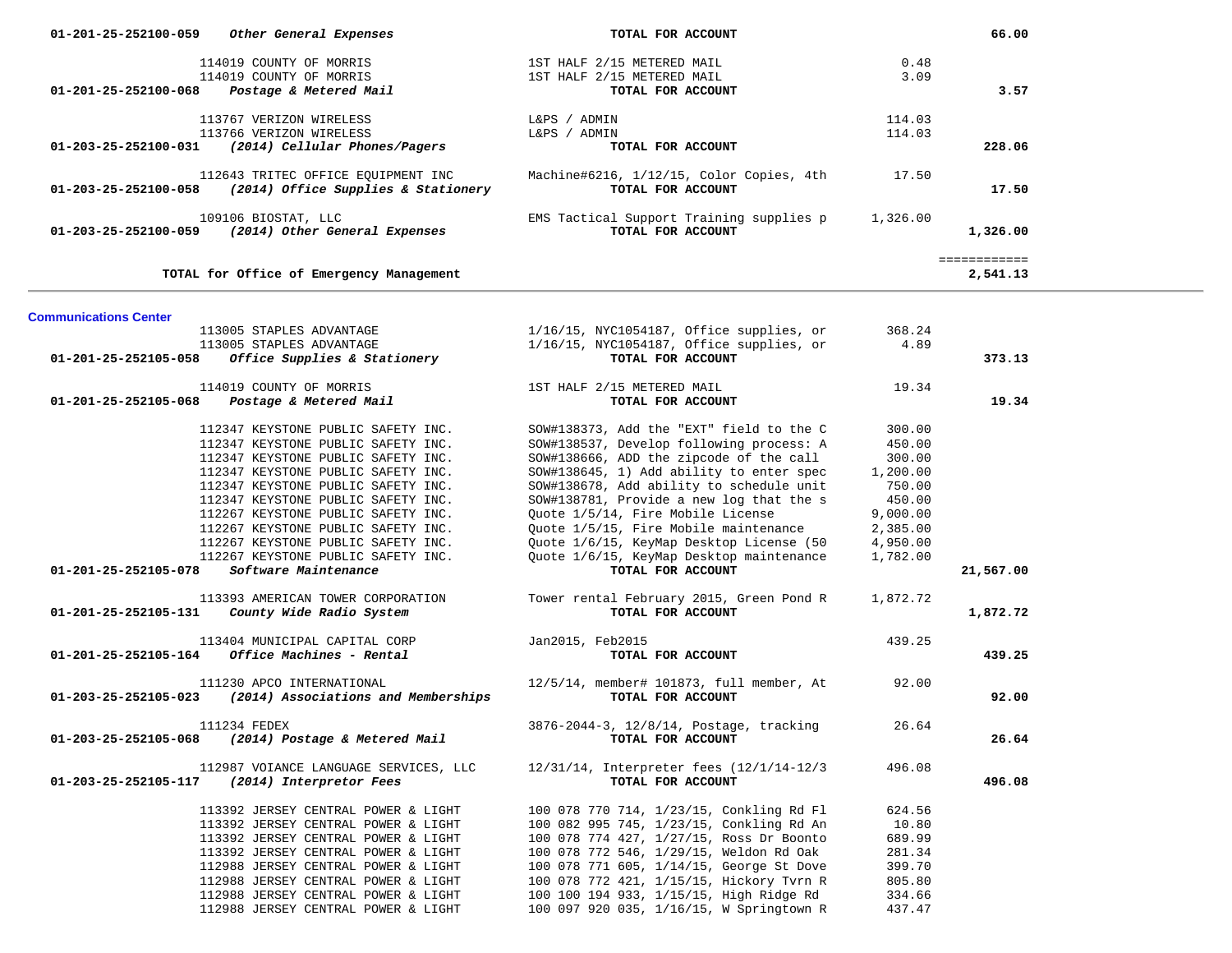| Account | Vendor / Description | Detail | Amount | Total |
|---|---|---|---|---|
| **01-201-25-252100-059** | ***Other General Expenses*** | **TOTAL FOR ACCOUNT** | | **66.00** |
| | 114019 COUNTY OF MORRIS | 1ST HALF 2/15 METERED MAIL | 0.48 | |
| | 114019 COUNTY OF MORRIS | 1ST HALF 2/15 METERED MAIL | 3.09 | |
| **01-201-25-252100-068** | ***Postage & Metered Mail*** | **TOTAL FOR ACCOUNT** | | **3.57** |
| | 113767 VERIZON WIRELESS | L&PS / ADMIN | 114.03 | |
| | 113766 VERIZON WIRELESS | L&PS / ADMIN | 114.03 | |
| **01-203-25-252100-031** | ***(2014) Cellular Phones/Pagers*** | **TOTAL FOR ACCOUNT** | | **228.06** |
| | 112643 TRITEC OFFICE EQUIPMENT INC | Machine#6216, 1/12/15, Color Copies, 4th | 17.50 | |
| **01-203-25-252100-058** | ***(2014) Office Supplies & Stationery*** | **TOTAL FOR ACCOUNT** | | **17.50** |
| | 109106 BIOSTAT, LLC | EMS Tactical Support Training supplies p | 1,326.00 | |
| **01-203-25-252100-059** | ***(2014) Other General Expenses*** | **TOTAL FOR ACCOUNT** | | **1,326.00** |
| | | | | ============ |
| | **TOTAL for Office of Emergency Management** | | | **2,541.13** |

**Communications Center**

| Account | Vendor / Description | Detail | Amount | Total |
|---|---|---|---|---|
| | 113005 STAPLES ADVANTAGE | 1/16/15, NYC1054187, Office supplies, or | 368.24 | |
| | 113005 STAPLES ADVANTAGE | 1/16/15, NYC1054187, Office supplies, or | 4.89 | |
| **01-201-25-252105-058** | ***Office Supplies & Stationery*** | **TOTAL FOR ACCOUNT** | | **373.13** |
| | 114019 COUNTY OF MORRIS | 1ST HALF 2/15 METERED MAIL | 19.34 | |
| **01-201-25-252105-068** | ***Postage & Metered Mail*** | **TOTAL FOR ACCOUNT** | | **19.34** |
| | 112347 KEYSTONE PUBLIC SAFETY INC. | SOW#138373, Add the "EXT" field to the C | 300.00 | |
| | 112347 KEYSTONE PUBLIC SAFETY INC. | SOW#138537, Develop following process: A | 450.00 | |
| | 112347 KEYSTONE PUBLIC SAFETY INC. | SOW#138666, ADD the zipcode of the call | 300.00 | |
| | 112347 KEYSTONE PUBLIC SAFETY INC. | SOW#138645, 1) Add ability to enter spec | 1,200.00 | |
| | 112347 KEYSTONE PUBLIC SAFETY INC. | SOW#138678, Add ability to schedule unit | 750.00 | |
| | 112347 KEYSTONE PUBLIC SAFETY INC. | SOW#138781, Provide a new log that the s | 450.00 | |
| | 112267 KEYSTONE PUBLIC SAFETY INC. | Quote 1/5/14, Fire Mobile License | 9,000.00 | |
| | 112267 KEYSTONE PUBLIC SAFETY INC. | Quote 1/5/15, Fire Mobile maintenance | 2,385.00 | |
| | 112267 KEYSTONE PUBLIC SAFETY INC. | Quote 1/6/15, KeyMap Desktop License (50 | 4,950.00 | |
| | 112267 KEYSTONE PUBLIC SAFETY INC. | Quote 1/6/15, KeyMap Desktop maintenance | 1,782.00 | |
| **01-201-25-252105-078** | ***Software Maintenance*** | **TOTAL FOR ACCOUNT** | | **21,567.00** |
| | 113393 AMERICAN TOWER CORPORATION | Tower rental February 2015, Green Pond R | 1,872.72 | |
| **01-201-25-252105-131** | ***County Wide Radio System*** | **TOTAL FOR ACCOUNT** | | **1,872.72** |
| | 113404 MUNICIPAL CAPITAL CORP | Jan2015, Feb2015 | 439.25 | |
| **01-201-25-252105-164** | ***Office Machines - Rental*** | **TOTAL FOR ACCOUNT** | | **439.25** |
| | 111230 APCO INTERNATIONAL | 12/5/14, member# 101873, full member, At | 92.00 | |
| **01-203-25-252105-023** | ***(2014) Associations and Memberships*** | **TOTAL FOR ACCOUNT** | | **92.00** |
| | 111234 FEDEX | 3876-2044-3, 12/8/14, Postage, tracking | 26.64 | |
| **01-203-25-252105-068** | ***(2014) Postage & Metered Mail*** | **TOTAL FOR ACCOUNT** | | **26.64** |
| | 112987 VOIANCE LANGUAGE SERVICES, LLC | 12/31/14, Interpreter fees (12/1/14-12/3 | 496.08 | |
| **01-203-25-252105-117** | ***(2014) Interpretor Fees*** | **TOTAL FOR ACCOUNT** | | **496.08** |
| | 113392 JERSEY CENTRAL POWER & LIGHT | 100 078 770 714, 1/23/15, Conkling Rd Fl | 624.56 | |
| | 113392 JERSEY CENTRAL POWER & LIGHT | 100 082 995 745, 1/23/15, Conkling Rd An | 10.80 | |
| | 113392 JERSEY CENTRAL POWER & LIGHT | 100 078 774 427, 1/27/15, Ross Dr Boonto | 689.99 | |
| | 113392 JERSEY CENTRAL POWER & LIGHT | 100 078 772 546, 1/29/15, Weldon Rd Oak | 281.34 | |
| | 112988 JERSEY CENTRAL POWER & LIGHT | 100 078 771 605, 1/14/15, George St Dove | 399.70 | |
| | 112988 JERSEY CENTRAL POWER & LIGHT | 100 078 772 421, 1/15/15, Hickory Tvrn R | 805.80 | |
| | 112988 JERSEY CENTRAL POWER & LIGHT | 100 100 194 933, 1/15/15, High Ridge Rd | 334.66 | |
| | 112988 JERSEY CENTRAL POWER & LIGHT | 100 097 920 035, 1/16/15, W Springtown R | 437.47 | |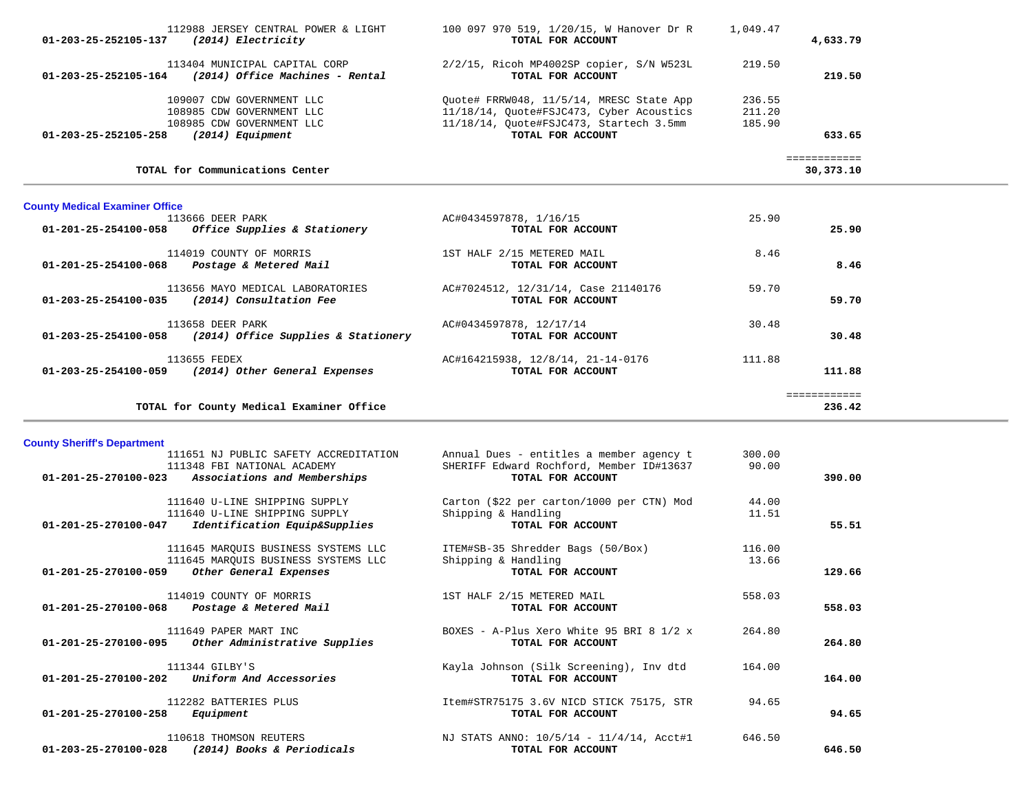| Account | Vendor / Account Description | Description | Amount | Total |
|---|---|---|---|---|
| | 112988 JERSEY CENTRAL POWER & LIGHT | 100 097 970 519, 1/20/15, W Hanover Dr R | 1,049.47 | |
| **01-203-25-252105-137** | ***(2014) Electricity*** | **TOTAL FOR ACCOUNT** | | **4,633.79** |
| | 113404 MUNICIPAL CAPITAL CORP | 2/2/15, Ricoh MP4002SP copier, S/N W523L | 219.50 | |
| **01-203-25-252105-164** | ***(2014) Office Machines - Rental*** | **TOTAL FOR ACCOUNT** | | **219.50** |
| | 109007 CDW GOVERNMENT LLC | Quote# FRRW048, 11/5/14, MRESC State App | 236.55 | |
| | 108985 CDW GOVERNMENT LLC | 11/18/14, Quote#FSJC473, Cyber Acoustics | 211.20 | |
| | 108985 CDW GOVERNMENT LLC | 11/18/14, Quote#FSJC473, Startech 3.5mm | 185.90 | |
| **01-203-25-252105-258** | ***(2014) Equipment*** | **TOTAL FOR ACCOUNT** | | **633.65** |
| | **TOTAL for Communications Center** | | | **30,373.10** |

## County Medical Examiner Office

| Account | Vendor / Account Description | Description | Amount | Total |
|---|---|---|---|---|
| | 113666 DEER PARK | AC#0434597878, 1/16/15 | 25.90 | |
| **01-201-25-254100-058** | ***Office Supplies & Stationery*** | **TOTAL FOR ACCOUNT** | | **25.90** |
| | 114019 COUNTY OF MORRIS | 1ST HALF 2/15 METERED MAIL | 8.46 | |
| **01-201-25-254100-068** | ***Postage & Metered Mail*** | **TOTAL FOR ACCOUNT** | | **8.46** |
| | 113656 MAYO MEDICAL LABORATORIES | AC#7024512, 12/31/14, Case 21140176 | 59.70 | |
| **01-203-25-254100-035** | ***(2014) Consultation Fee*** | **TOTAL FOR ACCOUNT** | | **59.70** |
| | 113658 DEER PARK | AC#0434597878, 12/17/14 | 30.48 | |
| **01-203-25-254100-058** | ***(2014) Office Supplies & Stationery*** | **TOTAL FOR ACCOUNT** | | **30.48** |
| | 113655 FEDEX | AC#164215938, 12/8/14, 21-14-0176 | 111.88 | |
| **01-203-25-254100-059** | ***(2014) Other General Expenses*** | **TOTAL FOR ACCOUNT** | | **111.88** |
| | **TOTAL for County Medical Examiner Office** | | | **236.42** |

## County Sheriff's Department

| Account | Vendor / Account Description | Description | Amount | Total |
|---|---|---|---|---|
| | 111651 NJ PUBLIC SAFETY ACCREDITATION | Annual Dues - entitles a member agency t | 300.00 | |
| | 111348 FBI NATIONAL ACADEMY | SHERIFF Edward Rochford, Member ID#13637 | 90.00 | |
| **01-201-25-270100-023** | ***Associations and Memberships*** | **TOTAL FOR ACCOUNT** | | **390.00** |
| | 111640 U-LINE SHIPPING SUPPLY | Carton ($22 per carton/1000 per CTN) Mod | 44.00 | |
| | 111640 U-LINE SHIPPING SUPPLY | Shipping & Handling | 11.51 | |
| **01-201-25-270100-047** | ***Identification Equip&Supplies*** | **TOTAL FOR ACCOUNT** | | **55.51** |
| | 111645 MARQUIS BUSINESS SYSTEMS LLC | ITEM#SB-35 Shredder Bags (50/Box) | 116.00 | |
| | 111645 MARQUIS BUSINESS SYSTEMS LLC | Shipping & Handling | 13.66 | |
| **01-201-25-270100-059** | ***Other General Expenses*** | **TOTAL FOR ACCOUNT** | | **129.66** |
| | 114019 COUNTY OF MORRIS | 1ST HALF 2/15 METERED MAIL | 558.03 | |
| **01-201-25-270100-068** | ***Postage & Metered Mail*** | **TOTAL FOR ACCOUNT** | | **558.03** |
| | 111649 PAPER MART INC | BOXES - A-Plus Xero White 95 BRI 8 1/2 x | 264.80 | |
| **01-201-25-270100-095** | ***Other Administrative Supplies*** | **TOTAL FOR ACCOUNT** | | **264.80** |
| | 111344 GILBY'S | Kayla Johnson (Silk Screening), Inv dtd | 164.00 | |
| **01-201-25-270100-202** | ***Uniform And Accessories*** | **TOTAL FOR ACCOUNT** | | **164.00** |
| | 112282 BATTERIES PLUS | Item#STR75175 3.6V NICD STICK 75175, STR | 94.65 | |
| **01-201-25-270100-258** | ***Equipment*** | **TOTAL FOR ACCOUNT** | | **94.65** |
| | 110618 THOMSON REUTERS | NJ STATS ANNO: 10/5/14 - 11/4/14, Acct#1 | 646.50 | |
| **01-203-25-270100-028** | ***(2014) Books & Periodicals*** | **TOTAL FOR ACCOUNT** | | **646.50** |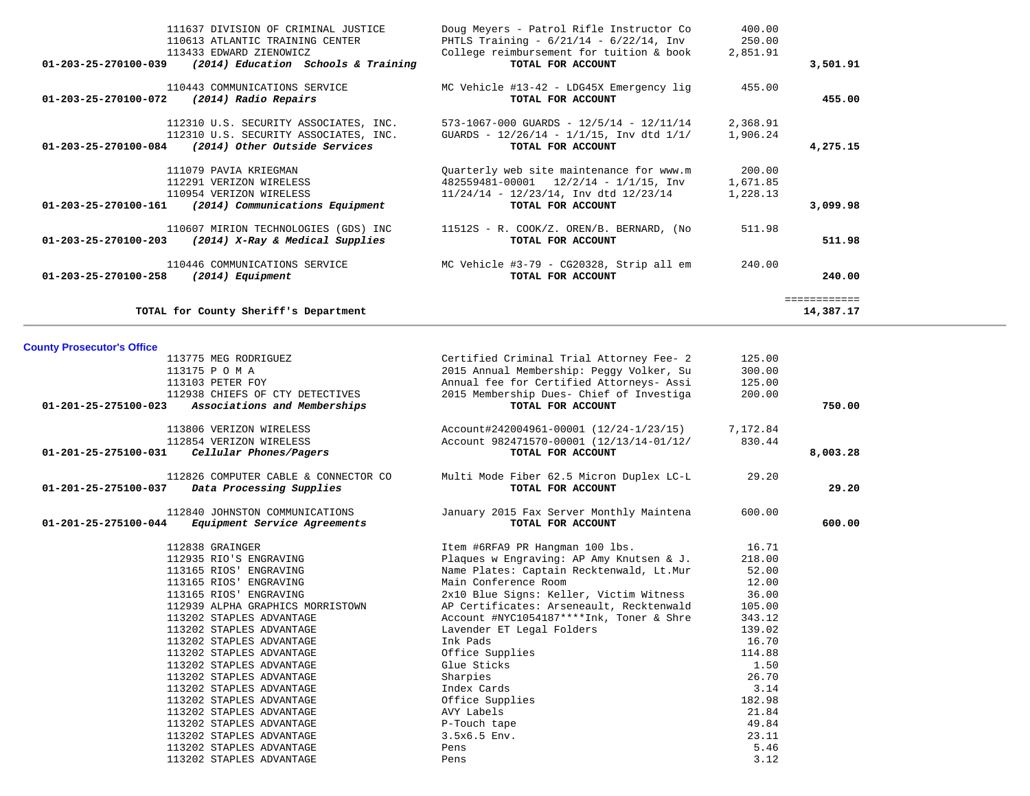| Account | Vendor | Description | Amount | Total |
|---|---|---|---|---|
| | 111637 DIVISION OF CRIMINAL JUSTICE | Doug Meyers - Patrol Rifle Instructor Co | 400.00 | |
| | 110613 ATLANTIC TRAINING CENTER | PHTLS Training - 6/21/14 - 6/22/14, Inv | 250.00 | |
| | 113433 EDWARD ZIENOWICZ | College reimbursement for tuition & book | 2,851.91 | |
| **01-203-25-270100-039** | ***(2014) Education Schools & Training*** | **TOTAL FOR ACCOUNT** | | **3,501.91** |
| | 110443 COMMUNICATIONS SERVICE | MC Vehicle #13-42 - LDG45X Emergency lig | 455.00 | |
| **01-203-25-270100-072** | ***(2014) Radio Repairs*** | **TOTAL FOR ACCOUNT** | | **455.00** |
| | 112310 U.S. SECURITY ASSOCIATES, INC. | 573-1067-000 GUARDS - 12/5/14 - 12/11/14 | 2,368.91 | |
| | 112310 U.S. SECURITY ASSOCIATES, INC. | GUARDS - 12/26/14 - 1/1/15, Inv dtd 1/1/ | 1,906.24 | |
| **01-203-25-270100-084** | ***(2014) Other Outside Services*** | **TOTAL FOR ACCOUNT** | | **4,275.15** |
| | 111079 PAVIA KRIEGMAN | Quarterly web site maintenance for www.m | 200.00 | |
| | 112291 VERIZON WIRELESS | 482559481-00001 12/2/14 - 1/1/15, Inv | 1,671.85 | |
| | 110954 VERIZON WIRELESS | 11/24/14 - 12/23/14, Inv dtd 12/23/14 | 1,228.13 | |
| **01-203-25-270100-161** | ***(2014) Communications Equipment*** | **TOTAL FOR ACCOUNT** | | **3,099.98** |
| | 110607 MIRION TECHNOLOGIES (GDS) INC | 11512S - R. COOK/Z. OREN/B. BERNARD, (No | 511.98 | |
| **01-203-25-270100-203** | ***(2014) X-Ray & Medical Supplies*** | **TOTAL FOR ACCOUNT** | | **511.98** |
| | 110446 COMMUNICATIONS SERVICE | MC Vehicle #3-79 - CG20328, Strip all em | 240.00 | |
| **01-203-25-270100-258** | ***(2014) Equipment*** | **TOTAL FOR ACCOUNT** | | **240.00** |
| | | | | ============ |
| | **TOTAL for County Sheriff's Department** | | | **14,387.17** |

**County Prosecutor's Office**

| Account | Vendor | Description | Amount | Total |
|---|---|---|---|---|
| | 113775 MEG RODRIGUEZ | Certified Criminal Trial Attorney Fee- 2 | 125.00 | |
| | 113175 P O M A | 2015 Annual Membership: Peggy Volker, Su | 300.00 | |
| | 113103 PETER FOY | Annual fee for Certified Attorneys- Assi | 125.00 | |
| | 112938 CHIEFS OF CTY DETECTIVES | 2015 Membership Dues- Chief of Investiga | 200.00 | |
| **01-201-25-275100-023** | ***Associations and Memberships*** | **TOTAL FOR ACCOUNT** | | **750.00** |
| | 113806 VERIZON WIRELESS | Account#242004961-00001 (12/24-1/23/15) | 7,172.84 | |
| | 112854 VERIZON WIRELESS | Account 982471570-00001 (12/13/14-01/12/ | 830.44 | |
| **01-201-25-275100-031** | ***Cellular Phones/Pagers*** | **TOTAL FOR ACCOUNT** | | **8,003.28** |
| | 112826 COMPUTER CABLE & CONNECTOR CO | Multi Mode Fiber 62.5 Micron Duplex LC-L | 29.20 | |
| **01-201-25-275100-037** | ***Data Processing Supplies*** | **TOTAL FOR ACCOUNT** | | **29.20** |
| | 112840 JOHNSTON COMMUNICATIONS | January 2015 Fax Server Monthly Maintena | 600.00 | |
| **01-201-25-275100-044** | ***Equipment Service Agreements*** | **TOTAL FOR ACCOUNT** | | **600.00** |
| | 112838 GRAINGER | Item #6RFA9 PR Hangman 100 lbs. | 16.71 | |
| | 112935 RIO'S ENGRAVING | Plaques w Engraving: AP Amy Knutsen & J. | 218.00 | |
| | 113165 RIOS' ENGRAVING | Name Plates: Captain Recktenwald, Lt.Mur | 52.00 | |
| | 113165 RIOS' ENGRAVING | Main Conference Room | 12.00 | |
| | 113165 RIOS' ENGRAVING | 2x10 Blue Signs: Keller, Victim Witness | 36.00 | |
| | 112939 ALPHA GRAPHICS MORRISTOWN | AP Certificates: Arseneault, Recktenwald | 105.00 | |
| | 113202 STAPLES ADVANTAGE | Account #NYC1054187****Ink, Toner & Shre | 343.12 | |
| | 113202 STAPLES ADVANTAGE | Lavender ET Legal Folders | 139.02 | |
| | 113202 STAPLES ADVANTAGE | Ink Pads | 16.70 | |
| | 113202 STAPLES ADVANTAGE | Office Supplies | 114.88 | |
| | 113202 STAPLES ADVANTAGE | Glue Sticks | 1.50 | |
| | 113202 STAPLES ADVANTAGE | Sharpies | 26.70 | |
| | 113202 STAPLES ADVANTAGE | Index Cards | 3.14 | |
| | 113202 STAPLES ADVANTAGE | Office Supplies | 182.98 | |
| | 113202 STAPLES ADVANTAGE | AVY Labels | 21.84 | |
| | 113202 STAPLES ADVANTAGE | P-Touch tape | 49.84 | |
| | 113202 STAPLES ADVANTAGE | 3.5x6.5 Env. | 23.11 | |
| | 113202 STAPLES ADVANTAGE | Pens | 5.46 | |
| | 113202 STAPLES ADVANTAGE | Pens | 3.12 | |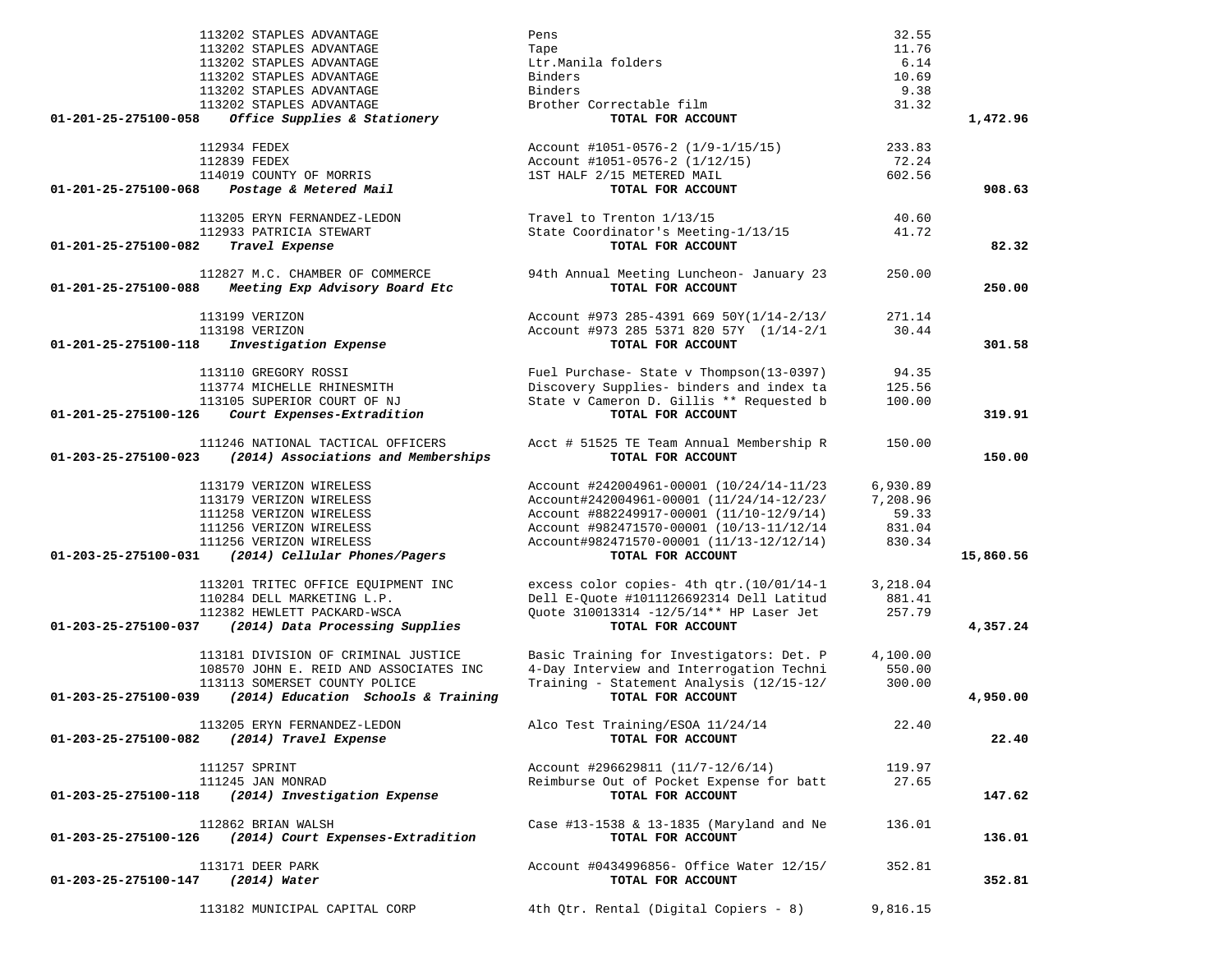| Account | Vendor | Description | Amount | Total |
|---|---|---|---|---|
| | 113202 STAPLES ADVANTAGE | Pens | 32.55 | |
| | 113202 STAPLES ADVANTAGE | Tape | 11.76 | |
| | 113202 STAPLES ADVANTAGE | Ltr.Manila folders | 6.14 | |
| | 113202 STAPLES ADVANTAGE | Binders | 10.69 | |
| | 113202 STAPLES ADVANTAGE | Binders | 9.38 | |
| | 113202 STAPLES ADVANTAGE | Brother Correctable film | 31.32 | |
| **01-201-25-275100-058** | ***Office Supplies & Stationery*** | **TOTAL FOR ACCOUNT** | | **1,472.96** |
| | 112934 FEDEX | Account #1051-0576-2 (1/9-1/15/15) | 233.83 | |
| | 112839 FEDEX | Account #1051-0576-2 (1/12/15) | 72.24 | |
| | 114019 COUNTY OF MORRIS | 1ST HALF 2/15 METERED MAIL | 602.56 | |
| **01-201-25-275100-068** | ***Postage & Metered Mail*** | **TOTAL FOR ACCOUNT** | | **908.63** |
| | 113205 ERYN FERNANDEZ-LEDON | Travel to Trenton 1/13/15 | 40.60 | |
| | 112933 PATRICIA STEWART | State Coordinator's Meeting-1/13/15 | 41.72 | |
| **01-201-25-275100-082** | ***Travel Expense*** | **TOTAL FOR ACCOUNT** | | **82.32** |
| | 112827 M.C. CHAMBER OF COMMERCE | 94th Annual Meeting Luncheon- January 23 | 250.00 | |
| **01-201-25-275100-088** | ***Meeting Exp Advisory Board Etc*** | **TOTAL FOR ACCOUNT** | | **250.00** |
| | 113199 VERIZON | Account #973 285-4391 669 50Y(1/14-2/13/ | 271.14 | |
| | 113198 VERIZON | Account #973 285 5371 820 57Y (1/14-2/1 | 30.44 | |
| **01-201-25-275100-118** | ***Investigation Expense*** | **TOTAL FOR ACCOUNT** | | **301.58** |
| | 113110 GREGORY ROSSI | Fuel Purchase- State v Thompson(13-0397) | 94.35 | |
| | 113774 MICHELLE RHINESMITH | Discovery Supplies- binders and index ta | 125.56 | |
| | 113105 SUPERIOR COURT OF NJ | State v Cameron D. Gillis ** Requested b | 100.00 | |
| **01-201-25-275100-126** | ***Court Expenses-Extradition*** | **TOTAL FOR ACCOUNT** | | **319.91** |
| | 111246 NATIONAL TACTICAL OFFICERS | Acct # 51525 TE Team Annual Membership R | 150.00 | |
| **01-203-25-275100-023** | ***(2014) Associations and Memberships*** | **TOTAL FOR ACCOUNT** | | **150.00** |
| | 113179 VERIZON WIRELESS | Account #242004961-00001 (10/24/14-11/23 | 6,930.89 | |
| | 113179 VERIZON WIRELESS | Account#242004961-00001 (11/24/14-12/23/ | 7,208.96 | |
| | 111258 VERIZON WIRELESS | Account #882249917-00001 (11/10-12/9/14) | 59.33 | |
| | 111256 VERIZON WIRELESS | Account #982471570-00001 (10/13-11/12/14 | 831.04 | |
| | 111256 VERIZON WIRELESS | Account#982471570-00001 (11/13-12/12/14) | 830.34 | |
| **01-203-25-275100-031** | ***(2014) Cellular Phones/Pagers*** | **TOTAL FOR ACCOUNT** | | **15,860.56** |
| | 113201 TRITEC OFFICE EQUIPMENT INC | excess color copies- 4th qtr.(10/01/14-1 | 3,218.04 | |
| | 110284 DELL MARKETING L.P. | Dell E-Quote #1011126692314 Dell Latitud | 881.41 | |
| | 112382 HEWLETT PACKARD-WSCA | Quote 310013314 -12/5/14** HP Laser Jet | 257.79 | |
| **01-203-25-275100-037** | ***(2014) Data Processing Supplies*** | **TOTAL FOR ACCOUNT** | | **4,357.24** |
| | 113181 DIVISION OF CRIMINAL JUSTICE | Basic Training for Investigators: Det. P | 4,100.00 | |
| | 108570 JOHN E. REID AND ASSOCIATES INC | 4-Day Interview and Interrogation Techni | 550.00 | |
| | 113113 SOMERSET COUNTY POLICE | Training - Statement Analysis (12/15-12/ | 300.00 | |
| **01-203-25-275100-039** | ***(2014) Education Schools & Training*** | **TOTAL FOR ACCOUNT** | | **4,950.00** |
| | 113205 ERYN FERNANDEZ-LEDON | Alco Test Training/ESOA 11/24/14 | 22.40 | |
| **01-203-25-275100-082** | ***(2014) Travel Expense*** | **TOTAL FOR ACCOUNT** | | **22.40** |
| | 111257 SPRINT | Account #296629811 (11/7-12/6/14) | 119.97 | |
| | 111245 JAN MONRAD | Reimburse Out of Pocket Expense for batt | 27.65 | |
| **01-203-25-275100-118** | ***(2014) Investigation Expense*** | **TOTAL FOR ACCOUNT** | | **147.62** |
| | 112862 BRIAN WALSH | Case #13-1538 & 13-1835 (Maryland and Ne | 136.01 | |
| **01-203-25-275100-126** | ***(2014) Court Expenses-Extradition*** | **TOTAL FOR ACCOUNT** | | **136.01** |
| | 113171 DEER PARK | Account #0434996856- Office Water 12/15/ | 352.81 | |
| **01-203-25-275100-147** | ***(2014) Water*** | **TOTAL FOR ACCOUNT** | | **352.81** |
| | 113182 MUNICIPAL CAPITAL CORP | 4th Qtr. Rental (Digital Copiers - 8) | 9,816.15 | |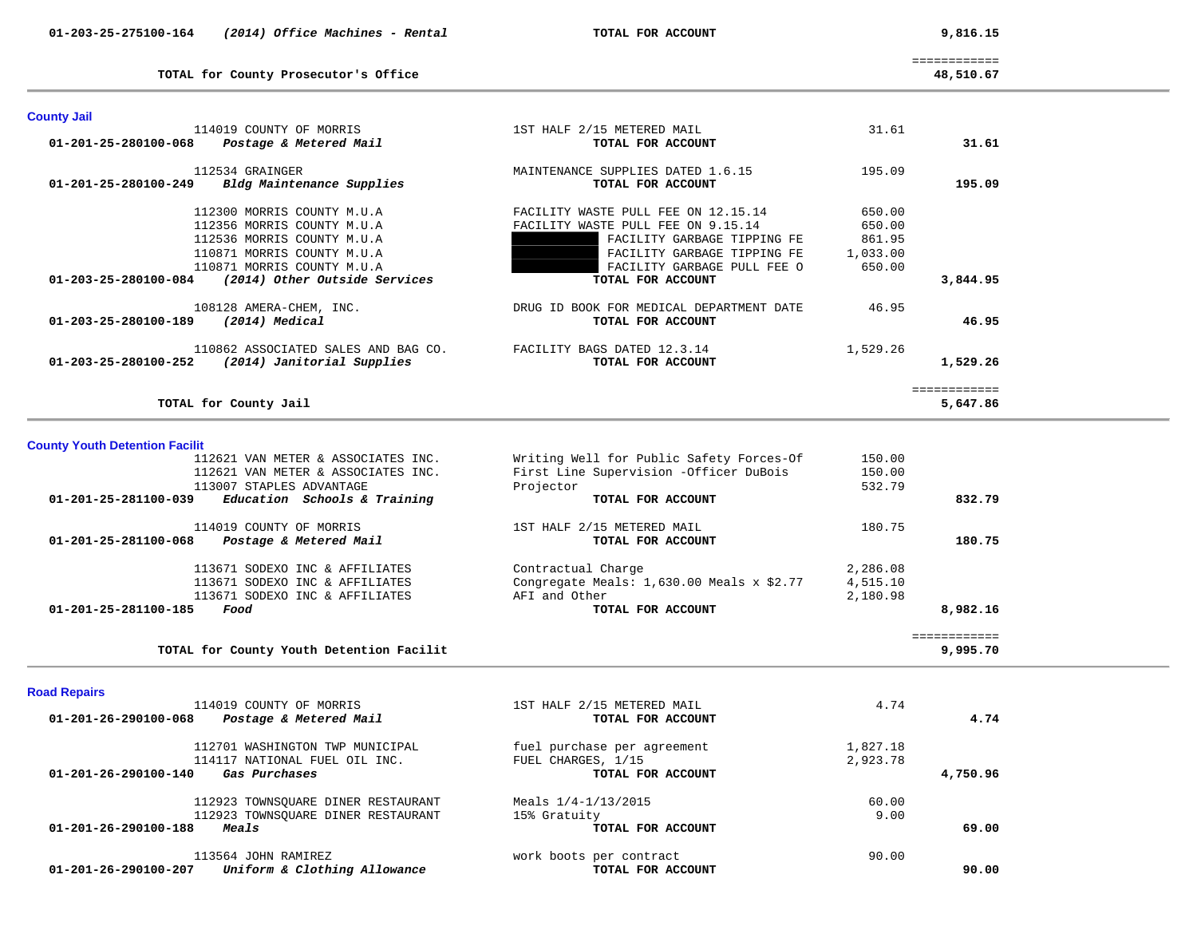| | | | | |
|---|---|---|---|---|
| **01-203-25-275100-164** | ***(2014) Office Machines - Rental*** | **TOTAL FOR ACCOUNT** | | **9,816.15** |
| | | | | ============ |
| | **TOTAL for County Prosecutor's Office** | | | **48,510.67** |

## County Jail

| | | | | |
|---|---|---|---|---|
| | 114019 COUNTY OF MORRIS | 1ST HALF 2/15 METERED MAIL | 31.61 | |
| **01-201-25-280100-068** | ***Postage & Metered Mail*** | **TOTAL FOR ACCOUNT** | | **31.61** |
| | 112534 GRAINGER | MAINTENANCE SUPPLIES DATED 1.6.15 | 195.09 | |
| **01-201-25-280100-249** | ***Bldg Maintenance Supplies*** | **TOTAL FOR ACCOUNT** | | **195.09** |
| | 112300 MORRIS COUNTY M.U.A | FACILITY WASTE PULL FEE ON 12.15.14 | 650.00 | |
| | 112356 MORRIS COUNTY M.U.A | FACILITY WASTE PULL FEE ON 9.15.14 | 650.00 | |
| | 112536 MORRIS COUNTY M.U.A | FACILITY GARBAGE TIPPING FE | 861.95 | |
| | 110871 MORRIS COUNTY M.U.A | FACILITY GARBAGE TIPPING FE | 1,033.00 | |
| | 110871 MORRIS COUNTY M.U.A | FACILITY GARBAGE PULL FEE O | 650.00 | |
| **01-203-25-280100-084** | ***(2014) Other Outside Services*** | **TOTAL FOR ACCOUNT** | | **3,844.95** |
| | 108128 AMERA-CHEM, INC. | DRUG ID BOOK FOR MEDICAL DEPARTMENT DATE | 46.95 | |
| **01-203-25-280100-189** | ***(2014) Medical*** | **TOTAL FOR ACCOUNT** | | **46.95** |
| | 110862 ASSOCIATED SALES AND BAG CO. | FACILITY BAGS DATED 12.3.14 | 1,529.26 | |
| **01-203-25-280100-252** | ***(2014) Janitorial Supplies*** | **TOTAL FOR ACCOUNT** | | **1,529.26** |
| | | | | ============ |
| | **TOTAL for County Jail** | | | **5,647.86** |

## County Youth Detention Facilit

| | | | | |
|---|---|---|---|---|
| | 112621 VAN METER & ASSOCIATES INC. | Writing Well for Public Safety Forces-Of | 150.00 | |
| | 112621 VAN METER & ASSOCIATES INC. | First Line Supervision -Officer DuBois | 150.00 | |
| | 113007 STAPLES ADVANTAGE | Projector | 532.79 | |
| **01-201-25-281100-039** | ***Education Schools & Training*** | **TOTAL FOR ACCOUNT** | | **832.79** |
| | 114019 COUNTY OF MORRIS | 1ST HALF 2/15 METERED MAIL | 180.75 | |
| **01-201-25-281100-068** | ***Postage & Metered Mail*** | **TOTAL FOR ACCOUNT** | | **180.75** |
| | 113671 SODEXO INC & AFFILIATES | Contractual Charge | 2,286.08 | |
| | 113671 SODEXO INC & AFFILIATES | Congregate Meals: 1,630.00 Meals x $2.77 | 4,515.10 | |
| | 113671 SODEXO INC & AFFILIATES | AFI and Other | 2,180.98 | |
| **01-201-25-281100-185** | ***Food*** | **TOTAL FOR ACCOUNT** | | **8,982.16** |
| | | | | ============ |
| | **TOTAL for County Youth Detention Facilit** | | | **9,995.70** |

## Road Repairs

| | | | | |
|---|---|---|---|---|
| | 114019 COUNTY OF MORRIS | 1ST HALF 2/15 METERED MAIL | 4.74 | |
| **01-201-26-290100-068** | ***Postage & Metered Mail*** | **TOTAL FOR ACCOUNT** | | **4.74** |
| | 112701 WASHINGTON TWP MUNICIPAL | fuel purchase per agreement | 1,827.18 | |
| | 114117 NATIONAL FUEL OIL INC. | FUEL CHARGES, 1/15 | 2,923.78 | |
| **01-201-26-290100-140** | ***Gas Purchases*** | **TOTAL FOR ACCOUNT** | | **4,750.96** |
| | 112923 TOWNSQUARE DINER RESTAURANT | Meals 1/4-1/13/2015 | 60.00 | |
| | 112923 TOWNSQUARE DINER RESTAURANT | 15% Gratuity | 9.00 | |
| **01-201-26-290100-188** | ***Meals*** | **TOTAL FOR ACCOUNT** | | **69.00** |
| | 113564 JOHN RAMIREZ | work boots per contract | 90.00 | |
| **01-201-26-290100-207** | ***Uniform & Clothing Allowance*** | **TOTAL FOR ACCOUNT** | | **90.00** |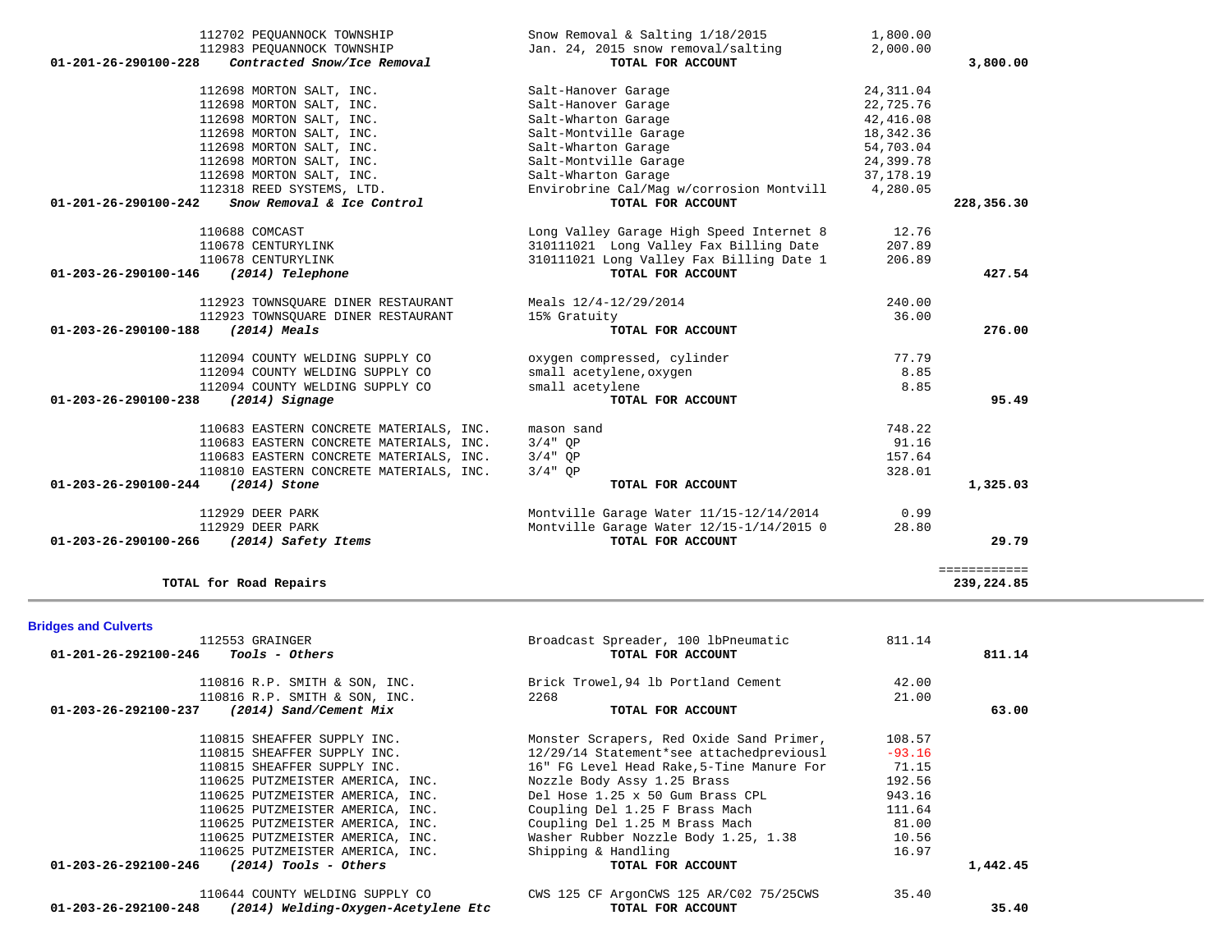| Account / Vendor | Description | Amount | Total |
|---|---|---|---|
| 112702 PEQUANNOCK TOWNSHIP | Snow Removal & Salting 1/18/2015 | 1,800.00 | |
| 112983 PEQUANNOCK TOWNSHIP | Jan. 24, 2015 snow removal/salting | 2,000.00 | |
| **01-201-26-290100-228** ***Contracted Snow/Ice Removal*** | **TOTAL FOR ACCOUNT** | | **3,800.00** |
| 112698 MORTON SALT, INC. | Salt-Hanover Garage | 24,311.04 | |
| 112698 MORTON SALT, INC. | Salt-Hanover Garage | 22,725.76 | |
| 112698 MORTON SALT, INC. | Salt-Wharton Garage | 42,416.08 | |
| 112698 MORTON SALT, INC. | Salt-Montville Garage | 18,342.36 | |
| 112698 MORTON SALT, INC. | Salt-Wharton Garage | 54,703.04 | |
| 112698 MORTON SALT, INC. | Salt-Montville Garage | 24,399.78 | |
| 112698 MORTON SALT, INC. | Salt-Wharton Garage | 37,178.19 | |
| 112318 REED SYSTEMS, LTD. | Envirobrine Cal/Mag w/corrosion Montvill | 4,280.05 | |
| **01-201-26-290100-242** ***Snow Removal & Ice Control*** | **TOTAL FOR ACCOUNT** | | **228,356.30** |
| 110688 COMCAST | Long Valley Garage High Speed Internet 8 | 12.76 | |
| 110678 CENTURYLINK | 310111021 Long Valley Fax Billing Date | 207.89 | |
| 110678 CENTURYLINK | 310111021 Long Valley Fax Billing Date 1 | 206.89 | |
| **01-203-26-290100-146** ***(2014) Telephone*** | **TOTAL FOR ACCOUNT** | | **427.54** |
| 112923 TOWNSQUARE DINER RESTAURANT | Meals 12/4-12/29/2014 | 240.00 | |
| 112923 TOWNSQUARE DINER RESTAURANT | 15% Gratuity | 36.00 | |
| **01-203-26-290100-188** ***(2014) Meals*** | **TOTAL FOR ACCOUNT** | | **276.00** |
| 112094 COUNTY WELDING SUPPLY CO | oxygen compressed, cylinder | 77.79 | |
| 112094 COUNTY WELDING SUPPLY CO | small acetylene,oxygen | 8.85 | |
| 112094 COUNTY WELDING SUPPLY CO | small acetylene | 8.85 | |
| **01-203-26-290100-238** ***(2014) Signage*** | **TOTAL FOR ACCOUNT** | | **95.49** |
| 110683 EASTERN CONCRETE MATERIALS, INC. | mason sand | 748.22 | |
| 110683 EASTERN CONCRETE MATERIALS, INC. | 3/4" QP | 91.16 | |
| 110683 EASTERN CONCRETE MATERIALS, INC. | 3/4" QP | 157.64 | |
| 110810 EASTERN CONCRETE MATERIALS, INC. | 3/4" QP | 328.01 | |
| **01-203-26-290100-244** ***(2014) Stone*** | **TOTAL FOR ACCOUNT** | | **1,325.03** |
| 112929 DEER PARK | Montville Garage Water 11/15-12/14/2014 | 0.99 | |
| 112929 DEER PARK | Montville Garage Water 12/15-1/14/2015 0 | 28.80 | |
| **01-203-26-290100-266** ***(2014) Safety Items*** | **TOTAL FOR ACCOUNT** | | **29.79** |
| **TOTAL for Road Repairs** | | | **239,224.85** |

## Bridges and Culverts

| Account / Vendor | Description | Amount | Total |
|---|---|---|---|
| 112553 GRAINGER | Broadcast Spreader, 100 lbPneumatic | 811.14 | |
| **01-201-26-292100-246** ***Tools - Others*** | **TOTAL FOR ACCOUNT** | | **811.14** |
| 110816 R.P. SMITH & SON, INC. | Brick Trowel,94 lb Portland Cement | 42.00 | |
| 110816 R.P. SMITH & SON, INC. | 2268 | 21.00 | |
| **01-203-26-292100-237** ***(2014) Sand/Cement Mix*** | **TOTAL FOR ACCOUNT** | | **63.00** |
| 110815 SHEAFFER SUPPLY INC. | Monster Scrapers, Red Oxide Sand Primer, | 108.57 | |
| 110815 SHEAFFER SUPPLY INC. | 12/29/14 Statement*see attachedpreviousl | -93.16 | |
| 110815 SHEAFFER SUPPLY INC. | 16" FG Level Head Rake,5-Tine Manure For | 71.15 | |
| 110625 PUTZMEISTER AMERICA, INC. | Nozzle Body Assy 1.25 Brass | 192.56 | |
| 110625 PUTZMEISTER AMERICA, INC. | Del Hose 1.25 x 50 Gum Brass CPL | 943.16 | |
| 110625 PUTZMEISTER AMERICA, INC. | Coupling Del 1.25 F Brass Mach | 111.64 | |
| 110625 PUTZMEISTER AMERICA, INC. | Coupling Del 1.25 M Brass Mach | 81.00 | |
| 110625 PUTZMEISTER AMERICA, INC. | Washer Rubber Nozzle Body 1.25, 1.38 | 10.56 | |
| 110625 PUTZMEISTER AMERICA, INC. | Shipping & Handling | 16.97 | |
| **01-203-26-292100-246** ***(2014) Tools - Others*** | **TOTAL FOR ACCOUNT** | | **1,442.45** |
| 110644 COUNTY WELDING SUPPLY CO | CWS 125 CF ArgonCWS 125 AR/C02 75/25CWS | 35.40 | |
| **01-203-26-292100-248** ***(2014) Welding-Oxygen-Acetylene Etc*** | **TOTAL FOR ACCOUNT** | | **35.40** |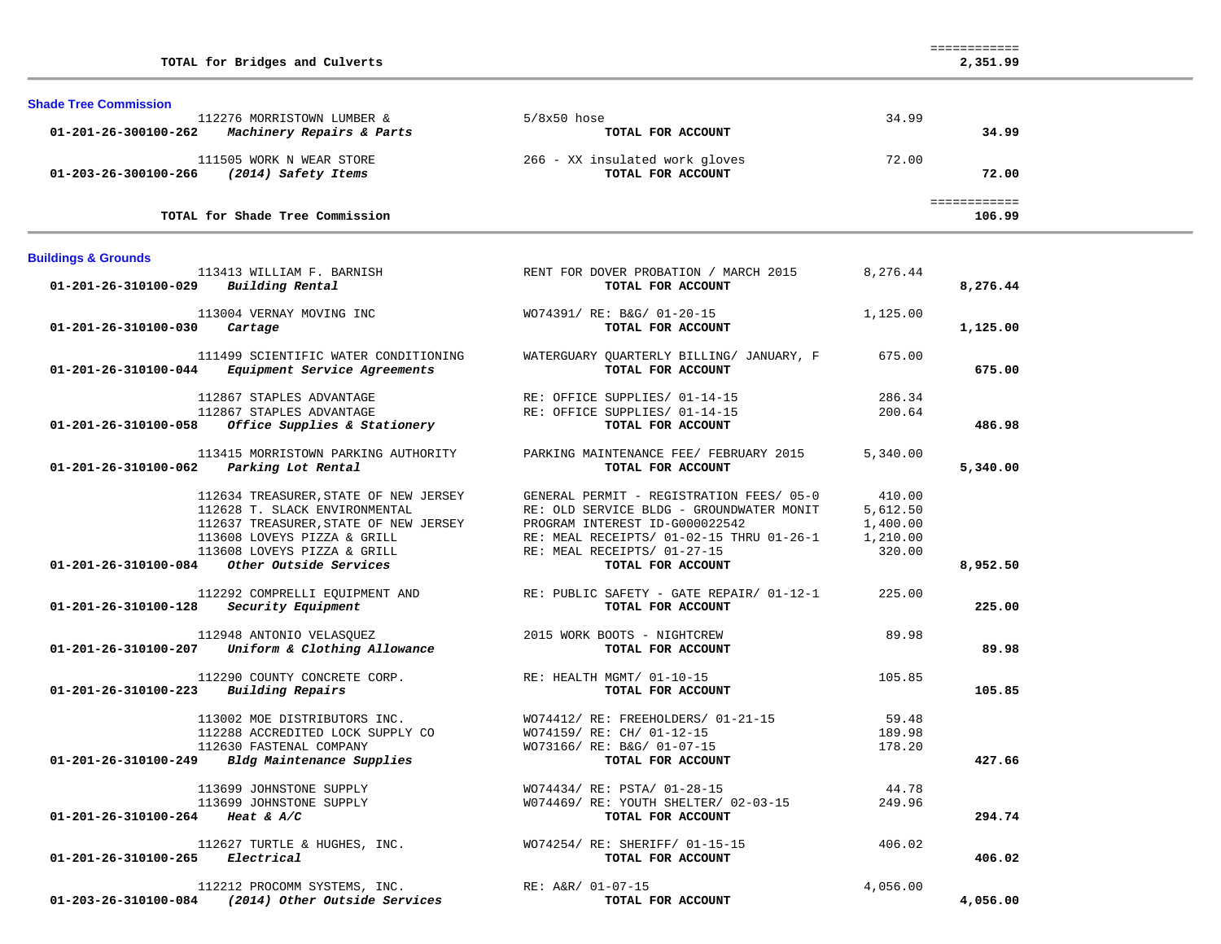| | | | |
|---|---|---|---|
| **TOTAL for Bridges and Culverts** | | | ============ **2,351.99** |

## Shade Tree Commission

| Account | Vendor / Description | Detail | Amount | Total |
|---|---|---|---|---|
| | 112276 MORRISTOWN LUMBER & | 5/8x50 hose | 34.99 | |
| **01-201-26-300100-262** | ***Machinery Repairs & Parts*** | **TOTAL FOR ACCOUNT** | | **34.99** |
| | 111505 WORK N WEAR STORE | 266 - XX insulated work gloves | 72.00 | |
| **01-203-26-300100-266** | ***(2014) Safety Items*** | **TOTAL FOR ACCOUNT** | | **72.00** |
| | **TOTAL for Shade Tree Commission** | | | ============ **106.99** |

## Buildings & Grounds

| Account | Vendor / Description | Detail | Amount | Total |
|---|---|---|---|---|
| | 113413 WILLIAM F. BARNISH | RENT FOR DOVER PROBATION / MARCH 2015 | 8,276.44 | |
| **01-201-26-310100-029** | ***Building Rental*** | **TOTAL FOR ACCOUNT** | | **8,276.44** |
| | 113004 VERNAY MOVING INC | WO74391/ RE: B&G/ 01-20-15 | 1,125.00 | |
| **01-201-26-310100-030** | ***Cartage*** | **TOTAL FOR ACCOUNT** | | **1,125.00** |
| | 111499 SCIENTIFIC WATER CONDITIONING | WATERGUARY QUARTERLY BILLING/ JANUARY, F | 675.00 | |
| **01-201-26-310100-044** | ***Equipment Service Agreements*** | **TOTAL FOR ACCOUNT** | | **675.00** |
| | 112867 STAPLES ADVANTAGE | RE: OFFICE SUPPLIES/ 01-14-15 | 286.34 | |
| | 112867 STAPLES ADVANTAGE | RE: OFFICE SUPPLIES/ 01-14-15 | 200.64 | |
| **01-201-26-310100-058** | ***Office Supplies & Stationery*** | **TOTAL FOR ACCOUNT** | | **486.98** |
| | 113415 MORRISTOWN PARKING AUTHORITY | PARKING MAINTENANCE FEE/ FEBRUARY 2015 | 5,340.00 | |
| **01-201-26-310100-062** | ***Parking Lot Rental*** | **TOTAL FOR ACCOUNT** | | **5,340.00** |
| | 112634 TREASURER,STATE OF NEW JERSEY | GENERAL PERMIT - REGISTRATION FEES/ 05-0 | 410.00 | |
| | 112628 T. SLACK ENVIRONMENTAL | RE: OLD SERVICE BLDG - GROUNDWATER MONIT | 5,612.50 | |
| | 112637 TREASURER,STATE OF NEW JERSEY | PROGRAM INTEREST ID-G000022542 | 1,400.00 | |
| | 113608 LOVEYS PIZZA & GRILL | RE: MEAL RECEIPTS/ 01-02-15 THRU 01-26-1 | 1,210.00 | |
| | 113608 LOVEYS PIZZA & GRILL | RE: MEAL RECEIPTS/ 01-27-15 | 320.00 | |
| **01-201-26-310100-084** | ***Other Outside Services*** | **TOTAL FOR ACCOUNT** | | **8,952.50** |
| | 112292 COMPRELLI EQUIPMENT AND | RE: PUBLIC SAFETY - GATE REPAIR/ 01-12-1 | 225.00 | |
| **01-201-26-310100-128** | ***Security Equipment*** | **TOTAL FOR ACCOUNT** | | **225.00** |
| | 112948 ANTONIO VELASQUEZ | 2015 WORK BOOTS - NIGHTCREW | 89.98 | |
| **01-201-26-310100-207** | ***Uniform & Clothing Allowance*** | **TOTAL FOR ACCOUNT** | | **89.98** |
| | 112290 COUNTY CONCRETE CORP. | RE: HEALTH MGMT/ 01-10-15 | 105.85 | |
| **01-201-26-310100-223** | ***Building Repairs*** | **TOTAL FOR ACCOUNT** | | **105.85** |
| | 113002 MOE DISTRIBUTORS INC. | WO74412/ RE: FREEHOLDERS/ 01-21-15 | 59.48 | |
| | 112288 ACCREDITED LOCK SUPPLY CO | WO74159/ RE: CH/ 01-12-15 | 189.98 | |
| | 112630 FASTENAL COMPANY | WO73166/ RE: B&G/ 01-07-15 | 178.20 | |
| **01-201-26-310100-249** | ***Bldg Maintenance Supplies*** | **TOTAL FOR ACCOUNT** | | **427.66** |
| | 113699 JOHNSTONE SUPPLY | WO74434/ RE: PSTA/ 01-28-15 | 44.78 | |
| | 113699 JOHNSTONE SUPPLY | WO74469/ RE: YOUTH SHELTER/ 02-03-15 | 249.96 | |
| **01-201-26-310100-264** | ***Heat & A/C*** | **TOTAL FOR ACCOUNT** | | **294.74** |
| | 112627 TURTLE & HUGHES, INC. | WO74254/ RE: SHERIFF/ 01-15-15 | 406.02 | |
| **01-201-26-310100-265** | ***Electrical*** | **TOTAL FOR ACCOUNT** | | **406.02** |
| | 112212 PROCOMM SYSTEMS, INC. | RE: A&R/ 01-07-15 | 4,056.00 | |
| **01-203-26-310100-084** | ***(2014) Other Outside Services*** | **TOTAL FOR ACCOUNT** | | **4,056.00** |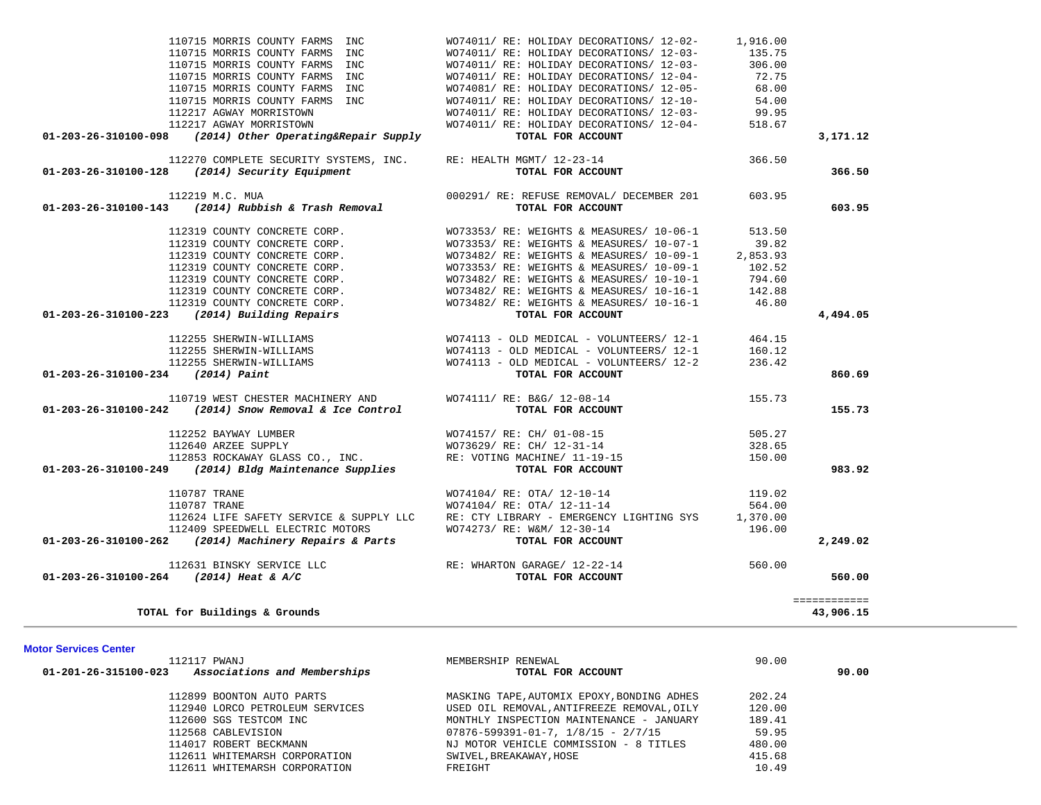| Account | Vendor | Description | Amount | Total |
|---|---|---|---|---|
| | 110715 MORRIS COUNTY FARMS INC | WO74011/ RE: HOLIDAY DECORATIONS/ 12-02- | 1,916.00 | |
| | 110715 MORRIS COUNTY FARMS INC | WO74011/ RE: HOLIDAY DECORATIONS/ 12-03- | 135.75 | |
| | 110715 MORRIS COUNTY FARMS INC | WO74011/ RE: HOLIDAY DECORATIONS/ 12-03- | 306.00 | |
| | 110715 MORRIS COUNTY FARMS INC | WO74011/ RE: HOLIDAY DECORATIONS/ 12-04- | 72.75 | |
| | 110715 MORRIS COUNTY FARMS INC | WO74081/ RE: HOLIDAY DECORATIONS/ 12-05- | 68.00 | |
| | 110715 MORRIS COUNTY FARMS INC | WO74011/ RE: HOLIDAY DECORATIONS/ 12-10- | 54.00 | |
| | 112217 AGWAY MORRISTOWN | WO74011/ RE: HOLIDAY DECORATIONS/ 12-03- | 99.95 | |
| | 112217 AGWAY MORRISTOWN | WO74011/ RE: HOLIDAY DECORATIONS/ 12-04- | 518.67 | |
| **01-203-26-310100-098** | ***(2014) Other Operating&Repair Supply*** | **TOTAL FOR ACCOUNT** | | **3,171.12** |
| | 112270 COMPLETE SECURITY SYSTEMS, INC. | RE: HEALTH MGMT/ 12-23-14 | 366.50 | |
| **01-203-26-310100-128** | ***(2014) Security Equipment*** | **TOTAL FOR ACCOUNT** | | **366.50** |
| | 112219 M.C. MUA | 000291/ RE: REFUSE REMOVAL/ DECEMBER 201 | 603.95 | |
| **01-203-26-310100-143** | ***(2014) Rubbish & Trash Removal*** | **TOTAL FOR ACCOUNT** | | **603.95** |
| | 112319 COUNTY CONCRETE CORP. | WO73353/ RE: WEIGHTS & MEASURES/ 10-06-1 | 513.50 | |
| | 112319 COUNTY CONCRETE CORP. | WO73353/ RE: WEIGHTS & MEASURES/ 10-07-1 | 39.82 | |
| | 112319 COUNTY CONCRETE CORP. | WO73482/ RE: WEIGHTS & MEASURES/ 10-09-1 | 2,853.93 | |
| | 112319 COUNTY CONCRETE CORP. | WO73353/ RE: WEIGHTS & MEASURES/ 10-09-1 | 102.52 | |
| | 112319 COUNTY CONCRETE CORP. | WO73482/ RE: WEIGHTS & MEASURES/ 10-10-1 | 794.60 | |
| | 112319 COUNTY CONCRETE CORP. | WO73482/ RE: WEIGHTS & MEASURES/ 10-16-1 | 142.88 | |
| | 112319 COUNTY CONCRETE CORP. | WO73482/ RE: WEIGHTS & MEASURES/ 10-16-1 | 46.80 | |
| **01-203-26-310100-223** | ***(2014) Building Repairs*** | **TOTAL FOR ACCOUNT** | | **4,494.05** |
| | 112255 SHERWIN-WILLIAMS | WO74113 - OLD MEDICAL - VOLUNTEERS/ 12-1 | 464.15 | |
| | 112255 SHERWIN-WILLIAMS | WO74113 - OLD MEDICAL - VOLUNTEERS/ 12-1 | 160.12 | |
| | 112255 SHERWIN-WILLIAMS | WO74113 - OLD MEDICAL - VOLUNTEERS/ 12-2 | 236.42 | |
| **01-203-26-310100-234** | ***(2014) Paint*** | **TOTAL FOR ACCOUNT** | | **860.69** |
| | 110719 WEST CHESTER MACHINERY AND | WO74111/ RE: B&G/ 12-08-14 | 155.73 | |
| **01-203-26-310100-242** | ***(2014) Snow Removal & Ice Control*** | **TOTAL FOR ACCOUNT** | | **155.73** |
| | 112252 BAYWAY LUMBER | WO74157/ RE: CH/ 01-08-15 | 505.27 | |
| | 112640 ARZEE SUPPLY | WO73629/ RE: CH/ 12-31-14 | 328.65 | |
| | 112853 ROCKAWAY GLASS CO., INC. | RE: VOTING MACHINE/ 11-19-15 | 150.00 | |
| **01-203-26-310100-249** | ***(2014) Bldg Maintenance Supplies*** | **TOTAL FOR ACCOUNT** | | **983.92** |
| | 110787 TRANE | WO74104/ RE: OTA/ 12-10-14 | 119.02 | |
| | 110787 TRANE | WO74104/ RE: OTA/ 12-11-14 | 564.00 | |
| | 112624 LIFE SAFETY SERVICE & SUPPLY LLC | RE: CTY LIBRARY - EMERGENCY LIGHTING SYS | 1,370.00 | |
| | 112409 SPEEDWELL ELECTRIC MOTORS | WO74273/ RE: W&M/ 12-30-14 | 196.00 | |
| **01-203-26-310100-262** | ***(2014) Machinery Repairs & Parts*** | **TOTAL FOR ACCOUNT** | | **2,249.02** |
| | 112631 BINSKY SERVICE LLC | RE: WHARTON GARAGE/ 12-22-14 | 560.00 | |
| **01-203-26-310100-264** | ***(2014) Heat & A/C*** | **TOTAL FOR ACCOUNT** | | **560.00** |
| | **TOTAL for Buildings & Grounds** | | | **43,906.15** |

**Motor Services Center**

| Account | Vendor | Description | Amount | Total |
|---|---|---|---|---|
| | 112117 PWANJ | MEMBERSHIP RENEWAL | 90.00 | |
| **01-201-26-315100-023** | ***Associations and Memberships*** | **TOTAL FOR ACCOUNT** | | **90.00** |
| | 112899 BOONTON AUTO PARTS | MASKING TAPE,AUTOMIX EPOXY,BONDING ADHES | 202.24 | |
| | 112940 LORCO PETROLEUM SERVICES | USED OIL REMOVAL,ANTIFREEZE REMOVAL,OILY | 120.00 | |
| | 112600 SGS TESTCOM INC | MONTHLY INSPECTION MAINTENANCE - JANUARY | 189.41 | |
| | 112568 CABLEVISION | 07876-599391-01-7, 1/8/15 - 2/7/15 | 59.95 | |
| | 114017 ROBERT BECKMANN | NJ MOTOR VEHICLE COMMISSION - 8 TITLES | 480.00 | |
| | 112611 WHITEMARSH CORPORATION | SWIVEL,BREAKAWAY,HOSE | 415.68 | |
| | 112611 WHITEMARSH CORPORATION | FREIGHT | 10.49 | |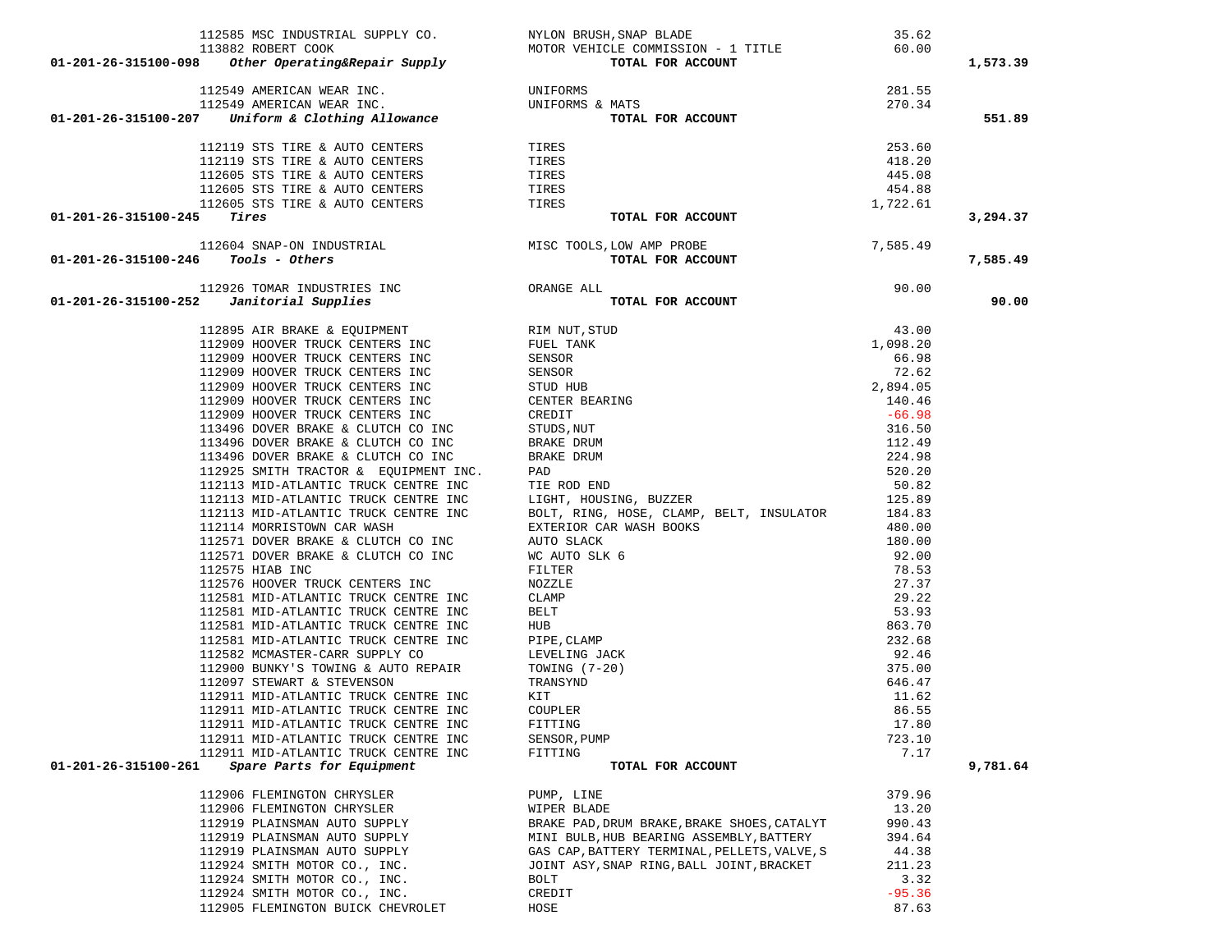| Account | Vendor | Description | Amount | Total |
|---|---|---|---|---|
| | 112585 MSC INDUSTRIAL SUPPLY CO. | NYLON BRUSH,SNAP BLADE | 35.62 | |
| | 113882 ROBERT COOK | MOTOR VEHICLE COMMISSION - 1 TITLE | 60.00 | |
| **01-201-26-315100-098** | ***Other Operating&Repair Supply*** | **TOTAL FOR ACCOUNT** | | **1,573.39** |
| | 112549 AMERICAN WEAR INC. | UNIFORMS | 281.55 | |
| | 112549 AMERICAN WEAR INC. | UNIFORMS & MATS | 270.34 | |
| **01-201-26-315100-207** | ***Uniform & Clothing Allowance*** | **TOTAL FOR ACCOUNT** | | **551.89** |
| | 112119 STS TIRE & AUTO CENTERS | TIRES | 253.60 | |
| | 112119 STS TIRE & AUTO CENTERS | TIRES | 418.20 | |
| | 112605 STS TIRE & AUTO CENTERS | TIRES | 445.08 | |
| | 112605 STS TIRE & AUTO CENTERS | TIRES | 454.88 | |
| | 112605 STS TIRE & AUTO CENTERS | TIRES | 1,722.61 | |
| **01-201-26-315100-245** | ***Tires*** | **TOTAL FOR ACCOUNT** | | **3,294.37** |
| | 112604 SNAP-ON INDUSTRIAL | MISC TOOLS,LOW AMP PROBE | 7,585.49 | |
| **01-201-26-315100-246** | ***Tools - Others*** | **TOTAL FOR ACCOUNT** | | **7,585.49** |
| | 112926 TOMAR INDUSTRIES INC | ORANGE ALL | 90.00 | |
| **01-201-26-315100-252** | ***Janitorial Supplies*** | **TOTAL FOR ACCOUNT** | | **90.00** |
| | 112895 AIR BRAKE & EQUIPMENT | RIM NUT,STUD | 43.00 | |
| | 112909 HOOVER TRUCK CENTERS INC | FUEL TANK | 1,098.20 | |
| | 112909 HOOVER TRUCK CENTERS INC | SENSOR | 66.98 | |
| | 112909 HOOVER TRUCK CENTERS INC | SENSOR | 72.62 | |
| | 112909 HOOVER TRUCK CENTERS INC | STUD HUB | 2,894.05 | |
| | 112909 HOOVER TRUCK CENTERS INC | CENTER BEARING | 140.46 | |
| | 112909 HOOVER TRUCK CENTERS INC | CREDIT | -66.98 | |
| | 113496 DOVER BRAKE & CLUTCH CO INC | STUDS,NUT | 316.50 | |
| | 113496 DOVER BRAKE & CLUTCH CO INC | BRAKE DRUM | 112.49 | |
| | 113496 DOVER BRAKE & CLUTCH CO INC | BRAKE DRUM | 224.98 | |
| | 112925 SMITH TRACTOR & EQUIPMENT INC. | PAD | 520.20 | |
| | 112113 MID-ATLANTIC TRUCK CENTRE INC | TIE ROD END | 50.82 | |
| | 112113 MID-ATLANTIC TRUCK CENTRE INC | LIGHT, HOUSING, BUZZER | 125.89 | |
| | 112113 MID-ATLANTIC TRUCK CENTRE INC | BOLT, RING, HOSE, CLAMP, BELT, INSULATOR | 184.83 | |
| | 112114 MORRISTOWN CAR WASH | EXTERIOR CAR WASH BOOKS | 480.00 | |
| | 112571 DOVER BRAKE & CLUTCH CO INC | AUTO SLACK | 180.00 | |
| | 112571 DOVER BRAKE & CLUTCH CO INC | WC AUTO SLK 6 | 92.00 | |
| | 112575 HIAB INC | FILTER | 78.53 | |
| | 112576 HOOVER TRUCK CENTERS INC | NOZZLE | 27.37 | |
| | 112581 MID-ATLANTIC TRUCK CENTRE INC | CLAMP | 29.22 | |
| | 112581 MID-ATLANTIC TRUCK CENTRE INC | BELT | 53.93 | |
| | 112581 MID-ATLANTIC TRUCK CENTRE INC | HUB | 863.70 | |
| | 112581 MID-ATLANTIC TRUCK CENTRE INC | PIPE,CLAMP | 232.68 | |
| | 112582 MCMASTER-CARR SUPPLY CO | LEVELING JACK | 92.46 | |
| | 112900 BUNKY'S TOWING & AUTO REPAIR | TOWING (7-20) | 375.00 | |
| | 112097 STEWART & STEVENSON | TRANSYND | 646.47 | |
| | 112911 MID-ATLANTIC TRUCK CENTRE INC | KIT | 11.62 | |
| | 112911 MID-ATLANTIC TRUCK CENTRE INC | COUPLER | 86.55 | |
| | 112911 MID-ATLANTIC TRUCK CENTRE INC | FITTING | 17.80 | |
| | 112911 MID-ATLANTIC TRUCK CENTRE INC | SENSOR,PUMP | 723.10 | |
| | 112911 MID-ATLANTIC TRUCK CENTRE INC | FITTING | 7.17 | |
| **01-201-26-315100-261** | ***Spare Parts for Equipment*** | **TOTAL FOR ACCOUNT** | | **9,781.64** |
| | 112906 FLEMINGTON CHRYSLER | PUMP, LINE | 379.96 | |
| | 112906 FLEMINGTON CHRYSLER | WIPER BLADE | 13.20 | |
| | 112919 PLAINSMAN AUTO SUPPLY | BRAKE PAD,DRUM BRAKE,BRAKE SHOES,CATALYT | 990.43 | |
| | 112919 PLAINSMAN AUTO SUPPLY | MINI BULB,HUB BEARING ASSEMBLY,BATTERY | 394.64 | |
| | 112919 PLAINSMAN AUTO SUPPLY | GAS CAP,BATTERY TERMINAL,PELLETS,VALVE,S | 44.38 | |
| | 112924 SMITH MOTOR CO., INC. | JOINT ASY,SNAP RING,BALL JOINT,BRACKET | 211.23 | |
| | 112924 SMITH MOTOR CO., INC. | BOLT | 3.32 | |
| | 112924 SMITH MOTOR CO., INC. | CREDIT | -95.36 | |
| | 112905 FLEMINGTON BUICK CHEVROLET | HOSE | 87.63 | |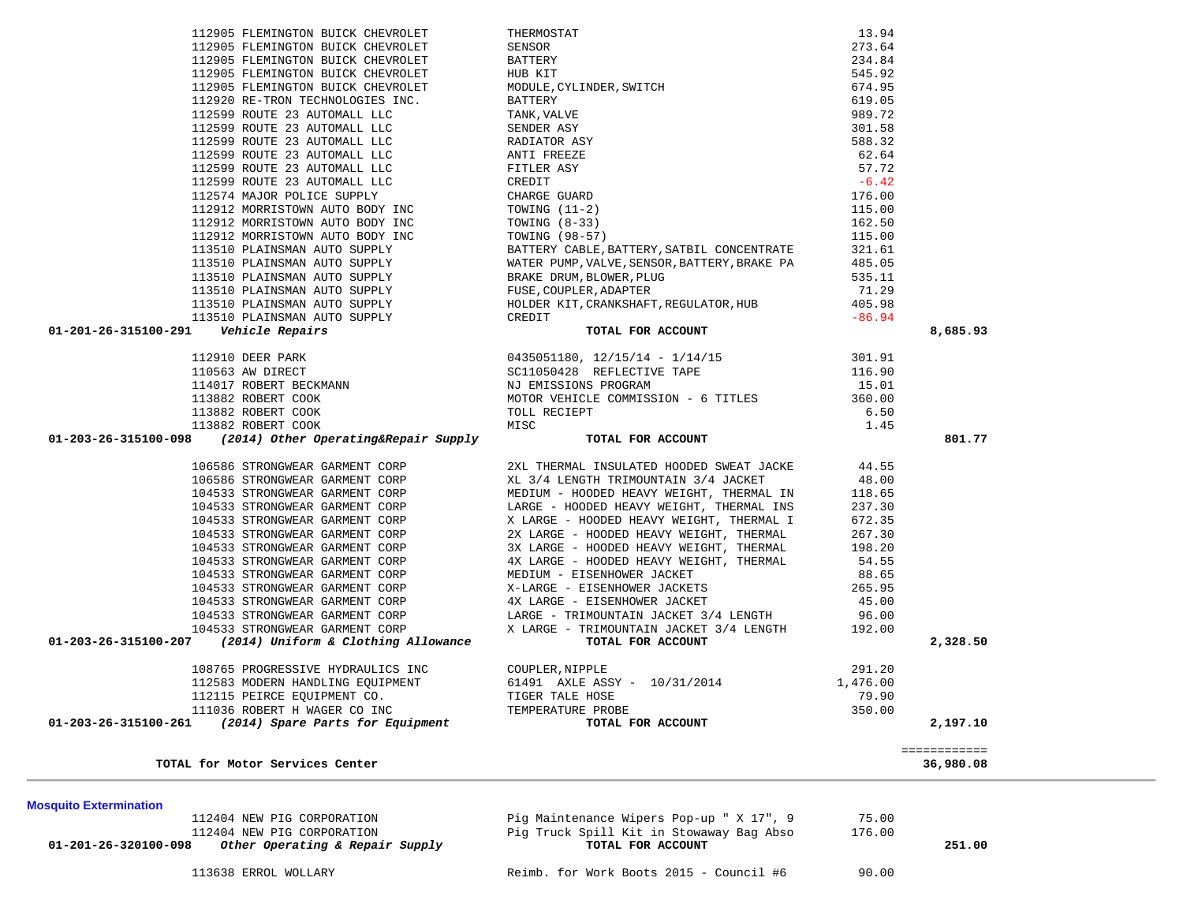| Account | Vendor | Description | Amount | Total |
|---|---|---|---|---|
| | 112905 FLEMINGTON BUICK CHEVROLET | THERMOSTAT | 13.94 | |
| | 112905 FLEMINGTON BUICK CHEVROLET | SENSOR | 273.64 | |
| | 112905 FLEMINGTON BUICK CHEVROLET | BATTERY | 234.84 | |
| | 112905 FLEMINGTON BUICK CHEVROLET | HUB KIT | 545.92 | |
| | 112905 FLEMINGTON BUICK CHEVROLET | MODULE,CYLINDER,SWITCH | 674.95 | |
| | 112920 RE-TRON TECHNOLOGIES INC. | BATTERY | 619.05 | |
| | 112599 ROUTE 23 AUTOMALL LLC | TANK,VALVE | 989.72 | |
| | 112599 ROUTE 23 AUTOMALL LLC | SENDER ASY | 301.58 | |
| | 112599 ROUTE 23 AUTOMALL LLC | RADIATOR ASY | 588.32 | |
| | 112599 ROUTE 23 AUTOMALL LLC | ANTI FREEZE | 62.64 | |
| | 112599 ROUTE 23 AUTOMALL LLC | FITLER ASY | 57.72 | |
| | 112599 ROUTE 23 AUTOMALL LLC | CREDIT | -6.42 | |
| | 112574 MAJOR POLICE SUPPLY | CHARGE GUARD | 176.00 | |
| | 112912 MORRISTOWN AUTO BODY INC | TOWING (11-2) | 115.00 | |
| | 112912 MORRISTOWN AUTO BODY INC | TOWING (8-33) | 162.50 | |
| | 112912 MORRISTOWN AUTO BODY INC | TOWING (98-57) | 115.00 | |
| | 113510 PLAINSMAN AUTO SUPPLY | BATTERY CABLE,BATTERY,SATBIL CONCENTRATE | 321.61 | |
| | 113510 PLAINSMAN AUTO SUPPLY | WATER PUMP,VALVE,SENSOR,BATTERY,BRAKE PA | 485.05 | |
| | 113510 PLAINSMAN AUTO SUPPLY | BRAKE DRUM,BLOWER,PLUG | 535.11 | |
| | 113510 PLAINSMAN AUTO SUPPLY | FUSE,COUPLER,ADAPTER | 71.29 | |
| | 113510 PLAINSMAN AUTO SUPPLY | HOLDER KIT,CRANKSHAFT,REGULATOR,HUB | 405.98 | |
| | 113510 PLAINSMAN AUTO SUPPLY | CREDIT | -86.94 | |
| **01-201-26-315100-291** | ***Vehicle Repairs*** | **TOTAL FOR ACCOUNT** | | **8,685.93** |
| | 112910 DEER PARK | 0435051180, 12/15/14 - 1/14/15 | 301.91 | |
| | 110563 AW DIRECT | SC11050428 REFLECTIVE TAPE | 116.90 | |
| | 114017 ROBERT BECKMANN | NJ EMISSIONS PROGRAM | 15.01 | |
| | 113882 ROBERT COOK | MOTOR VEHICLE COMMISSION - 6 TITLES | 360.00 | |
| | 113882 ROBERT COOK | TOLL RECIEPT | 6.50 | |
| | 113882 ROBERT COOK | MISC | 1.45 | |
| **01-203-26-315100-098** | ***(2014) Other Operating&Repair Supply*** | **TOTAL FOR ACCOUNT** | | **801.77** |
| | 106586 STRONGWEAR GARMENT CORP | 2XL THERMAL INSULATED HOODED SWEAT JACKE | 44.55 | |
| | 106586 STRONGWEAR GARMENT CORP | XL 3/4 LENGTH TRIMOUNTAIN 3/4 JACKET | 48.00 | |
| | 104533 STRONGWEAR GARMENT CORP | MEDIUM - HOODED HEAVY WEIGHT, THERMAL IN | 118.65 | |
| | 104533 STRONGWEAR GARMENT CORP | LARGE - HOODED HEAVY WEIGHT, THERMAL INS | 237.30 | |
| | 104533 STRONGWEAR GARMENT CORP | X LARGE - HOODED HEAVY WEIGHT, THERMAL I | 672.35 | |
| | 104533 STRONGWEAR GARMENT CORP | 2X LARGE - HOODED HEAVY WEIGHT, THERMAL | 267.30 | |
| | 104533 STRONGWEAR GARMENT CORP | 3X LARGE - HOODED HEAVY WEIGHT, THERMAL | 198.20 | |
| | 104533 STRONGWEAR GARMENT CORP | 4X LARGE - HOODED HEAVY WEIGHT, THERMAL | 54.55 | |
| | 104533 STRONGWEAR GARMENT CORP | MEDIUM - EISENHOWER JACKET | 88.65 | |
| | 104533 STRONGWEAR GARMENT CORP | X-LARGE - EISENHOWER JACKETS | 265.95 | |
| | 104533 STRONGWEAR GARMENT CORP | 4X LARGE - EISENHOWER JACKET | 45.00 | |
| | 104533 STRONGWEAR GARMENT CORP | LARGE - TRIMOUNTAIN JACKET 3/4 LENGTH | 96.00 | |
| | 104533 STRONGWEAR GARMENT CORP | X LARGE - TRIMOUNTAIN JACKET 3/4 LENGTH | 192.00 | |
| **01-203-26-315100-207** | ***(2014) Uniform & Clothing Allowance*** | **TOTAL FOR ACCOUNT** | | **2,328.50** |
| | 108765 PROGRESSIVE HYDRAULICS INC | COUPLER,NIPPLE | 291.20 | |
| | 112583 MODERN HANDLING EQUIPMENT | 61491 AXLE ASSY - 10/31/2014 | 1,476.00 | |
| | 112115 PEIRCE EQUIPMENT CO. | TIGER TALE HOSE | 79.90 | |
| | 111036 ROBERT H WAGER CO INC | TEMPERATURE PROBE | 350.00 | |
| **01-203-26-315100-261** | ***(2014) Spare Parts for Equipment*** | **TOTAL FOR ACCOUNT** | | **2,197.10** |
| | | | | ============ |
| | **TOTAL for Motor Services Center** | | | **36,980.08** |

**Mosquito Extermination**

| Account | Vendor | Description | Amount | Total |
|---|---|---|---|---|
| | 112404 NEW PIG CORPORATION | Pig Maintenance Wipers Pop-up " X 17", 9 | 75.00 | |
| | 112404 NEW PIG CORPORATION | Pig Truck Spill Kit in Stowaway Bag Abso | 176.00 | |
| **01-201-26-320100-098** | ***Other Operating & Repair Supply*** | **TOTAL FOR ACCOUNT** | | **251.00** |
| | 113638 ERROL WOLLARY | Reimb. for Work Boots 2015 - Council #6 | 90.00 | |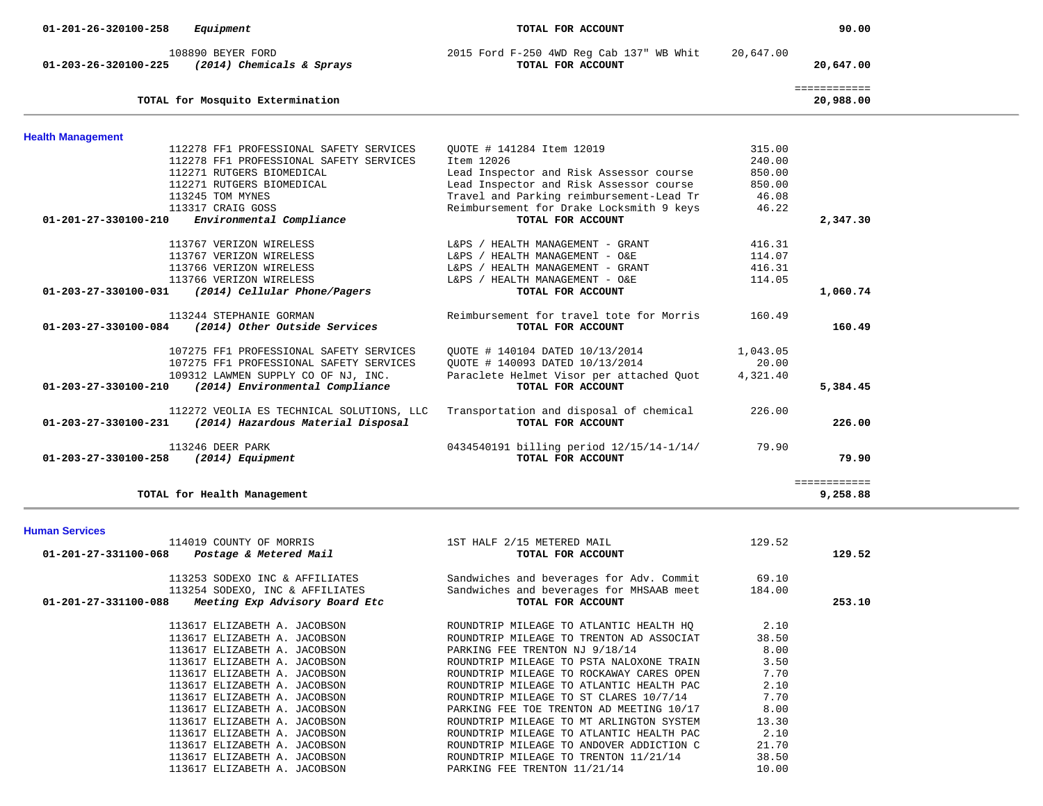| Account | Vendor / Description | Description | Amount | Total |
|---|---|---|---|---|
| 01-201-26-320100-258 *Equipment* | | TOTAL FOR ACCOUNT | | 90.00 |
| | 108890 BEYER FORD | 2015 Ford F-250 4WD Reg Cab 137" WB Whit | 20,647.00 | |
| 01-203-26-320100-225 *(2014) Chemicals & Sprays* | | TOTAL FOR ACCOUNT | | 20,647.00 |
| | | | | ============ |
| TOTAL for Mosquito Extermination | | | | 20,988.00 |

## Health Management

| Account | Vendor | Description | Amount | Total |
|---|---|---|---|---|
| | 112278 FF1 PROFESSIONAL SAFETY SERVICES | QUOTE # 141284 Item 12019 | 315.00 | |
| | 112278 FF1 PROFESSIONAL SAFETY SERVICES | Item 12026 | 240.00 | |
| | 112271 RUTGERS BIOMEDICAL | Lead Inspector and Risk Assessor course | 850.00 | |
| | 112271 RUTGERS BIOMEDICAL | Lead Inspector and Risk Assessor course | 850.00 | |
| | 113245 TOM MYNES | Travel and Parking reimbursement-Lead Tr | 46.08 | |
| | 113317 CRAIG GOSS | Reimbursement for Drake Locksmith 9 keys | 46.22 | |
| 01-201-27-330100-210 *Environmental Compliance* | | TOTAL FOR ACCOUNT | | 2,347.30 |
| | 113767 VERIZON WIRELESS | L&PS / HEALTH MANAGEMENT - GRANT | 416.31 | |
| | 113767 VERIZON WIRELESS | L&PS / HEALTH MANAGEMENT - O&E | 114.07 | |
| | 113766 VERIZON WIRELESS | L&PS / HEALTH MANAGEMENT - GRANT | 416.31 | |
| | 113766 VERIZON WIRELESS | L&PS / HEALTH MANAGEMENT - O&E | 114.05 | |
| 01-203-27-330100-031 *(2014) Cellular Phone/Pagers* | | TOTAL FOR ACCOUNT | | 1,060.74 |
| | 113244 STEPHANIE GORMAN | Reimbursement for travel tote for Morris | 160.49 | |
| 01-203-27-330100-084 *(2014) Other Outside Services* | | TOTAL FOR ACCOUNT | | 160.49 |
| | 107275 FF1 PROFESSIONAL SAFETY SERVICES | QUOTE # 140104 DATED 10/13/2014 | 1,043.05 | |
| | 107275 FF1 PROFESSIONAL SAFETY SERVICES | QUOTE # 140093 DATED 10/13/2014 | 20.00 | |
| | 109312 LAWMEN SUPPLY CO OF NJ, INC. | Paraclete Helmet Visor per attached Quot | 4,321.40 | |
| 01-203-27-330100-210 *(2014) Environmental Compliance* | | TOTAL FOR ACCOUNT | | 5,384.45 |
| | 112272 VEOLIA ES TECHNICAL SOLUTIONS, LLC | Transportation and disposal of chemical | 226.00 | |
| 01-203-27-330100-231 *(2014) Hazardous Material Disposal* | | TOTAL FOR ACCOUNT | | 226.00 |
| | 113246 DEER PARK | 0434540191 billing period 12/15/14-1/14/ | 79.90 | |
| 01-203-27-330100-258 *(2014) Equipment* | | TOTAL FOR ACCOUNT | | 79.90 |
| | | | | ============ |
| TOTAL for Health Management | | | | 9,258.88 |

## Human Services

| Account | Vendor | Description | Amount | Total |
|---|---|---|---|---|
| | 114019 COUNTY OF MORRIS | 1ST HALF 2/15 METERED MAIL | 129.52 | |
| 01-201-27-331100-068 *Postage & Metered Mail* | | TOTAL FOR ACCOUNT | | 129.52 |
| | 113253 SODEXO INC & AFFILIATES | Sandwiches and beverages for Adv. Commit | 69.10 | |
| | 113254 SODEXO, INC & AFFILIATES | Sandwiches and beverages for MHSAAB meet | 184.00 | |
| 01-201-27-331100-088 *Meeting Exp Advisory Board Etc* | | TOTAL FOR ACCOUNT | | 253.10 |
| | 113617 ELIZABETH A. JACOBSON | ROUNDTRIP MILEAGE TO ATLANTIC HEALTH HQ | 2.10 | |
| | 113617 ELIZABETH A. JACOBSON | ROUNDTRIP MILEAGE TO TRENTON AD ASSOCIAT | 38.50 | |
| | 113617 ELIZABETH A. JACOBSON | PARKING FEE TRENTON NJ 9/18/14 | 8.00 | |
| | 113617 ELIZABETH A. JACOBSON | ROUNDTRIP MILEAGE TO PSTA NALOXONE TRAIN | 3.50 | |
| | 113617 ELIZABETH A. JACOBSON | ROUNDTRIP MILEAGE TO ROCKAWAY CARES OPEN | 7.70 | |
| | 113617 ELIZABETH A. JACOBSON | ROUNDTRIP MILEAGE TO ATLANTIC HEALTH PAC | 2.10 | |
| | 113617 ELIZABETH A. JACOBSON | ROUNDTRIP MILEAGE TO ST CLARES 10/7/14 | 7.70 | |
| | 113617 ELIZABETH A. JACOBSON | PARKING FEE TOE TRENTON AD MEETING 10/17 | 8.00 | |
| | 113617 ELIZABETH A. JACOBSON | ROUNDTRIP MILEAGE TO MT ARLINGTON SYSTEM | 13.30 | |
| | 113617 ELIZABETH A. JACOBSON | ROUNDTRIP MILEAGE TO ATLANTIC HEALTH PAC | 2.10 | |
| | 113617 ELIZABETH A. JACOBSON | ROUNDTRIP MILEAGE TO ANDOVER ADDICTION C | 21.70 | |
| | 113617 ELIZABETH A. JACOBSON | ROUNDTRIP MILEAGE TO TRENTON 11/21/14 | 38.50 | |
| | 113617 ELIZABETH A. JACOBSON | PARKING FEE TRENTON 11/21/14 | 10.00 | |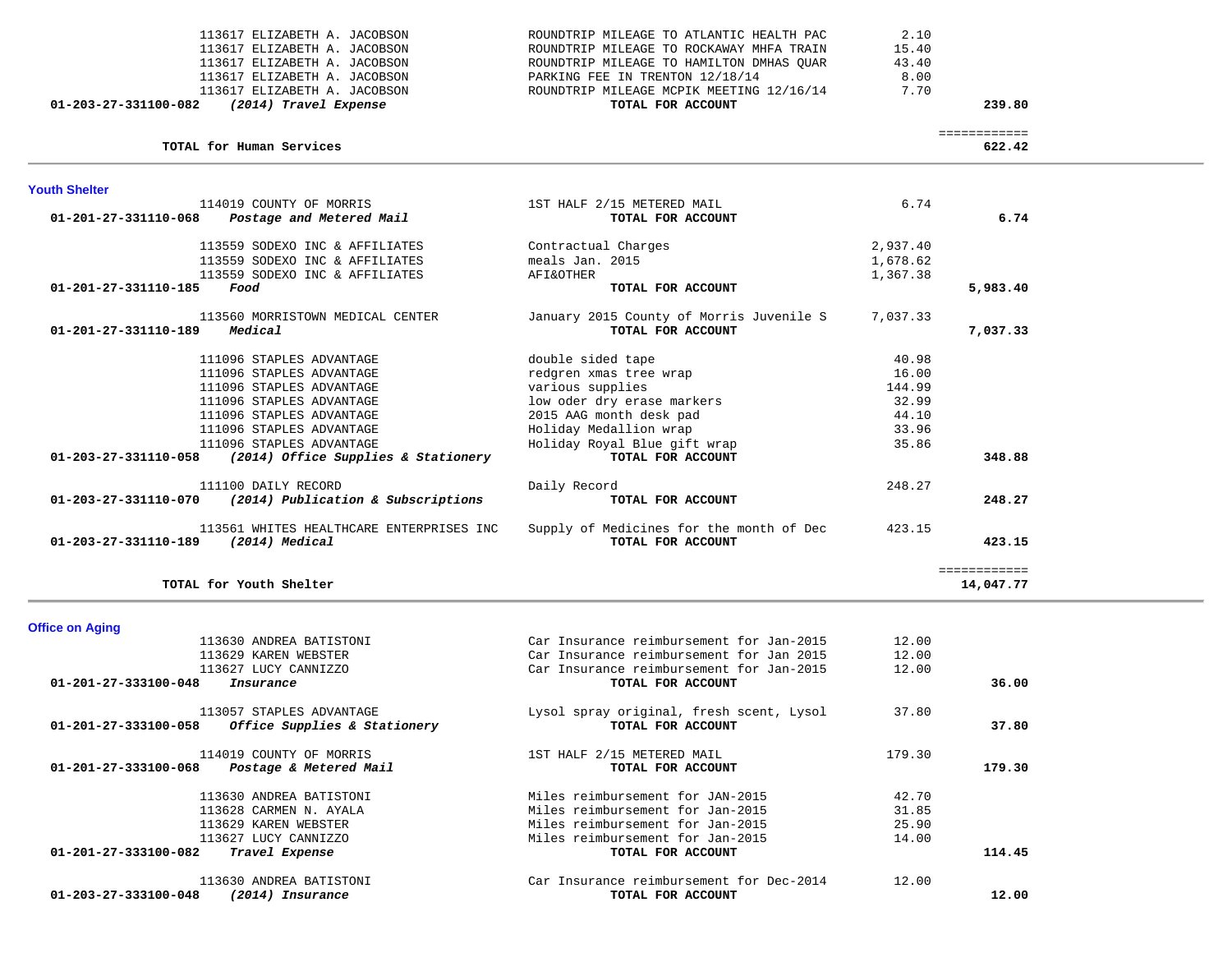| Account | Vendor / Account Description | Description | Amount | Total |
|---|---|---|---|---|
| | 113617 ELIZABETH A. JACOBSON | ROUNDTRIP MILEAGE TO ATLANTIC HEALTH PAC | 2.10 | |
| | 113617 ELIZABETH A. JACOBSON | ROUNDTRIP MILEAGE TO ROCKAWAY MHFA TRAIN | 15.40 | |
| | 113617 ELIZABETH A. JACOBSON | ROUNDTRIP MILEAGE TO HAMILTON DMHAS QUAR | 43.40 | |
| | 113617 ELIZABETH A. JACOBSON | PARKING FEE IN TRENTON 12/18/14 | 8.00 | |
| | 113617 ELIZABETH A. JACOBSON | ROUNDTRIP MILEAGE MCPIK MEETING 12/16/14 | 7.70 | |
| **01-203-27-331100-082** | ***(2014) Travel Expense*** | **TOTAL FOR ACCOUNT** | | **239.80** |

**TOTAL for Human Services** ============ **622.42**

## Youth Shelter

| Account | Vendor / Account Description | Description | Amount | Total |
|---|---|---|---|---|
| | 114019 COUNTY OF MORRIS | 1ST HALF 2/15 METERED MAIL | 6.74 | |
| **01-201-27-331110-068** | ***Postage and Metered Mail*** | **TOTAL FOR ACCOUNT** | | **6.74** |
| | 113559 SODEXO INC & AFFILIATES | Contractual Charges | 2,937.40 | |
| | 113559 SODEXO INC & AFFILIATES | meals Jan. 2015 | 1,678.62 | |
| | 113559 SODEXO INC & AFFILIATES | AFI&OTHER | 1,367.38 | |
| **01-201-27-331110-185** | ***Food*** | **TOTAL FOR ACCOUNT** | | **5,983.40** |
| | 113560 MORRISTOWN MEDICAL CENTER | January 2015 County of Morris Juvenile S | 7,037.33 | |
| **01-201-27-331110-189** | ***Medical*** | **TOTAL FOR ACCOUNT** | | **7,037.33** |
| | 111096 STAPLES ADVANTAGE | double sided tape | 40.98 | |
| | 111096 STAPLES ADVANTAGE | redgren xmas tree wrap | 16.00 | |
| | 111096 STAPLES ADVANTAGE | various supplies | 144.99 | |
| | 111096 STAPLES ADVANTAGE | low oder dry erase markers | 32.99 | |
| | 111096 STAPLES ADVANTAGE | 2015 AAG month desk pad | 44.10 | |
| | 111096 STAPLES ADVANTAGE | Holiday Medallion wrap | 33.96 | |
| | 111096 STAPLES ADVANTAGE | Holiday Royal Blue gift wrap | 35.86 | |
| **01-203-27-331110-058** | ***(2014) Office Supplies & Stationery*** | **TOTAL FOR ACCOUNT** | | **348.88** |
| | 111100 DAILY RECORD | Daily Record | 248.27 | |
| **01-203-27-331110-070** | ***(2014) Publication & Subscriptions*** | **TOTAL FOR ACCOUNT** | | **248.27** |
| | 113561 WHITES HEALTHCARE ENTERPRISES INC | Supply of Medicines for the month of Dec | 423.15 | |
| **01-203-27-331110-189** | ***(2014) Medical*** | **TOTAL FOR ACCOUNT** | | **423.15** |

**TOTAL for Youth Shelter** ============ **14,047.77**

## Office on Aging

| Account | Vendor / Account Description | Description | Amount | Total |
|---|---|---|---|---|
| | 113630 ANDREA BATISTONI | Car Insurance reimbursement for Jan-2015 | 12.00 | |
| | 113629 KAREN WEBSTER | Car Insurance reimbursement for Jan 2015 | 12.00 | |
| | 113627 LUCY CANNIZZO | Car Insurance reimbursement for Jan-2015 | 12.00 | |
| **01-201-27-333100-048** | ***Insurance*** | **TOTAL FOR ACCOUNT** | | **36.00** |
| | 113057 STAPLES ADVANTAGE | Lysol spray original, fresh scent, Lysol | 37.80 | |
| **01-201-27-333100-058** | ***Office Supplies & Stationery*** | **TOTAL FOR ACCOUNT** | | **37.80** |
| | 114019 COUNTY OF MORRIS | 1ST HALF 2/15 METERED MAIL | 179.30 | |
| **01-201-27-333100-068** | ***Postage & Metered Mail*** | **TOTAL FOR ACCOUNT** | | **179.30** |
| | 113630 ANDREA BATISTONI | Miles reimbursement for JAN-2015 | 42.70 | |
| | 113628 CARMEN N. AYALA | Miles reimbursement for Jan-2015 | 31.85 | |
| | 113629 KAREN WEBSTER | Miles reimbursement for Jan-2015 | 25.90 | |
| | 113627 LUCY CANNIZZO | Miles reimbursement for Jan-2015 | 14.00 | |
| **01-201-27-333100-082** | ***Travel Expense*** | **TOTAL FOR ACCOUNT** | | **114.45** |
| | 113630 ANDREA BATISTONI | Car Insurance reimbursement for Dec-2014 | 12.00 | |
| **01-203-27-333100-048** | ***(2014) Insurance*** | **TOTAL FOR ACCOUNT** | | **12.00** |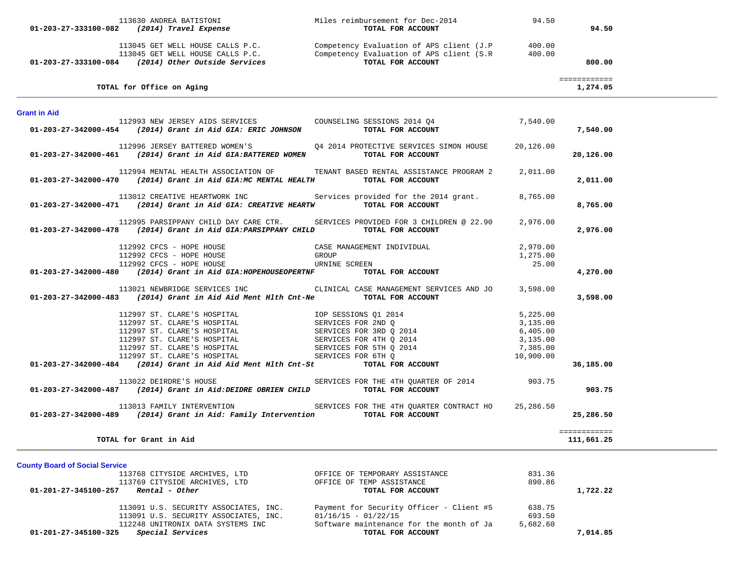| Account | Vendor / Description | Detail | Amount | Total |
|---|---|---|---|---|
| | 113630 ANDREA BATISTONI | Miles reimbursement for Dec-2014 | 94.50 | |
| 01-203-27-333100-082 | ***(2014) Travel Expense*** | **TOTAL FOR ACCOUNT** | | **94.50** |
| | 113045 GET WELL HOUSE CALLS P.C. | Competency Evaluation of APS client (J.P | 400.00 | |
| | 113045 GET WELL HOUSE CALLS P.C. | Competency Evaluation of APS client (S.R | 400.00 | |
| 01-203-27-333100-084 | ***(2014) Other Outside Services*** | **TOTAL FOR ACCOUNT** | | **800.00** |
| | **TOTAL for Office on Aging** | | | ============ **1,274.05** |

## Grant in Aid

| Account | Vendor / Description | Detail | Amount | Total |
|---|---|---|---|---|
| | 112993 NEW JERSEY AIDS SERVICES | COUNSELING SESSIONS 2014 Q4 | 7,540.00 | |
| 01-203-27-342000-454 | ***(2014) Grant in Aid GIA: ERIC JOHNSON*** | **TOTAL FOR ACCOUNT** | | **7,540.00** |
| | 112996 JERSEY BATTERED WOMEN'S | Q4 2014 PROTECTIVE SERVICES SIMON HOUSE | 20,126.00 | |
| 01-203-27-342000-461 | ***(2014) Grant in Aid GIA:BATTERED WOMEN*** | **TOTAL FOR ACCOUNT** | | **20,126.00** |
| | 112994 MENTAL HEALTH ASSOCIATION OF | TENANT BASED RENTAL ASSISTANCE PROGRAM 2 | 2,011.00 | |
| 01-203-27-342000-470 | ***(2014) Grant in Aid GIA:MC MENTAL HEALTH*** | **TOTAL FOR ACCOUNT** | | **2,011.00** |
| | 113012 CREATIVE HEARTWORK INC | Services provided for the 2014 grant. | 8,765.00 | |
| 01-203-27-342000-471 | ***(2014) Grant in Aid GIA: CREATIVE HEARTW*** | **TOTAL FOR ACCOUNT** | | **8,765.00** |
| | 112995 PARSIPPANY CHILD DAY CARE CTR. | SERVICES PROVIDED FOR 3 CHILDREN @ 22.90 | 2,976.00 | |
| 01-203-27-342000-478 | ***(2014) Grant in Aid GIA:PARSIPPANY CHILD*** | **TOTAL FOR ACCOUNT** | | **2,976.00** |
| | 112992 CFCS - HOPE HOUSE | CASE MANAGEMENT INDIVIDUAL | 2,970.00 | |
| | 112992 CFCS - HOPE HOUSE | GROUP | 1,275.00 | |
| | 112992 CFCS - HOPE HOUSE | URNINE SCREEN | 25.00 | |
| 01-203-27-342000-480 | ***(2014) Grant in Aid GIA:HOPEHOUSEOPERTNF*** | **TOTAL FOR ACCOUNT** | | **4,270.00** |
| | 113021 NEWBRIDGE SERVICES INC | CLINICAL CASE MANAGEMENT SERVICES AND JO | 3,598.00 | |
| 01-203-27-342000-483 | ***(2014) Grant in Aid Aid Ment Hlth Cnt-Ne*** | **TOTAL FOR ACCOUNT** | | **3,598.00** |
| | 112997 ST. CLARE'S HOSPITAL | IOP SESSIONS Q1 2014 | 5,225.00 | |
| | 112997 ST. CLARE'S HOSPITAL | SERVICES FOR 2ND Q | 3,135.00 | |
| | 112997 ST. CLARE'S HOSPITAL | SERVICES FOR 3RD Q 2014 | 6,405.00 | |
| | 112997 ST. CLARE'S HOSPITAL | SERVICES FOR 4TH Q 2014 | 3,135.00 | |
| | 112997 ST. CLARE'S HOSPITAL | SERVICES FOR 5TH Q 2014 | 7,385.00 | |
| | 112997 ST. CLARE'S HOSPITAL | SERVICES FOR 6TH Q | 10,900.00 | |
| 01-203-27-342000-484 | ***(2014) Grant in Aid Aid Ment Hlth Cnt-St*** | **TOTAL FOR ACCOUNT** | | **36,185.00** |
| | 113022 DEIRDRE'S HOUSE | SERVICES FOR THE 4TH QUARTER OF 2014 | 903.75 | |
| 01-203-27-342000-487 | ***(2014) Grant in Aid:DEIDRE OBRIEN CHILD*** | **TOTAL FOR ACCOUNT** | | **903.75** |
| | 113013 FAMILY INTERVENTION | SERVICES FOR THE 4TH QUARTER CONTRACT HO | 25,286.50 | |
| 01-203-27-342000-489 | ***(2014) Grant in Aid: Family Intervention*** | **TOTAL FOR ACCOUNT** | | **25,286.50** |
| | **TOTAL for Grant in Aid** | | | ============ **111,661.25** |

## County Board of Social Service

| Account | Vendor / Description | Detail | Amount | Total |
|---|---|---|---|---|
| | 113768 CITYSIDE ARCHIVES, LTD | OFFICE OF TEMPORARY ASSISTANCE | 831.36 | |
| | 113769 CITYSIDE ARCHIVES, LTD | OFFICE OF TEMP ASSISTANCE | 890.86 | |
| 01-201-27-345100-257 | ***Rental - Other*** | **TOTAL FOR ACCOUNT** | | **1,722.22** |
| | 113091 U.S. SECURITY ASSOCIATES, INC. | Payment for Security Officer - Client #5 | 638.75 | |
| | 113091 U.S. SECURITY ASSOCIATES, INC. | 01/16/15 - 01/22/15 | 693.50 | |
| | 112248 UNITRONIX DATA SYSTEMS INC | Software maintenance for the month of Ja | 5,682.60 | |
| 01-201-27-345100-325 | ***Special Services*** | **TOTAL FOR ACCOUNT** | | **7,014.85** |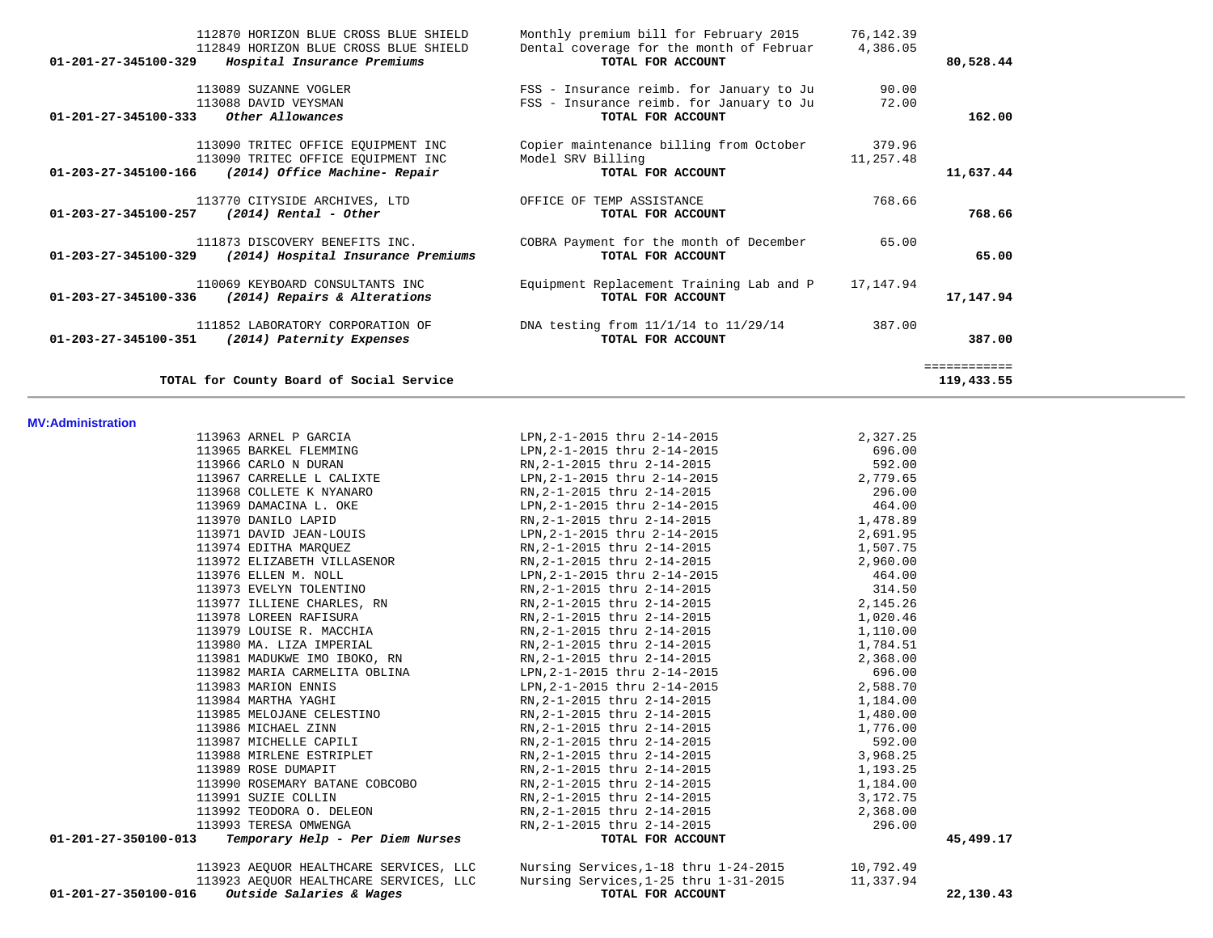| Account | Vendor | Description | Amount | Total |
|---|---|---|---|---|
| | 112870 HORIZON BLUE CROSS BLUE SHIELD | Monthly premium bill for February 2015 | 76,142.39 | |
| | 112849 HORIZON BLUE CROSS BLUE SHIELD | Dental coverage for the month of Februar | 4,386.05 | |
| **01-201-27-345100-329** | ***Hospital Insurance Premiums*** | **TOTAL FOR ACCOUNT** | | **80,528.44** |
| | 113089 SUZANNE VOGLER | FSS - Insurance reimb. for January to Ju | 90.00 | |
| | 113088 DAVID VEYSMAN | FSS - Insurance reimb. for January to Ju | 72.00 | |
| **01-201-27-345100-333** | ***Other Allowances*** | **TOTAL FOR ACCOUNT** | | **162.00** |
| | 113090 TRITEC OFFICE EQUIPMENT INC | Copier maintenance billing from October | 379.96 | |
| | 113090 TRITEC OFFICE EQUIPMENT INC | Model SRV Billing | 11,257.48 | |
| **01-203-27-345100-166** | ***(2014) Office Machine- Repair*** | **TOTAL FOR ACCOUNT** | | **11,637.44** |
| | 113770 CITYSIDE ARCHIVES, LTD | OFFICE OF TEMP ASSISTANCE | 768.66 | |
| **01-203-27-345100-257** | ***(2014) Rental - Other*** | **TOTAL FOR ACCOUNT** | | **768.66** |
| | 111873 DISCOVERY BENEFITS INC. | COBRA Payment for the month of December | 65.00 | |
| **01-203-27-345100-329** | ***(2014) Hospital Insurance Premiums*** | **TOTAL FOR ACCOUNT** | | **65.00** |
| | 110069 KEYBOARD CONSULTANTS INC | Equipment Replacement Training Lab and P | 17,147.94 | |
| **01-203-27-345100-336** | ***(2014) Repairs & Alterations*** | **TOTAL FOR ACCOUNT** | | **17,147.94** |
| | 111852 LABORATORY CORPORATION OF | DNA testing from 11/1/14 to 11/29/14 | 387.00 | |
| **01-203-27-345100-351** | ***(2014) Paternity Expenses*** | **TOTAL FOR ACCOUNT** | | **387.00** |
| | | | | ============ |
| | **TOTAL for County Board of Social Service** | | | **119,433.55** |

**MV:Administration**

| Account | Vendor | Description | Amount | Total |
|---|---|---|---|---|
| | 113963 ARNEL P GARCIA | LPN,2-1-2015 thru 2-14-2015 | 2,327.25 | |
| | 113965 BARKEL FLEMMING | LPN,2-1-2015 thru 2-14-2015 | 696.00 | |
| | 113966 CARLO N DURAN | RN,2-1-2015 thru 2-14-2015 | 592.00 | |
| | 113967 CARRELLE L CALIXTE | LPN,2-1-2015 thru 2-14-2015 | 2,779.65 | |
| | 113968 COLLETE K NYANARO | RN,2-1-2015 thru 2-14-2015 | 296.00 | |
| | 113969 DAMACINA L. OKE | LPN,2-1-2015 thru 2-14-2015 | 464.00 | |
| | 113970 DANILO LAPID | RN,2-1-2015 thru 2-14-2015 | 1,478.89 | |
| | 113971 DAVID JEAN-LOUIS | LPN,2-1-2015 thru 2-14-2015 | 2,691.95 | |
| | 113974 EDITHA MARQUEZ | RN,2-1-2015 thru 2-14-2015 | 1,507.75 | |
| | 113972 ELIZABETH VILLASENOR | RN,2-1-2015 thru 2-14-2015 | 2,960.00 | |
| | 113976 ELLEN M. NOLL | LPN,2-1-2015 thru 2-14-2015 | 464.00 | |
| | 113973 EVELYN TOLENTINO | RN,2-1-2015 thru 2-14-2015 | 314.50 | |
| | 113977 ILLIENE CHARLES, RN | RN,2-1-2015 thru 2-14-2015 | 2,145.26 | |
| | 113978 LOREEN RAFISURA | RN,2-1-2015 thru 2-14-2015 | 1,020.46 | |
| | 113979 LOUISE R. MACCHIA | RN,2-1-2015 thru 2-14-2015 | 1,110.00 | |
| | 113980 MA. LIZA IMPERIAL | RN,2-1-2015 thru 2-14-2015 | 1,784.51 | |
| | 113981 MADUKWE IMO IBOKO, RN | RN,2-1-2015 thru 2-14-2015 | 2,368.00 | |
| | 113982 MARIA CARMELITA OBLINA | LPN,2-1-2015 thru 2-14-2015 | 696.00 | |
| | 113983 MARION ENNIS | LPN,2-1-2015 thru 2-14-2015 | 2,588.70 | |
| | 113984 MARTHA YAGHI | RN,2-1-2015 thru 2-14-2015 | 1,184.00 | |
| | 113985 MELOJANE CELESTINO | RN,2-1-2015 thru 2-14-2015 | 1,480.00 | |
| | 113986 MICHAEL ZINN | RN,2-1-2015 thru 2-14-2015 | 1,776.00 | |
| | 113987 MICHELLE CAPILI | RN,2-1-2015 thru 2-14-2015 | 592.00 | |
| | 113988 MIRLENE ESTRIPLET | RN,2-1-2015 thru 2-14-2015 | 3,968.25 | |
| | 113989 ROSE DUMAPIT | RN,2-1-2015 thru 2-14-2015 | 1,193.25 | |
| | 113990 ROSEMARY BATANE COBCOBO | RN,2-1-2015 thru 2-14-2015 | 1,184.00 | |
| | 113991 SUZIE COLLIN | RN,2-1-2015 thru 2-14-2015 | 3,172.75 | |
| | 113992 TEODORA O. DELEON | RN,2-1-2015 thru 2-14-2015 | 2,368.00 | |
| | 113993 TERESA OMWENGA | RN,2-1-2015 thru 2-14-2015 | 296.00 | |
| **01-201-27-350100-013** | ***Temporary Help - Per Diem Nurses*** | **TOTAL FOR ACCOUNT** | | **45,499.17** |
| | 113923 AEQUOR HEALTHCARE SERVICES, LLC | Nursing Services,1-18 thru 1-24-2015 | 10,792.49 | |
| | 113923 AEQUOR HEALTHCARE SERVICES, LLC | Nursing Services,1-25 thru 1-31-2015 | 11,337.94 | |
| **01-201-27-350100-016** | ***Outside Salaries & Wages*** | **TOTAL FOR ACCOUNT** | | **22,130.43** |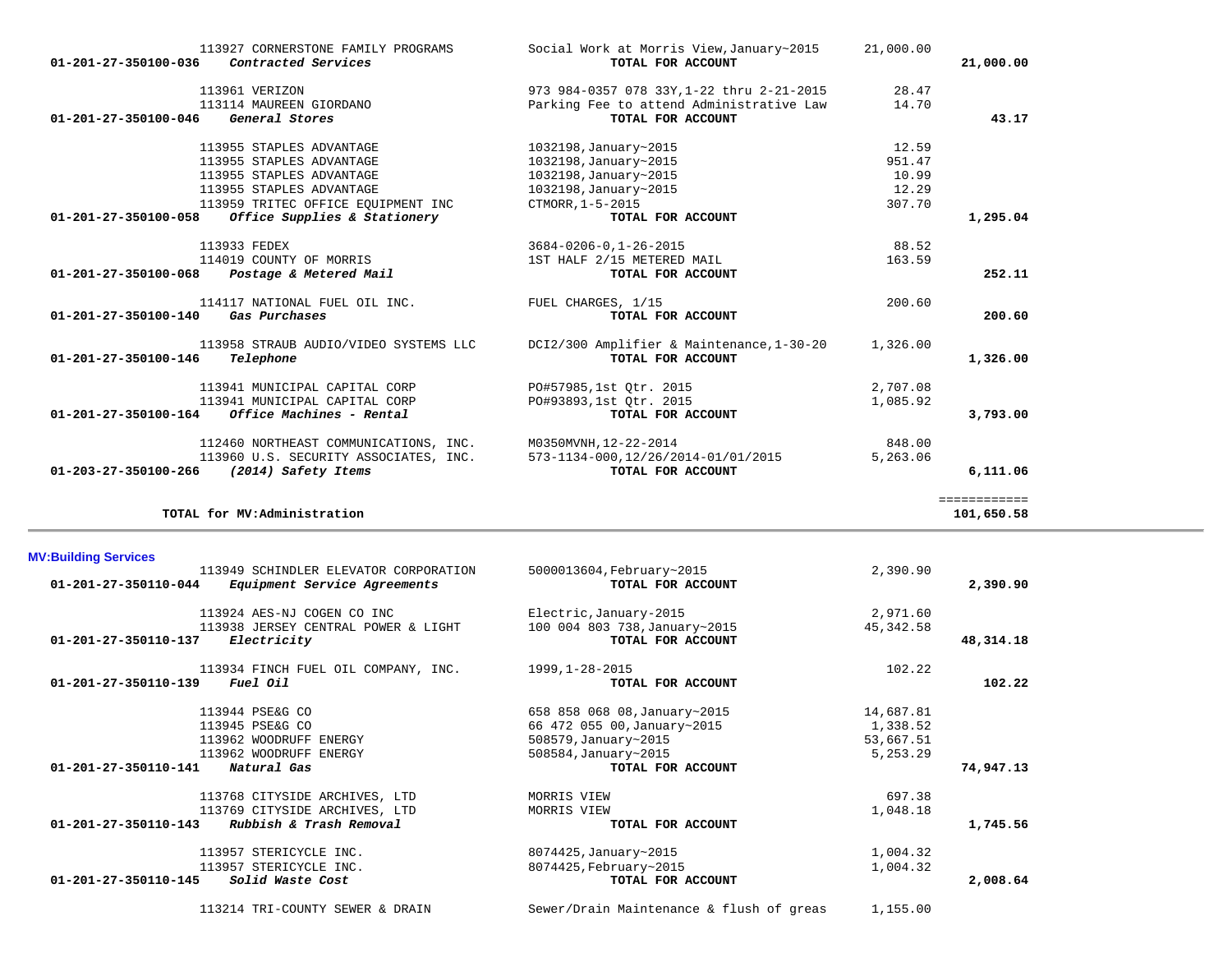| Account | Vendor / Account Name | Description | Amount | Total |
|---|---|---|---|---|
| | 113927 CORNERSTONE FAMILY PROGRAMS | Social Work at Morris View,January~2015 | 21,000.00 | |
| 01-201-27-350100-036 | *Contracted Services* | **TOTAL FOR ACCOUNT** | | **21,000.00** |
| | 113961 VERIZON | 973 984-0357 078 33Y,1-22 thru 2-21-2015 | 28.47 | |
| | 113114 MAUREEN GIORDANO | Parking Fee to attend Administrative Law | 14.70 | |
| 01-201-27-350100-046 | *General Stores* | **TOTAL FOR ACCOUNT** | | **43.17** |
| | 113955 STAPLES ADVANTAGE | 1032198,January~2015 | 12.59 | |
| | 113955 STAPLES ADVANTAGE | 1032198,January~2015 | 951.47 | |
| | 113955 STAPLES ADVANTAGE | 1032198,January~2015 | 10.99 | |
| | 113955 STAPLES ADVANTAGE | 1032198,January~2015 | 12.29 | |
| | 113959 TRITEC OFFICE EQUIPMENT INC | CTMORR,1-5-2015 | 307.70 | |
| 01-201-27-350100-058 | *Office Supplies & Stationery* | **TOTAL FOR ACCOUNT** | | **1,295.04** |
| | 113933 FEDEX | 3684-0206-0,1-26-2015 | 88.52 | |
| | 114019 COUNTY OF MORRIS | 1ST HALF 2/15 METERED MAIL | 163.59 | |
| 01-201-27-350100-068 | *Postage & Metered Mail* | **TOTAL FOR ACCOUNT** | | **252.11** |
| | 114117 NATIONAL FUEL OIL INC. | FUEL CHARGES, 1/15 | 200.60 | |
| 01-201-27-350100-140 | *Gas Purchases* | **TOTAL FOR ACCOUNT** | | **200.60** |
| | 113958 STRAUB AUDIO/VIDEO SYSTEMS LLC | DCI2/300 Amplifier & Maintenance,1-30-20 | 1,326.00 | |
| 01-201-27-350100-146 | *Telephone* | **TOTAL FOR ACCOUNT** | | **1,326.00** |
| | 113941 MUNICIPAL CAPITAL CORP | PO#57985,1st Qtr. 2015 | 2,707.08 | |
| | 113941 MUNICIPAL CAPITAL CORP | PO#93893,1st Qtr. 2015 | 1,085.92 | |
| 01-201-27-350100-164 | *Office Machines - Rental* | **TOTAL FOR ACCOUNT** | | **3,793.00** |
| | 112460 NORTHEAST COMMUNICATIONS, INC. | M0350MVNH,12-22-2014 | 848.00 | |
| | 113960 U.S. SECURITY ASSOCIATES, INC. | 573-1134-000,12/26/2014-01/01/2015 | 5,263.06 | |
| 01-203-27-350100-266 | *(2014) Safety Items* | **TOTAL FOR ACCOUNT** | | **6,111.06** |
| | | | | ============ |
| | **TOTAL for MV:Administration** | | | **101,650.58** |

## MV:Building Services

| Account | Vendor / Account Name | Description | Amount | Total |
|---|---|---|---|---|
| | 113949 SCHINDLER ELEVATOR CORPORATION | 5000013604,February~2015 | 2,390.90 | |
| 01-201-27-350110-044 | *Equipment Service Agreements* | **TOTAL FOR ACCOUNT** | | **2,390.90** |
| | 113924 AES-NJ COGEN CO INC | Electric,January-2015 | 2,971.60 | |
| | 113938 JERSEY CENTRAL POWER & LIGHT | 100 004 803 738,January~2015 | 45,342.58 | |
| 01-201-27-350110-137 | *Electricity* | **TOTAL FOR ACCOUNT** | | **48,314.18** |
| | 113934 FINCH FUEL OIL COMPANY, INC. | 1999,1-28-2015 | 102.22 | |
| 01-201-27-350110-139 | *Fuel Oil* | **TOTAL FOR ACCOUNT** | | **102.22** |
| | 113944 PSE&G CO | 658 858 068 08,January~2015 | 14,687.81 | |
| | 113945 PSE&G CO | 66 472 055 00,January~2015 | 1,338.52 | |
| | 113962 WOODRUFF ENERGY | 508579,January~2015 | 53,667.51 | |
| | 113962 WOODRUFF ENERGY | 508584,January~2015 | 5,253.29 | |
| 01-201-27-350110-141 | *Natural Gas* | **TOTAL FOR ACCOUNT** | | **74,947.13** |
| | 113768 CITYSIDE ARCHIVES, LTD | MORRIS VIEW | 697.38 | |
| | 113769 CITYSIDE ARCHIVES, LTD | MORRIS VIEW | 1,048.18 | |
| 01-201-27-350110-143 | *Rubbish & Trash Removal* | **TOTAL FOR ACCOUNT** | | **1,745.56** |
| | 113957 STERICYCLE INC. | 8074425,January~2015 | 1,004.32 | |
| | 113957 STERICYCLE INC. | 8074425,February~2015 | 1,004.32 | |
| 01-201-27-350110-145 | *Solid Waste Cost* | **TOTAL FOR ACCOUNT** | | **2,008.64** |
| | 113214 TRI-COUNTY SEWER & DRAIN | Sewer/Drain Maintenance & flush of greas | 1,155.00 | |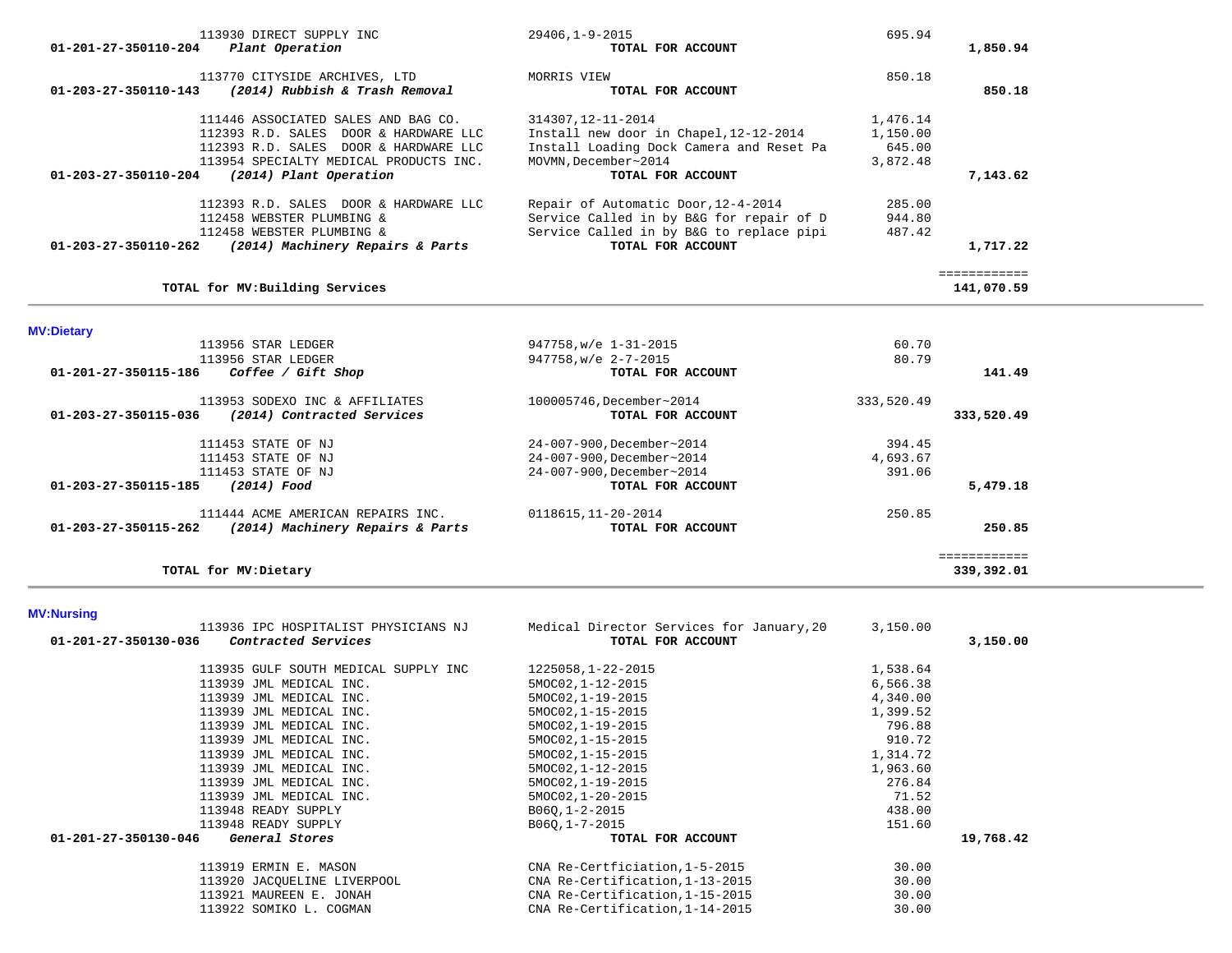| Vendor | Description | Amount | Total |
|---|---|---|---|
| 113930 DIRECT SUPPLY INC | 29406,1-9-2015 | 695.94 | |
| **01-201-27-350110-204** ***Plant Operation*** | **TOTAL FOR ACCOUNT** | | **1,850.94** |
| 113770 CITYSIDE ARCHIVES, LTD | MORRIS VIEW | 850.18 | |
| **01-203-27-350110-143** ***(2014) Rubbish & Trash Removal*** | **TOTAL FOR ACCOUNT** | | **850.18** |
| 111446 ASSOCIATED SALES AND BAG CO. | 314307,12-11-2014 | 1,476.14 | |
| 112393 R.D. SALES DOOR & HARDWARE LLC | Install new door in Chapel,12-12-2014 | 1,150.00 | |
| 112393 R.D. SALES DOOR & HARDWARE LLC | Install Loading Dock Camera and Reset Pa | 645.00 | |
| 113954 SPECIALTY MEDICAL PRODUCTS INC. | MOVMN,December~2014 | 3,872.48 | |
| **01-203-27-350110-204** ***(2014) Plant Operation*** | **TOTAL FOR ACCOUNT** | | **7,143.62** |
| 112393 R.D. SALES DOOR & HARDWARE LLC | Repair of Automatic Door,12-4-2014 | 285.00 | |
| 112458 WEBSTER PLUMBING & | Service Called in by B&G for repair of D | 944.80 | |
| 112458 WEBSTER PLUMBING & | Service Called in by B&G to replace pipi | 487.42 | |
| **01-203-27-350110-262** ***(2014) Machinery Repairs & Parts*** | **TOTAL FOR ACCOUNT** | | **1,717.22** |
| | | | ============ |
| **TOTAL for MV:Building Services** | | | **141,070.59** |

**MV:Dietary**

| Vendor | Description | Amount | Total |
|---|---|---|---|
| 113956 STAR LEDGER | 947758,w/e 1-31-2015 | 60.70 | |
| 113956 STAR LEDGER | 947758,w/e 2-7-2015 | 80.79 | |
| **01-201-27-350115-186** ***Coffee / Gift Shop*** | **TOTAL FOR ACCOUNT** | | **141.49** |
| 113953 SODEXO INC & AFFILIATES | 100005746,December~2014 | 333,520.49 | |
| **01-203-27-350115-036** ***(2014) Contracted Services*** | **TOTAL FOR ACCOUNT** | | **333,520.49** |
| 111453 STATE OF NJ | 24-007-900,December~2014 | 394.45 | |
| 111453 STATE OF NJ | 24-007-900,December~2014 | 4,693.67 | |
| 111453 STATE OF NJ | 24-007-900,December~2014 | 391.06 | |
| **01-203-27-350115-185** ***(2014) Food*** | **TOTAL FOR ACCOUNT** | | **5,479.18** |
| 111444 ACME AMERICAN REPAIRS INC. | 0118615,11-20-2014 | 250.85 | |
| **01-203-27-350115-262** ***(2014) Machinery Repairs & Parts*** | **TOTAL FOR ACCOUNT** | | **250.85** |
| | | | ============ |
| **TOTAL for MV:Dietary** | | | **339,392.01** |

**MV:Nursing**

| Vendor | Description | Amount | Total |
|---|---|---|---|
| 113936 IPC HOSPITALIST PHYSICIANS NJ | Medical Director Services for January,20 | 3,150.00 | |
| **01-201-27-350130-036** ***Contracted Services*** | **TOTAL FOR ACCOUNT** | | **3,150.00** |
| 113935 GULF SOUTH MEDICAL SUPPLY INC | 1225058,1-22-2015 | 1,538.64 | |
| 113939 JML MEDICAL INC. | 5MOC02,1-12-2015 | 6,566.38 | |
| 113939 JML MEDICAL INC. | 5MOC02,1-19-2015 | 4,340.00 | |
| 113939 JML MEDICAL INC. | 5MOC02,1-15-2015 | 1,399.52 | |
| 113939 JML MEDICAL INC. | 5MOC02,1-19-2015 | 796.88 | |
| 113939 JML MEDICAL INC. | 5MOC02,1-15-2015 | 910.72 | |
| 113939 JML MEDICAL INC. | 5MOC02,1-15-2015 | 1,314.72 | |
| 113939 JML MEDICAL INC. | 5MOC02,1-12-2015 | 1,963.60 | |
| 113939 JML MEDICAL INC. | 5MOC02,1-19-2015 | 276.84 | |
| 113939 JML MEDICAL INC. | 5MOC02,1-20-2015 | 71.52 | |
| 113948 READY SUPPLY | B06Q,1-2-2015 | 438.00 | |
| 113948 READY SUPPLY | B06Q,1-7-2015 | 151.60 | |
| **01-201-27-350130-046** ***General Stores*** | **TOTAL FOR ACCOUNT** | | **19,768.42** |
| 113919 ERMIN E. MASON | CNA Re-Certficiation,1-5-2015 | 30.00 | |
| 113920 JACQUELINE LIVERPOOL | CNA Re-Certification,1-13-2015 | 30.00 | |
| 113921 MAUREEN E. JONAH | CNA Re-Certification,1-15-2015 | 30.00 | |
| 113922 SOMIKO L. COGMAN | CNA Re-Certification,1-14-2015 | 30.00 | |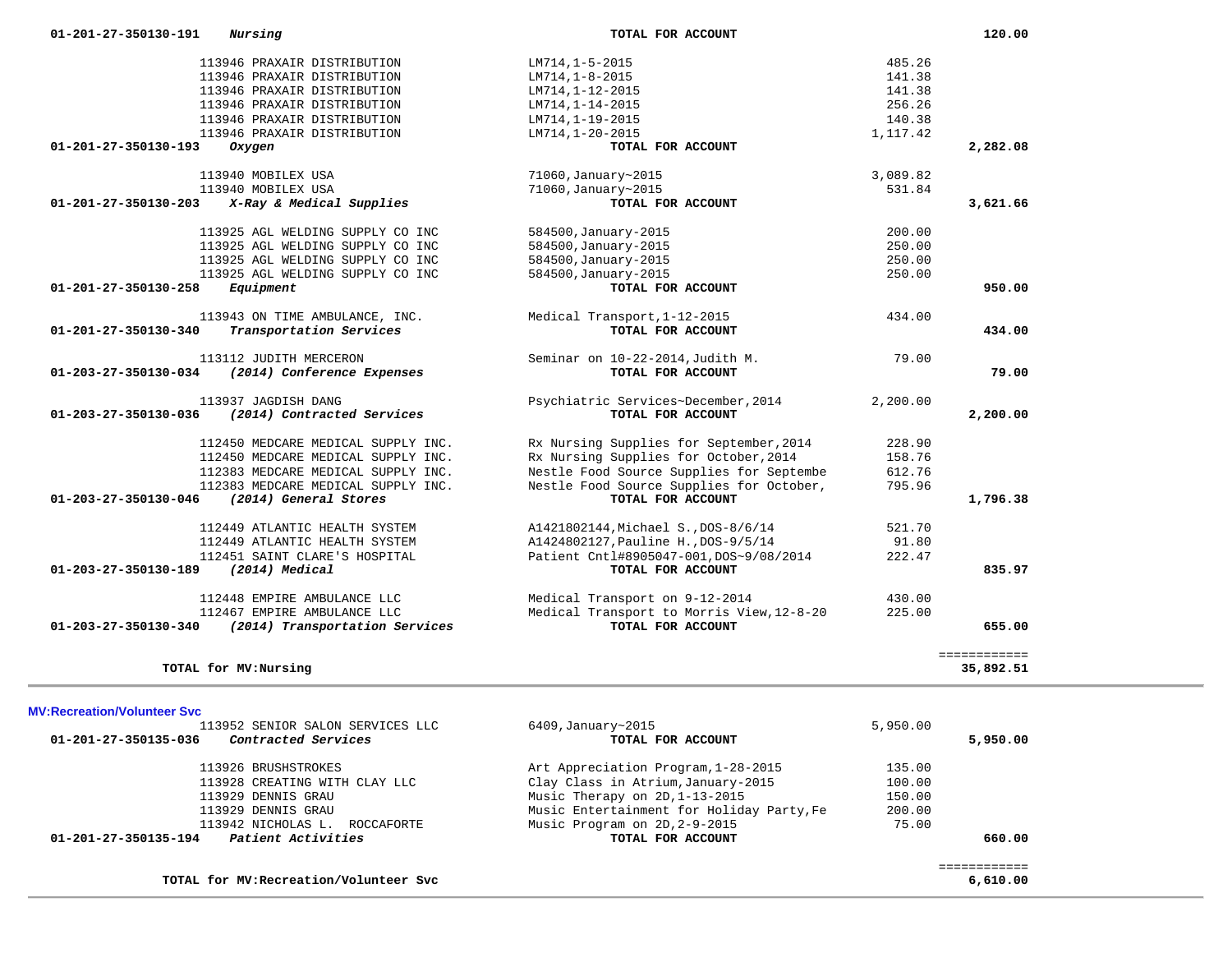| Account | Vendor / Account Name | Description | Amount | Total |
|---|---|---|---|---|
| 01-201-27-350130-191 | *Nursing* | TOTAL FOR ACCOUNT | | 120.00 |
| | 113946 PRAXAIR DISTRIBUTION | LM714,1-5-2015 | 485.26 | |
| | 113946 PRAXAIR DISTRIBUTION | LM714,1-8-2015 | 141.38 | |
| | 113946 PRAXAIR DISTRIBUTION | LM714,1-12-2015 | 141.38 | |
| | 113946 PRAXAIR DISTRIBUTION | LM714,1-14-2015 | 256.26 | |
| | 113946 PRAXAIR DISTRIBUTION | LM714,1-19-2015 | 140.38 | |
| | 113946 PRAXAIR DISTRIBUTION | LM714,1-20-2015 | 1,117.42 | |
| 01-201-27-350130-193 | *Oxygen* | TOTAL FOR ACCOUNT | | 2,282.08 |
| | 113940 MOBILEX USA | 71060,January~2015 | 3,089.82 | |
| | 113940 MOBILEX USA | 71060,January~2015 | 531.84 | |
| 01-201-27-350130-203 | *X-Ray & Medical Supplies* | TOTAL FOR ACCOUNT | | 3,621.66 |
| | 113925 AGL WELDING SUPPLY CO INC | 584500,January-2015 | 200.00 | |
| | 113925 AGL WELDING SUPPLY CO INC | 584500,January-2015 | 250.00 | |
| | 113925 AGL WELDING SUPPLY CO INC | 584500,January-2015 | 250.00 | |
| | 113925 AGL WELDING SUPPLY CO INC | 584500,January-2015 | 250.00 | |
| 01-201-27-350130-258 | *Equipment* | TOTAL FOR ACCOUNT | | 950.00 |
| | 113943 ON TIME AMBULANCE, INC. | Medical Transport,1-12-2015 | 434.00 | |
| 01-201-27-350130-340 | *Transportation Services* | TOTAL FOR ACCOUNT | | 434.00 |
| | 113112 JUDITH MERCERON | Seminar on 10-22-2014,Judith M. | 79.00 | |
| 01-203-27-350130-034 | *(2014) Conference Expenses* | TOTAL FOR ACCOUNT | | 79.00 |
| | 113937 JAGDISH DANG | Psychiatric Services~December,2014 | 2,200.00 | |
| 01-203-27-350130-036 | *(2014) Contracted Services* | TOTAL FOR ACCOUNT | | 2,200.00 |
| | 112450 MEDCARE MEDICAL SUPPLY INC. | Rx Nursing Supplies for September,2014 | 228.90 | |
| | 112450 MEDCARE MEDICAL SUPPLY INC. | Rx Nursing Supplies for October,2014 | 158.76 | |
| | 112383 MEDCARE MEDICAL SUPPLY INC. | Nestle Food Source Supplies for Septembe | 612.76 | |
| | 112383 MEDCARE MEDICAL SUPPLY INC. | Nestle Food Source Supplies for October, | 795.96 | |
| 01-203-27-350130-046 | *(2014) General Stores* | TOTAL FOR ACCOUNT | | 1,796.38 |
| | 112449 ATLANTIC HEALTH SYSTEM | A1421802144,Michael S.,DOS-8/6/14 | 521.70 | |
| | 112449 ATLANTIC HEALTH SYSTEM | A1424802127,Pauline H.,DOS-9/5/14 | 91.80 | |
| | 112451 SAINT CLARE'S HOSPITAL | Patient Cntl#8905047-001,DOS~9/08/2014 | 222.47 | |
| 01-203-27-350130-189 | *(2014) Medical* | TOTAL FOR ACCOUNT | | 835.97 |
| | 112448 EMPIRE AMBULANCE LLC | Medical Transport on 9-12-2014 | 430.00 | |
| | 112467 EMPIRE AMBULANCE LLC | Medical Transport to Morris View,12-8-20 | 225.00 | |
| 01-203-27-350130-340 | *(2014) Transportation Services* | TOTAL FOR ACCOUNT | | 655.00 |
| | **TOTAL for MV:Nursing** | | | 35,892.51 |

**MV:Recreation/Volunteer Svc**

| Account | Vendor / Account Name | Description | Amount | Total |
|---|---|---|---|---|
| | 113952 SENIOR SALON SERVICES LLC | 6409,January~2015 | 5,950.00 | |
| 01-201-27-350135-036 | *Contracted Services* | TOTAL FOR ACCOUNT | | 5,950.00 |
| | 113926 BRUSHSTROKES | Art Appreciation Program,1-28-2015 | 135.00 | |
| | 113928 CREATING WITH CLAY LLC | Clay Class in Atrium,January-2015 | 100.00 | |
| | 113929 DENNIS GRAU | Music Therapy on 2D,1-13-2015 | 150.00 | |
| | 113929 DENNIS GRAU | Music Entertainment for Holiday Party,Fe | 200.00 | |
| | 113942 NICHOLAS L. ROCCAFORTE | Music Program on 2D,2-9-2015 | 75.00 | |
| 01-201-27-350135-194 | *Patient Activities* | TOTAL FOR ACCOUNT | | 660.00 |
| | **TOTAL for MV:Recreation/Volunteer Svc** | | | 6,610.00 |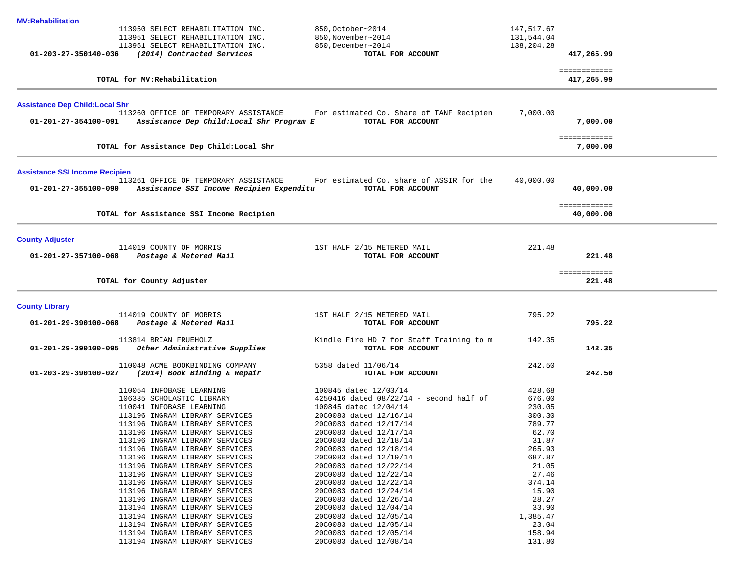**MV:Rehabilitation**

| | | | | |
|---|---|---|---|---|
| | 113950 SELECT REHABILITATION INC. | 850,October~2014 | 147,517.67 | |
| | 113951 SELECT REHABILITATION INC. | 850,November~2014 | 131,544.04 | |
| | 113951 SELECT REHABILITATION INC. | 850,December~2014 | 138,204.28 | |
| **01-203-27-350140-036** | ***(2014) Contracted Services*** | **TOTAL FOR ACCOUNT** | | **417,265.99** |
| | | | | ============ |
| | **TOTAL for MV:Rehabilitation** | | | **417,265.99** |

**Assistance Dep Child:Local Shr**

| | | | | |
|---|---|---|---|---|
| | 113260 OFFICE OF TEMPORARY ASSISTANCE | For estimated Co. Share of TANF Recipien | 7,000.00 | |
| **01-201-27-354100-091** | ***Assistance Dep Child:Local Shr Program E*** | **TOTAL FOR ACCOUNT** | | **7,000.00** |
| | | | | ============ |
| | **TOTAL for Assistance Dep Child:Local Shr** | | | **7,000.00** |

**Assistance SSI Income Recipien**

| | | | | |
|---|---|---|---|---|
| | 113261 OFFICE OF TEMPORARY ASSISTANCE | For estimated Co. share of ASSIR for the | 40,000.00 | |
| **01-201-27-355100-090** | ***Assistance SSI Income Recipien Expenditu*** | **TOTAL FOR ACCOUNT** | | **40,000.00** |
| | | | | ============ |
| | **TOTAL for Assistance SSI Income Recipien** | | | **40,000.00** |

**County Adjuster**

| | | | | |
|---|---|---|---|---|
| | 114019 COUNTY OF MORRIS | 1ST HALF 2/15 METERED MAIL | 221.48 | |
| **01-201-27-357100-068** | ***Postage & Metered Mail*** | **TOTAL FOR ACCOUNT** | | **221.48** |
| | | | | ============ |
| | **TOTAL for County Adjuster** | | | **221.48** |

**County Library**

| | | | | |
|---|---|---|---|---|
| | 114019 COUNTY OF MORRIS | 1ST HALF 2/15 METERED MAIL | 795.22 | |
| **01-201-29-390100-068** | ***Postage & Metered Mail*** | **TOTAL FOR ACCOUNT** | | **795.22** |
| | 113814 BRIAN FRUEHOLZ | Kindle Fire HD 7 for Staff Training to m | 142.35 | |
| **01-201-29-390100-095** | ***Other Administrative Supplies*** | **TOTAL FOR ACCOUNT** | | **142.35** |
| | 110048 ACME BOOKBINDING COMPANY | 5358 dated 11/06/14 | 242.50 | |
| **01-203-29-390100-027** | ***(2014) Book Binding & Repair*** | **TOTAL FOR ACCOUNT** | | **242.50** |
| | 110054 INFOBASE LEARNING | 100845 dated 12/03/14 | 428.68 | |
| | 106335 SCHOLASTIC LIBRARY | 4250416 dated 08/22/14 - second half of | 676.00 | |
| | 110041 INFOBASE LEARNING | 100845 dated 12/04/14 | 230.05 | |
| | 113196 INGRAM LIBRARY SERVICES | 20C0083 dated 12/16/14 | 300.30 | |
| | 113196 INGRAM LIBRARY SERVICES | 20C0083 dated 12/17/14 | 789.77 | |
| | 113196 INGRAM LIBRARY SERVICES | 20C0083 dated 12/17/14 | 62.70 | |
| | 113196 INGRAM LIBRARY SERVICES | 20C0083 dated 12/18/14 | 31.87 | |
| | 113196 INGRAM LIBRARY SERVICES | 20C0083 dated 12/18/14 | 265.93 | |
| | 113196 INGRAM LIBRARY SERVICES | 20C0083 dated 12/19/14 | 687.87 | |
| | 113196 INGRAM LIBRARY SERVICES | 20C0083 dated 12/22/14 | 21.05 | |
| | 113196 INGRAM LIBRARY SERVICES | 20C0083 dated 12/22/14 | 27.46 | |
| | 113196 INGRAM LIBRARY SERVICES | 20C0083 dated 12/22/14 | 374.14 | |
| | 113196 INGRAM LIBRARY SERVICES | 20C0083 dated 12/24/14 | 15.90 | |
| | 113196 INGRAM LIBRARY SERVICES | 20C0083 dated 12/26/14 | 28.27 | |
| | 113194 INGRAM LIBRARY SERVICES | 20C0083 dated 12/04/14 | 33.90 | |
| | 113194 INGRAM LIBRARY SERVICES | 20C0083 dated 12/05/14 | 1,385.47 | |
| | 113194 INGRAM LIBRARY SERVICES | 20C0083 dated 12/05/14 | 23.04 | |
| | 113194 INGRAM LIBRARY SERVICES | 20C0083 dated 12/05/14 | 158.94 | |
| | 113194 INGRAM LIBRARY SERVICES | 20C0083 dated 12/08/14 | 131.80 | |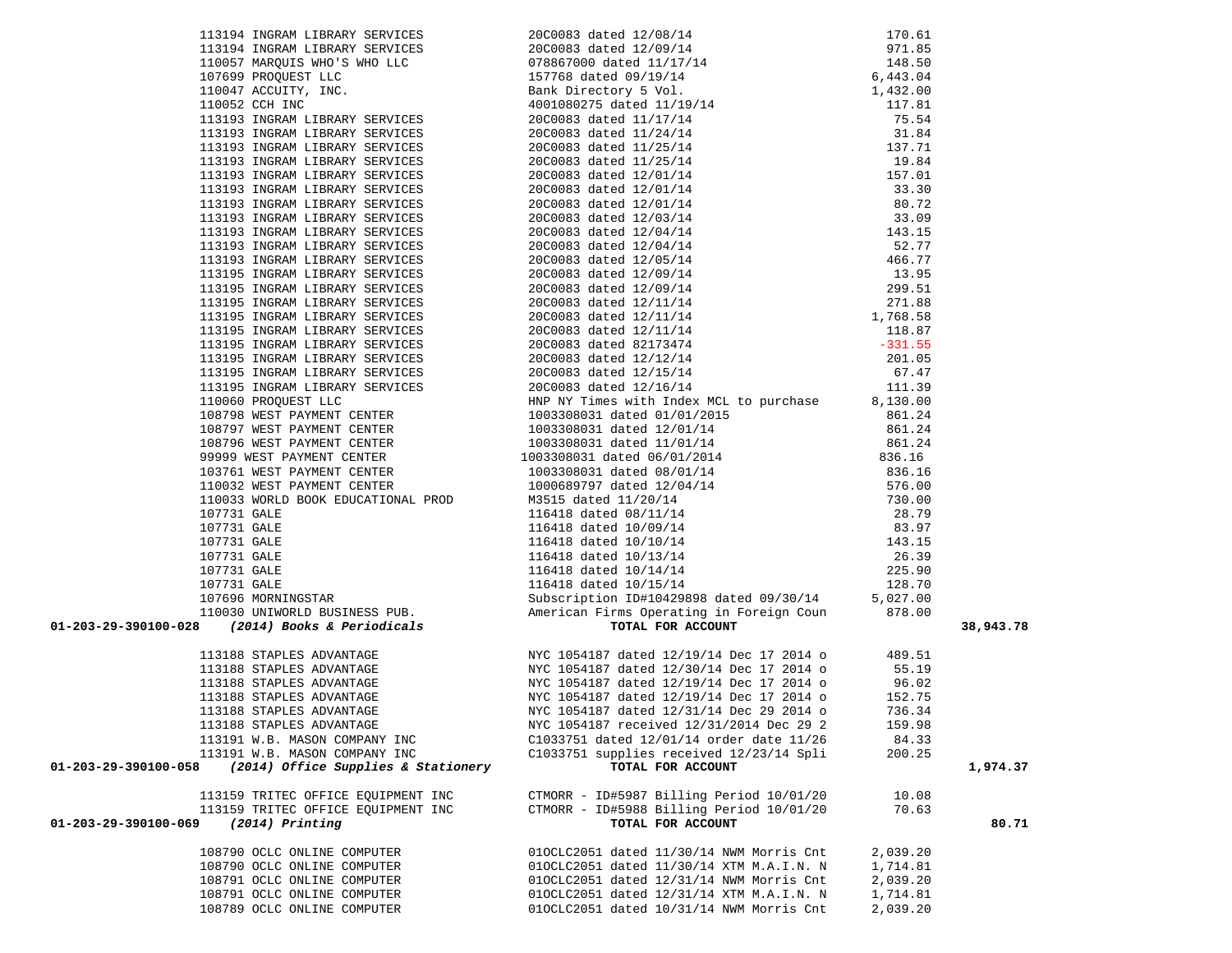| Account | Vendor | Description | Amount | Total |
|---|---|---|---|---|
| | 113194 INGRAM LIBRARY SERVICES | 20C0083 dated 12/08/14 | 170.61 | |
| | 113194 INGRAM LIBRARY SERVICES | 20C0083 dated 12/09/14 | 971.85 | |
| | 110057 MARQUIS WHO'S WHO LLC | 078867000 dated 11/17/14 | 148.50 | |
| | 107699 PROQUEST LLC | 157768 dated 09/19/14 | 6,443.04 | |
| | 110047 ACCUITY, INC. | Bank Directory 5 Vol. | 1,432.00 | |
| | 110052 CCH INC | 4001080275 dated 11/19/14 | 117.81 | |
| | 113193 INGRAM LIBRARY SERVICES | 20C0083 dated 11/17/14 | 75.54 | |
| | 113193 INGRAM LIBRARY SERVICES | 20C0083 dated 11/24/14 | 31.84 | |
| | 113193 INGRAM LIBRARY SERVICES | 20C0083 dated 11/25/14 | 137.71 | |
| | 113193 INGRAM LIBRARY SERVICES | 20C0083 dated 11/25/14 | 19.84 | |
| | 113193 INGRAM LIBRARY SERVICES | 20C0083 dated 12/01/14 | 157.01 | |
| | 113193 INGRAM LIBRARY SERVICES | 20C0083 dated 12/01/14 | 33.30 | |
| | 113193 INGRAM LIBRARY SERVICES | 20C0083 dated 12/01/14 | 80.72 | |
| | 113193 INGRAM LIBRARY SERVICES | 20C0083 dated 12/03/14 | 33.09 | |
| | 113193 INGRAM LIBRARY SERVICES | 20C0083 dated 12/04/14 | 143.15 | |
| | 113193 INGRAM LIBRARY SERVICES | 20C0083 dated 12/04/14 | 52.77 | |
| | 113193 INGRAM LIBRARY SERVICES | 20C0083 dated 12/05/14 | 466.77 | |
| | 113195 INGRAM LIBRARY SERVICES | 20C0083 dated 12/09/14 | 13.95 | |
| | 113195 INGRAM LIBRARY SERVICES | 20C0083 dated 12/09/14 | 299.51 | |
| | 113195 INGRAM LIBRARY SERVICES | 20C0083 dated 12/11/14 | 271.88 | |
| | 113195 INGRAM LIBRARY SERVICES | 20C0083 dated 12/11/14 | 1,768.58 | |
| | 113195 INGRAM LIBRARY SERVICES | 20C0083 dated 12/11/14 | 118.87 | |
| | 113195 INGRAM LIBRARY SERVICES | 20C0083 dated 82173474 | -331.55 | |
| | 113195 INGRAM LIBRARY SERVICES | 20C0083 dated 12/12/14 | 201.05 | |
| | 113195 INGRAM LIBRARY SERVICES | 20C0083 dated 12/15/14 | 67.47 | |
| | 113195 INGRAM LIBRARY SERVICES | 20C0083 dated 12/16/14 | 111.39 | |
| | 110060 PROQUEST LLC | HNP NY Times with Index MCL to purchase | 8,130.00 | |
| | 108798 WEST PAYMENT CENTER | 1003308031 dated 01/01/2015 | 861.24 | |
| | 108797 WEST PAYMENT CENTER | 1003308031 dated 12/01/14 | 861.24 | |
| | 108796 WEST PAYMENT CENTER | 1003308031 dated 11/01/14 | 861.24 | |
| | 99999 WEST PAYMENT CENTER | 1003308031 dated 06/01/2014 | 836.16 | |
| | 103761 WEST PAYMENT CENTER | 1003308031 dated 08/01/14 | 836.16 | |
| | 110032 WEST PAYMENT CENTER | 1000689797 dated 12/04/14 | 576.00 | |
| | 110033 WORLD BOOK EDUCATIONAL PROD | M3515 dated 11/20/14 | 730.00 | |
| | 107731 GALE | 116418 dated 08/11/14 | 28.79 | |
| | 107731 GALE | 116418 dated 10/09/14 | 83.97 | |
| | 107731 GALE | 116418 dated 10/10/14 | 143.15 | |
| | 107731 GALE | 116418 dated 10/13/14 | 26.39 | |
| | 107731 GALE | 116418 dated 10/14/14 | 225.90 | |
| | 107731 GALE | 116418 dated 10/15/14 | 128.70 | |
| | 107696 MORNINGSTAR | Subscription ID#10429898 dated 09/30/14 | 5,027.00 | |
| | 110030 UNIWORLD BUSINESS PUB. | American Firms Operating in Foreign Coun | 878.00 | |
| **01-203-29-390100-028** | ***(2014) Books & Periodicals*** | **TOTAL FOR ACCOUNT** | | **38,943.78** |
| | 113188 STAPLES ADVANTAGE | NYC 1054187 dated 12/19/14 Dec 17 2014 o | 489.51 | |
| | 113188 STAPLES ADVANTAGE | NYC 1054187 dated 12/30/14 Dec 17 2014 o | 55.19 | |
| | 113188 STAPLES ADVANTAGE | NYC 1054187 dated 12/19/14 Dec 17 2014 o | 96.02 | |
| | 113188 STAPLES ADVANTAGE | NYC 1054187 dated 12/19/14 Dec 17 2014 o | 152.75 | |
| | 113188 STAPLES ADVANTAGE | NYC 1054187 dated 12/31/14 Dec 29 2014 o | 736.34 | |
| | 113188 STAPLES ADVANTAGE | NYC 1054187 received 12/31/2014 Dec 29 2 | 159.98 | |
| | 113191 W.B. MASON COMPANY INC | C1033751 dated 12/01/14 order date 11/26 | 84.33 | |
| | 113191 W.B. MASON COMPANY INC | C1033751 supplies received 12/23/14 Spli | 200.25 | |
| **01-203-29-390100-058** | ***(2014) Office Supplies & Stationery*** | **TOTAL FOR ACCOUNT** | | **1,974.37** |
| | 113159 TRITEC OFFICE EQUIPMENT INC | CTMORR - ID#5987 Billing Period 10/01/20 | 10.08 | |
| | 113159 TRITEC OFFICE EQUIPMENT INC | CTMORR - ID#5988 Billing Period 10/01/20 | 70.63 | |
| **01-203-29-390100-069** | ***(2014) Printing*** | **TOTAL FOR ACCOUNT** | | **80.71** |
| | 108790 OCLC ONLINE COMPUTER | 01OCLC2051 dated 11/30/14 NWM Morris Cnt | 2,039.20 | |
| | 108790 OCLC ONLINE COMPUTER | 01OCLC2051 dated 11/30/14 XTM M.A.I.N. N | 1,714.81 | |
| | 108791 OCLC ONLINE COMPUTER | 01OCLC2051 dated 12/31/14 NWM Morris Cnt | 2,039.20 | |
| | 108791 OCLC ONLINE COMPUTER | 01OCLC2051 dated 12/31/14 XTM M.A.I.N. N | 1,714.81 | |
| | 108789 OCLC ONLINE COMPUTER | 01OCLC2051 dated 10/31/14 NWM Morris Cnt | 2,039.20 | |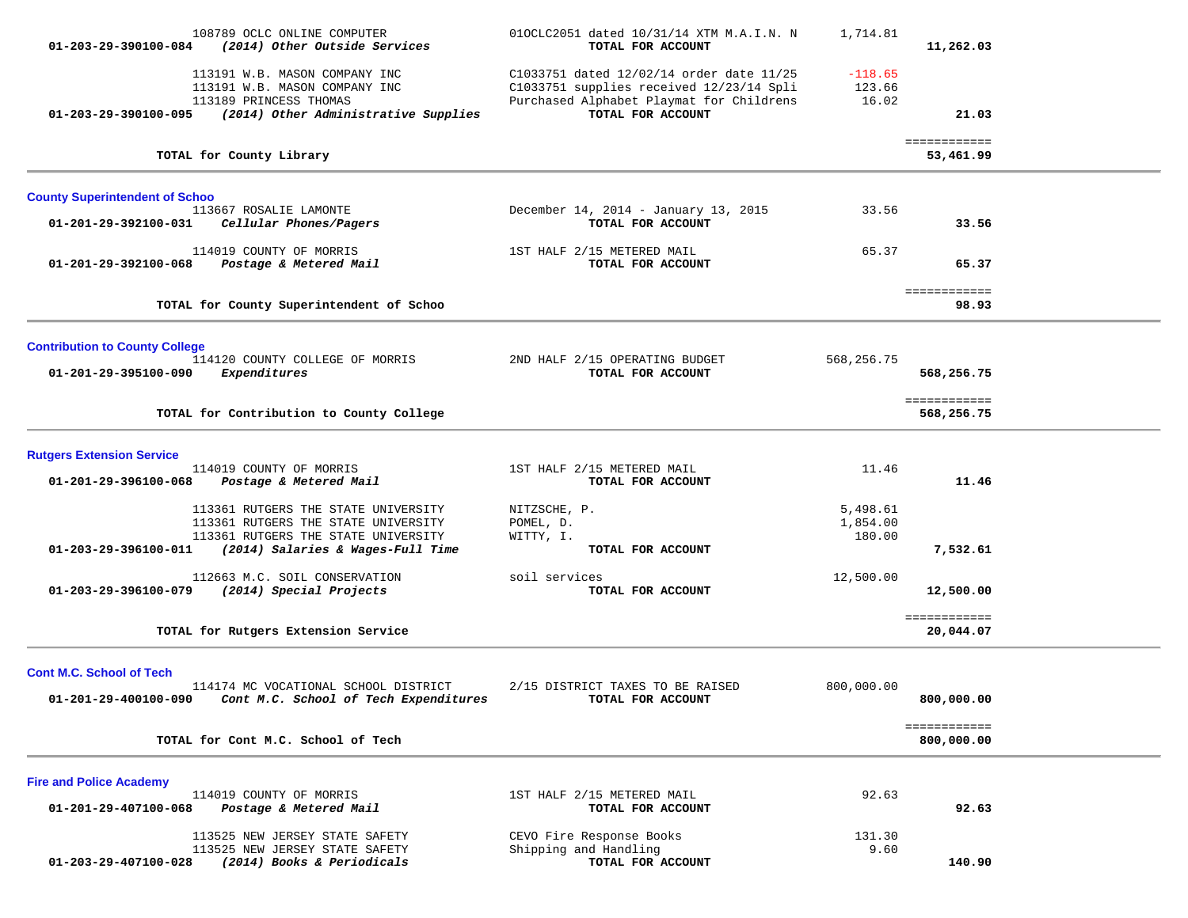| Account | Vendor / Description | Detail | Amount | Total |
|---|---|---|---|---|
| | 108789 OCLC ONLINE COMPUTER | 01OCLC2051 dated 10/31/14 XTM M.A.I.N. N | 1,714.81 | |
| **01-203-29-390100-084** | ***(2014) Other Outside Services*** | **TOTAL FOR ACCOUNT** | | **11,262.03** |
| | 113191 W.B. MASON COMPANY INC | C1033751 dated 12/02/14 order date 11/25 | -118.65 | |
| | 113191 W.B. MASON COMPANY INC | C1033751 supplies received 12/23/14 Spli | 123.66 | |
| | 113189 PRINCESS THOMAS | Purchased Alphabet Playmat for Childrens | 16.02 | |
| **01-203-29-390100-095** | ***(2014) Other Administrative Supplies*** | **TOTAL FOR ACCOUNT** | | **21.03** |
| | **TOTAL for County Library** | | | **53,461.99** |

## County Superintendent of Schoo

| Account | Vendor / Description | Detail | Amount | Total |
|---|---|---|---|---|
| | 113667 ROSALIE LAMONTE | December 14, 2014 - January 13, 2015 | 33.56 | |
| **01-201-29-392100-031** | ***Cellular Phones/Pagers*** | **TOTAL FOR ACCOUNT** | | **33.56** |
| | 114019 COUNTY OF MORRIS | 1ST HALF 2/15 METERED MAIL | 65.37 | |
| **01-201-29-392100-068** | ***Postage & Metered Mail*** | **TOTAL FOR ACCOUNT** | | **65.37** |
| | **TOTAL for County Superintendent of Schoo** | | | **98.93** |

## Contribution to County College

| Account | Vendor / Description | Detail | Amount | Total |
|---|---|---|---|---|
| | 114120 COUNTY COLLEGE OF MORRIS | 2ND HALF 2/15 OPERATING BUDGET | 568,256.75 | |
| **01-201-29-395100-090** | ***Expenditures*** | **TOTAL FOR ACCOUNT** | | **568,256.75** |
| | **TOTAL for Contribution to County College** | | | **568,256.75** |

## Rutgers Extension Service

| Account | Vendor / Description | Detail | Amount | Total |
|---|---|---|---|---|
| | 114019 COUNTY OF MORRIS | 1ST HALF 2/15 METERED MAIL | 11.46 | |
| **01-201-29-396100-068** | ***Postage & Metered Mail*** | **TOTAL FOR ACCOUNT** | | **11.46** |
| | 113361 RUTGERS THE STATE UNIVERSITY | NITZSCHE, P. | 5,498.61 | |
| | 113361 RUTGERS THE STATE UNIVERSITY | POMEL, D. | 1,854.00 | |
| | 113361 RUTGERS THE STATE UNIVERSITY | WITTY, I. | 180.00 | |
| **01-203-29-396100-011** | ***(2014) Salaries & Wages-Full Time*** | **TOTAL FOR ACCOUNT** | | **7,532.61** |
| | 112663 M.C. SOIL CONSERVATION | soil services | 12,500.00 | |
| **01-203-29-396100-079** | ***(2014) Special Projects*** | **TOTAL FOR ACCOUNT** | | **12,500.00** |
| | **TOTAL for Rutgers Extension Service** | | | **20,044.07** |

## Cont M.C. School of Tech

| Account | Vendor / Description | Detail | Amount | Total |
|---|---|---|---|---|
| | 114174 MC VOCATIONAL SCHOOL DISTRICT | 2/15 DISTRICT TAXES TO BE RAISED | 800,000.00 | |
| **01-201-29-400100-090** | ***Cont M.C. School of Tech Expenditures*** | **TOTAL FOR ACCOUNT** | | **800,000.00** |
| | **TOTAL for Cont M.C. School of Tech** | | | **800,000.00** |

## Fire and Police Academy

| Account | Vendor / Description | Detail | Amount | Total |
|---|---|---|---|---|
| | 114019 COUNTY OF MORRIS | 1ST HALF 2/15 METERED MAIL | 92.63 | |
| **01-201-29-407100-068** | ***Postage & Metered Mail*** | **TOTAL FOR ACCOUNT** | | **92.63** |
| | 113525 NEW JERSEY STATE SAFETY | CEVO Fire Response Books | 131.30 | |
| | 113525 NEW JERSEY STATE SAFETY | Shipping and Handling | 9.60 | |
| **01-203-29-407100-028** | ***(2014) Books & Periodicals*** | **TOTAL FOR ACCOUNT** | | **140.90** |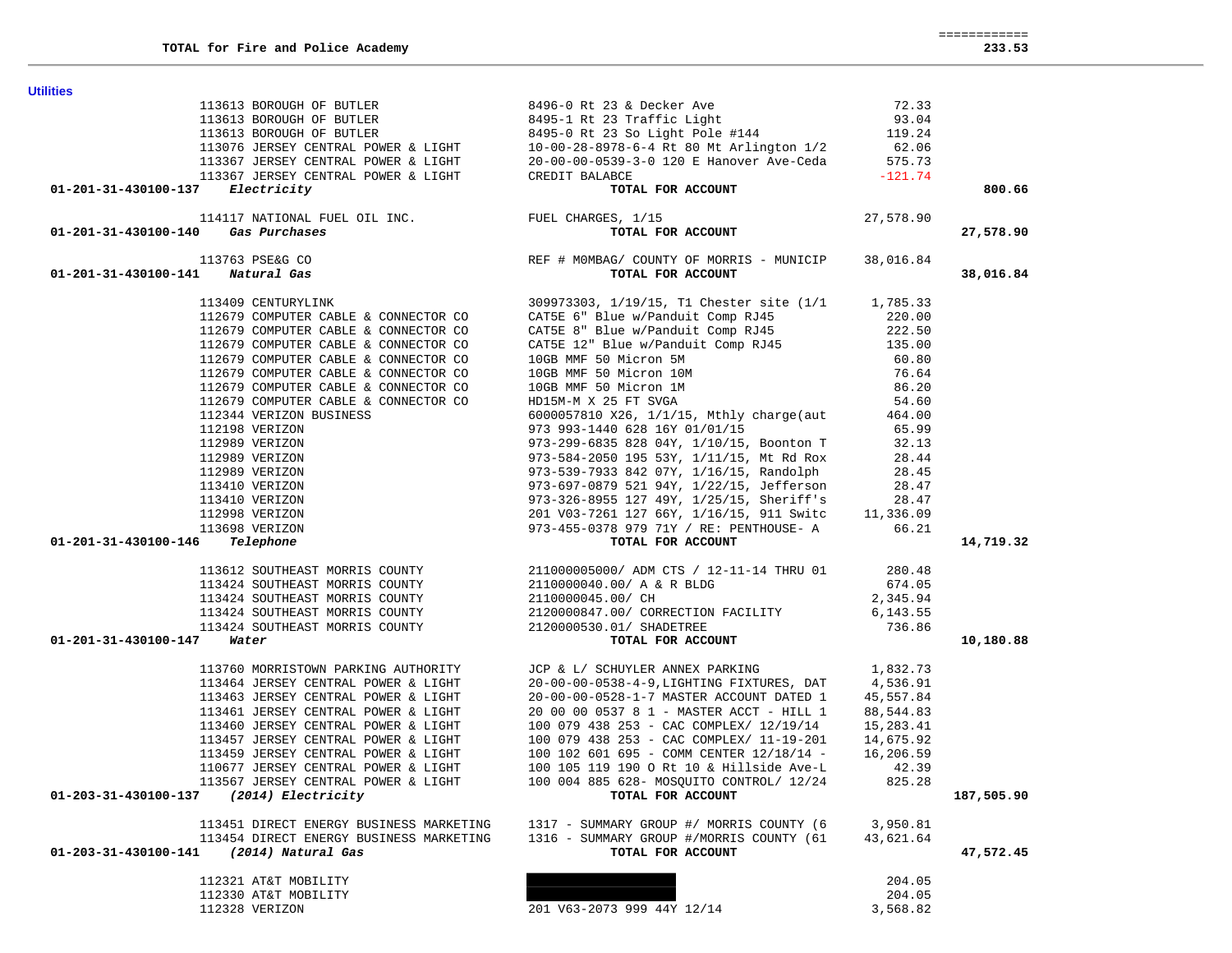| | | | | |
|---|---|---|---|---|
| **TOTAL for Fire and Police Academy** | | | | **233.53** |

**Utilities**

| Account | Vendor | Description | Amount | Total |
|---|---|---|---|---|
| | 113613 BOROUGH OF BUTLER | 8496-0 Rt 23 & Decker Ave | 72.33 | |
| | 113613 BOROUGH OF BUTLER | 8495-1 Rt 23 Traffic Light | 93.04 | |
| | 113613 BOROUGH OF BUTLER | 8495-0 Rt 23 So Light Pole #144 | 119.24 | |
| | 113076 JERSEY CENTRAL POWER & LIGHT | 10-00-28-8978-6-4 Rt 80 Mt Arlington 1/2 | 62.06 | |
| | 113367 JERSEY CENTRAL POWER & LIGHT | 20-00-00-0539-3-0 120 E Hanover Ave-Ceda | 575.73 | |
| | 113367 JERSEY CENTRAL POWER & LIGHT | CREDIT BALABCE | -121.74 | |
| **01-201-31-430100-137** ***Electricity*** | | **TOTAL FOR ACCOUNT** | | **800.66** |
| | 114117 NATIONAL FUEL OIL INC. | FUEL CHARGES, 1/15 | 27,578.90 | |
| **01-201-31-430100-140** ***Gas Purchases*** | | **TOTAL FOR ACCOUNT** | | **27,578.90** |
| | 113763 PSE&G CO | REF # M0MBAG/ COUNTY OF MORRIS - MUNICIP | 38,016.84 | |
| **01-201-31-430100-141** ***Natural Gas*** | | **TOTAL FOR ACCOUNT** | | **38,016.84** |
| | 113409 CENTURYLINK | 309973303, 1/19/15, T1 Chester site (1/1 | 1,785.33 | |
| | 112679 COMPUTER CABLE & CONNECTOR CO | CAT5E 6" Blue w/Panduit Comp RJ45 | 220.00 | |
| | 112679 COMPUTER CABLE & CONNECTOR CO | CAT5E 8" Blue w/Panduit Comp RJ45 | 222.50 | |
| | 112679 COMPUTER CABLE & CONNECTOR CO | CAT5E 12" Blue w/Panduit Comp RJ45 | 135.00 | |
| | 112679 COMPUTER CABLE & CONNECTOR CO | 10GB MMF 50 Micron 5M | 60.80 | |
| | 112679 COMPUTER CABLE & CONNECTOR CO | 10GB MMF 50 Micron 10M | 76.64 | |
| | 112679 COMPUTER CABLE & CONNECTOR CO | 10GB MMF 50 Micron 1M | 86.20 | |
| | 112679 COMPUTER CABLE & CONNECTOR CO | HD15M-M X 25 FT SVGA | 54.60 | |
| | 112344 VERIZON BUSINESS | 6000057810 X26, 1/1/15, Mthly charge(aut | 464.00 | |
| | 112198 VERIZON | 973 993-1440 628 16Y 01/01/15 | 65.99 | |
| | 112989 VERIZON | 973-299-6835 828 04Y, 1/10/15, Boonton T | 32.13 | |
| | 112989 VERIZON | 973-584-2050 195 53Y, 1/11/15, Mt Rd Rox | 28.44 | |
| | 112989 VERIZON | 973-539-7933 842 07Y, 1/16/15, Randolph | 28.45 | |
| | 113410 VERIZON | 973-697-0879 521 94Y, 1/22/15, Jefferson | 28.47 | |
| | 113410 VERIZON | 973-326-8955 127 49Y, 1/25/15, Sheriff's | 28.47 | |
| | 112998 VERIZON | 201 V03-7261 127 66Y, 1/16/15, 911 Switc | 11,336.09 | |
| | 113698 VERIZON | 973-455-0378 979 71Y / RE: PENTHOUSE- A | 66.21 | |
| **01-201-31-430100-146** ***Telephone*** | | **TOTAL FOR ACCOUNT** | | **14,719.32** |
| | 113612 SOUTHEAST MORRIS COUNTY | 211000005000/ ADM CTS / 12-11-14 THRU 01 | 280.48 | |
| | 113424 SOUTHEAST MORRIS COUNTY | 2110000040.00/ A & R BLDG | 674.05 | |
| | 113424 SOUTHEAST MORRIS COUNTY | 2110000045.00/ CH | 2,345.94 | |
| | 113424 SOUTHEAST MORRIS COUNTY | 2120000847.00/ CORRECTION FACILITY | 6,143.55 | |
| | 113424 SOUTHEAST MORRIS COUNTY | 2120000530.01/ SHADETREE | 736.86 | |
| **01-201-31-430100-147** ***Water*** | | **TOTAL FOR ACCOUNT** | | **10,180.88** |
| | 113760 MORRISTOWN PARKING AUTHORITY | JCP & L/ SCHUYLER ANNEX PARKING | 1,832.73 | |
| | 113464 JERSEY CENTRAL POWER & LIGHT | 20-00-00-0538-4-9,LIGHTING FIXTURES, DAT | 4,536.91 | |
| | 113463 JERSEY CENTRAL POWER & LIGHT | 20-00-00-0528-1-7 MASTER ACCOUNT DATED 1 | 45,557.84 | |
| | 113461 JERSEY CENTRAL POWER & LIGHT | 20 00 00 0537 8 1 - MASTER ACCT - HILL 1 | 88,544.83 | |
| | 113460 JERSEY CENTRAL POWER & LIGHT | 100 079 438 253 - CAC COMPLEX/ 12/19/14 | 15,283.41 | |
| | 113457 JERSEY CENTRAL POWER & LIGHT | 100 079 438 253 - CAC COMPLEX/ 11-19-201 | 14,675.92 | |
| | 113459 JERSEY CENTRAL POWER & LIGHT | 100 102 601 695 - COMM CENTER 12/18/14 - | 16,206.59 | |
| | 110677 JERSEY CENTRAL POWER & LIGHT | 100 105 119 190 O Rt 10 & Hillside Ave-L | 42.39 | |
| | 113567 JERSEY CENTRAL POWER & LIGHT | 100 004 885 628- MOSQUITO CONTROL/ 12/24 | 825.28 | |
| **01-203-31-430100-137** ***(2014) Electricity*** | | **TOTAL FOR ACCOUNT** | | **187,505.90** |
| | 113451 DIRECT ENERGY BUSINESS MARKETING | 1317 - SUMMARY GROUP #/ MORRIS COUNTY (6 | 3,950.81 | |
| | 113454 DIRECT ENERGY BUSINESS MARKETING | 1316 - SUMMARY GROUP #/MORRIS COUNTY (61 | 43,621.64 | |
| **01-203-31-430100-141** ***(2014) Natural Gas*** | | **TOTAL FOR ACCOUNT** | | **47,572.45** |
| | 112321 AT&T MOBILITY | | 204.05 | |
| | 112330 AT&T MOBILITY | | 204.05 | |
| | 112328 VERIZON | 201 V63-2073 999 44Y 12/14 | 3,568.82 | |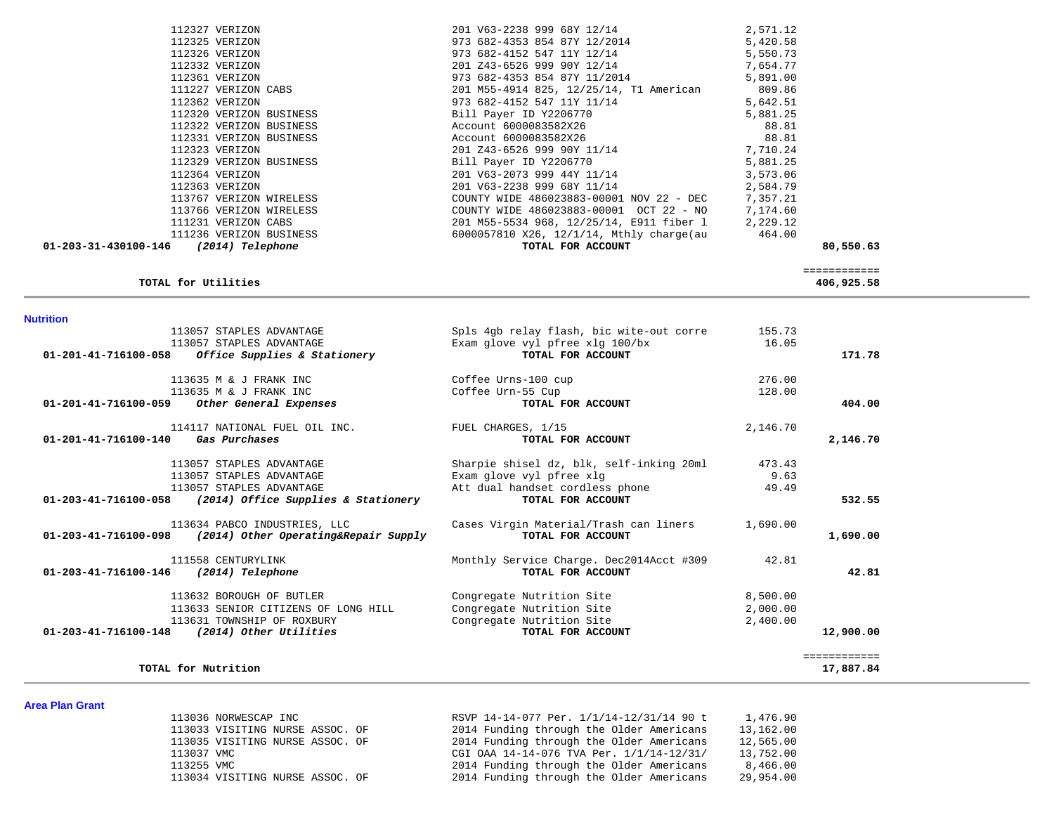| Vendor | Description | Amount | Total |
|---|---|---|---|
| 112327 VERIZON | 201 V63-2238 999 68Y 12/14 | 2,571.12 | |
| 112325 VERIZON | 973 682-4353 854 87Y 12/2014 | 5,420.58 | |
| 112326 VERIZON | 973 682-4152 547 11Y 12/14 | 5,550.73 | |
| 112332 VERIZON | 201 Z43-6526 999 90Y 12/14 | 7,654.77 | |
| 112361 VERIZON | 973 682-4353 854 87Y 11/2014 | 5,891.00 | |
| 111227 VERIZON CABS | 201 M55-4914 825, 12/25/14, T1 American | 809.86 | |
| 112362 VERIZON | 973 682-4152 547 11Y 11/14 | 5,642.51 | |
| 112320 VERIZON BUSINESS | Bill Payer ID Y2206770 | 5,881.25 | |
| 112322 VERIZON BUSINESS | Account 6000083582X26 | 88.81 | |
| 112331 VERIZON BUSINESS | Account 6000083582X26 | 88.81 | |
| 112323 VERIZON | 201 Z43-6526 999 90Y 11/14 | 7,710.24 | |
| 112329 VERIZON BUSINESS | Bill Payer ID Y2206770 | 5,881.25 | |
| 112364 VERIZON | 201 V63-2073 999 44Y 11/14 | 3,573.06 | |
| 112363 VERIZON | 201 V63-2238 999 68Y 11/14 | 2,584.79 | |
| 113767 VERIZON WIRELESS | COUNTY WIDE 486023883-00001 NOV 22 - DEC | 7,357.21 | |
| 113766 VERIZON WIRELESS | COUNTY WIDE 486023883-00001 OCT 22 - NO | 7,174.60 | |
| 111231 VERIZON CABS | 201 M55-5534 968, 12/25/14, E911 fiber l | 2,229.12 | |
| 111236 VERIZON BUSINESS | 6000057810 X26, 12/1/14, Mthly charge(au | 464.00 | |
| **01-203-31-430100-146** ***(2014) Telephone*** | **TOTAL FOR ACCOUNT** | | **80,550.63** |

| | | | ============ |
|---|---|---|---|
| **TOTAL for Utilities** | | | **406,925.58** |

## Nutrition

| Vendor | Description | Amount | Total |
|---|---|---|---|
| 113057 STAPLES ADVANTAGE | Spls 4gb relay flash, bic wite-out corre | 155.73 | |
| 113057 STAPLES ADVANTAGE | Exam glove vyl pfree xlg 100/bx | 16.05 | |
| **01-201-41-716100-058** ***Office Supplies & Stationery*** | **TOTAL FOR ACCOUNT** | | **171.78** |
| 113635 M & J FRANK INC | Coffee Urns-100 cup | 276.00 | |
| 113635 M & J FRANK INC | Coffee Urn-55 Cup | 128.00 | |
| **01-201-41-716100-059** ***Other General Expenses*** | **TOTAL FOR ACCOUNT** | | **404.00** |
| 114117 NATIONAL FUEL OIL INC. | FUEL CHARGES, 1/15 | 2,146.70 | |
| **01-201-41-716100-140** ***Gas Purchases*** | **TOTAL FOR ACCOUNT** | | **2,146.70** |
| 113057 STAPLES ADVANTAGE | Sharpie shisel dz, blk, self-inking 20ml | 473.43 | |
| 113057 STAPLES ADVANTAGE | Exam glove vyl pfree xlg | 9.63 | |
| 113057 STAPLES ADVANTAGE | Att dual handset cordless phone | 49.49 | |
| **01-203-41-716100-058** ***(2014) Office Supplies & Stationery*** | **TOTAL FOR ACCOUNT** | | **532.55** |
| 113634 PABCO INDUSTRIES, LLC | Cases Virgin Material/Trash can liners | 1,690.00 | |
| **01-203-41-716100-098** ***(2014) Other Operating&Repair Supply*** | **TOTAL FOR ACCOUNT** | | **1,690.00** |
| 111558 CENTURYLINK | Monthly Service Charge. Dec2014Acct #309 | 42.81 | |
| **01-203-41-716100-146** ***(2014) Telephone*** | **TOTAL FOR ACCOUNT** | | **42.81** |
| 113632 BOROUGH OF BUTLER | Congregate Nutrition Site | 8,500.00 | |
| 113633 SENIOR CITIZENS OF LONG HILL | Congregate Nutrition Site | 2,000.00 | |
| 113631 TOWNSHIP OF ROXBURY | Congregate Nutrition Site | 2,400.00 | |
| **01-203-41-716100-148** ***(2014) Other Utilities*** | **TOTAL FOR ACCOUNT** | | **12,900.00** |

| | | | ============ |
|---|---|---|---|
| **TOTAL for Nutrition** | | | **17,887.84** |

## Area Plan Grant

| Vendor | Description | Amount | Total |
|---|---|---|---|
| 113036 NORWESCAP INC | RSVP 14-14-077 Per. 1/1/14-12/31/14 90 t | 1,476.90 | |
| 113033 VISITING NURSE ASSOC. OF | 2014 Funding through the Older Americans | 13,162.00 | |
| 113035 VISITING NURSE ASSOC. OF | 2014 Funding through the Older Americans | 12,565.00 | |
| 113037 VMC | CGI OAA 14-14-076 TVA Per. 1/1/14-12/31/ | 13,752.00 | |
| 113255 VMC | 2014 Funding through the Older Americans | 8,466.00 | |
| 113034 VISITING NURSE ASSOC. OF | 2014 Funding through the Older Americans | 29,954.00 | |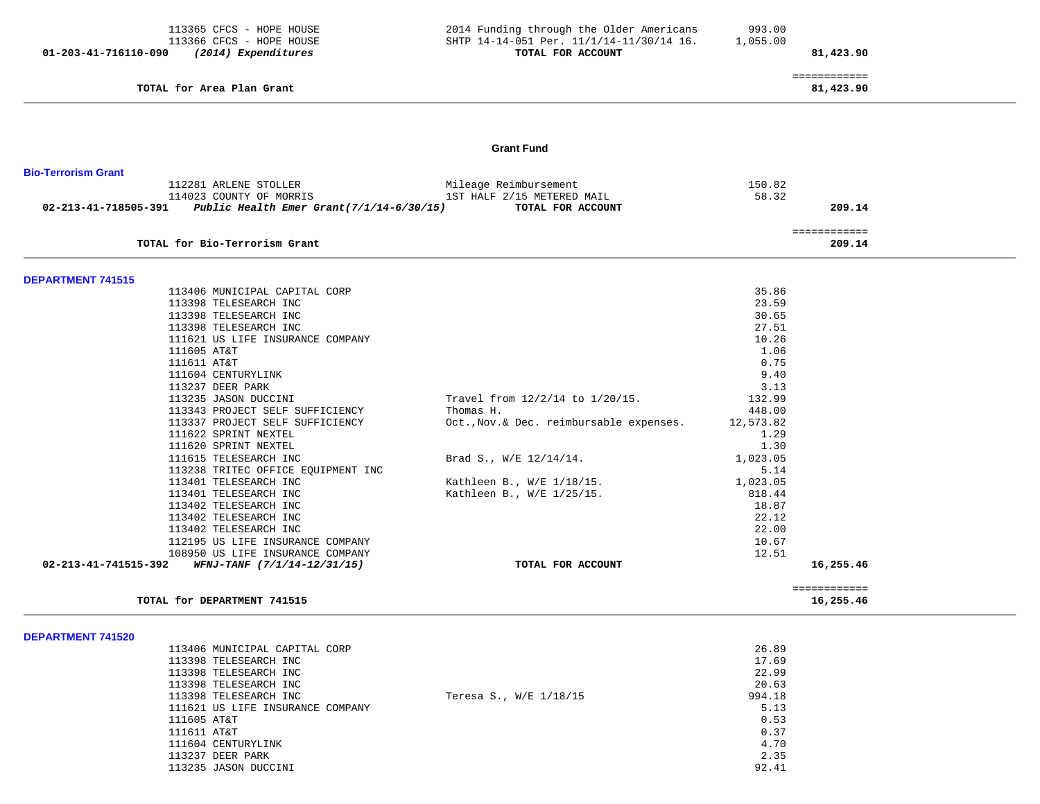| Account | Vendor | Description | Amount | Total |
|---|---|---|---|---|
| | 113365 CFCS - HOPE HOUSE | 2014 Funding through the Older Americans | 993.00 | |
| | 113366 CFCS - HOPE HOUSE | SHTP 14-14-051 Per. 11/1/14-11/30/14 16. | 1,055.00 | |
| **01-203-41-716110-090** | ***(2014) Expenditures*** | **TOTAL FOR ACCOUNT** | | **81,423.90** |

============

**TOTAL for Area Plan Grant** — **81,423.90**

## Grant Fund

### Bio-Terrorism Grant

| Account | Vendor | Description | Amount | Total |
|---|---|---|---|---|
| | 112281 ARLENE STOLLER | Mileage Reimbursement | 150.82 | |
| | 114023 COUNTY OF MORRIS | 1ST HALF 2/15 METERED MAIL | 58.32 | |
| **02-213-41-718505-391** | ***Public Health Emer Grant(7/1/14-6/30/15)*** | **TOTAL FOR ACCOUNT** | | **209.14** |

============

**TOTAL for Bio-Terrorism Grant** — **209.14**

### DEPARTMENT 741515

| Account | Vendor | Description | Amount | Total |
|---|---|---|---|---|
| | 113406 MUNICIPAL CAPITAL CORP | | 35.86 | |
| | 113398 TELESEARCH INC | | 23.59 | |
| | 113398 TELESEARCH INC | | 30.65 | |
| | 113398 TELESEARCH INC | | 27.51 | |
| | 111621 US LIFE INSURANCE COMPANY | | 10.26 | |
| | 111605 AT&T | | 1.06 | |
| | 111611 AT&T | | 0.75 | |
| | 111604 CENTURYLINK | | 9.40 | |
| | 113237 DEER PARK | | 3.13 | |
| | 113235 JASON DUCCINI | Travel from 12/2/14 to 1/20/15. | 132.99 | |
| | 113343 PROJECT SELF SUFFICIENCY | Thomas H. | 448.00 | |
| | 113337 PROJECT SELF SUFFICIENCY | Oct.,Nov.& Dec. reimbursable expenses. | 12,573.82 | |
| | 111622 SPRINT NEXTEL | | 1.29 | |
| | 111620 SPRINT NEXTEL | | 1.30 | |
| | 111615 TELESEARCH INC | Brad S., W/E 12/14/14. | 1,023.05 | |
| | 113238 TRITEC OFFICE EQUIPMENT INC | | 5.14 | |
| | 113401 TELESEARCH INC | Kathleen B., W/E 1/18/15. | 1,023.05 | |
| | 113401 TELESEARCH INC | Kathleen B., W/E 1/25/15. | 818.44 | |
| | 113402 TELESEARCH INC | | 18.87 | |
| | 113402 TELESEARCH INC | | 22.12 | |
| | 113402 TELESEARCH INC | | 22.00 | |
| | 112195 US LIFE INSURANCE COMPANY | | 10.67 | |
| | 108950 US LIFE INSURANCE COMPANY | | 12.51 | |
| **02-213-41-741515-392** | ***WFNJ-TANF (7/1/14-12/31/15)*** | **TOTAL FOR ACCOUNT** | | **16,255.46** |

============

**TOTAL for DEPARTMENT 741515** — **16,255.46**

### DEPARTMENT 741520

| Account | Vendor | Description | Amount | Total |
|---|---|---|---|---|
| | 113406 MUNICIPAL CAPITAL CORP | | 26.89 | |
| | 113398 TELESEARCH INC | | 17.69 | |
| | 113398 TELESEARCH INC | | 22.99 | |
| | 113398 TELESEARCH INC | | 20.63 | |
| | 113398 TELESEARCH INC | Teresa S., W/E 1/18/15 | 994.18 | |
| | 111621 US LIFE INSURANCE COMPANY | | 5.13 | |
| | 111605 AT&T | | 0.53 | |
| | 111611 AT&T | | 0.37 | |
| | 111604 CENTURYLINK | | 4.70 | |
| | 113237 DEER PARK | | 2.35 | |
| | 113235 JASON DUCCINI | | 92.41 | |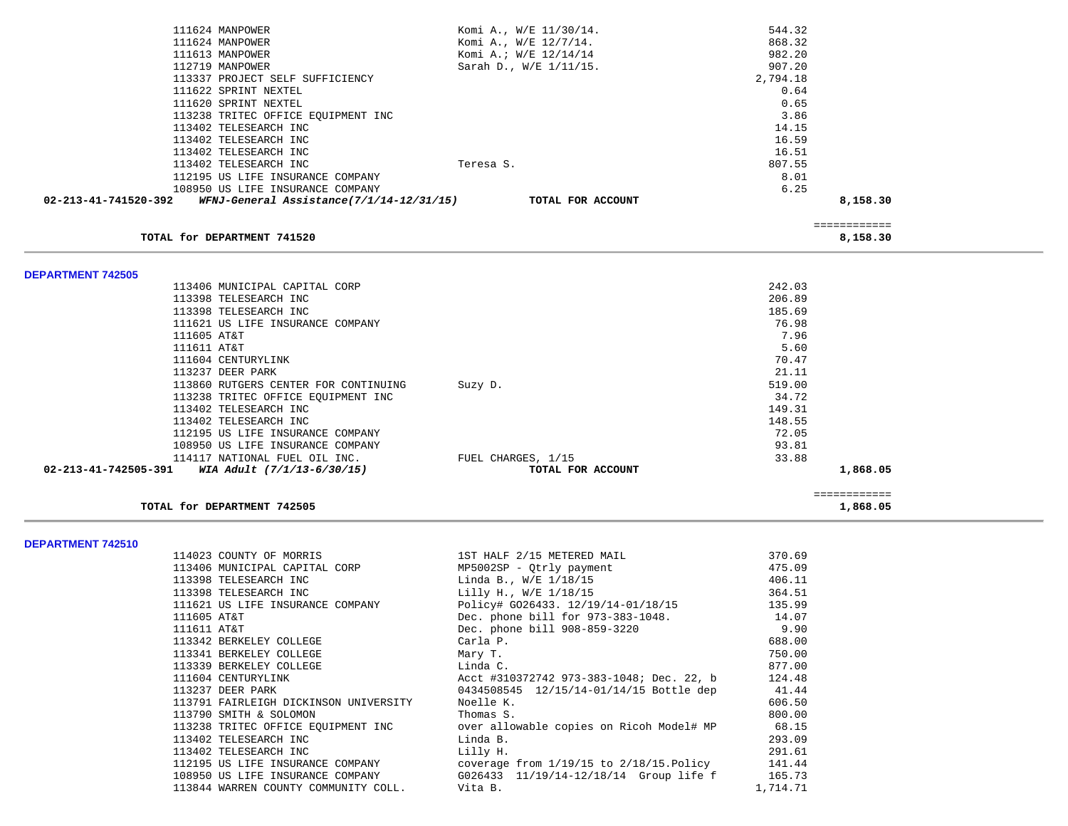| Vendor | Description | Amount | Total |
|---|---|---|---|
| 111624 MANPOWER | Komi A., W/E 11/30/14. | 544.32 | |
| 111624 MANPOWER | Komi A., W/E 12/7/14. | 868.32 | |
| 111613 MANPOWER | Komi A.; W/E 12/14/14 | 982.20 | |
| 112719 MANPOWER | Sarah D., W/E 1/11/15. | 907.20 | |
| 113337 PROJECT SELF SUFFICIENCY | | 2,794.18 | |
| 111622 SPRINT NEXTEL | | 0.64 | |
| 111620 SPRINT NEXTEL | | 0.65 | |
| 113238 TRITEC OFFICE EQUIPMENT INC | | 3.86 | |
| 113402 TELESEARCH INC | | 14.15 | |
| 113402 TELESEARCH INC | | 16.59 | |
| 113402 TELESEARCH INC | | 16.51 | |
| 113402 TELESEARCH INC | Teresa S. | 807.55 | |
| 112195 US LIFE INSURANCE COMPANY | | 8.01 | |
| 108950 US LIFE INSURANCE COMPANY | | 6.25 | |
| **02-213-41-741520-392** ***WFNJ-General Assistance(7/1/14-12/31/15)*** | **TOTAL FOR ACCOUNT** | | **8,158.30** |

**TOTAL for DEPARTMENT 741520** **8,158.30**

**DEPARTMENT 742505**

| Vendor | Description | Amount | Total |
|---|---|---|---|
| 113406 MUNICIPAL CAPITAL CORP | | 242.03 | |
| 113398 TELESEARCH INC | | 206.89 | |
| 113398 TELESEARCH INC | | 185.69 | |
| 111621 US LIFE INSURANCE COMPANY | | 76.98 | |
| 111605 AT&T | | 7.96 | |
| 111611 AT&T | | 5.60 | |
| 111604 CENTURYLINK | | 70.47 | |
| 113237 DEER PARK | | 21.11 | |
| 113860 RUTGERS CENTER FOR CONTINUING | Suzy D. | 519.00 | |
| 113238 TRITEC OFFICE EQUIPMENT INC | | 34.72 | |
| 113402 TELESEARCH INC | | 149.31 | |
| 113402 TELESEARCH INC | | 148.55 | |
| 112195 US LIFE INSURANCE COMPANY | | 72.05 | |
| 108950 US LIFE INSURANCE COMPANY | | 93.81 | |
| 114117 NATIONAL FUEL OIL INC. | FUEL CHARGES, 1/15 | 33.88 | |
| **02-213-41-742505-391** ***WIA Adult (7/1/13-6/30/15)*** | **TOTAL FOR ACCOUNT** | | **1,868.05** |

**TOTAL for DEPARTMENT 742505** **1,868.05**

**DEPARTMENT 742510**

| Vendor | Description | Amount |
|---|---|---|
| 114023 COUNTY OF MORRIS | 1ST HALF 2/15 METERED MAIL | 370.69 |
| 113406 MUNICIPAL CAPITAL CORP | MP5002SP - Qtrly payment | 475.09 |
| 113398 TELESEARCH INC | Linda B., W/E 1/18/15 | 406.11 |
| 113398 TELESEARCH INC | Lilly H., W/E 1/18/15 | 364.51 |
| 111621 US LIFE INSURANCE COMPANY | Policy# GO26433. 12/19/14-01/18/15 | 135.99 |
| 111605 AT&T | Dec. phone bill for 973-383-1048. | 14.07 |
| 111611 AT&T | Dec. phone bill 908-859-3220 | 9.90 |
| 113342 BERKELEY COLLEGE | Carla P. | 688.00 |
| 113341 BERKELEY COLLEGE | Mary T. | 750.00 |
| 113339 BERKELEY COLLEGE | Linda C. | 877.00 |
| 111604 CENTURYLINK | Acct #310372742 973-383-1048; Dec. 22, b | 124.48 |
| 113237 DEER PARK | 0434508545 12/15/14-01/14/15 Bottle dep | 41.44 |
| 113791 FAIRLEIGH DICKINSON UNIVERSITY | Noelle K. | 606.50 |
| 113790 SMITH & SOLOMON | Thomas S. | 800.00 |
| 113238 TRITEC OFFICE EQUIPMENT INC | over allowable copies on Ricoh Model# MP | 68.15 |
| 113402 TELESEARCH INC | Linda B. | 293.09 |
| 113402 TELESEARCH INC | Lilly H. | 291.61 |
| 112195 US LIFE INSURANCE COMPANY | coverage from 1/19/15 to 2/18/15.Policy | 141.44 |
| 108950 US LIFE INSURANCE COMPANY | G026433 11/19/14-12/18/14 Group life f | 165.73 |
| 113844 WARREN COUNTY COMMUNITY COLL. | Vita B. | 1,714.71 |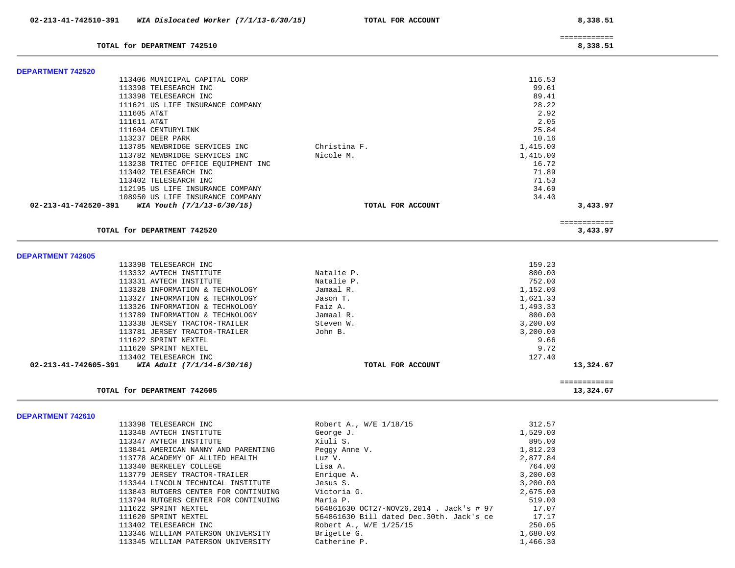| Account | Description | | Amount | Total |
|---|---|---|---|---|
| 02-213-41-742510-391 | *WIA Dislocated Worker (7/1/13-6/30/15)* | TOTAL FOR ACCOUNT | | 8,338.51 |
| | | | | ============ |
| | TOTAL for DEPARTMENT 742510 | | | 8,338.51 |

**DEPARTMENT 742520**

| Vendor | Description | Amount | Total |
|---|---|---|---|
| 113406 MUNICIPAL CAPITAL CORP | | 116.53 | |
| 113398 TELESEARCH INC | | 99.61 | |
| 113398 TELESEARCH INC | | 89.41 | |
| 111621 US LIFE INSURANCE COMPANY | | 28.22 | |
| 111605 AT&T | | 2.92 | |
| 111611 AT&T | | 2.05 | |
| 111604 CENTURYLINK | | 25.84 | |
| 113237 DEER PARK | | 10.16 | |
| 113785 NEWBRIDGE SERVICES INC | Christina F. | 1,415.00 | |
| 113782 NEWBRIDGE SERVICES INC | Nicole M. | 1,415.00 | |
| 113238 TRITEC OFFICE EQUIPMENT INC | | 16.72 | |
| 113402 TELESEARCH INC | | 71.89 | |
| 113402 TELESEARCH INC | | 71.53 | |
| 112195 US LIFE INSURANCE COMPANY | | 34.69 | |
| 108950 US LIFE INSURANCE COMPANY | | 34.40 | |
| 02-213-41-742520-391 *WIA Youth (7/1/13-6/30/15)* | TOTAL FOR ACCOUNT | | 3,433.97 |
| | | | ============ |
| TOTAL for DEPARTMENT 742520 | | | 3,433.97 |

**DEPARTMENT 742605**

| Vendor | Description | Amount | Total |
|---|---|---|---|
| 113398 TELESEARCH INC | | 159.23 | |
| 113332 AVTECH INSTITUTE | Natalie P. | 800.00 | |
| 113331 AVTECH INSTITUTE | Natalie P. | 752.00 | |
| 113328 INFORMATION & TECHNOLOGY | Jamaal R. | 1,152.00 | |
| 113327 INFORMATION & TECHNOLOGY | Jason T. | 1,621.33 | |
| 113326 INFORMATION & TECHNOLOGY | Faiz A. | 1,493.33 | |
| 113789 INFORMATION & TECHNOLOGY | Jamaal R. | 800.00 | |
| 113338 JERSEY TRACTOR-TRAILER | Steven W. | 3,200.00 | |
| 113781 JERSEY TRACTOR-TRAILER | John B. | 3,200.00 | |
| 111622 SPRINT NEXTEL | | 9.66 | |
| 111620 SPRINT NEXTEL | | 9.72 | |
| 113402 TELESEARCH INC | | 127.40 | |
| 02-213-41-742605-391 *WIA Adult (7/1/14-6/30/16)* | TOTAL FOR ACCOUNT | | 13,324.67 |
| | | | ============ |
| TOTAL for DEPARTMENT 742605 | | | 13,324.67 |

**DEPARTMENT 742610**

| Vendor | Description | Amount | Total |
|---|---|---|---|
| 113398 TELESEARCH INC | Robert A., W/E 1/18/15 | 312.57 | |
| 113348 AVTECH INSTITUTE | George J. | 1,529.00 | |
| 113347 AVTECH INSTITUTE | Xiuli S. | 895.00 | |
| 113841 AMERICAN NANNY AND PARENTING | Peggy Anne V. | 1,812.20 | |
| 113778 ACADEMY OF ALLIED HEALTH | Luz V. | 2,877.84 | |
| 113340 BERKELEY COLLEGE | Lisa A. | 764.00 | |
| 113779 JERSEY TRACTOR-TRAILER | Enrique A. | 3,200.00 | |
| 113344 LINCOLN TECHNICAL INSTITUTE | Jesus S. | 3,200.00 | |
| 113843 RUTGERS CENTER FOR CONTINUING | Victoria G. | 2,675.00 | |
| 113794 RUTGERS CENTER FOR CONTINUING | Maria P. | 519.00 | |
| 111622 SPRINT NEXTEL | 564861630 OCT27-NOV26,2014 . Jack's # 97 | 17.07 | |
| 111620 SPRINT NEXTEL | 564861630 Bill dated Dec.30th. Jack's ce | 17.17 | |
| 113402 TELESEARCH INC | Robert A., W/E 1/25/15 | 250.05 | |
| 113346 WILLIAM PATERSON UNIVERSITY | Brigette G. | 1,680.00 | |
| 113345 WILLIAM PATERSON UNIVERSITY | Catherine P. | 1,466.30 | |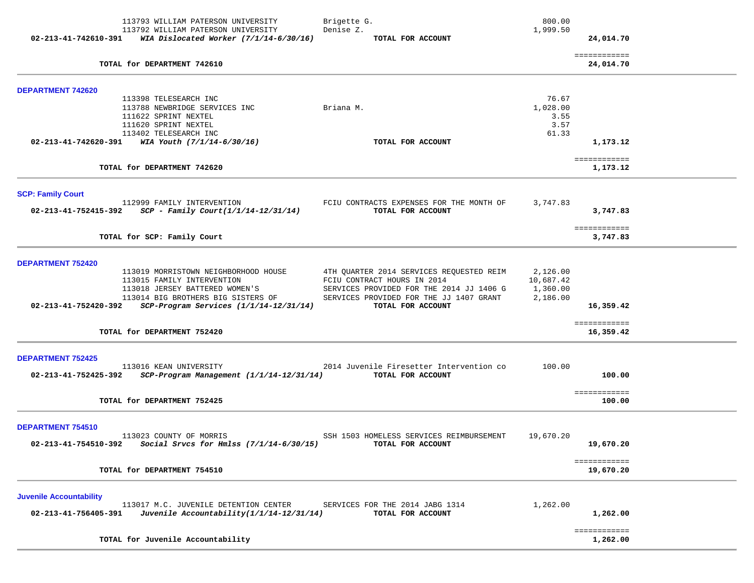| | | | |
|---|---|---|---|
| 113793 WILLIAM PATERSON UNIVERSITY | Brigette G. | 800.00 | |
| 113792 WILLIAM PATERSON UNIVERSITY | Denise Z. | 1,999.50 | |
| **02-213-41-742610-391** ***WIA Dislocated Worker (7/1/14-6/30/16)*** | **TOTAL FOR ACCOUNT** | | **24,014.70** |

| | |
|---|---|
| **TOTAL for DEPARTMENT 742610** | **24,014.70** |

## DEPARTMENT 742620

| | | | |
|---|---|---|---|
| 113398 TELESEARCH INC | | 76.67 | |
| 113788 NEWBRIDGE SERVICES INC | Briana M. | 1,028.00 | |
| 111622 SPRINT NEXTEL | | 3.55 | |
| 111620 SPRINT NEXTEL | | 3.57 | |
| 113402 TELESEARCH INC | | 61.33 | |
| **02-213-41-742620-391** ***WIA Youth (7/1/14-6/30/16)*** | **TOTAL FOR ACCOUNT** | | **1,173.12** |

| | |
|---|---|
| **TOTAL for DEPARTMENT 742620** | **1,173.12** |

## SCP: Family Court

| | | | |
|---|---|---|---|
| 112999 FAMILY INTERVENTION | FCIU CONTRACTS EXPENSES FOR THE MONTH OF | 3,747.83 | |
| **02-213-41-752415-392** ***SCP - Family Court(1/1/14-12/31/14)*** | **TOTAL FOR ACCOUNT** | | **3,747.83** |

| | |
|---|---|
| **TOTAL for SCP: Family Court** | **3,747.83** |

## DEPARTMENT 752420

| | | | |
|---|---|---|---|
| 113019 MORRISTOWN NEIGHBORHOOD HOUSE | 4TH QUARTER 2014 SERVICES REQUESTED REIM | 2,126.00 | |
| 113015 FAMILY INTERVENTION | FCIU CONTRACT HOURS IN 2014 | 10,687.42 | |
| 113018 JERSEY BATTERED WOMEN'S | SERVICES PROVIDED FOR THE 2014 JJ 1406 G | 1,360.00 | |
| 113014 BIG BROTHERS BIG SISTERS OF | SERVICES PROVIDED FOR THE JJ 1407 GRANT | 2,186.00 | |
| **02-213-41-752420-392** ***SCP-Program Services (1/1/14-12/31/14)*** | **TOTAL FOR ACCOUNT** | | **16,359.42** |

| | |
|---|---|
| **TOTAL for DEPARTMENT 752420** | **16,359.42** |

## DEPARTMENT 752425

| | | | |
|---|---|---|---|
| 113016 KEAN UNIVERSITY | 2014 Juvenile Firesetter Intervention co | 100.00 | |
| **02-213-41-752425-392** ***SCP-Program Management (1/1/14-12/31/14)*** | **TOTAL FOR ACCOUNT** | | **100.00** |

| | |
|---|---|
| **TOTAL for DEPARTMENT 752425** | **100.00** |

## DEPARTMENT 754510

| | | | |
|---|---|---|---|
| 113023 COUNTY OF MORRIS | SSH 1503 HOMELESS SERVICES REIMBURSEMENT | 19,670.20 | |
| **02-213-41-754510-392** ***Social Srvcs for Hmlss (7/1/14-6/30/15)*** | **TOTAL FOR ACCOUNT** | | **19,670.20** |

| | |
|---|---|
| **TOTAL for DEPARTMENT 754510** | **19,670.20** |

## Juvenile Accountability

| | | | |
|---|---|---|---|
| 113017 M.C. JUVENILE DETENTION CENTER | SERVICES FOR THE 2014 JABG 1314 | 1,262.00 | |
| **02-213-41-756405-391** ***Juvenile Accountability(1/1/14-12/31/14)*** | **TOTAL FOR ACCOUNT** | | **1,262.00** |

| | |
|---|---|
| **TOTAL for Juvenile Accountability** | **1,262.00** |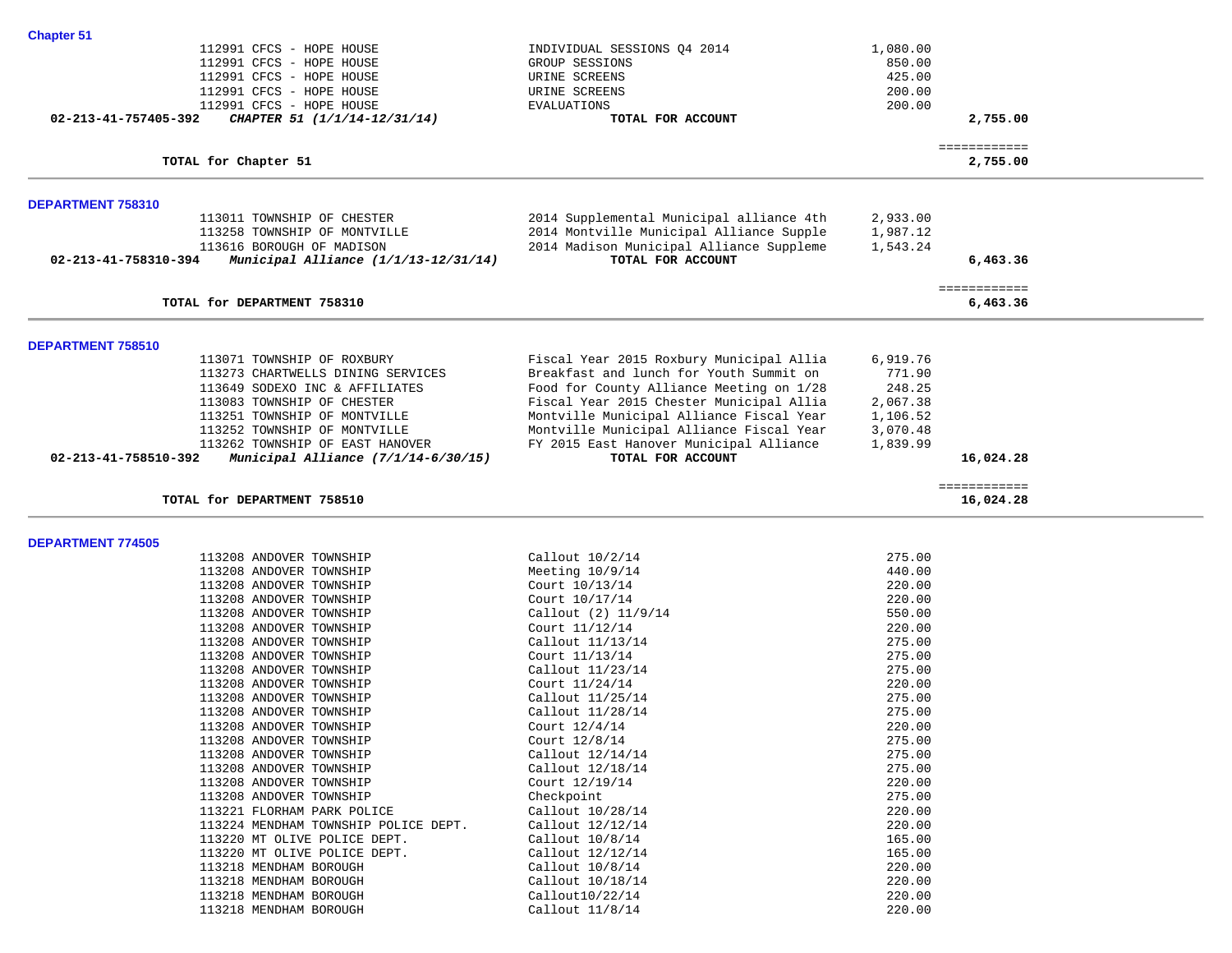**Chapter 51**

| | | | | |
|---|---|---|---|---|
| | 112991 CFCS - HOPE HOUSE | INDIVIDUAL SESSIONS Q4 2014 | 1,080.00 | |
| | 112991 CFCS - HOPE HOUSE | GROUP SESSIONS | 850.00 | |
| | 112991 CFCS - HOPE HOUSE | URINE SCREENS | 425.00 | |
| | 112991 CFCS - HOPE HOUSE | URINE SCREENS | 200.00 | |
| | 112991 CFCS - HOPE HOUSE | EVALUATIONS | 200.00 | |
| **02-213-41-757405-392** | ***CHAPTER 51 (1/1/14-12/31/14)*** | **TOTAL FOR ACCOUNT** | | **2,755.00** |

| | | | | |
|---|---|---|---|---|
| | **TOTAL for Chapter 51** | | | ============ **2,755.00** |

**DEPARTMENT 758310**

| | | | | |
|---|---|---|---|---|
| | 113011 TOWNSHIP OF CHESTER | 2014 Supplemental Municipal alliance 4th | 2,933.00 | |
| | 113258 TOWNSHIP OF MONTVILLE | 2014 Montville Municipal Alliance Supple | 1,987.12 | |
| | 113616 BOROUGH OF MADISON | 2014 Madison Municipal Alliance Suppleme | 1,543.24 | |
| **02-213-41-758310-394** | ***Municipal Alliance (1/1/13-12/31/14)*** | **TOTAL FOR ACCOUNT** | | **6,463.36** |

| | | | | |
|---|---|---|---|---|
| | **TOTAL for DEPARTMENT 758310** | | | ============ **6,463.36** |

**DEPARTMENT 758510**

| | | | | |
|---|---|---|---|---|
| | 113071 TOWNSHIP OF ROXBURY | Fiscal Year 2015 Roxbury Municipal Allia | 6,919.76 | |
| | 113273 CHARTWELLS DINING SERVICES | Breakfast and lunch for Youth Summit on | 771.90 | |
| | 113649 SODEXO INC & AFFILIATES | Food for County Alliance Meeting on 1/28 | 248.25 | |
| | 113083 TOWNSHIP OF CHESTER | Fiscal Year 2015 Chester Municipal Allia | 2,067.38 | |
| | 113251 TOWNSHIP OF MONTVILLE | Montville Municipal Alliance Fiscal Year | 1,106.52 | |
| | 113252 TOWNSHIP OF MONTVILLE | Montville Municipal Alliance Fiscal Year | 3,070.48 | |
| | 113262 TOWNSHIP OF EAST HANOVER | FY 2015 East Hanover Municipal Alliance | 1,839.99 | |
| **02-213-41-758510-392** | ***Municipal Alliance (7/1/14-6/30/15)*** | **TOTAL FOR ACCOUNT** | | **16,024.28** |

| | | | | |
|---|---|---|---|---|
| | **TOTAL for DEPARTMENT 758510** | | | ============ **16,024.28** |

**DEPARTMENT 774505**

| | | | | |
|---|---|---|---|---|
| | 113208 ANDOVER TOWNSHIP | Callout 10/2/14 | 275.00 | |
| | 113208 ANDOVER TOWNSHIP | Meeting 10/9/14 | 440.00 | |
| | 113208 ANDOVER TOWNSHIP | Court 10/13/14 | 220.00 | |
| | 113208 ANDOVER TOWNSHIP | Court 10/17/14 | 220.00 | |
| | 113208 ANDOVER TOWNSHIP | Callout (2) 11/9/14 | 550.00 | |
| | 113208 ANDOVER TOWNSHIP | Court 11/12/14 | 220.00 | |
| | 113208 ANDOVER TOWNSHIP | Callout 11/13/14 | 275.00 | |
| | 113208 ANDOVER TOWNSHIP | Court 11/13/14 | 275.00 | |
| | 113208 ANDOVER TOWNSHIP | Callout 11/23/14 | 275.00 | |
| | 113208 ANDOVER TOWNSHIP | Court 11/24/14 | 220.00 | |
| | 113208 ANDOVER TOWNSHIP | Callout 11/25/14 | 275.00 | |
| | 113208 ANDOVER TOWNSHIP | Callout 11/28/14 | 275.00 | |
| | 113208 ANDOVER TOWNSHIP | Court 12/4/14 | 220.00 | |
| | 113208 ANDOVER TOWNSHIP | Court 12/8/14 | 275.00 | |
| | 113208 ANDOVER TOWNSHIP | Callout 12/14/14 | 275.00 | |
| | 113208 ANDOVER TOWNSHIP | Callout 12/18/14 | 275.00 | |
| | 113208 ANDOVER TOWNSHIP | Court 12/19/14 | 220.00 | |
| | 113208 ANDOVER TOWNSHIP | Checkpoint | 275.00 | |
| | 113221 FLORHAM PARK POLICE | Callout 10/28/14 | 220.00 | |
| | 113224 MENDHAM TOWNSHIP POLICE DEPT. | Callout 12/12/14 | 220.00 | |
| | 113220 MT OLIVE POLICE DEPT. | Callout 10/8/14 | 165.00 | |
| | 113220 MT OLIVE POLICE DEPT. | Callout 12/12/14 | 165.00 | |
| | 113218 MENDHAM BOROUGH | Callout 10/8/14 | 220.00 | |
| | 113218 MENDHAM BOROUGH | Callout 10/18/14 | 220.00 | |
| | 113218 MENDHAM BOROUGH | Callout10/22/14 | 220.00 | |
| | 113218 MENDHAM BOROUGH | Callout 11/8/14 | 220.00 | |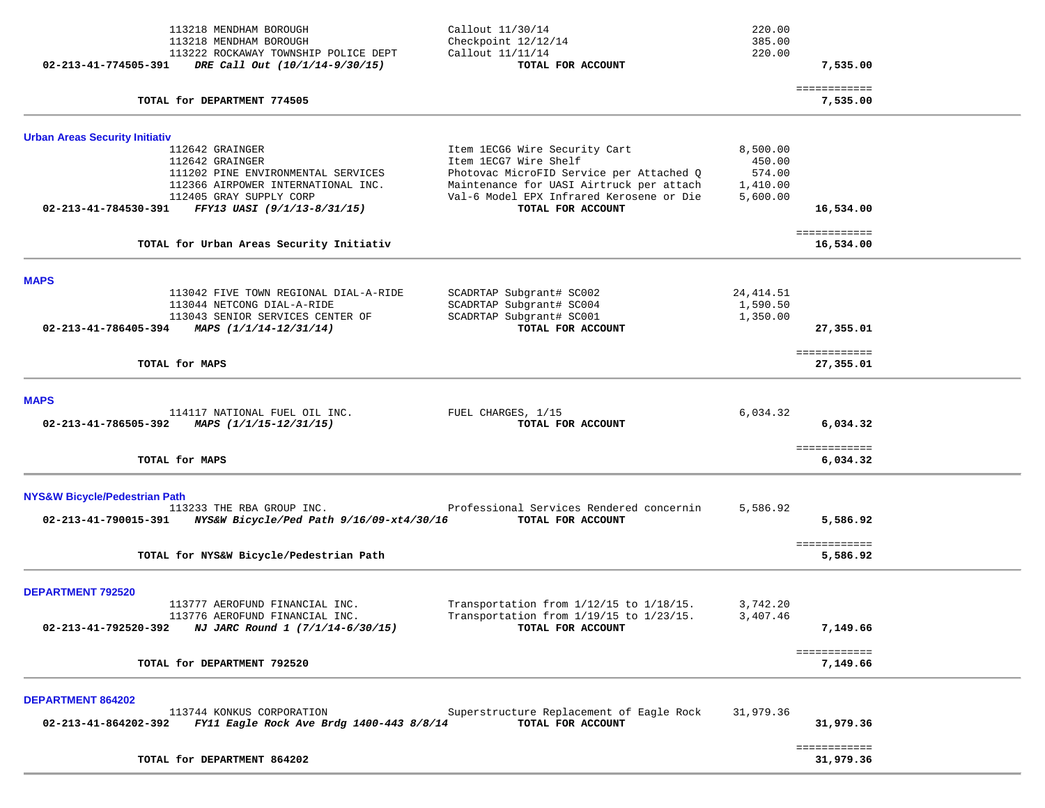| | | | | |
|---|---|---|---|---|
| | 113218 MENDHAM BOROUGH | Callout 11/30/14 | 220.00 | |
| | 113218 MENDHAM BOROUGH | Checkpoint 12/12/14 | 385.00 | |
| | 113222 ROCKAWAY TOWNSHIP POLICE DEPT | Callout 11/11/14 | 220.00 | |
| **02-213-41-774505-391** | ***DRE Call Out (10/1/14-9/30/15)*** | **TOTAL FOR ACCOUNT** | | **7,535.00** |
| | | | | ============ |
| | **TOTAL for DEPARTMENT 774505** | | | **7,535.00** |

**Urban Areas Security Initiativ**

| | | | | |
|---|---|---|---|---|
| | 112642 GRAINGER | Item 1ECG6 Wire Security Cart | 8,500.00 | |
| | 112642 GRAINGER | Item 1ECG7 Wire Shelf | 450.00 | |
| | 111202 PINE ENVIRONMENTAL SERVICES | Photovac MicroFID Service per Attached Q | 574.00 | |
| | 112366 AIRPOWER INTERNATIONAL INC. | Maintenance for UASI Airtruck per attach | 1,410.00 | |
| | 112405 GRAY SUPPLY CORP | Val-6 Model EPX Infrared Kerosene or Die | 5,600.00 | |
| **02-213-41-784530-391** | ***FFY13 UASI (9/1/13-8/31/15)*** | **TOTAL FOR ACCOUNT** | | **16,534.00** |
| | | | | ============ |
| | **TOTAL for Urban Areas Security Initiativ** | | | **16,534.00** |

**MAPS**

| | | | | |
|---|---|---|---|---|
| | 113042 FIVE TOWN REGIONAL DIAL-A-RIDE | SCADRTAP Subgrant# SC002 | 24,414.51 | |
| | 113044 NETCONG DIAL-A-RIDE | SCADRTAP Subgrant# SC004 | 1,590.50 | |
| | 113043 SENIOR SERVICES CENTER OF | SCADRTAP Subgrant# SC001 | 1,350.00 | |
| **02-213-41-786405-394** | ***MAPS (1/1/14-12/31/14)*** | **TOTAL FOR ACCOUNT** | | **27,355.01** |
| | | | | ============ |
| | **TOTAL for MAPS** | | | **27,355.01** |

**MAPS**

| | | | | |
|---|---|---|---|---|
| | 114117 NATIONAL FUEL OIL INC. | FUEL CHARGES, 1/15 | 6,034.32 | |
| **02-213-41-786505-392** | ***MAPS (1/1/15-12/31/15)*** | **TOTAL FOR ACCOUNT** | | **6,034.32** |
| | | | | ============ |
| | **TOTAL for MAPS** | | | **6,034.32** |

**NYS&W Bicycle/Pedestrian Path**

| | | | | |
|---|---|---|---|---|
| | 113233 THE RBA GROUP INC. | Professional Services Rendered concernin | 5,586.92 | |
| **02-213-41-790015-391** | ***NYS&W Bicycle/Ped Path 9/16/09-xt4/30/16*** | **TOTAL FOR ACCOUNT** | | **5,586.92** |
| | | | | ============ |
| | **TOTAL for NYS&W Bicycle/Pedestrian Path** | | | **5,586.92** |

**DEPARTMENT 792520**

| | | | | |
|---|---|---|---|---|
| | 113777 AEROFUND FINANCIAL INC. | Transportation from 1/12/15 to 1/18/15. | 3,742.20 | |
| | 113776 AEROFUND FINANCIAL INC. | Transportation from 1/19/15 to 1/23/15. | 3,407.46 | |
| **02-213-41-792520-392** | ***NJ JARC Round 1 (7/1/14-6/30/15)*** | **TOTAL FOR ACCOUNT** | | **7,149.66** |
| | | | | ============ |
| | **TOTAL for DEPARTMENT 792520** | | | **7,149.66** |

**DEPARTMENT 864202**

| | | | | |
|---|---|---|---|---|
| | 113744 KONKUS CORPORATION | Superstructure Replacement of Eagle Rock | 31,979.36 | |
| **02-213-41-864202-392** | ***FY11 Eagle Rock Ave Brdg 1400-443 8/8/14*** | **TOTAL FOR ACCOUNT** | | **31,979.36** |
| | | | | ============ |
| | **TOTAL for DEPARTMENT 864202** | | | **31,979.36** |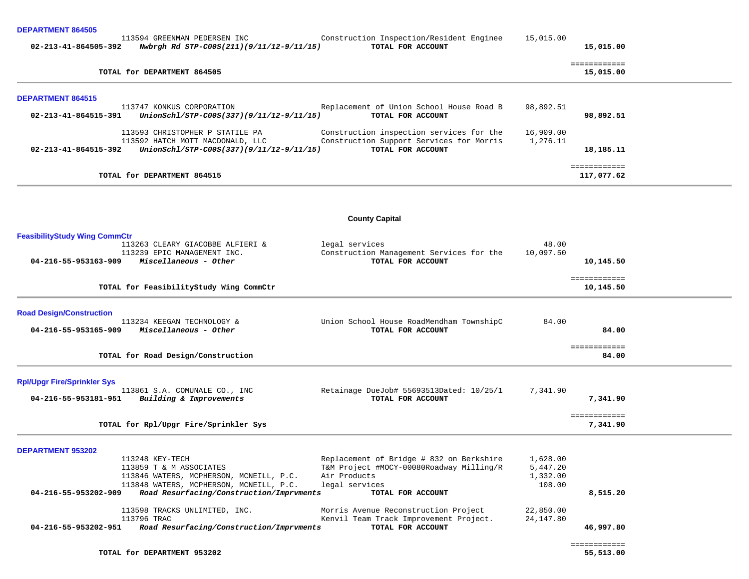**DEPARTMENT 864505**

| Account | Vendor / Account Description | Description | Amount | Total |
|---|---|---|---|---|
| | 113594 GREENMAN PEDERSEN INC | Construction Inspection/Resident Enginee | 15,015.00 | |
| 02-213-41-864505-392 | *Nwbrgh Rd STP-C00S(211)(9/11/12-9/11/15)* | TOTAL FOR ACCOUNT | | 15,015.00 |

**TOTAL for DEPARTMENT 864505** ============ **15,015.00**

**DEPARTMENT 864515**

| Account | Vendor / Account Description | Description | Amount | Total |
|---|---|---|---|---|
| | 113747 KONKUS CORPORATION | Replacement of Union School House Road B | 98,892.51 | |
| 02-213-41-864515-391 | *UnionSchl/STP-C00S(337)(9/11/12-9/11/15)* | TOTAL FOR ACCOUNT | | 98,892.51 |
| | 113593 CHRISTOPHER P STATILE PA | Construction inspection services for the | 16,909.00 | |
| | 113592 HATCH MOTT MACDONALD, LLC | Construction Support Services for Morris | 1,276.11 | |
| 02-213-41-864515-392 | *UnionSchl/STP-C00S(337)(9/11/12-9/11/15)* | TOTAL FOR ACCOUNT | | 18,185.11 |

**TOTAL for DEPARTMENT 864515** ============ **117,077.62**

## County Capital

**FeasibilityStudy Wing CommCtr**

| Account | Vendor / Account Description | Description | Amount | Total |
|---|---|---|---|---|
| | 113263 CLEARY GIACOBBE ALFIERI & | legal services | 48.00 | |
| | 113239 EPIC MANAGEMENT INC. | Construction Management Services for the | 10,097.50 | |
| 04-216-55-953163-909 | *Miscellaneous - Other* | TOTAL FOR ACCOUNT | | 10,145.50 |

**TOTAL for FeasibilityStudy Wing CommCtr** ============ **10,145.50**

**Road Design/Construction**

| Account | Vendor / Account Description | Description | Amount | Total |
|---|---|---|---|---|
| | 113234 KEEGAN TECHNOLOGY & | Union School House RoadMendham TownshipC | 84.00 | |
| 04-216-55-953165-909 | *Miscellaneous - Other* | TOTAL FOR ACCOUNT | | 84.00 |

**TOTAL for Road Design/Construction** ============ **84.00**

**Rpl/Upgr Fire/Sprinkler Sys**

| Account | Vendor / Account Description | Description | Amount | Total |
|---|---|---|---|---|
| | 113861 S.A. COMUNALE CO., INC | Retainage DueJob# 55693513Dated: 10/25/1 | 7,341.90 | |
| 04-216-55-953181-951 | *Building & Improvements* | TOTAL FOR ACCOUNT | | 7,341.90 |

**TOTAL for Rpl/Upgr Fire/Sprinkler Sys** ============ **7,341.90**

**DEPARTMENT 953202**

| Account | Vendor / Account Description | Description | Amount | Total |
|---|---|---|---|---|
| | 113248 KEY-TECH | Replacement of Bridge # 832 on Berkshire | 1,628.00 | |
| | 113859 T & M ASSOCIATES | T&M Project #MOCY-00080Roadway Milling/R | 5,447.20 | |
| | 113846 WATERS, MCPHERSON, MCNEILL, P.C. | Air Products | 1,332.00 | |
| | 113848 WATERS, MCPHERSON, MCNEILL, P.C. | legal services | 108.00 | |
| 04-216-55-953202-909 | *Road Resurfacing/Construction/Imprvments* | TOTAL FOR ACCOUNT | | 8,515.20 |
| | 113598 TRACKS UNLIMITED, INC. | Morris Avenue Reconstruction Project | 22,850.00 | |
| | 113796 TRAC | Kenvil Team Track Improvement Project. | 24,147.80 | |
| 04-216-55-953202-951 | *Road Resurfacing/Construction/Imprvments* | TOTAL FOR ACCOUNT | | 46,997.80 |

**TOTAL for DEPARTMENT 953202** ============ **55,513.00**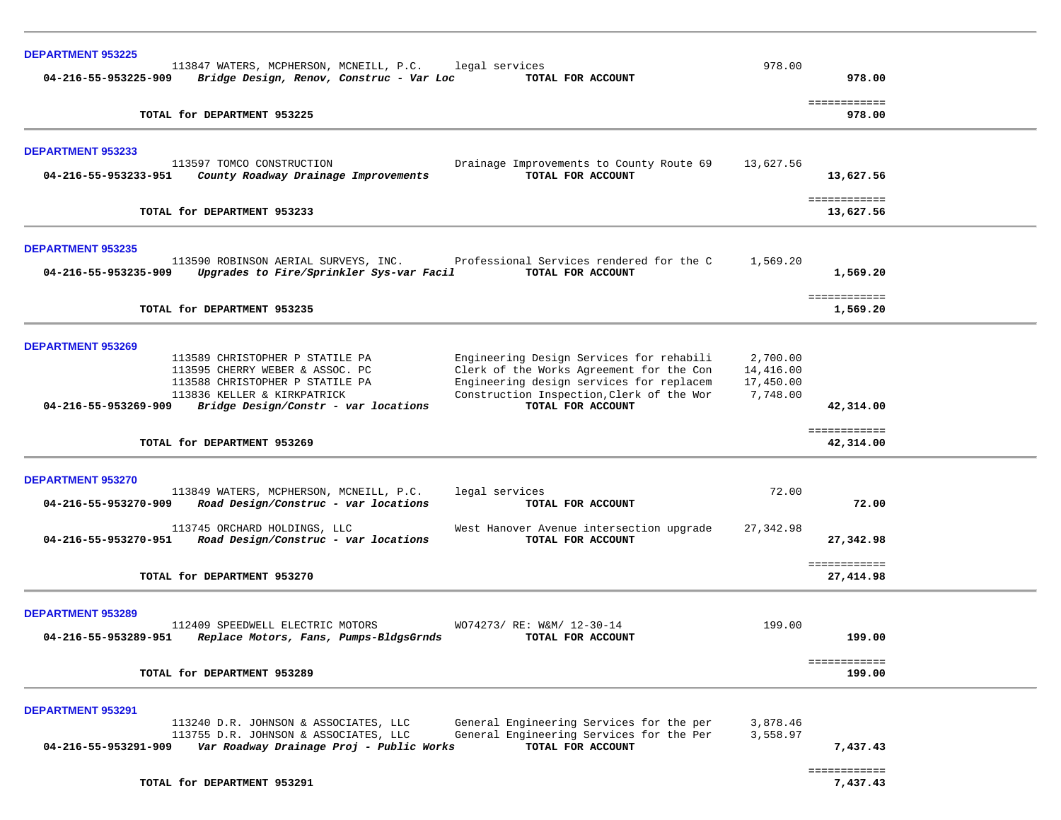**DEPARTMENT 953225**

| | | | | |
|---|---|---|---|---|
| | 113847 WATERS, MCPHERSON, MCNEILL, P.C. | legal services | 978.00 | |
| 04-216-55-953225-909 | *Bridge Design, Renov, Construc - Var Loc* | **TOTAL FOR ACCOUNT** | | **978.00** |
| | | | | ============ |
| | **TOTAL for DEPARTMENT 953225** | | | **978.00** |

**DEPARTMENT 953233**

| | | | | |
|---|---|---|---|---|
| | 113597 TOMCO CONSTRUCTION | Drainage Improvements to County Route 69 | 13,627.56 | |
| 04-216-55-953233-951 | *County Roadway Drainage Improvements* | **TOTAL FOR ACCOUNT** | | **13,627.56** |
| | | | | ============ |
| | **TOTAL for DEPARTMENT 953233** | | | **13,627.56** |

**DEPARTMENT 953235**

| | | | | |
|---|---|---|---|---|
| | 113590 ROBINSON AERIAL SURVEYS, INC. | Professional Services rendered for the C | 1,569.20 | |
| 04-216-55-953235-909 | *Upgrades to Fire/Sprinkler Sys-var Facil* | **TOTAL FOR ACCOUNT** | | **1,569.20** |
| | | | | ============ |
| | **TOTAL for DEPARTMENT 953235** | | | **1,569.20** |

**DEPARTMENT 953269**

| | | | | |
|---|---|---|---|---|
| | 113589 CHRISTOPHER P STATILE PA | Engineering Design Services for rehabili | 2,700.00 | |
| | 113595 CHERRY WEBER & ASSOC. PC | Clerk of the Works Agreement for the Con | 14,416.00 | |
| | 113588 CHRISTOPHER P STATILE PA | Engineering design services for replacem | 17,450.00 | |
| | 113836 KELLER & KIRKPATRICK | Construction Inspection,Clerk of the Wor | 7,748.00 | |
| 04-216-55-953269-909 | *Bridge Design/Constr - var locations* | **TOTAL FOR ACCOUNT** | | **42,314.00** |
| | | | | ============ |
| | **TOTAL for DEPARTMENT 953269** | | | **42,314.00** |

**DEPARTMENT 953270**

| | | | | |
|---|---|---|---|---|
| | 113849 WATERS, MCPHERSON, MCNEILL, P.C. | legal services | 72.00 | |
| 04-216-55-953270-909 | *Road Design/Construc - var locations* | **TOTAL FOR ACCOUNT** | | **72.00** |
| | 113745 ORCHARD HOLDINGS, LLC | West Hanover Avenue intersection upgrade | 27,342.98 | |
| 04-216-55-953270-951 | *Road Design/Construc - var locations* | **TOTAL FOR ACCOUNT** | | **27,342.98** |
| | | | | ============ |
| | **TOTAL for DEPARTMENT 953270** | | | **27,414.98** |

**DEPARTMENT 953289**

| | | | | |
|---|---|---|---|---|
| | 112409 SPEEDWELL ELECTRIC MOTORS | WO74273/ RE: W&M/ 12-30-14 | 199.00 | |
| 04-216-55-953289-951 | *Replace Motors, Fans, Pumps-BldgsGrnds* | **TOTAL FOR ACCOUNT** | | **199.00** |
| | | | | ============ |
| | **TOTAL for DEPARTMENT 953289** | | | **199.00** |

**DEPARTMENT 953291**

| | | | | |
|---|---|---|---|---|
| | 113240 D.R. JOHNSON & ASSOCIATES, LLC | General Engineering Services for the per | 3,878.46 | |
| | 113755 D.R. JOHNSON & ASSOCIATES, LLC | General Engineering Services for the Per | 3,558.97 | |
| 04-216-55-953291-909 | *Var Roadway Drainage Proj - Public Works* | **TOTAL FOR ACCOUNT** | | **7,437.43** |
| | | | | ============ |
| | **TOTAL for DEPARTMENT 953291** | | | **7,437.43** |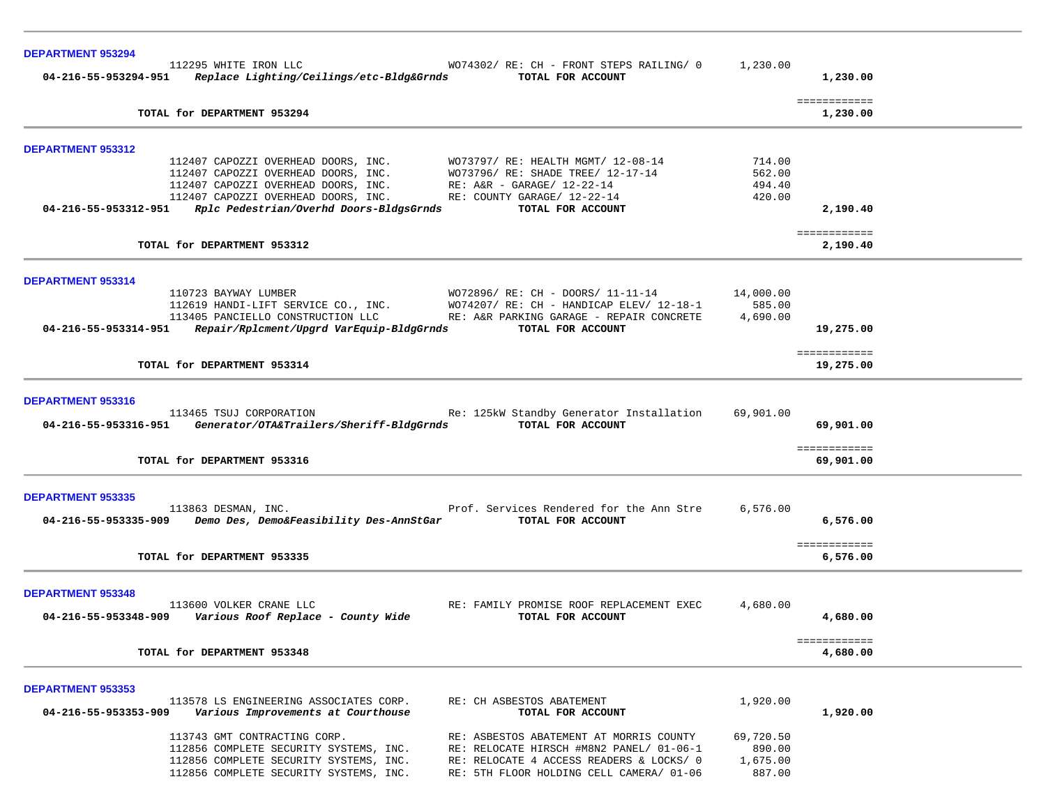**DEPARTMENT 953294**

| | | | |
|---|---|---|---|
| 112295 WHITE IRON LLC | WO74302/ RE: CH - FRONT STEPS RAILING/ 0 | 1,230.00 | |
| **04-216-55-953294-951** ***Replace Lighting/Ceilings/etc-Bldg&Grnds*** | **TOTAL FOR ACCOUNT** | | **1,230.00** |
| | | | ============ |
| **TOTAL for DEPARTMENT 953294** | | | **1,230.00** |

**DEPARTMENT 953312**

| | | | |
|---|---|---|---|
| 112407 CAPOZZI OVERHEAD DOORS, INC. | WO73797/ RE: HEALTH MGMT/ 12-08-14 | 714.00 | |
| 112407 CAPOZZI OVERHEAD DOORS, INC. | WO73796/ RE: SHADE TREE/ 12-17-14 | 562.00 | |
| 112407 CAPOZZI OVERHEAD DOORS, INC. | RE: A&R - GARAGE/ 12-22-14 | 494.40 | |
| 112407 CAPOZZI OVERHEAD DOORS, INC. | RE: COUNTY GARAGE/ 12-22-14 | 420.00 | |
| **04-216-55-953312-951** ***Rplc Pedestrian/Overhd Doors-BldgsGrnds*** | **TOTAL FOR ACCOUNT** | | **2,190.40** |
| | | | ============ |
| **TOTAL for DEPARTMENT 953312** | | | **2,190.40** |

**DEPARTMENT 953314**

| | | | |
|---|---|---|---|
| 110723 BAYWAY LUMBER | WO72896/ RE: CH - DOORS/ 11-11-14 | 14,000.00 | |
| 112619 HANDI-LIFT SERVICE CO., INC. | WO74207/ RE: CH - HANDICAP ELEV/ 12-18-1 | 585.00 | |
| 113405 PANCIELLO CONSTRUCTION LLC | RE: A&R PARKING GARAGE - REPAIR CONCRETE | 4,690.00 | |
| **04-216-55-953314-951** ***Repair/Rplcment/Upgrd VarEquip-BldgGrnds*** | **TOTAL FOR ACCOUNT** | | **19,275.00** |
| | | | ============ |
| **TOTAL for DEPARTMENT 953314** | | | **19,275.00** |

**DEPARTMENT 953316**

| | | | |
|---|---|---|---|
| 113465 TSUJ CORPORATION | Re: 125kW Standby Generator Installation | 69,901.00 | |
| **04-216-55-953316-951** ***Generator/OTA&Trailers/Sheriff-BldgGrnds*** | **TOTAL FOR ACCOUNT** | | **69,901.00** |
| | | | ============ |
| **TOTAL for DEPARTMENT 953316** | | | **69,901.00** |

**DEPARTMENT 953335**

| | | | |
|---|---|---|---|
| 113863 DESMAN, INC. | Prof. Services Rendered for the Ann Stre | 6,576.00 | |
| **04-216-55-953335-909** ***Demo Des, Demo&Feasibility Des-AnnStGar*** | **TOTAL FOR ACCOUNT** | | **6,576.00** |
| | | | ============ |
| **TOTAL for DEPARTMENT 953335** | | | **6,576.00** |

**DEPARTMENT 953348**

| | | | |
|---|---|---|---|
| 113600 VOLKER CRANE LLC | RE: FAMILY PROMISE ROOF REPLACEMENT EXEC | 4,680.00 | |
| **04-216-55-953348-909** ***Various Roof Replace - County Wide*** | **TOTAL FOR ACCOUNT** | | **4,680.00** |
| | | | ============ |
| **TOTAL for DEPARTMENT 953348** | | | **4,680.00** |

**DEPARTMENT 953353**

| | | | |
|---|---|---|---|
| 113578 LS ENGINEERING ASSOCIATES CORP. | RE: CH ASBESTOS ABATEMENT | 1,920.00 | |
| **04-216-55-953353-909** ***Various Improvements at Courthouse*** | **TOTAL FOR ACCOUNT** | | **1,920.00** |
| 113743 GMT CONTRACTING CORP. | RE: ASBESTOS ABATEMENT AT MORRIS COUNTY | 69,720.50 | |
| 112856 COMPLETE SECURITY SYSTEMS, INC. | RE: RELOCATE HIRSCH #M8N2 PANEL/ 01-06-1 | 890.00 | |
| 112856 COMPLETE SECURITY SYSTEMS, INC. | RE: RELOCATE 4 ACCESS READERS & LOCKS/ 0 | 1,675.00 | |
| 112856 COMPLETE SECURITY SYSTEMS, INC. | RE: 5TH FLOOR HOLDING CELL CAMERA/ 01-06 | 887.00 | |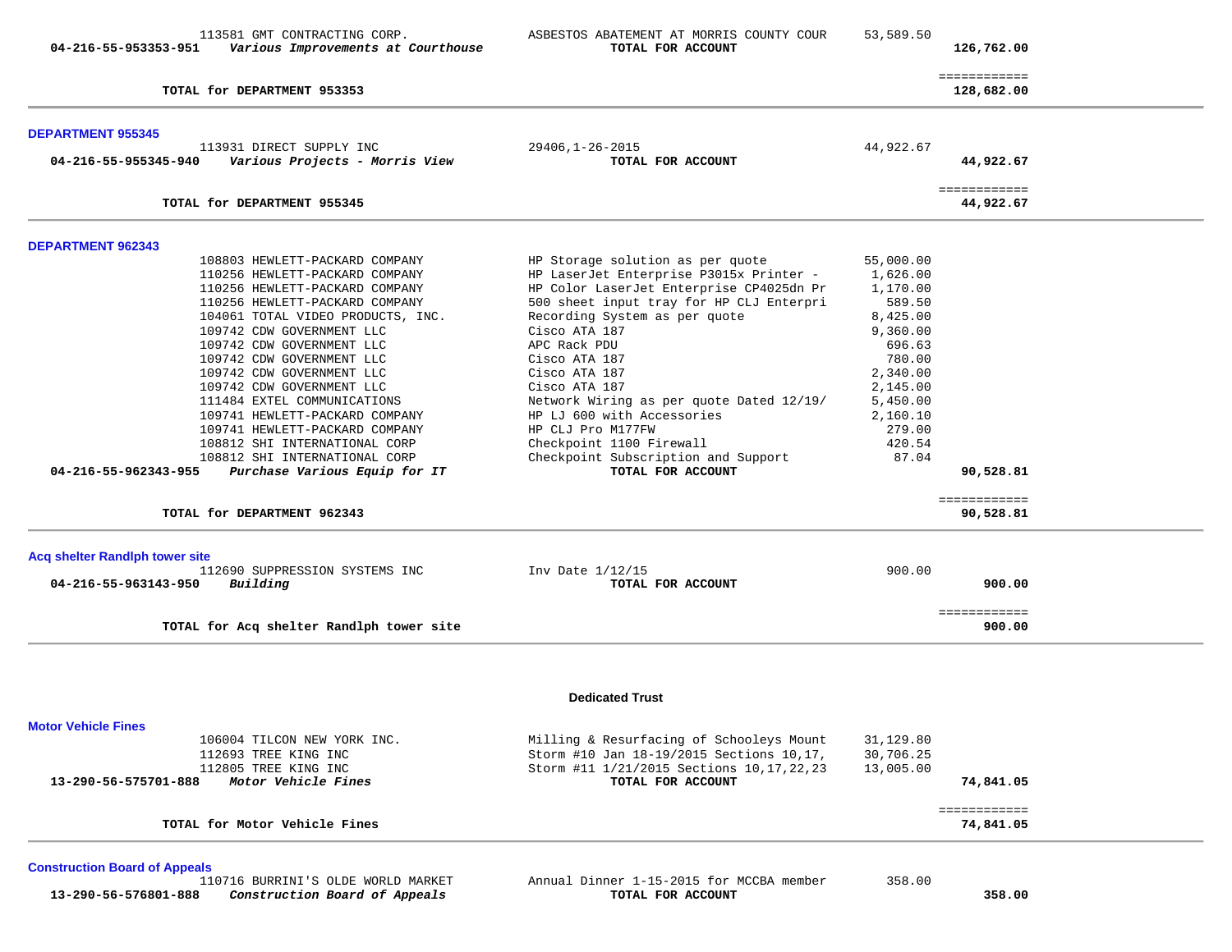| | | | |
|---|---|---|---|
| 113581 GMT CONTRACTING CORP. | ASBESTOS ABATEMENT AT MORRIS COUNTY COUR | 53,589.50 | |
| **04-216-55-953353-951** *Various Improvements at Courthouse* | **TOTAL FOR ACCOUNT** | | **126,762.00** |
| | | | ============ |
| **TOTAL for DEPARTMENT 953353** | | | **128,682.00** |

**DEPARTMENT 955345**

| | | | |
|---|---|---|---|
| 113931 DIRECT SUPPLY INC | 29406,1-26-2015 | 44,922.67 | |
| **04-216-55-955345-940** *Various Projects - Morris View* | **TOTAL FOR ACCOUNT** | | **44,922.67** |
| | | | ============ |
| **TOTAL for DEPARTMENT 955345** | | | **44,922.67** |

**DEPARTMENT 962343**

| | | | |
|---|---|---|---|
| 108803 HEWLETT-PACKARD COMPANY | HP Storage solution as per quote | 55,000.00 | |
| 110256 HEWLETT-PACKARD COMPANY | HP LaserJet Enterprise P3015x Printer - | 1,626.00 | |
| 110256 HEWLETT-PACKARD COMPANY | HP Color LaserJet Enterprise CP4025dn Pr | 1,170.00 | |
| 110256 HEWLETT-PACKARD COMPANY | 500 sheet input tray for HP CLJ Enterpri | 589.50 | |
| 104061 TOTAL VIDEO PRODUCTS, INC. | Recording System as per quote | 8,425.00 | |
| 109742 CDW GOVERNMENT LLC | Cisco ATA 187 | 9,360.00 | |
| 109742 CDW GOVERNMENT LLC | APC Rack PDU | 696.63 | |
| 109742 CDW GOVERNMENT LLC | Cisco ATA 187 | 780.00 | |
| 109742 CDW GOVERNMENT LLC | Cisco ATA 187 | 2,340.00 | |
| 109742 CDW GOVERNMENT LLC | Cisco ATA 187 | 2,145.00 | |
| 111484 EXTEL COMMUNICATIONS | Network Wiring as per quote Dated 12/19/ | 5,450.00 | |
| 109741 HEWLETT-PACKARD COMPANY | HP LJ 600 with Accessories | 2,160.10 | |
| 109741 HEWLETT-PACKARD COMPANY | HP CLJ Pro M177FW | 279.00 | |
| 108812 SHI INTERNATIONAL CORP | Checkpoint 1100 Firewall | 420.54 | |
| 108812 SHI INTERNATIONAL CORP | Checkpoint Subscription and Support | 87.04 | |
| **04-216-55-962343-955** *Purchase Various Equip for IT* | **TOTAL FOR ACCOUNT** | | **90,528.81** |
| | | | ============ |
| **TOTAL for DEPARTMENT 962343** | | | **90,528.81** |

**Acq shelter Randlph tower site**

| | | | |
|---|---|---|---|
| 112690 SUPPRESSION SYSTEMS INC | Inv Date 1/12/15 | 900.00 | |
| **04-216-55-963143-950** *Building* | **TOTAL FOR ACCOUNT** | | **900.00** |
| | | | ============ |
| **TOTAL for Acq shelter Randlph tower site** | | | **900.00** |

## Dedicated Trust

**Motor Vehicle Fines**

| | | | |
|---|---|---|---|
| 106004 TILCON NEW YORK INC. | Milling & Resurfacing of Schooleys Mount | 31,129.80 | |
| 112693 TREE KING INC | Storm #10 Jan 18-19/2015 Sections 10,17, | 30,706.25 | |
| 112805 TREE KING INC | Storm #11 1/21/2015 Sections 10,17,22,23 | 13,005.00 | |
| **13-290-56-575701-888** *Motor Vehicle Fines* | **TOTAL FOR ACCOUNT** | | **74,841.05** |
| | | | ============ |
| **TOTAL for Motor Vehicle Fines** | | | **74,841.05** |

**Construction Board of Appeals**

| | | | |
|---|---|---|---|
| 110716 BURRINI'S OLDE WORLD MARKET | Annual Dinner 1-15-2015 for MCCBA member | 358.00 | |
| **13-290-56-576801-888** *Construction Board of Appeals* | **TOTAL FOR ACCOUNT** | | **358.00** |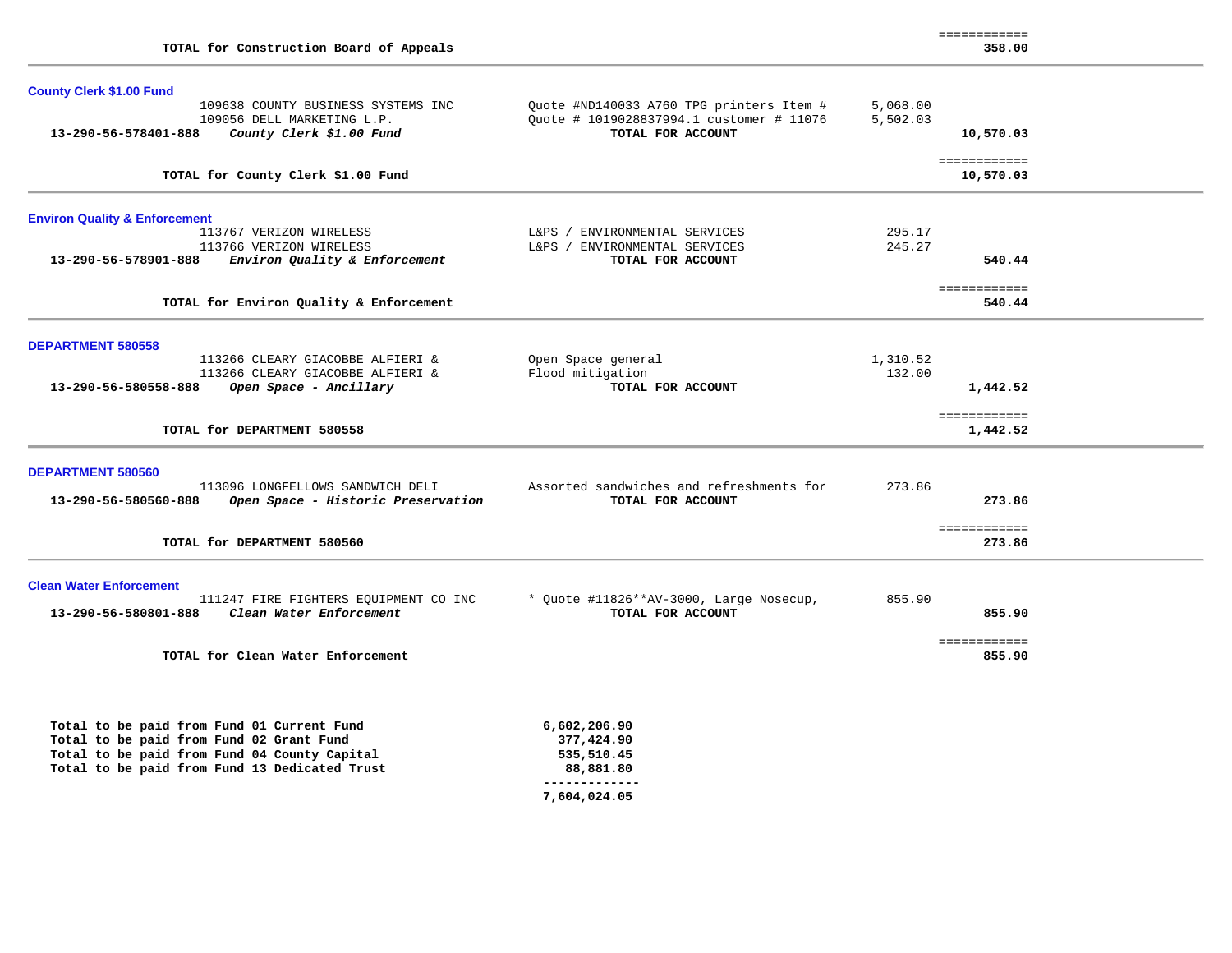| | | | | |
|---|---|---|---|---|
| **TOTAL for Construction Board of Appeals** | | | | ============ **358.00** |

**County Clerk $1.00 Fund**

| | | | | |
|---|---|---|---|---|
| | 109638 COUNTY BUSINESS SYSTEMS INC | Quote #ND140033 A760 TPG printers Item # | 5,068.00 | |
| | 109056 DELL MARKETING L.P. | Quote # 1019028837994.1 customer # 11076 | 5,502.03 | |
| **13-290-56-578401-888** | ***County Clerk $1.00 Fund*** | **TOTAL FOR ACCOUNT** | | **10,570.03** |
| **TOTAL for County Clerk $1.00 Fund** | | | | ============ **10,570.03** |

**Environ Quality & Enforcement**

| | | | | |
|---|---|---|---|---|
| | 113767 VERIZON WIRELESS | L&PS / ENVIRONMENTAL SERVICES | 295.17 | |
| | 113766 VERIZON WIRELESS | L&PS / ENVIRONMENTAL SERVICES | 245.27 | |
| **13-290-56-578901-888** | ***Environ Quality & Enforcement*** | **TOTAL FOR ACCOUNT** | | **540.44** |
| **TOTAL for Environ Quality & Enforcement** | | | | ============ **540.44** |

**DEPARTMENT 580558**

| | | | | |
|---|---|---|---|---|
| | 113266 CLEARY GIACOBBE ALFIERI & | Open Space general | 1,310.52 | |
| | 113266 CLEARY GIACOBBE ALFIERI & | Flood mitigation | 132.00 | |
| **13-290-56-580558-888** | ***Open Space - Ancillary*** | **TOTAL FOR ACCOUNT** | | **1,442.52** |
| **TOTAL for DEPARTMENT 580558** | | | | ============ **1,442.52** |

**DEPARTMENT 580560**

| | | | | |
|---|---|---|---|---|
| | 113096 LONGFELLOWS SANDWICH DELI | Assorted sandwiches and refreshments for | 273.86 | |
| **13-290-56-580560-888** | ***Open Space - Historic Preservation*** | **TOTAL FOR ACCOUNT** | | **273.86** |
| **TOTAL for DEPARTMENT 580560** | | | | ============ **273.86** |

**Clean Water Enforcement**

| | | | | |
|---|---|---|---|---|
| | 111247 FIRE FIGHTERS EQUIPMENT CO INC | * Quote #11826**AV-3000, Large Nosecup, | 855.90 | |
| **13-290-56-580801-888** | ***Clean Water Enforcement*** | **TOTAL FOR ACCOUNT** | | **855.90** |
| **TOTAL for Clean Water Enforcement** | | | | ============ **855.90** |

| | |
|---|---|
| **Total to be paid from Fund 01 Current Fund** | **6,602,206.90** |
| **Total to be paid from Fund 02 Grant Fund** | **377,424.90** |
| **Total to be paid from Fund 04 County Capital** | **535,510.45** |
| **Total to be paid from Fund 13 Dedicated Trust** | **88,881.80** |
| | ------------- |
| | **7,604,024.05** |